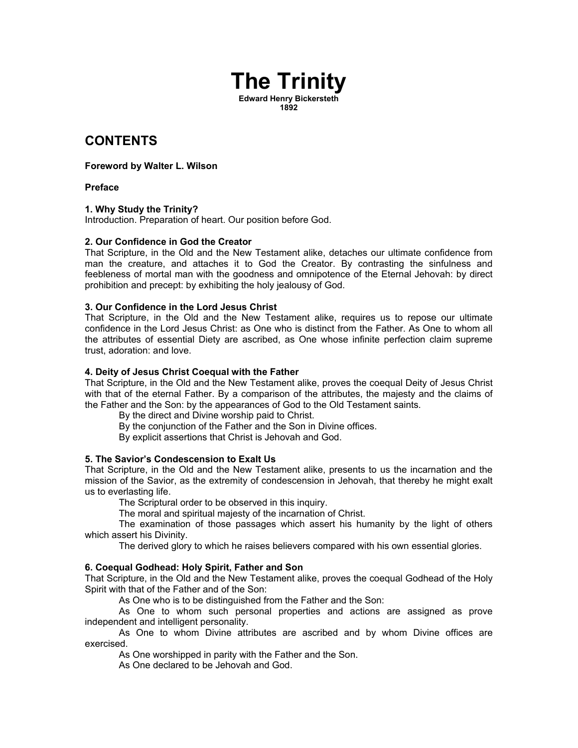# The Trinity

**Edward Henry Bickersteth**
**1892**

## CONTENTS

**Foreword by Walter L. Wilson**

**Preface**

**1. Why Study the Trinity?**
Introduction. Preparation of heart. Our position before God.

**2. Our Confidence in God the Creator**
That Scripture, in the Old and the New Testament alike, detaches our ultimate confidence from man the creature, and attaches it to God the Creator. By contrasting the sinfulness and feebleness of mortal man with the goodness and omnipotence of the Eternal Jehovah: by direct prohibition and precept: by exhibiting the holy jealousy of God.

**3. Our Confidence in the Lord Jesus Christ**
That Scripture, in the Old and the New Testament alike, requires us to repose our ultimate confidence in the Lord Jesus Christ: as One who is distinct from the Father. As One to whom all the attributes of essential Diety are ascribed, as One whose infinite perfection claim supreme trust, adoration: and love.

**4. Deity of Jesus Christ Coequal with the Father**
That Scripture, in the Old and the New Testament alike, proves the coequal Deity of Jesus Christ with that of the eternal Father. By a comparison of the attributes, the majesty and the claims of the Father and the Son: by the appearances of God to the Old Testament saints.

By the direct and Divine worship paid to Christ.

By the conjunction of the Father and the Son in Divine offices.

By explicit assertions that Christ is Jehovah and God.

**5. The Savior's Condescension to Exalt Us**
That Scripture, in the Old and the New Testament alike, presents to us the incarnation and the mission of the Savior, as the extremity of condescension in Jehovah, that thereby he might exalt us to everlasting life.

The Scriptural order to be observed in this inquiry.

The moral and spiritual majesty of the incarnation of Christ.

The examination of those passages which assert his humanity by the light of others which assert his Divinity.

The derived glory to which he raises believers compared with his own essential glories.

**6. Coequal Godhead: Holy Spirit, Father and Son**
That Scripture, in the Old and the New Testament alike, proves the coequal Godhead of the Holy Spirit with that of the Father and of the Son:

As One who is to be distinguished from the Father and the Son:

As One to whom such personal properties and actions are assigned as prove independent and intelligent personality.

As One to whom Divine attributes are ascribed and by whom Divine offices are exercised.

As One worshipped in parity with the Father and the Son.

As One declared to be Jehovah and God.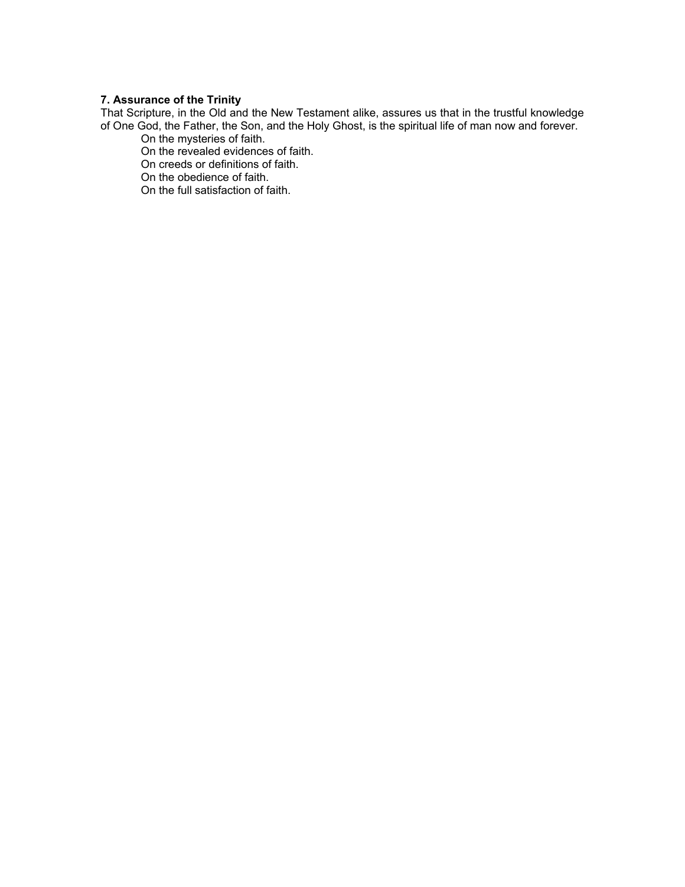**7. Assurance of the Trinity**

That Scripture, in the Old and the New Testament alike, assures us that in the trustful knowledge of One God, the Father, the Son, and the Holy Ghost, is the spiritual life of man now and forever.

- On the mysteries of faith.
- On the revealed evidences of faith.
- On creeds or definitions of faith.
- On the obedience of faith.
- On the full satisfaction of faith.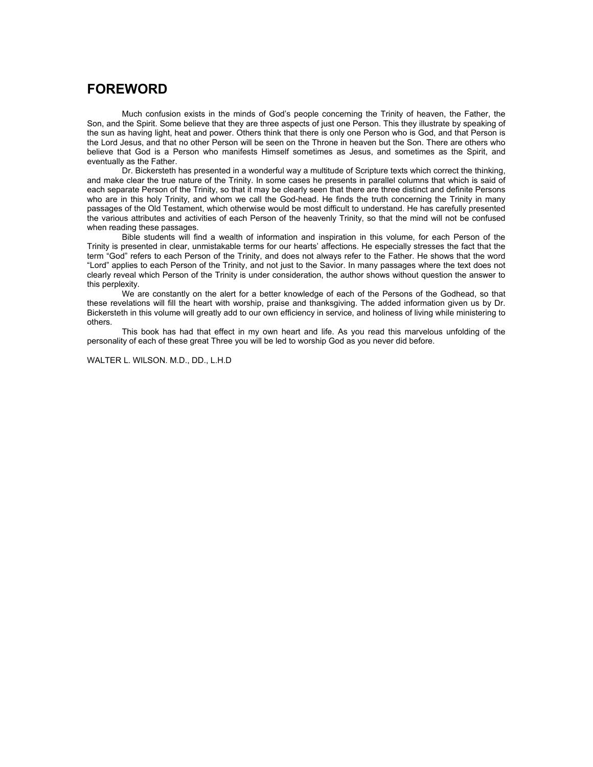# FOREWORD

Much confusion exists in the minds of God's people concerning the Trinity of heaven, the Father, the Son, and the Spirit. Some believe that they are three aspects of just one Person. This they illustrate by speaking of the sun as having light, heat and power. Others think that there is only one Person who is God, and that Person is the Lord Jesus, and that no other Person will be seen on the Throne in heaven but the Son. There are others who believe that God is a Person who manifests Himself sometimes as Jesus, and sometimes as the Spirit, and eventually as the Father.

Dr. Bickersteth has presented in a wonderful way a multitude of Scripture texts which correct the thinking, and make clear the true nature of the Trinity. In some cases he presents in parallel columns that which is said of each separate Person of the Trinity, so that it may be clearly seen that there are three distinct and definite Persons who are in this holy Trinity, and whom we call the God-head. He finds the truth concerning the Trinity in many passages of the Old Testament, which otherwise would be most difficult to understand. He has carefully presented the various attributes and activities of each Person of the heavenly Trinity, so that the mind will not be confused when reading these passages.

Bible students will find a wealth of information and inspiration in this volume, for each Person of the Trinity is presented in clear, unmistakable terms for our hearts' affections. He especially stresses the fact that the term "God" refers to each Person of the Trinity, and does not always refer to the Father. He shows that the word "Lord" applies to each Person of the Trinity, and not just to the Savior. In many passages where the text does not clearly reveal which Person of the Trinity is under consideration, the author shows without question the answer to this perplexity.

We are constantly on the alert for a better knowledge of each of the Persons of the Godhead, so that these revelations will fill the heart with worship, praise and thanksgiving. The added information given us by Dr. Bickersteth in this volume will greatly add to our own efficiency in service, and holiness of living while ministering to others.

This book has had that effect in my own heart and life. As you read this marvelous unfolding of the personality of each of these great Three you will be led to worship God as you never did before.

WALTER L. WILSON. M.D., DD., L.H.D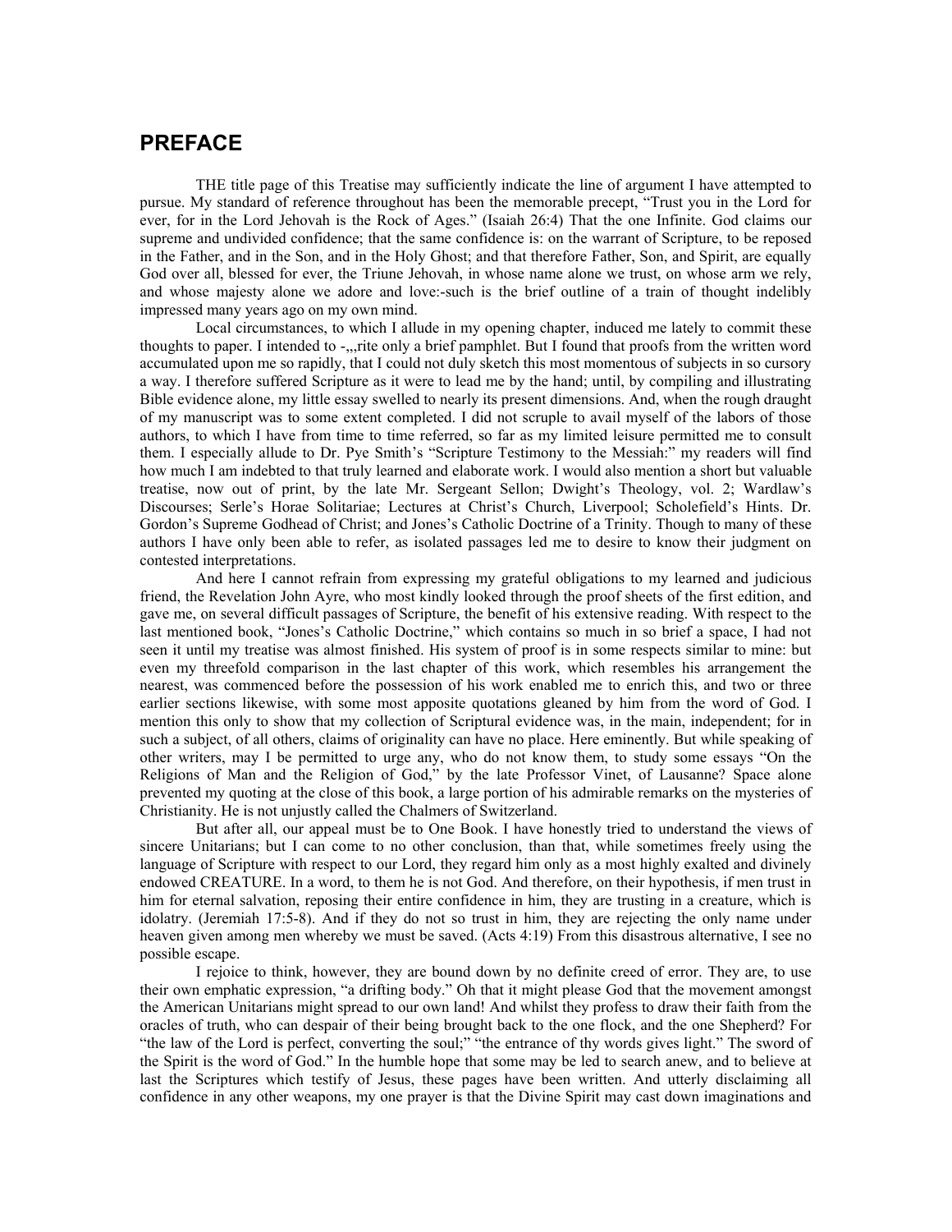## PREFACE

THE title page of this Treatise may sufficiently indicate the line of argument I have attempted to pursue. My standard of reference throughout has been the memorable precept, "Trust you in the Lord for ever, for in the Lord Jehovah is the Rock of Ages." (Isaiah 26:4) That the one Infinite. God claims our supreme and undivided confidence; that the same confidence is: on the warrant of Scripture, to be reposed in the Father, and in the Son, and in the Holy Ghost; and that therefore Father, Son, and Spirit, are equally God over all, blessed for ever, the Triune Jehovah, in whose name alone we trust, on whose arm we rely, and whose majesty alone we adore and love:-such is the brief outline of a train of thought indelibly impressed many years ago on my own mind.

Local circumstances, to which I allude in my opening chapter, induced me lately to commit these thoughts to paper. I intended to -,,,rite only a brief pamphlet. But I found that proofs from the written word accumulated upon me so rapidly, that I could not duly sketch this most momentous of subjects in so cursory a way. I therefore suffered Scripture as it were to lead me by the hand; until, by compiling and illustrating Bible evidence alone, my little essay swelled to nearly its present dimensions. And, when the rough draught of my manuscript was to some extent completed. I did not scruple to avail myself of the labors of those authors, to which I have from time to time referred, so far as my limited leisure permitted me to consult them. I especially allude to Dr. Pye Smith's "Scripture Testimony to the Messiah:" my readers will find how much I am indebted to that truly learned and elaborate work. I would also mention a short but valuable treatise, now out of print, by the late Mr. Sergeant Sellon; Dwight's Theology, vol. 2; Wardlaw's Discourses; Serle's Horae Solitariae; Lectures at Christ's Church, Liverpool; Scholefield's Hints. Dr. Gordon's Supreme Godhead of Christ; and Jones's Catholic Doctrine of a Trinity. Though to many of these authors I have only been able to refer, as isolated passages led me to desire to know their judgment on contested interpretations.

And here I cannot refrain from expressing my grateful obligations to my learned and judicious friend, the Revelation John Ayre, who most kindly looked through the proof sheets of the first edition, and gave me, on several difficult passages of Scripture, the benefit of his extensive reading. With respect to the last mentioned book, "Jones's Catholic Doctrine," which contains so much in so brief a space, I had not seen it until my treatise was almost finished. His system of proof is in some respects similar to mine: but even my threefold comparison in the last chapter of this work, which resembles his arrangement the nearest, was commenced before the possession of his work enabled me to enrich this, and two or three earlier sections likewise, with some most apposite quotations gleaned by him from the word of God. I mention this only to show that my collection of Scriptural evidence was, in the main, independent; for in such a subject, of all others, claims of originality can have no place. Here eminently. But while speaking of other writers, may I be permitted to urge any, who do not know them, to study some essays "On the Religions of Man and the Religion of God," by the late Professor Vinet, of Lausanne? Space alone prevented my quoting at the close of this book, a large portion of his admirable remarks on the mysteries of Christianity. He is not unjustly called the Chalmers of Switzerland.

But after all, our appeal must be to One Book. I have honestly tried to understand the views of sincere Unitarians; but I can come to no other conclusion, than that, while sometimes freely using the language of Scripture with respect to our Lord, they regard him only as a most highly exalted and divinely endowed CREATURE. In a word, to them he is not God. And therefore, on their hypothesis, if men trust in him for eternal salvation, reposing their entire confidence in him, they are trusting in a creature, which is idolatry. (Jeremiah 17:5-8). And if they do not so trust in him, they are rejecting the only name under heaven given among men whereby we must be saved. (Acts 4:19) From this disastrous alternative, I see no possible escape.

I rejoice to think, however, they are bound down by no definite creed of error. They are, to use their own emphatic expression, "a drifting body." Oh that it might please God that the movement amongst the American Unitarians might spread to our own land! And whilst they profess to draw their faith from the oracles of truth, who can despair of their being brought back to the one flock, and the one Shepherd? For "the law of the Lord is perfect, converting the soul;" "the entrance of thy words gives light." The sword of the Spirit is the word of God." In the humble hope that some may be led to search anew, and to believe at last the Scriptures which testify of Jesus, these pages have been written. And utterly disclaiming all confidence in any other weapons, my one prayer is that the Divine Spirit may cast down imaginations and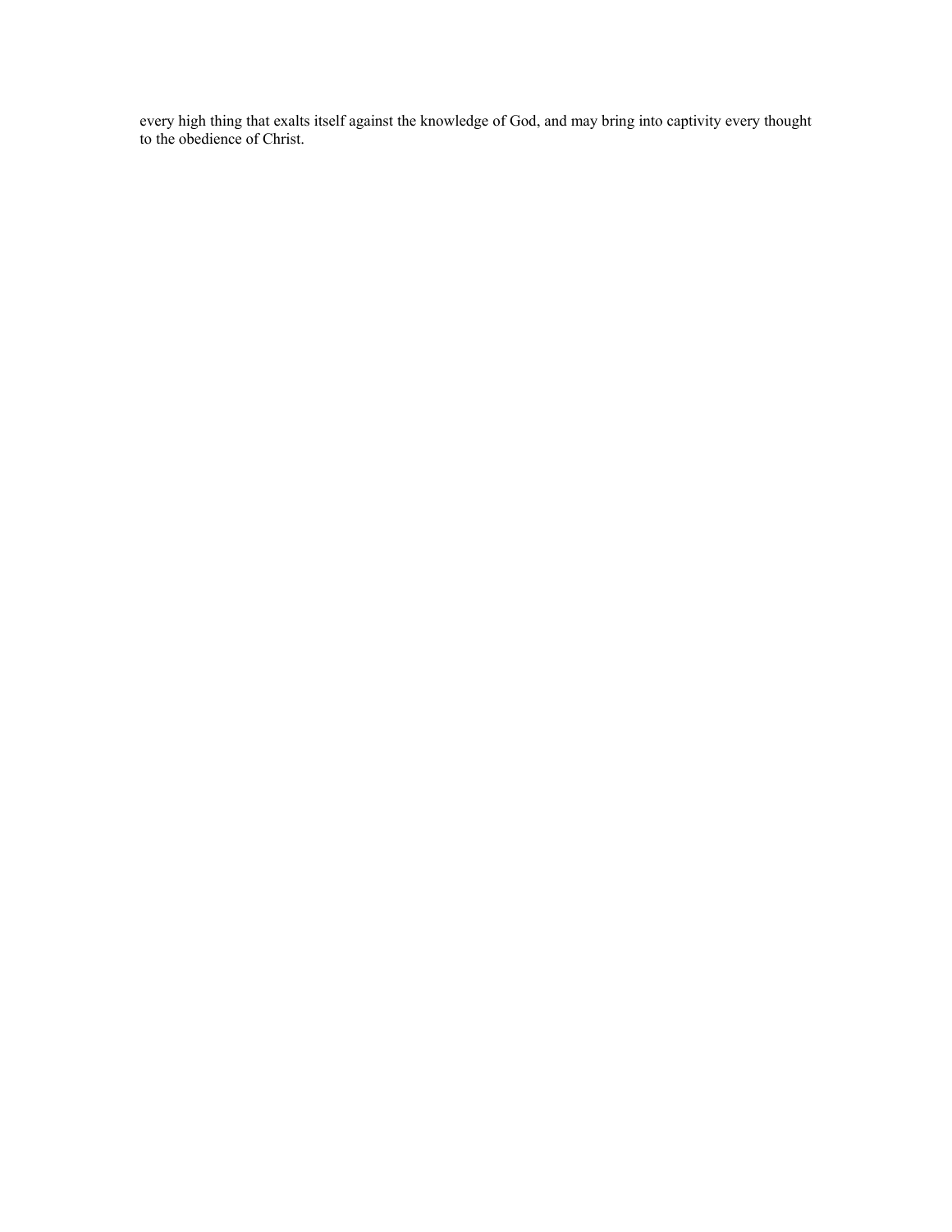every high thing that exalts itself against the knowledge of God, and may bring into captivity every thought to the obedience of Christ.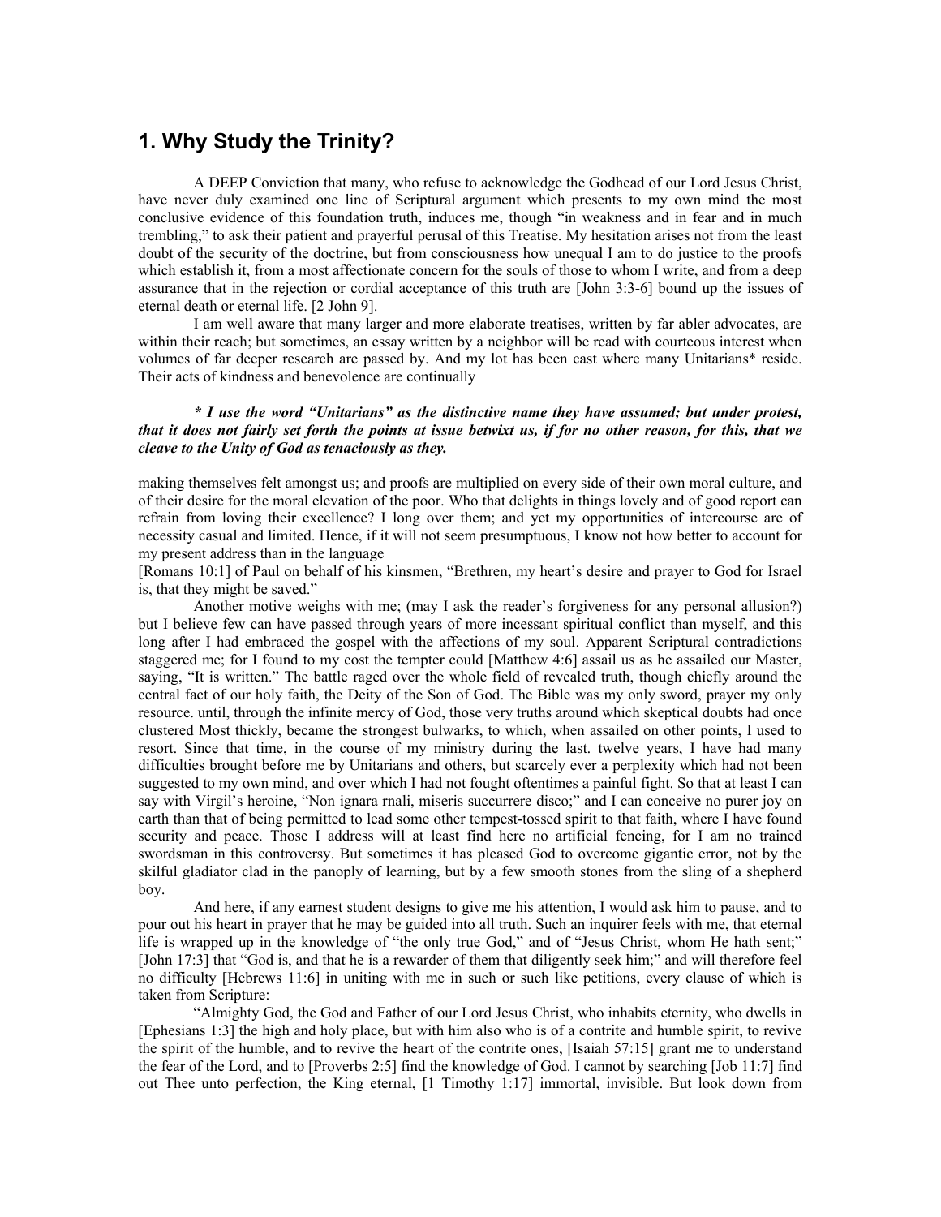## 1. Why Study the Trinity?

A DEEP Conviction that many, who refuse to acknowledge the Godhead of our Lord Jesus Christ, have never duly examined one line of Scriptural argument which presents to my own mind the most conclusive evidence of this foundation truth, induces me, though "in weakness and in fear and in much trembling," to ask their patient and prayerful perusal of this Treatise. My hesitation arises not from the least doubt of the security of the doctrine, but from consciousness how unequal I am to do justice to the proofs which establish it, from a most affectionate concern for the souls of those to whom I write, and from a deep assurance that in the rejection or cordial acceptance of this truth are [John 3:3-6] bound up the issues of eternal death or eternal life. [2 John 9].

I am well aware that many larger and more elaborate treatises, written by far abler advocates, are within their reach; but sometimes, an essay written by a neighbor will be read with courteous interest when volumes of far deeper research are passed by. And my lot has been cast where many Unitarians* reside. Their acts of kindness and benevolence are continually making themselves felt amongst us; and proofs are multiplied on every side of their own moral culture, and of their desire for the moral elevation of the poor. Who that delights in things lovely and of good report can refrain from loving their excellence? I long over them; and yet my opportunities of intercourse are of necessity casual and limited. Hence, if it will not seem presumptuous, I know not how better to account for my present address than in the language [Romans 10:1] of Paul on behalf of his kinsmen, "Brethren, my heart's desire and prayer to God for Israel is, that they might be saved."

***\* I use the word "Unitarians" as the distinctive name they have assumed; but under protest, that it does not fairly set forth the points at issue betwixt us, if for no other reason, for this, that we cleave to the Unity of God as tenaciously as they.***

Another motive weighs with me; (may I ask the reader's forgiveness for any personal allusion?) but I believe few can have passed through years of more incessant spiritual conflict than myself, and this long after I had embraced the gospel with the affections of my soul. Apparent Scriptural contradictions staggered me; for I found to my cost the tempter could [Matthew 4:6] assail us as he assailed our Master, saying, "It is written." The battle raged over the whole field of revealed truth, though chiefly around the central fact of our holy faith, the Deity of the Son of God. The Bible was my only sword, prayer my only resource. until, through the infinite mercy of God, those very truths around which skeptical doubts had once clustered Most thickly, became the strongest bulwarks, to which, when assailed on other points, I used to resort. Since that time, in the course of my ministry during the last. twelve years, I have had many difficulties brought before me by Unitarians and others, but scarcely ever a perplexity which had not been suggested to my own mind, and over which I had not fought oftentimes a painful fight. So that at least I can say with Virgil's heroine, "Non ignara rnali, miseris succurrere disco;" and I can conceive no purer joy on earth than that of being permitted to lead some other tempest-tossed spirit to that faith, where I have found security and peace. Those I address will at least find here no artificial fencing, for I am no trained swordsman in this controversy. But sometimes it has pleased God to overcome gigantic error, not by the skilful gladiator clad in the panoply of learning, but by a few smooth stones from the sling of a shepherd boy.

And here, if any earnest student designs to give me his attention, I would ask him to pause, and to pour out his heart in prayer that he may be guided into all truth. Such an inquirer feels with me, that eternal life is wrapped up in the knowledge of "the only true God," and of "Jesus Christ, whom He hath sent;" [John 17:3] that "God is, and that he is a rewarder of them that diligently seek him;" and will therefore feel no difficulty [Hebrews 11:6] in uniting with me in such or such like petitions, every clause of which is taken from Scripture:

"Almighty God, the God and Father of our Lord Jesus Christ, who inhabits eternity, who dwells in [Ephesians 1:3] the high and holy place, but with him also who is of a contrite and humble spirit, to revive the spirit of the humble, and to revive the heart of the contrite ones, [Isaiah 57:15] grant me to understand the fear of the Lord, and to [Proverbs 2:5] find the knowledge of God. I cannot by searching [Job 11:7] find out Thee unto perfection, the King eternal, [1 Timothy 1:17] immortal, invisible. But look down from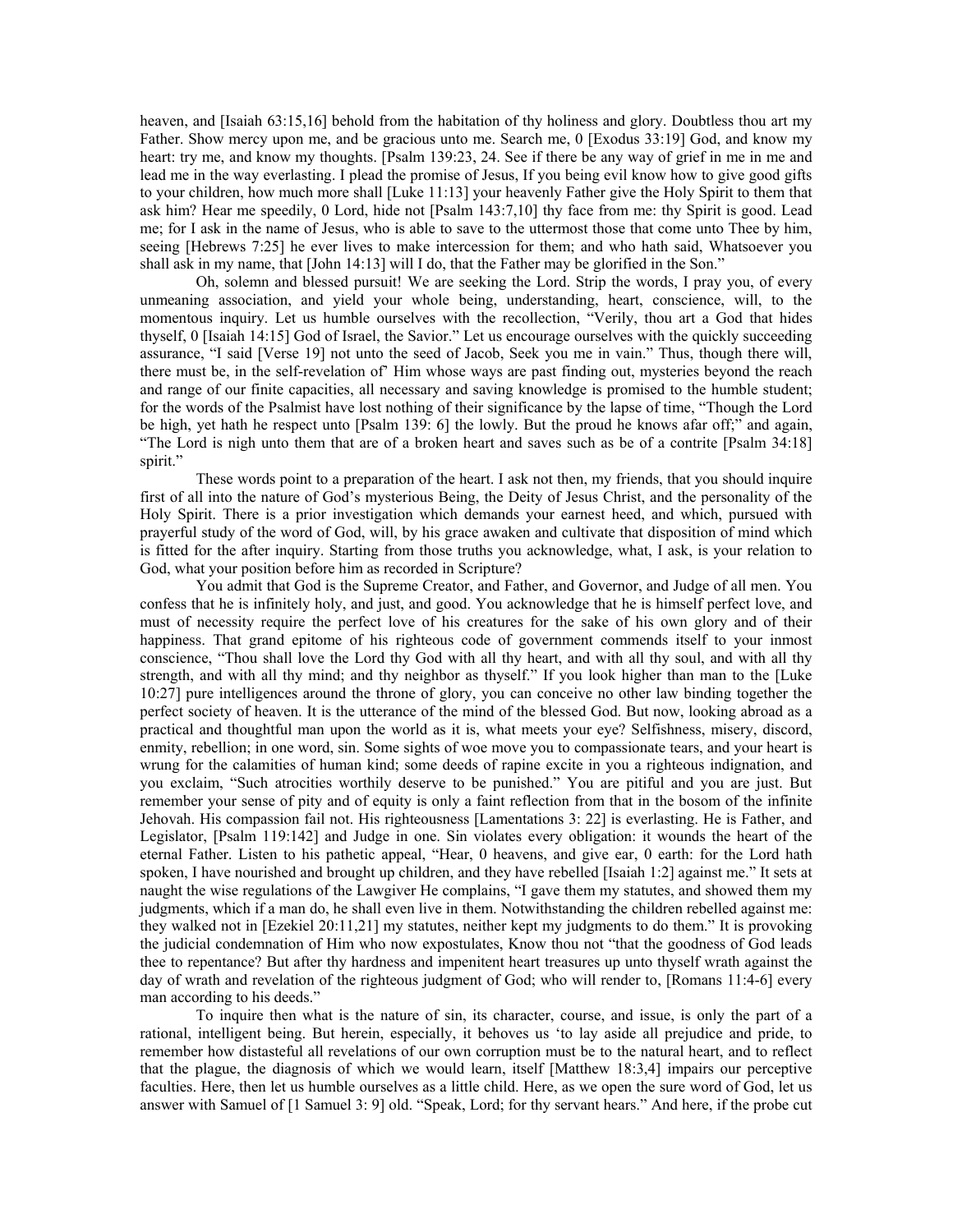heaven, and [Isaiah 63:15,16] behold from the habitation of thy holiness and glory. Doubtless thou art my Father. Show mercy upon me, and be gracious unto me. Search me, 0 [Exodus 33:19] God, and know my heart: try me, and know my thoughts. [Psalm 139:23, 24. See if there be any way of grief in me in me and lead me in the way everlasting. I plead the promise of Jesus, If you being evil know how to give good gifts to your children, how much more shall [Luke 11:13] your heavenly Father give the Holy Spirit to them that ask him? Hear me speedily, 0 Lord, hide not [Psalm 143:7,10] thy face from me: thy Spirit is good. Lead me; for I ask in the name of Jesus, who is able to save to the uttermost those that come unto Thee by him, seeing [Hebrews 7:25] he ever lives to make intercession for them; and who hath said, Whatsoever you shall ask in my name, that [John 14:13] will I do, that the Father may be glorified in the Son."

Oh, solemn and blessed pursuit! We are seeking the Lord. Strip the words, I pray you, of every unmeaning association, and yield your whole being, understanding, heart, conscience, will, to the momentous inquiry. Let us humble ourselves with the recollection, "Verily, thou art a God that hides thyself, 0 [Isaiah 14:15] God of Israel, the Savior." Let us encourage ourselves with the quickly succeeding assurance, "I said [Verse 19] not unto the seed of Jacob, Seek you me in vain." Thus, though there will, there must be, in the self-revelation of' Him whose ways are past finding out, mysteries beyond the reach and range of our finite capacities, all necessary and saving knowledge is promised to the humble student; for the words of the Psalmist have lost nothing of their significance by the lapse of time, "Though the Lord be high, yet hath he respect unto [Psalm 139: 6] the lowly. But the proud he knows afar off;" and again, "The Lord is nigh unto them that are of a broken heart and saves such as be of a contrite [Psalm 34:18] spirit."

These words point to a preparation of the heart. I ask not then, my friends, that you should inquire first of all into the nature of God's mysterious Being, the Deity of Jesus Christ, and the personality of the Holy Spirit. There is a prior investigation which demands your earnest heed, and which, pursued with prayerful study of the word of God, will, by his grace awaken and cultivate that disposition of mind which is fitted for the after inquiry. Starting from those truths you acknowledge, what, I ask, is your relation to God, what your position before him as recorded in Scripture?

You admit that God is the Supreme Creator, and Father, and Governor, and Judge of all men. You confess that he is infinitely holy, and just, and good. You acknowledge that he is himself perfect love, and must of necessity require the perfect love of his creatures for the sake of his own glory and of their happiness. That grand epitome of his righteous code of government commends itself to your inmost conscience, "Thou shall love the Lord thy God with all thy heart, and with all thy soul, and with all thy strength, and with all thy mind; and thy neighbor as thyself." If you look higher than man to the [Luke 10:27] pure intelligences around the throne of glory, you can conceive no other law binding together the perfect society of heaven. It is the utterance of the mind of the blessed God. But now, looking abroad as a practical and thoughtful man upon the world as it is, what meets your eye? Selfishness, misery, discord, enmity, rebellion; in one word, sin. Some sights of woe move you to compassionate tears, and your heart is wrung for the calamities of human kind; some deeds of rapine excite in you a righteous indignation, and you exclaim, "Such atrocities worthily deserve to be punished." You are pitiful and you are just. But remember your sense of pity and of equity is only a faint reflection from that in the bosom of the infinite Jehovah. His compassion fail not. His righteousness [Lamentations 3: 22] is everlasting. He is Father, and Legislator, [Psalm 119:142] and Judge in one. Sin violates every obligation: it wounds the heart of the eternal Father. Listen to his pathetic appeal, "Hear, 0 heavens, and give ear, 0 earth: for the Lord hath spoken, I have nourished and brought up children, and they have rebelled [Isaiah 1:2] against me." It sets at naught the wise regulations of the Lawgiver He complains, "I gave them my statutes, and showed them my judgments, which if a man do, he shall even live in them. Notwithstanding the children rebelled against me: they walked not in [Ezekiel 20:11,21] my statutes, neither kept my judgments to do them." It is provoking the judicial condemnation of Him who now expostulates, Know thou not "that the goodness of God leads thee to repentance? But after thy hardness and impenitent heart treasures up unto thyself wrath against the day of wrath and revelation of the righteous judgment of God; who will render to, [Romans 11:4-6] every man according to his deeds."

To inquire then what is the nature of sin, its character, course, and issue, is only the part of a rational, intelligent being. But herein, especially, it behoves us 'to lay aside all prejudice and pride, to remember how distasteful all revelations of our own corruption must be to the natural heart, and to reflect that the plague, the diagnosis of which we would learn, itself [Matthew 18:3,4] impairs our perceptive faculties. Here, then let us humble ourselves as a little child. Here, as we open the sure word of God, let us answer with Samuel of [1 Samuel 3: 9] old. "Speak, Lord; for thy servant hears." And here, if the probe cut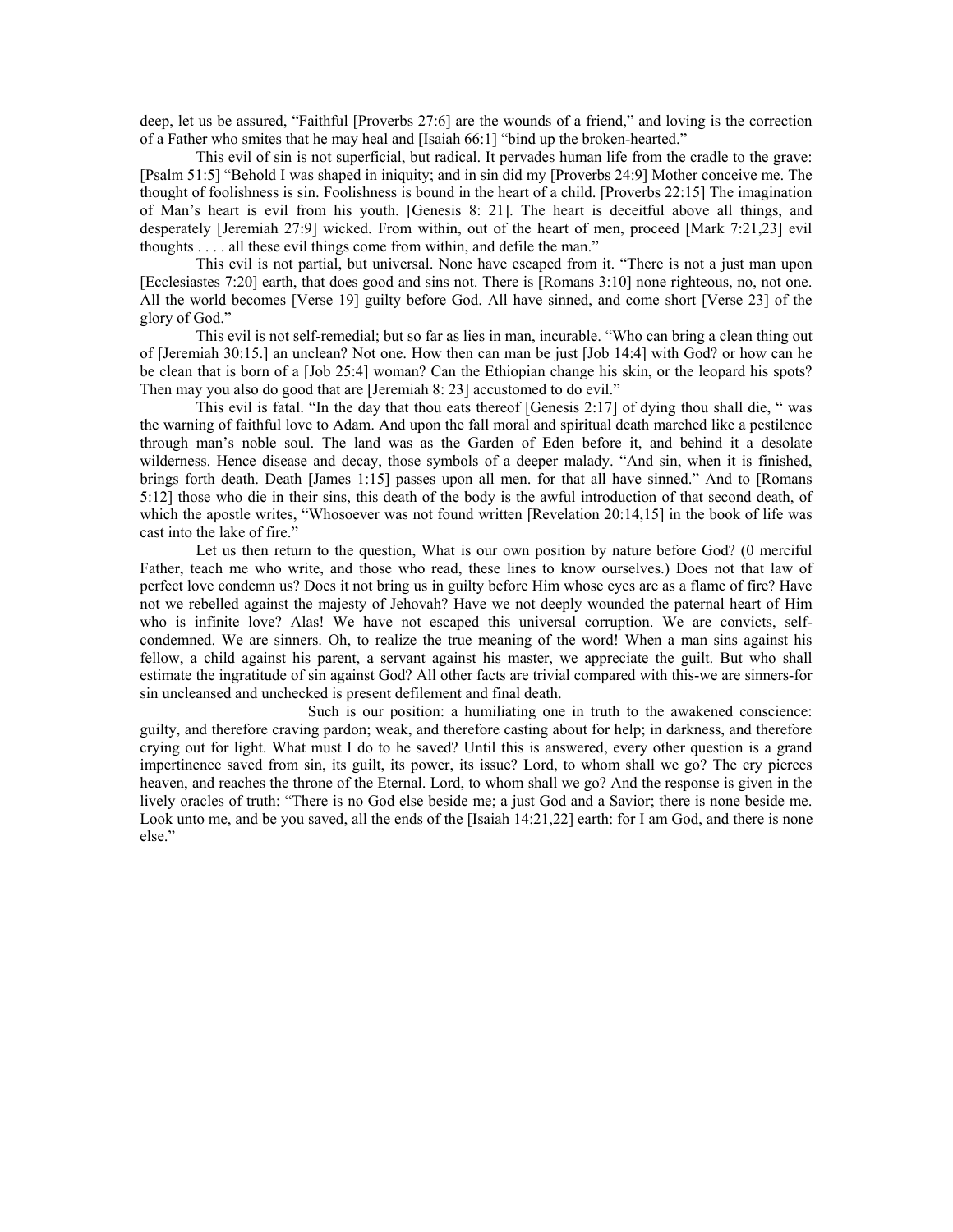deep, let us be assured, “Faithful [Proverbs 27:6] are the wounds of a friend,” and loving is the correction of a Father who smites that he may heal and [Isaiah 66:1] “bind up the broken-hearted.”

This evil of sin is not superficial, but radical. It pervades human life from the cradle to the grave: [Psalm 51:5] “Behold I was shaped in iniquity; and in sin did my [Proverbs 24:9] Mother conceive me. The thought of foolishness is sin. Foolishness is bound in the heart of a child. [Proverbs 22:15] The imagination of Man’s heart is evil from his youth. [Genesis 8: 21]. The heart is deceitful above all things, and desperately [Jeremiah 27:9] wicked. From within, out of the heart of men, proceed [Mark 7:21,23] evil thoughts . . . . all these evil things come from within, and defile the man.”

This evil is not partial, but universal. None have escaped from it. “There is not a just man upon [Ecclesiastes 7:20] earth, that does good and sins not. There is [Romans 3:10] none righteous, no, not one. All the world becomes [Verse 19] guilty before God. All have sinned, and come short [Verse 23] of the glory of God.”

This evil is not self-remedial; but so far as lies in man, incurable. “Who can bring a clean thing out of [Jeremiah 30:15.] an unclean? Not one. How then can man be just [Job 14:4] with God? or how can he be clean that is born of a [Job 25:4] woman? Can the Ethiopian change his skin, or the leopard his spots? Then may you also do good that are [Jeremiah 8: 23] accustomed to do evil.”

This evil is fatal. “In the day that thou eats thereof [Genesis 2:17] of dying thou shall die, “ was the warning of faithful love to Adam. And upon the fall moral and spiritual death marched like a pestilence through man’s noble soul. The land was as the Garden of Eden before it, and behind it a desolate wilderness. Hence disease and decay, those symbols of a deeper malady. “And sin, when it is finished, brings forth death. Death [James 1:15] passes upon all men. for that all have sinned.” And to [Romans 5:12] those who die in their sins, this death of the body is the awful introduction of that second death, of which the apostle writes, “Whosoever was not found written [Revelation 20:14,15] in the book of life was cast into the lake of fire.”

Let us then return to the question, What is our own position by nature before God? (0 merciful Father, teach me who write, and those who read, these lines to know ourselves.) Does not that law of perfect love condemn us? Does it not bring us in guilty before Him whose eyes are as a flame of fire? Have not we rebelled against the majesty of Jehovah? Have we not deeply wounded the paternal heart of Him who is infinite love? Alas! We have not escaped this universal corruption. We are convicts, self-condemned. We are sinners. Oh, to realize the true meaning of the word! When a man sins against his fellow, a child against his parent, a servant against his master, we appreciate the guilt. But who shall estimate the ingratitude of sin against God? All other facts are trivial compared with this-we are sinners-for sin uncleansed and unchecked is present defilement and final death.

Such is our position: a humiliating one in truth to the awakened conscience: guilty, and therefore craving pardon; weak, and therefore casting about for help; in darkness, and therefore crying out for light. What must I do to he saved? Until this is answered, every other question is a grand impertinence saved from sin, its guilt, its power, its issue? Lord, to whom shall we go? The cry pierces heaven, and reaches the throne of the Eternal. Lord, to whom shall we go? And the response is given in the lively oracles of truth: “There is no God else beside me; a just God and a Savior; there is none beside me. Look unto me, and be you saved, all the ends of the [Isaiah 14:21,22] earth: for I am God, and there is none else.”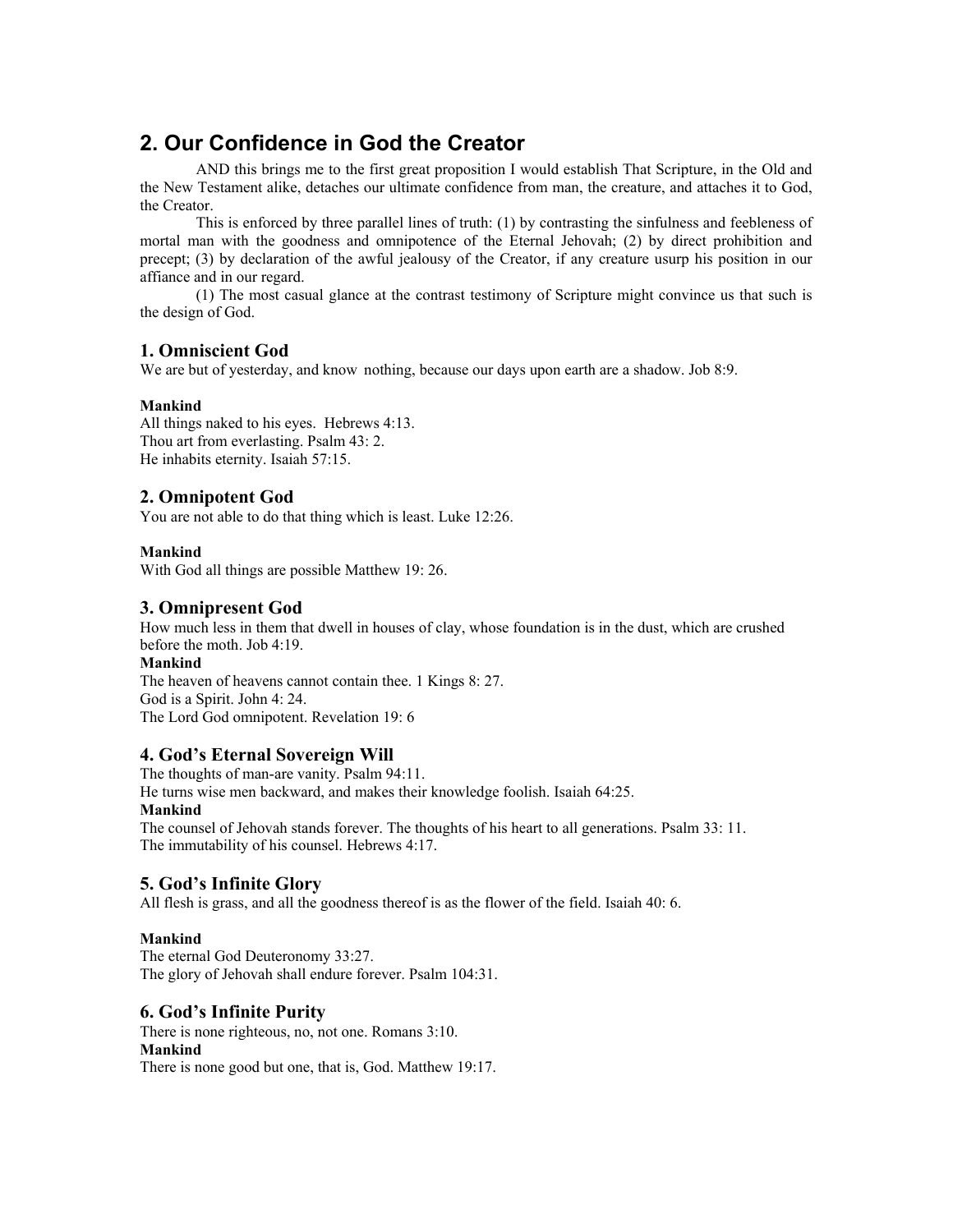## 2. Our Confidence in God the Creator

AND this brings me to the first great proposition I would establish That Scripture, in the Old and the New Testament alike, detaches our ultimate confidence from man, the creature, and attaches it to God, the Creator.

This is enforced by three parallel lines of truth: (1) by contrasting the sinfulness and feebleness of mortal man with the goodness and omnipotence of the Eternal Jehovah; (2) by direct prohibition and precept; (3) by declaration of the awful jealousy of the Creator, if any creature usurp his position in our affiance and in our regard.

(1) The most casual glance at the contrast testimony of Scripture might convince us that such is the design of God.

### 1. Omniscient God

We are but of yesterday, and know nothing, because our days upon earth are a shadow. Job 8:9.

**Mankind**

All things naked to his eyes. Hebrews 4:13.
Thou art from everlasting. Psalm 43: 2.
He inhabits eternity. Isaiah 57:15.

### 2. Omnipotent God

You are not able to do that thing which is least. Luke 12:26.

**Mankind**

With God all things are possible Matthew 19: 26.

### 3. Omnipresent God

How much less in them that dwell in houses of clay, whose foundation is in the dust, which are crushed before the moth. Job 4:19.

**Mankind**

The heaven of heavens cannot contain thee. 1 Kings 8: 27.
God is a Spirit. John 4: 24.
The Lord God omnipotent. Revelation 19: 6

### 4. God's Eternal Sovereign Will

The thoughts of man-are vanity. Psalm 94:11.
He turns wise men backward, and makes their knowledge foolish. Isaiah 64:25.

**Mankind**

The counsel of Jehovah stands forever. The thoughts of his heart to all generations. Psalm 33: 11.
The immutability of his counsel. Hebrews 4:17.

### 5. God's Infinite Glory

All flesh is grass, and all the goodness thereof is as the flower of the field. Isaiah 40: 6.

**Mankind**

The eternal God Deuteronomy 33:27.
The glory of Jehovah shall endure forever. Psalm 104:31.

### 6. God's Infinite Purity

There is none righteous, no, not one. Romans 3:10.

**Mankind**

There is none good but one, that is, God. Matthew 19:17.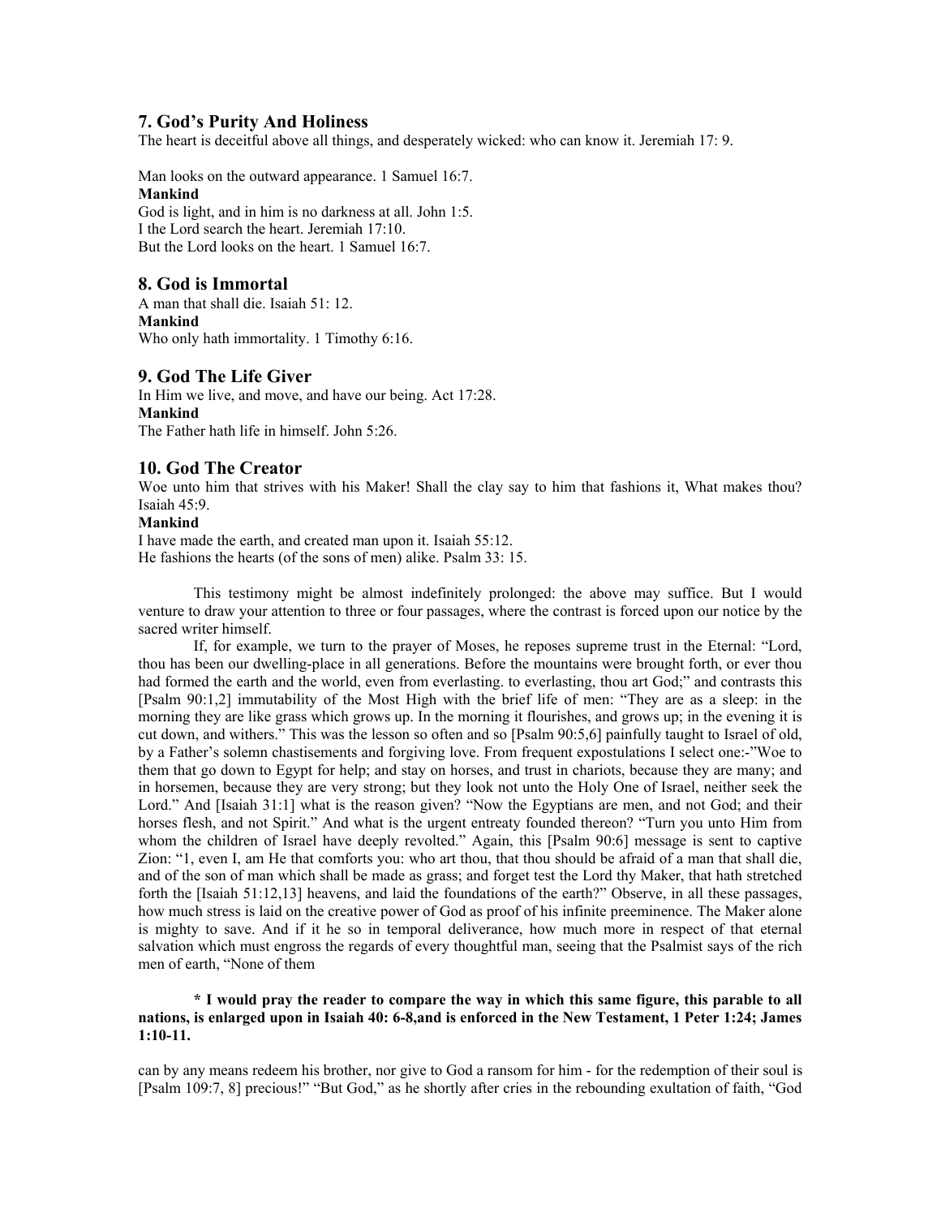### 7. God's Purity And Holiness

The heart is deceitful above all things, and desperately wicked: who can know it. Jeremiah 17: 9.

Man looks on the outward appearance. 1 Samuel 16:7.
**Mankind**
God is light, and in him is no darkness at all. John 1:5.
I the Lord search the heart. Jeremiah 17:10.
But the Lord looks on the heart. 1 Samuel 16:7.

### 8. God is Immortal

A man that shall die. Isaiah 51: 12.
**Mankind**
Who only hath immortality. 1 Timothy 6:16.

### 9. God The Life Giver

In Him we live, and move, and have our being. Act 17:28.
**Mankind**
The Father hath life in himself. John 5:26.

### 10. God The Creator

Woe unto him that strives with his Maker! Shall the clay say to him that fashions it, What makes thou? Isaiah 45:9.
**Mankind**
I have made the earth, and created man upon it. Isaiah 55:12.
He fashions the hearts (of the sons of men) alike. Psalm 33: 15.

This testimony might be almost indefinitely prolonged: the above may suffice. But I would venture to draw your attention to three or four passages, where the contrast is forced upon our notice by the sacred writer himself.

If, for example, we turn to the prayer of Moses, he reposes supreme trust in the Eternal: "Lord, thou has been our dwelling-place in all generations. Before the mountains were brought forth, or ever thou had formed the earth and the world, even from everlasting. to everlasting, thou art God;" and contrasts this [Psalm 90:1,2] immutability of the Most High with the brief life of men: "They are as a sleep: in the morning they are like grass which grows up. In the morning it flourishes, and grows up; in the evening it is cut down, and withers." This was the lesson so often and so [Psalm 90:5,6] painfully taught to Israel of old, by a Father's solemn chastisements and forgiving love. From frequent expostulations I select one:-"Woe to them that go down to Egypt for help; and stay on horses, and trust in chariots, because they are many; and in horsemen, because they are very strong; but they look not unto the Holy One of Israel, neither seek the Lord." And [Isaiah 31:1] what is the reason given? "Now the Egyptians are men, and not God; and their horses flesh, and not Spirit." And what is the urgent entreaty founded thereon? "Turn you unto Him from whom the children of Israel have deeply revolted." Again, this [Psalm 90:6] message is sent to captive Zion: "1, even I, am He that comforts you: who art thou, that thou should be afraid of a man that shall die, and of the son of man which shall be made as grass; and forget test the Lord thy Maker, that hath stretched forth the [Isaiah 51:12,13] heavens, and laid the foundations of the earth?" Observe, in all these passages, how much stress is laid on the creative power of God as proof of his infinite preeminence. The Maker alone is mighty to save. And if it he so in temporal deliverance, how much more in respect of that eternal salvation which must engross the regards of every thoughtful man, seeing that the Psalmist says of the rich men of earth, "None of them

**\* I would pray the reader to compare the way in which this same figure, this parable to all nations, is enlarged upon in Isaiah 40: 6-8,and is enforced in the New Testament, 1 Peter 1:24; James 1:10-11.**

can by any means redeem his brother, nor give to God a ransom for him - for the redemption of their soul is [Psalm 109:7, 8] precious!" "But God," as he shortly after cries in the rebounding exultation of faith, "God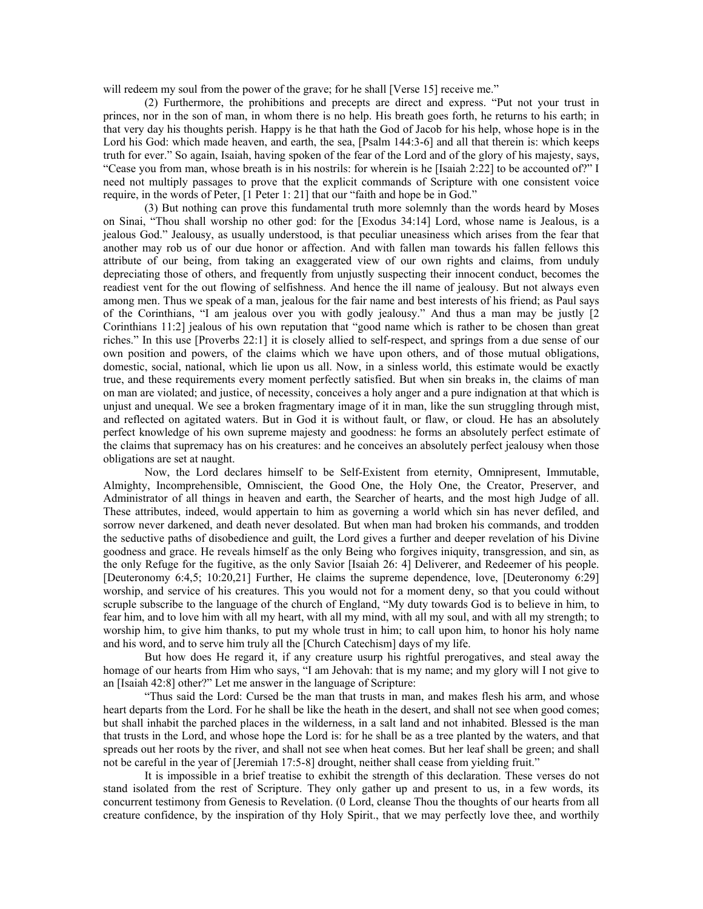will redeem my soul from the power of the grave; for he shall [Verse 15] receive me."

(2) Furthermore, the prohibitions and precepts are direct and express. "Put not your trust in princes, nor in the son of man, in whom there is no help. His breath goes forth, he returns to his earth; in that very day his thoughts perish. Happy is he that hath the God of Jacob for his help, whose hope is in the Lord his God: which made heaven, and earth, the sea, [Psalm 144:3-6] and all that therein is: which keeps truth for ever." So again, Isaiah, having spoken of the fear of the Lord and of the glory of his majesty, says, "Cease you from man, whose breath is in his nostrils: for wherein is he [Isaiah 2:22] to be accounted of?" I need not multiply passages to prove that the explicit commands of Scripture with one consistent voice require, in the words of Peter, [1 Peter 1: 21] that our "faith and hope be in God."

(3) But nothing can prove this fundamental truth more solemnly than the words heard by Moses on Sinai, "Thou shall worship no other god: for the [Exodus 34:14] Lord, whose name is Jealous, is a jealous God." Jealousy, as usually understood, is that peculiar uneasiness which arises from the fear that another may rob us of our due honor or affection. And with fallen man towards his fallen fellows this attribute of our being, from taking an exaggerated view of our own rights and claims, from unduly depreciating those of others, and frequently from unjustly suspecting their innocent conduct, becomes the readiest vent for the out flowing of selfishness. And hence the ill name of jealousy. But not always even among men. Thus we speak of a man, jealous for the fair name and best interests of his friend; as Paul says of the Corinthians, "I am jealous over you with godly jealousy." And thus a man may be justly [2 Corinthians 11:2] jealous of his own reputation that "good name which is rather to be chosen than great riches." In this use [Proverbs 22:1] it is closely allied to self-respect, and springs from a due sense of our own position and powers, of the claims which we have upon others, and of those mutual obligations, domestic, social, national, which lie upon us all. Now, in a sinless world, this estimate would be exactly true, and these requirements every moment perfectly satisfied. But when sin breaks in, the claims of man on man are violated; and justice, of necessity, conceives a holy anger and a pure indignation at that which is unjust and unequal. We see a broken fragmentary image of it in man, like the sun struggling through mist, and reflected on agitated waters. But in God it is without fault, or flaw, or cloud. He has an absolutely perfect knowledge of his own supreme majesty and goodness: he forms an absolutely perfect estimate of the claims that supremacy has on his creatures: and he conceives an absolutely perfect jealousy when those obligations are set at naught.

Now, the Lord declares himself to be Self-Existent from eternity, Omnipresent, Immutable, Almighty, Incomprehensible, Omniscient, the Good One, the Holy One, the Creator, Preserver, and Administrator of all things in heaven and earth, the Searcher of hearts, and the most high Judge of all. These attributes, indeed, would appertain to him as governing a world which sin has never defiled, and sorrow never darkened, and death never desolated. But when man had broken his commands, and trodden the seductive paths of disobedience and guilt, the Lord gives a further and deeper revelation of his Divine goodness and grace. He reveals himself as the only Being who forgives iniquity, transgression, and sin, as the only Refuge for the fugitive, as the only Savior [Isaiah 26: 4] Deliverer, and Redeemer of his people. [Deuteronomy 6:4,5; 10:20,21] Further, He claims the supreme dependence, love, [Deuteronomy 6:29] worship, and service of his creatures. This you would not for a moment deny, so that you could without scruple subscribe to the language of the church of England, "My duty towards God is to believe in him, to fear him, and to love him with all my heart, with all my mind, with all my soul, and with all my strength; to worship him, to give him thanks, to put my whole trust in him; to call upon him, to honor his holy name and his word, and to serve him truly all the [Church Catechism] days of my life.

But how does He regard it, if any creature usurp his rightful prerogatives, and steal away the homage of our hearts from Him who says, "I am Jehovah: that is my name; and my glory will I not give to an [Isaiah 42:8] other?" Let me answer in the language of Scripture:

"Thus said the Lord: Cursed be the man that trusts in man, and makes flesh his arm, and whose heart departs from the Lord. For he shall be like the heath in the desert, and shall not see when good comes; but shall inhabit the parched places in the wilderness, in a salt land and not inhabited. Blessed is the man that trusts in the Lord, and whose hope the Lord is: for he shall be as a tree planted by the waters, and that spreads out her roots by the river, and shall not see when heat comes. But her leaf shall be green; and shall not be careful in the year of [Jeremiah 17:5-8] drought, neither shall cease from yielding fruit."

It is impossible in a brief treatise to exhibit the strength of this declaration. These verses do not stand isolated from the rest of Scripture. They only gather up and present to us, in a few words, its concurrent testimony from Genesis to Revelation. (0 Lord, cleanse Thou the thoughts of our hearts from all creature confidence, by the inspiration of thy Holy Spirit., that we may perfectly love thee, and worthily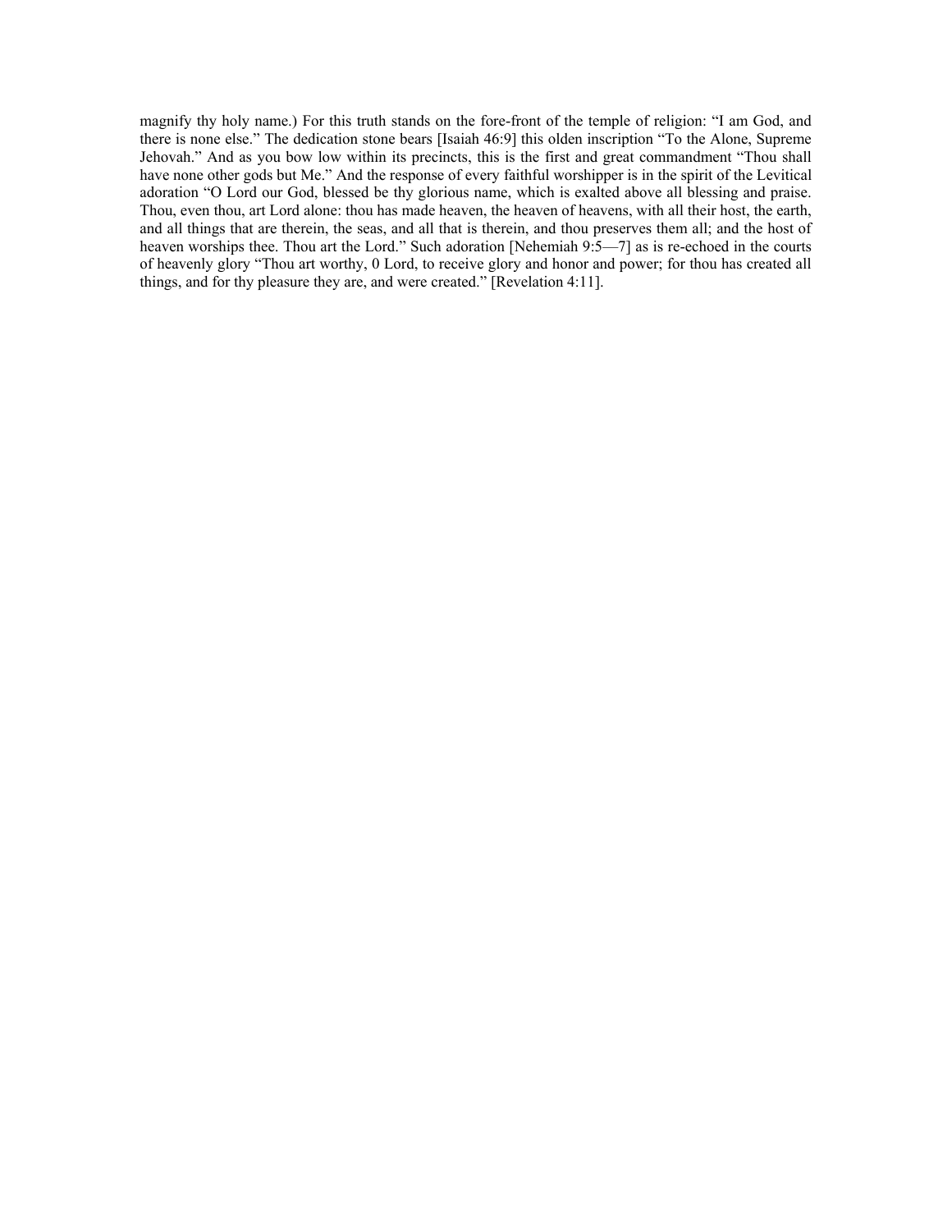magnify thy holy name.) For this truth stands on the fore-front of the temple of religion: "I am God, and there is none else." The dedication stone bears [Isaiah 46:9] this olden inscription "To the Alone, Supreme Jehovah." And as you bow low within its precincts, this is the first and great commandment "Thou shall have none other gods but Me." And the response of every faithful worshipper is in the spirit of the Levitical adoration "O Lord our God, blessed be thy glorious name, which is exalted above all blessing and praise. Thou, even thou, art Lord alone: thou has made heaven, the heaven of heavens, with all their host, the earth, and all things that are therein, the seas, and all that is therein, and thou preserves them all; and the host of heaven worships thee. Thou art the Lord." Such adoration [Nehemiah 9:5—7] as is re-echoed in the courts of heavenly glory "Thou art worthy, 0 Lord, to receive glory and honor and power; for thou has created all things, and for thy pleasure they are, and were created." [Revelation 4:11].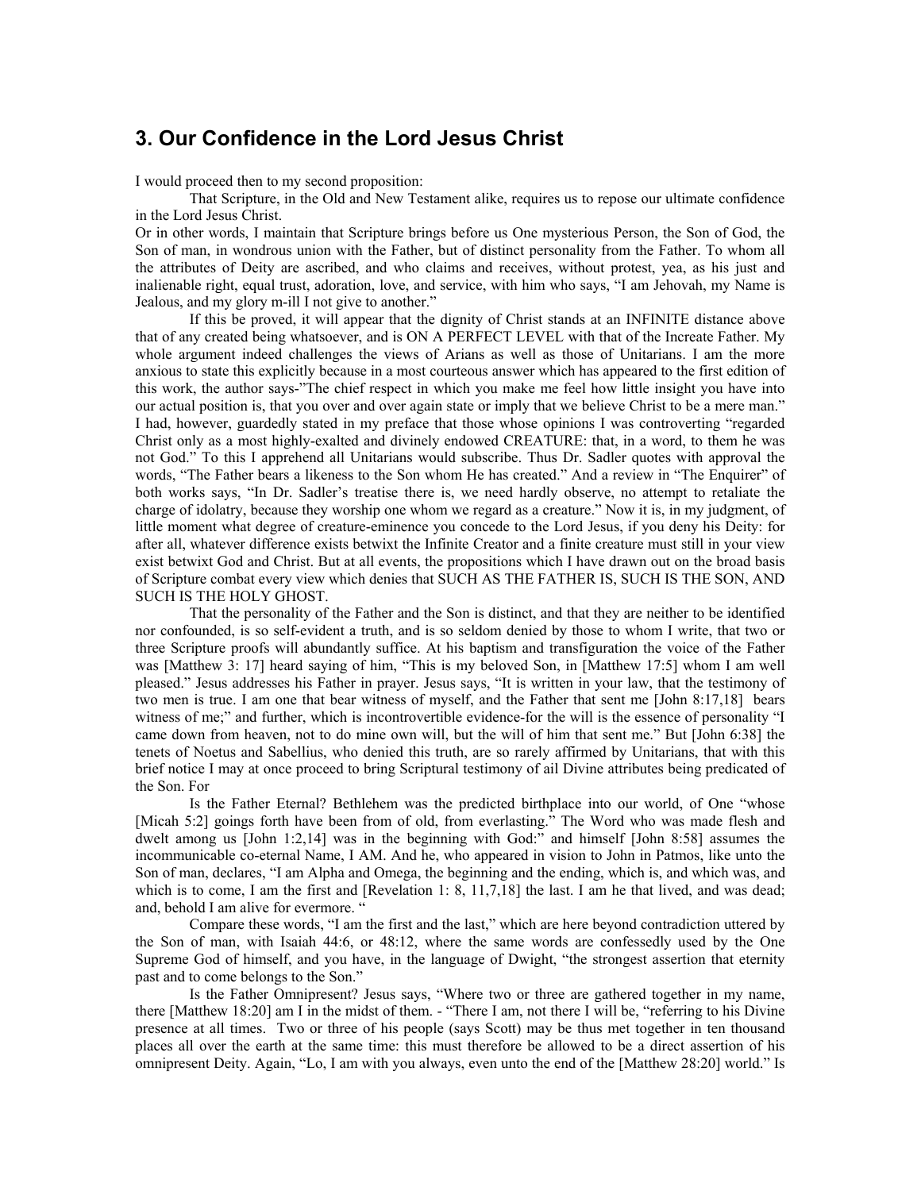## 3. Our Confidence in the Lord Jesus Christ

I would proceed then to my second proposition:

That Scripture, in the Old and New Testament alike, requires us to repose our ultimate confidence in the Lord Jesus Christ.

Or in other words, I maintain that Scripture brings before us One mysterious Person, the Son of God, the Son of man, in wondrous union with the Father, but of distinct personality from the Father. To whom all the attributes of Deity are ascribed, and who claims and receives, without protest, yea, as his just and inalienable right, equal trust, adoration, love, and service, with him who says, "I am Jehovah, my Name is Jealous, and my glory m-ill I not give to another."

If this be proved, it will appear that the dignity of Christ stands at an INFINITE distance above that of any created being whatsoever, and is ON A PERFECT LEVEL with that of the Increate Father. My whole argument indeed challenges the views of Arians as well as those of Unitarians. I am the more anxious to state this explicitly because in a most courteous answer which has appeared to the first edition of this work, the author says-"The chief respect in which you make me feel how little insight you have into our actual position is, that you over and over again state or imply that we believe Christ to be a mere man." I had, however, guardedly stated in my preface that those whose opinions I was controverting "regarded Christ only as a most highly-exalted and divinely endowed CREATURE: that, in a word, to them he was not God." To this I apprehend all Unitarians would subscribe. Thus Dr. Sadler quotes with approval the words, "The Father bears a likeness to the Son whom He has created." And a review in "The Enquirer" of both works says, "In Dr. Sadler's treatise there is, we need hardly observe, no attempt to retaliate the charge of idolatry, because they worship one whom we regard as a creature." Now it is, in my judgment, of little moment what degree of creature-eminence you concede to the Lord Jesus, if you deny his Deity: for after all, whatever difference exists betwixt the Infinite Creator and a finite creature must still in your view exist betwixt God and Christ. But at all events, the propositions which I have drawn out on the broad basis of Scripture combat every view which denies that SUCH AS THE FATHER IS, SUCH IS THE SON, AND SUCH IS THE HOLY GHOST.

That the personality of the Father and the Son is distinct, and that they are neither to be identified nor confounded, is so self-evident a truth, and is so seldom denied by those to whom I write, that two or three Scripture proofs will abundantly suffice. At his baptism and transfiguration the voice of the Father was [Matthew 3: 17] heard saying of him, "This is my beloved Son, in [Matthew 17:5] whom I am well pleased." Jesus addresses his Father in prayer. Jesus says, "It is written in your law, that the testimony of two men is true. I am one that bear witness of myself, and the Father that sent me [John 8:17,18] bears witness of me;" and further, which is incontrovertible evidence-for the will is the essence of personality "I came down from heaven, not to do mine own will, but the will of him that sent me." But [John 6:38] the tenets of Noetus and Sabellius, who denied this truth, are so rarely affirmed by Unitarians, that with this brief notice I may at once proceed to bring Scriptural testimony of ail Divine attributes being predicated of the Son. For

Is the Father Eternal? Bethlehem was the predicted birthplace into our world, of One "whose [Micah 5:2] goings forth have been from of old, from everlasting." The Word who was made flesh and dwelt among us [John 1:2,14] was in the beginning with God:" and himself [John 8:58] assumes the incommunicable co-eternal Name, I AM. And he, who appeared in vision to John in Patmos, like unto the Son of man, declares, "I am Alpha and Omega, the beginning and the ending, which is, and which was, and which is to come, I am the first and [Revelation 1: 8, 11,7,18] the last. I am he that lived, and was dead; and, behold I am alive for evermore. "

Compare these words, "I am the first and the last," which are here beyond contradiction uttered by the Son of man, with Isaiah 44:6, or 48:12, where the same words are confessedly used by the One Supreme God of himself, and you have, in the language of Dwight, "the strongest assertion that eternity past and to come belongs to the Son."

Is the Father Omnipresent? Jesus says, "Where two or three are gathered together in my name, there [Matthew 18:20] am I in the midst of them. - "There I am, not there I will be, "referring to his Divine presence at all times. Two or three of his people (says Scott) may be thus met together in ten thousand places all over the earth at the same time: this must therefore be allowed to be a direct assertion of his omnipresent Deity. Again, "Lo, I am with you always, even unto the end of the [Matthew 28:20] world." Is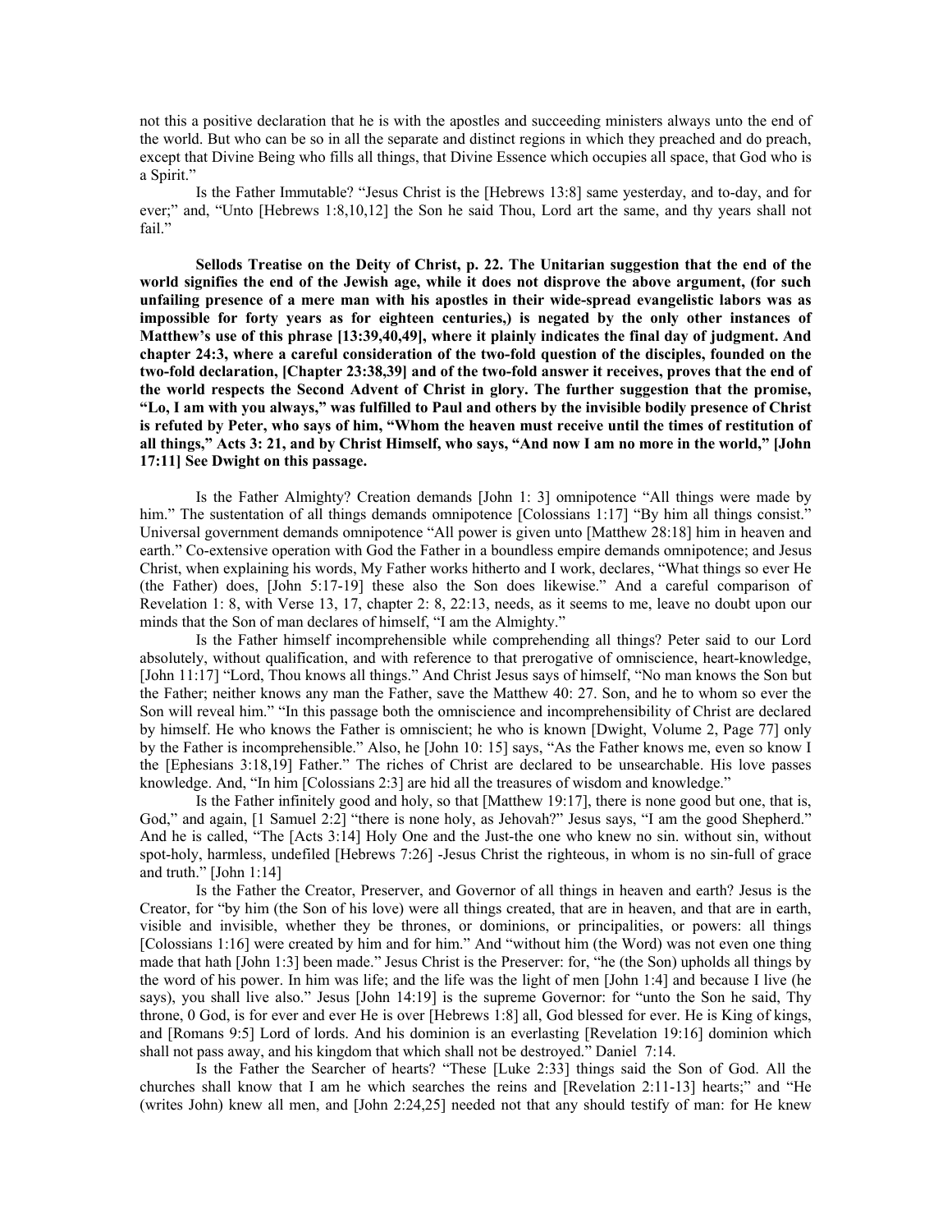not this a positive declaration that he is with the apostles and succeeding ministers always unto the end of the world. But who can be so in all the separate and distinct regions in which they preached and do preach, except that Divine Being who fills all things, that Divine Essence which occupies all space, that God who is a Spirit."

Is the Father Immutable? "Jesus Christ is the [Hebrews 13:8] same yesterday, and to-day, and for ever;" and, "Unto [Hebrews 1:8,10,12] the Son he said Thou, Lord art the same, and thy years shall not fail."

**Sellods Treatise on the Deity of Christ, p. 22. The Unitarian suggestion that the end of the world signifies the end of the Jewish age, while it does not disprove the above argument, (for such unfailing presence of a mere man with his apostles in their wide-spread evangelistic labors was as impossible for forty years as for eighteen centuries,) is negated by the only other instances of Matthew's use of this phrase [13:39,40,49], where it plainly indicates the final day of judgment. And chapter 24:3, where a careful consideration of the two-fold question of the disciples, founded on the two-fold declaration, [Chapter 23:38,39] and of the two-fold answer it receives, proves that the end of the world respects the Second Advent of Christ in glory. The further suggestion that the promise, "Lo, I am with you always," was fulfilled to Paul and others by the invisible bodily presence of Christ is refuted by Peter, who says of him, "Whom the heaven must receive until the times of restitution of all things," Acts 3: 21, and by Christ Himself, who says, "And now I am no more in the world," [John 17:11] See Dwight on this passage.**

Is the Father Almighty? Creation demands [John 1: 3] omnipotence "All things were made by him." The sustentation of all things demands omnipotence [Colossians 1:17] "By him all things consist." Universal government demands omnipotence "All power is given unto [Matthew 28:18] him in heaven and earth." Co-extensive operation with God the Father in a boundless empire demands omnipotence; and Jesus Christ, when explaining his words, My Father works hitherto and I work, declares, "What things so ever He (the Father) does, [John 5:17-19] these also the Son does likewise." And a careful comparison of Revelation 1: 8, with Verse 13, 17, chapter 2: 8, 22:13, needs, as it seems to me, leave no doubt upon our minds that the Son of man declares of himself, "I am the Almighty."

Is the Father himself incomprehensible while comprehending all things? Peter said to our Lord absolutely, without qualification, and with reference to that prerogative of omniscience, heart-knowledge, [John 11:17] "Lord, Thou knows all things." And Christ Jesus says of himself, "No man knows the Son but the Father; neither knows any man the Father, save the Matthew 40: 27. Son, and he to whom so ever the Son will reveal him." "In this passage both the omniscience and incomprehensibility of Christ are declared by himself. He who knows the Father is omniscient; he who is known [Dwight, Volume 2, Page 77] only by the Father is incomprehensible." Also, he [John 10: 15] says, "As the Father knows me, even so know I the [Ephesians 3:18,19] Father." The riches of Christ are declared to be unsearchable. His love passes knowledge. And, "In him [Colossians 2:3] are hid all the treasures of wisdom and knowledge."

Is the Father infinitely good and holy, so that [Matthew 19:17], there is none good but one, that is, God," and again, [1 Samuel 2:2] "there is none holy, as Jehovah?" Jesus says, "I am the good Shepherd." And he is called, "The [Acts 3:14] Holy One and the Just-the one who knew no sin. without sin, without spot-holy, harmless, undefiled [Hebrews 7:26] -Jesus Christ the righteous, in whom is no sin-full of grace and truth." [John 1:14]

Is the Father the Creator, Preserver, and Governor of all things in heaven and earth? Jesus is the Creator, for "by him (the Son of his love) were all things created, that are in heaven, and that are in earth, visible and invisible, whether they be thrones, or dominions, or principalities, or powers: all things [Colossians 1:16] were created by him and for him." And "without him (the Word) was not even one thing made that hath [John 1:3] been made." Jesus Christ is the Preserver: for, "he (the Son) upholds all things by the word of his power. In him was life; and the life was the light of men [John 1:4] and because I live (he says), you shall live also." Jesus [John 14:19] is the supreme Governor: for "unto the Son he said, Thy throne, 0 God, is for ever and ever He is over [Hebrews 1:8] all, God blessed for ever. He is King of kings, and [Romans 9:5] Lord of lords. And his dominion is an everlasting [Revelation 19:16] dominion which shall not pass away, and his kingdom that which shall not be destroyed." Daniel 7:14.

Is the Father the Searcher of hearts? "These [Luke 2:33] things said the Son of God. All the churches shall know that I am he which searches the reins and [Revelation 2:11-13] hearts;" and "He (writes John) knew all men, and [John 2:24,25] needed not that any should testify of man: for He knew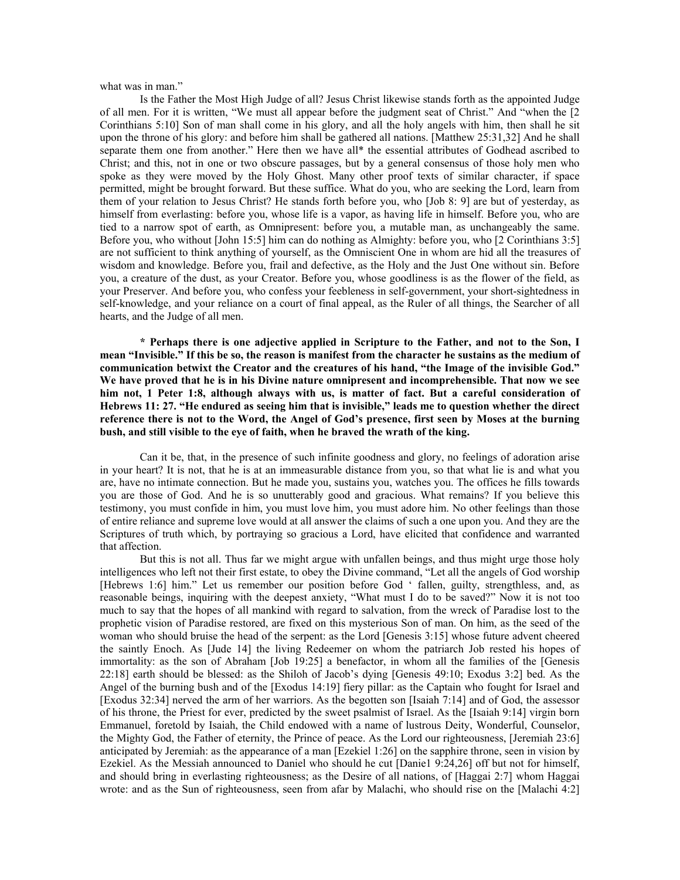what was in man."

Is the Father the Most High Judge of all? Jesus Christ likewise stands forth as the appointed Judge of all men. For it is written, "We must all appear before the judgment seat of Christ." And "when the [2 Corinthians 5:10] Son of man shall come in his glory, and all the holy angels with him, then shall he sit upon the throne of his glory: and before him shall be gathered all nations. [Matthew 25:31,32] And he shall separate them one from another." Here then we have all* the essential attributes of Godhead ascribed to Christ; and this, not in one or two obscure passages, but by a general consensus of those holy men who spoke as they were moved by the Holy Ghost. Many other proof texts of similar character, if space permitted, might be brought forward. But these suffice. What do you, who are seeking the Lord, learn from them of your relation to Jesus Christ? He stands forth before you, who [Job 8: 9] are but of yesterday, as himself from everlasting: before you, whose life is a vapor, as having life in himself. Before you, who are tied to a narrow spot of earth, as Omnipresent: before you, a mutable man, as unchangeably the same. Before you, who without [John 15:5] him can do nothing as Almighty: before you, who [2 Corinthians 3:5] are not sufficient to think anything of yourself, as the Omniscient One in whom are hid all the treasures of wisdom and knowledge. Before you, frail and defective, as the Holy and the Just One without sin. Before you, a creature of the dust, as your Creator. Before you, whose goodliness is as the flower of the field, as your Preserver. And before you, who confess your feebleness in self-government, your short-sightedness in self-knowledge, and your reliance on a court of final appeal, as the Ruler of all things, the Searcher of all hearts, and the Judge of all men.

**\* Perhaps there is one adjective applied in Scripture to the Father, and not to the Son, I mean "Invisible." If this be so, the reason is manifest from the character he sustains as the medium of communication betwixt the Creator and the creatures of his hand, "the Image of the invisible God." We have proved that he is in his Divine nature omnipresent and incomprehensible. That now we see him not, 1 Peter 1:8, although always with us, is matter of fact. But a careful consideration of Hebrews 11: 27. "He endured as seeing him that is invisible," leads me to question whether the direct reference there is not to the Word, the Angel of God's presence, first seen by Moses at the burning bush, and still visible to the eye of faith, when he braved the wrath of the king.**

Can it be, that, in the presence of such infinite goodness and glory, no feelings of adoration arise in your heart? It is not, that he is at an immeasurable distance from you, so that what lie is and what you are, have no intimate connection. But he made you, sustains you, watches you. The offices he fills towards you are those of God. And he is so unutterably good and gracious. What remains? If you believe this testimony, you must confide in him, you must love him, you must adore him. No other feelings than those of entire reliance and supreme love would at all answer the claims of such a one upon you. And they are the Scriptures of truth which, by portraying so gracious a Lord, have elicited that confidence and warranted that affection.

But this is not all. Thus far we might argue with unfallen beings, and thus might urge those holy intelligences who left not their first estate, to obey the Divine command, "Let all the angels of God worship [Hebrews 1:6] him." Let us remember our position before God ' fallen, guilty, strengthless, and, as reasonable beings, inquiring with the deepest anxiety, "What must I do to be saved?" Now it is not too much to say that the hopes of all mankind with regard to salvation, from the wreck of Paradise lost to the prophetic vision of Paradise restored, are fixed on this mysterious Son of man. On him, as the seed of the woman who should bruise the head of the serpent: as the Lord [Genesis 3:15] whose future advent cheered the saintly Enoch. As [Jude 14] the living Redeemer on whom the patriarch Job rested his hopes of immortality: as the son of Abraham [Job 19:25] a benefactor, in whom all the families of the [Genesis 22:18] earth should be blessed: as the Shiloh of Jacob's dying [Genesis 49:10; Exodus 3:2] bed. As the Angel of the burning bush and of the [Exodus 14:19] fiery pillar: as the Captain who fought for Israel and [Exodus 32:34] nerved the arm of her warriors. As the begotten son [Isaiah 7:14] and of God, the assessor of his throne, the Priest for ever, predicted by the sweet psalmist of Israel. As the [Isaiah 9:14] virgin born Emmanuel, foretold by Isaiah, the Child endowed with a name of lustrous Deity, Wonderful, Counselor, the Mighty God, the Father of eternity, the Prince of peace. As the Lord our righteousness, [Jeremiah 23:6] anticipated by Jeremiah: as the appearance of a man [Ezekiel 1:26] on the sapphire throne, seen in vision by Ezekiel. As the Messiah announced to Daniel who should he cut [Danie1 9:24,26] off but not for himself, and should bring in everlasting righteousness; as the Desire of all nations, of [Haggai 2:7] whom Haggai wrote: and as the Sun of righteousness, seen from afar by Malachi, who should rise on the [Malachi 4:2]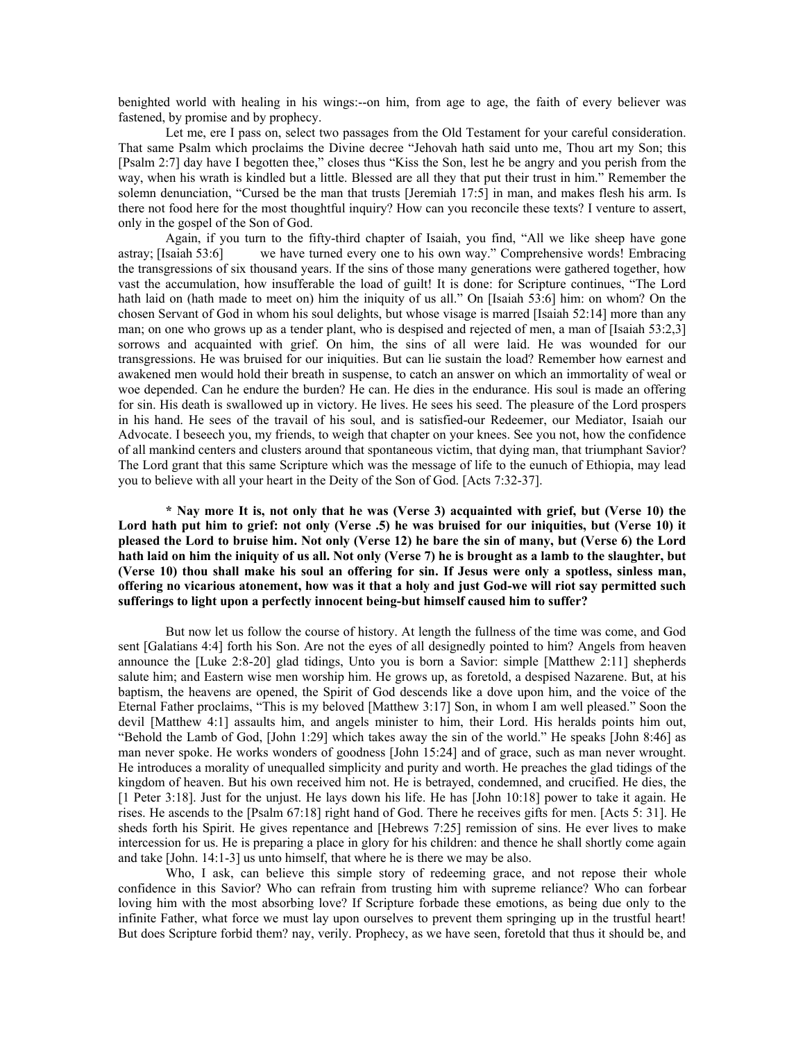benighted world with healing in his wings:--on him, from age to age, the faith of every believer was fastened, by promise and by prophecy.

Let me, ere I pass on, select two passages from the Old Testament for your careful consideration. That same Psalm which proclaims the Divine decree "Jehovah hath said unto me, Thou art my Son; this [Psalm 2:7] day have I begotten thee," closes thus "Kiss the Son, lest he be angry and you perish from the way, when his wrath is kindled but a little. Blessed are all they that put their trust in him." Remember the solemn denunciation, "Cursed be the man that trusts [Jeremiah 17:5] in man, and makes flesh his arm. Is there not food here for the most thoughtful inquiry? How can you reconcile these texts? I venture to assert, only in the gospel of the Son of God.

Again, if you turn to the fifty-third chapter of Isaiah, you find, "All we like sheep have gone astray; [Isaiah 53:6] we have turned every one to his own way." Comprehensive words! Embracing the transgressions of six thousand years. If the sins of those many generations were gathered together, how vast the accumulation, how insufferable the load of guilt! It is done: for Scripture continues, "The Lord hath laid on (hath made to meet on) him the iniquity of us all." On [Isaiah 53:6] him: on whom? On the chosen Servant of God in whom his soul delights, but whose visage is marred [Isaiah 52:14] more than any man; on one who grows up as a tender plant, who is despised and rejected of men, a man of [Isaiah 53:2,3] sorrows and acquainted with grief. On him, the sins of all were laid. He was wounded for our transgressions. He was bruised for our iniquities. But can lie sustain the load? Remember how earnest and awakened men would hold their breath in suspense, to catch an answer on which an immortality of weal or woe depended. Can he endure the burden? He can. He dies in the endurance. His soul is made an offering for sin. His death is swallowed up in victory. He lives. He sees his seed. The pleasure of the Lord prospers in his hand. He sees of the travail of his soul, and is satisfied-our Redeemer, our Mediator, Isaiah our Advocate. I beseech you, my friends, to weigh that chapter on your knees. See you not, how the confidence of all mankind centers and clusters around that spontaneous victim, that dying man, that triumphant Savior? The Lord grant that this same Scripture which was the message of life to the eunuch of Ethiopia, may lead you to believe with all your heart in the Deity of the Son of God. [Acts 7:32-37].

**\* Nay more It is, not only that he was (Verse 3) acquainted with grief, but (Verse 10) the Lord hath put him to grief: not only (Verse .5) he was bruised for our iniquities, but (Verse 10) it pleased the Lord to bruise him. Not only (Verse 12) he bare the sin of many, but (Verse 6) the Lord hath laid on him the iniquity of us all. Not only (Verse 7) he is brought as a lamb to the slaughter, but (Verse 10) thou shall make his soul an offering for sin. If Jesus were only a spotless, sinless man, offering no vicarious atonement, how was it that a holy and just God-we will riot say permitted such sufferings to light upon a perfectly innocent being-but himself caused him to suffer?**

But now let us follow the course of history. At length the fullness of the time was come, and God sent [Galatians 4:4] forth his Son. Are not the eyes of all designedly pointed to him? Angels from heaven announce the [Luke 2:8-20] glad tidings, Unto you is born a Savior: simple [Matthew 2:11] shepherds salute him; and Eastern wise men worship him. He grows up, as foretold, a despised Nazarene. But, at his baptism, the heavens are opened, the Spirit of God descends like a dove upon him, and the voice of the Eternal Father proclaims, "This is my beloved [Matthew 3:17] Son, in whom I am well pleased." Soon the devil [Matthew 4:1] assaults him, and angels minister to him, their Lord. His heralds points him out, "Behold the Lamb of God, [John 1:29] which takes away the sin of the world." He speaks [John 8:46] as man never spoke. He works wonders of goodness [John 15:24] and of grace, such as man never wrought. He introduces a morality of unequalled simplicity and purity and worth. He preaches the glad tidings of the kingdom of heaven. But his own received him not. He is betrayed, condemned, and crucified. He dies, the [1 Peter 3:18]. Just for the unjust. He lays down his life. He has [John 10:18] power to take it again. He rises. He ascends to the [Psalm 67:18] right hand of God. There he receives gifts for men. [Acts 5: 31]. He sheds forth his Spirit. He gives repentance and [Hebrews 7:25] remission of sins. He ever lives to make intercession for us. He is preparing a place in glory for his children: and thence he shall shortly come again and take [John. 14:1-3] us unto himself, that where he is there we may be also.

Who, I ask, can believe this simple story of redeeming grace, and not repose their whole confidence in this Savior? Who can refrain from trusting him with supreme reliance? Who can forbear loving him with the most absorbing love? If Scripture forbade these emotions, as being due only to the infinite Father, what force we must lay upon ourselves to prevent them springing up in the trustful heart! But does Scripture forbid them? nay, verily. Prophecy, as we have seen, foretold that thus it should be, and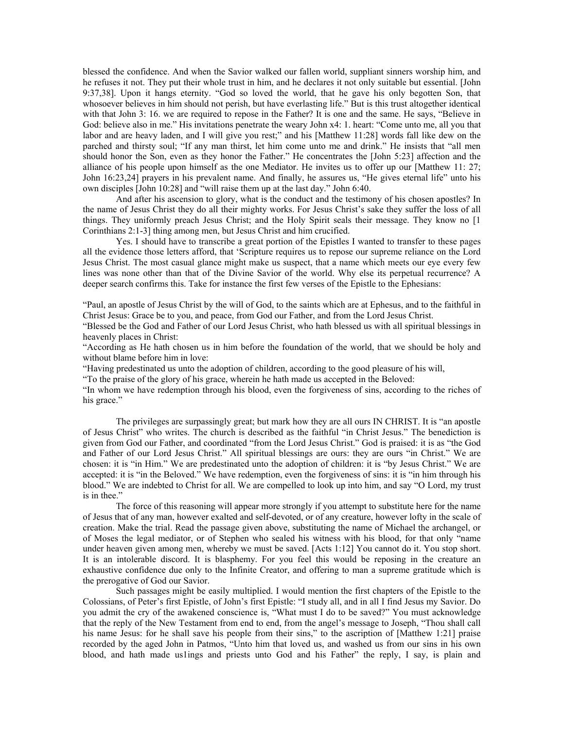blessed the confidence. And when the Savior walked our fallen world, suppliant sinners worship him, and he refuses it not. They put their whole trust in him, and he declares it not only suitable but essential. [John 9:37,38]. Upon it hangs eternity. "God so loved the world, that he gave his only begotten Son, that whosoever believes in him should not perish, but have everlasting life." But is this trust altogether identical with that John 3: 16. we are required to repose in the Father? It is one and the same. He says, "Believe in God: believe also in me." His invitations penetrate the weary John x4: 1. heart: "Come unto me, all you that labor and are heavy laden, and I will give you rest;" and his [Matthew 11:28] words fall like dew on the parched and thirsty soul; "If any man thirst, let him come unto me and drink." He insists that "all men should honor the Son, even as they honor the Father." He concentrates the [John 5:23] affection and the alliance of his people upon himself as the one Mediator. He invites us to offer up our [Matthew 11: 27; John 16:23,24] prayers in his prevalent name. And finally, he assures us, "He gives eternal life" unto his own disciples [John 10:28] and "will raise them up at the last day." John 6:40.

And after his ascension to glory, what is the conduct and the testimony of his chosen apostles? In the name of Jesus Christ they do all their mighty works. For Jesus Christ's sake they suffer the loss of all things. They uniformly preach Jesus Christ; and the Holy Spirit seals their message. They know no [1 Corinthians 2:1-3] thing among men, but Jesus Christ and him crucified.

Yes. I should have to transcribe a great portion of the Epistles I wanted to transfer to these pages all the evidence those letters afford, that 'Scripture requires us to repose our supreme reliance on the Lord Jesus Christ. The most casual glance might make us suspect, that a name which meets our eye every few lines was none other than that of the Divine Savior of the world. Why else its perpetual recurrence? A deeper search confirms this. Take for instance the first few verses of the Epistle to the Ephesians:

"Paul, an apostle of Jesus Christ by the will of God, to the saints which are at Ephesus, and to the faithful in Christ Jesus: Grace be to you, and peace, from God our Father, and from the Lord Jesus Christ.

"Blessed be the God and Father of our Lord Jesus Christ, who hath blessed us with all spiritual blessings in heavenly places in Christ:

"According as He hath chosen us in him before the foundation of the world, that we should be holy and without blame before him in love:

"Having predestinated us unto the adoption of children, according to the good pleasure of his will,

"To the praise of the glory of his grace, wherein he hath made us accepted in the Beloved:

"In whom we have redemption through his blood, even the forgiveness of sins, according to the riches of his grace."

The privileges are surpassingly great; but mark how they are all ours IN CHRIST. It is "an apostle of Jesus Christ" who writes. The church is described as the faithful "in Christ Jesus." The benediction is given from God our Father, and coordinated "from the Lord Jesus Christ." God is praised: it is as "the God and Father of our Lord Jesus Christ." All spiritual blessings are ours: they are ours "in Christ." We are chosen: it is "in Him." We are predestinated unto the adoption of children: it is "by Jesus Christ." We are accepted: it is "in the Beloved." We have redemption, even the forgiveness of sins: it is "in him through his blood." We are indebted to Christ for all. We are compelled to look up into him, and say "O Lord, my trust is in thee."

The force of this reasoning will appear more strongly if you attempt to substitute here for the name of Jesus that of any man, however exalted and self-devoted, or of any creature, however lofty in the scale of creation. Make the trial. Read the passage given above, substituting the name of Michael the archangel, or of Moses the legal mediator, or of Stephen who sealed his witness with his blood, for that only "name under heaven given among men, whereby we must be saved. [Acts 1:12] You cannot do it. You stop short. It is an intolerable discord. It is blasphemy. For you feel this would be reposing in the creature an exhaustive confidence due only to the Infinite Creator, and offering to man a supreme gratitude which is the prerogative of God our Savior.

Such passages might be easily multiplied. I would mention the first chapters of the Epistle to the Colossians, of Peter's first Epistle, of John's first Epistle: "I study all, and in all I find Jesus my Savior. Do you admit the cry of the awakened conscience is, "What must I do to be saved?" You must acknowledge that the reply of the New Testament from end to end, from the angel's message to Joseph, "Thou shall call his name Jesus: for he shall save his people from their sins," to the ascription of [Matthew 1:21] praise recorded by the aged John in Patmos, "Unto him that loved us, and washed us from our sins in his own blood, and hath made us1ings and priests unto God and his Father" the reply, I say, is plain and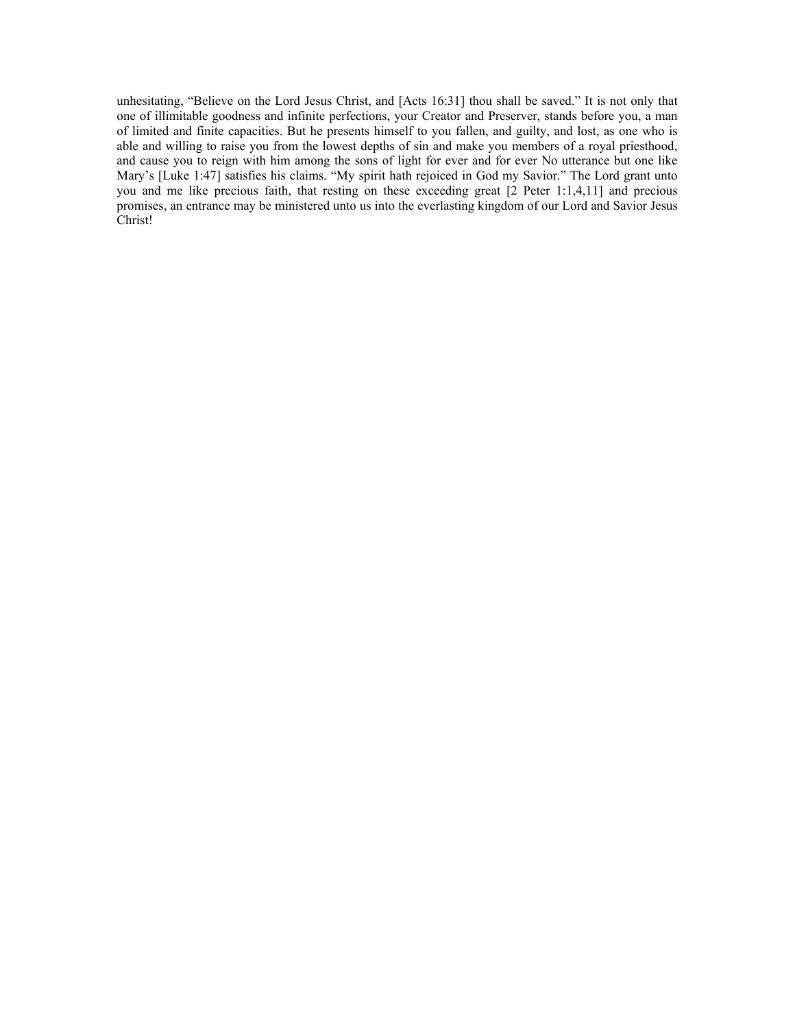unhesitating, “Believe on the Lord Jesus Christ, and [Acts 16:31] thou shall be saved.” It is not only that one of illimitable goodness and infinite perfections, your Creator and Preserver, stands before you, a man of limited and finite capacities. But he presents himself to you fallen, and guilty, and lost, as one who is able and willing to raise you from the lowest depths of sin and make you members of a royal priesthood, and cause you to reign with him among the sons of light for ever and for ever No utterance but one like Mary’s [Luke 1:47] satisfies his claims. “My spirit hath rejoiced in God my Savior.” The Lord grant unto you and me like precious faith, that resting on these exceeding great [2 Peter 1:1,4,11] and precious promises, an entrance may be ministered unto us into the everlasting kingdom of our Lord and Savior Jesus Christ!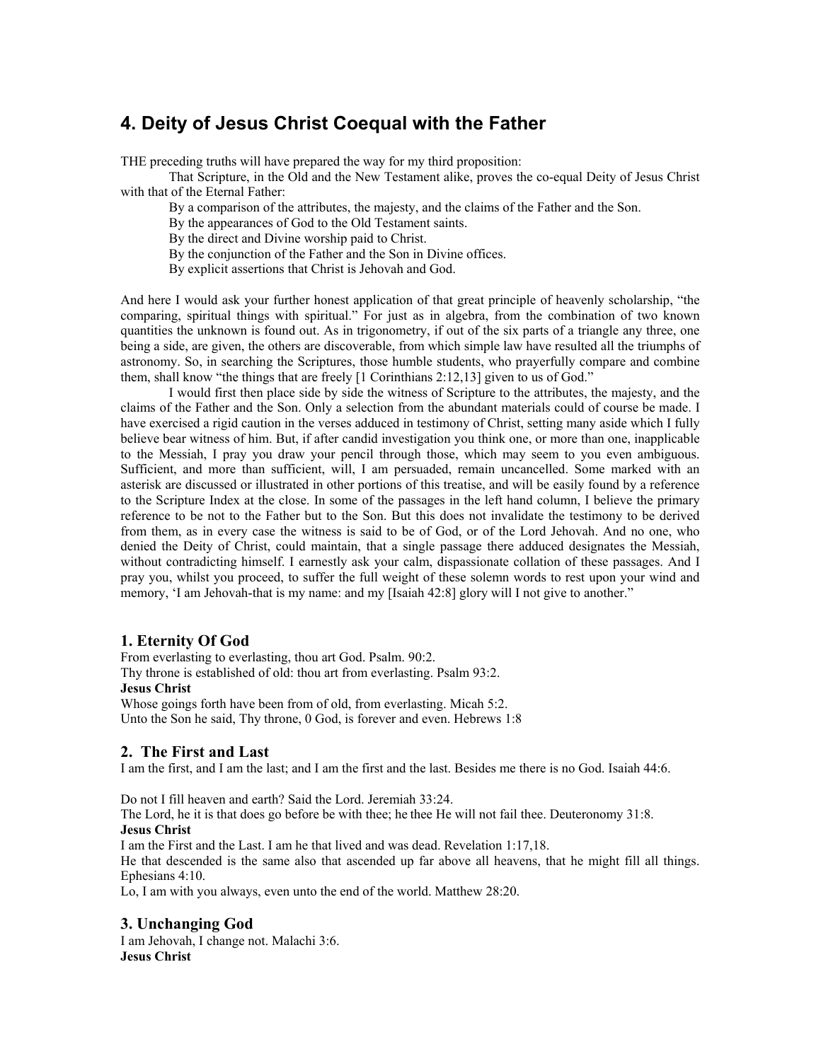## 4. Deity of Jesus Christ Coequal with the Father

THE preceding truths will have prepared the way for my third proposition:

That Scripture, in the Old and the New Testament alike, proves the co-equal Deity of Jesus Christ with that of the Eternal Father:

By a comparison of the attributes, the majesty, and the claims of the Father and the Son.

By the appearances of God to the Old Testament saints.

By the direct and Divine worship paid to Christ.

By the conjunction of the Father and the Son in Divine offices.

By explicit assertions that Christ is Jehovah and God.

And here I would ask your further honest application of that great principle of heavenly scholarship, "the comparing, spiritual things with spiritual." For just as in algebra, from the combination of two known quantities the unknown is found out. As in trigonometry, if out of the six parts of a triangle any three, one being a side, are given, the others are discoverable, from which simple law have resulted all the triumphs of astronomy. So, in searching the Scriptures, those humble students, who prayerfully compare and combine them, shall know "the things that are freely [1 Corinthians 2:12,13] given to us of God."

I would first then place side by side the witness of Scripture to the attributes, the majesty, and the claims of the Father and the Son. Only a selection from the abundant materials could of course be made. I have exercised a rigid caution in the verses adduced in testimony of Christ, setting many aside which I fully believe bear witness of him. But, if after candid investigation you think one, or more than one, inapplicable to the Messiah, I pray you draw your pencil through those, which may seem to you even ambiguous. Sufficient, and more than sufficient, will, I am persuaded, remain uncancelled. Some marked with an asterisk are discussed or illustrated in other portions of this treatise, and will be easily found by a reference to the Scripture Index at the close. In some of the passages in the left hand column, I believe the primary reference to be not to the Father but to the Son. But this does not invalidate the testimony to be derived from them, as in every case the witness is said to be of God, or of the Lord Jehovah. And no one, who denied the Deity of Christ, could maintain, that a single passage there adduced designates the Messiah, without contradicting himself. I earnestly ask your calm, dispassionate collation of these passages. And I pray you, whilst you proceed, to suffer the full weight of these solemn words to rest upon your wind and memory, 'I am Jehovah-that is my name: and my [Isaiah 42:8] glory will I not give to another."

### 1. Eternity Of God

From everlasting to everlasting, thou art God. Psalm. 90:2.
Thy throne is established of old: thou art from everlasting. Psalm 93:2.

**Jesus Christ**

Whose goings forth have been from of old, from everlasting. Micah 5:2.
Unto the Son he said, Thy throne, 0 God, is forever and even. Hebrews 1:8

### 2. The First and Last

I am the first, and I am the last; and I am the first and the last. Besides me there is no God. Isaiah 44:6.

Do not I fill heaven and earth? Said the Lord. Jeremiah 33:24.
The Lord, he it is that does go before be with thee; he thee He will not fail thee. Deuteronomy 31:8.

**Jesus Christ**

I am the First and the Last. I am he that lived and was dead. Revelation 1:17,18.
He that descended is the same also that ascended up far above all heavens, that he might fill all things. Ephesians 4:10.
Lo, I am with you always, even unto the end of the world. Matthew 28:20.

### 3. Unchanging God

I am Jehovah, I change not. Malachi 3:6.

**Jesus Christ**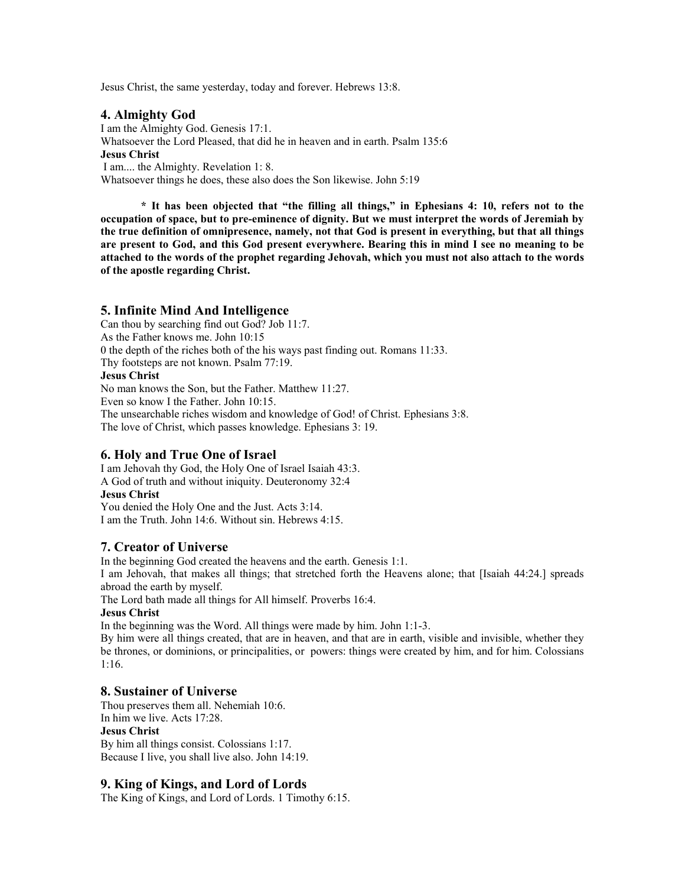Jesus Christ, the same yesterday, today and forever. Hebrews 13:8.

### 4. Almighty God

I am the Almighty God. Genesis 17:1.
Whatsoever the Lord Pleased, that did he in heaven and in earth. Psalm 135:6
**Jesus Christ**
I am.... the Almighty. Revelation 1: 8.
Whatsoever things he does, these also does the Son likewise. John 5:19

**\* It has been objected that "the filling all things," in Ephesians 4: 10, refers not to the occupation of space, but to pre-eminence of dignity. But we must interpret the words of Jeremiah by the true definition of omnipresence, namely, not that God is present in everything, but that all things are present to God, and this God present everywhere. Bearing this in mind I see no meaning to be attached to the words of the prophet regarding Jehovah, which you must not also attach to the words of the apostle regarding Christ.**

### 5. Infinite Mind And Intelligence

Can thou by searching find out God? Job 11:7.
As the Father knows me. John 10:15
0 the depth of the riches both of the his ways past finding out. Romans 11:33.
Thy footsteps are not known. Psalm 77:19.
**Jesus Christ**
No man knows the Son, but the Father. Matthew 11:27.
Even so know I the Father. John 10:15.
The unsearchable riches wisdom and knowledge of God! of Christ. Ephesians 3:8.
The love of Christ, which passes knowledge. Ephesians 3: 19.

### 6. Holy and True One of Israel

I am Jehovah thy God, the Holy One of Israel Isaiah 43:3.
A God of truth and without iniquity. Deuteronomy 32:4
**Jesus Christ**
You denied the Holy One and the Just. Acts 3:14.
I am the Truth. John 14:6. Without sin. Hebrews 4:15.

### 7. Creator of Universe

In the beginning God created the heavens and the earth. Genesis 1:1.
I am Jehovah, that makes all things; that stretched forth the Heavens alone; that [Isaiah 44:24.] spreads abroad the earth by myself.
The Lord hath made all things for All himself. Proverbs 16:4.
**Jesus Christ**
In the beginning was the Word. All things were made by him. John 1:1-3.
By him were all things created, that are in heaven, and that are in earth, visible and invisible, whether they be thrones, or dominions, or principalities, or powers: things were created by him, and for him. Colossians 1:16.

### 8. Sustainer of Universe

Thou preserves them all. Nehemiah 10:6.
In him we live. Acts 17:28.
**Jesus Christ**
By him all things consist. Colossians 1:17.
Because I live, you shall live also. John 14:19.

### 9. King of Kings, and Lord of Lords

The King of Kings, and Lord of Lords. 1 Timothy 6:15.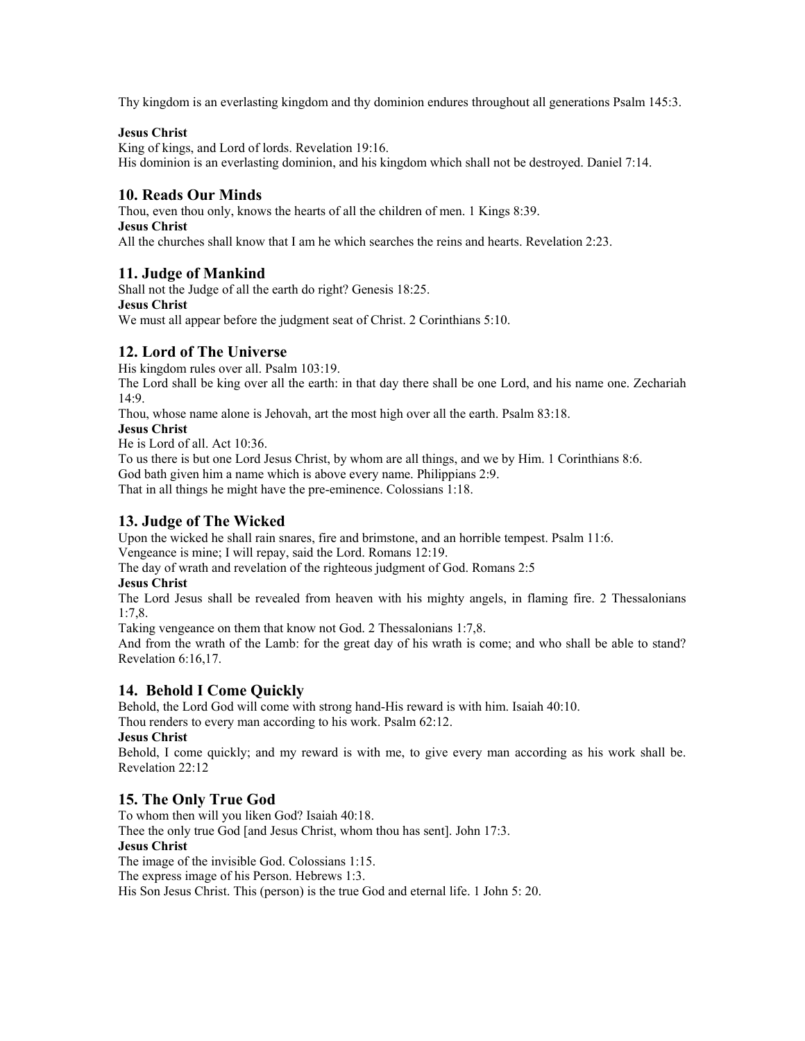Thy kingdom is an everlasting kingdom and thy dominion endures throughout all generations Psalm 145:3.

**Jesus Christ**

King of kings, and Lord of lords. Revelation 19:16.

His dominion is an everlasting dominion, and his kingdom which shall not be destroyed. Daniel 7:14.

## 10. Reads Our Minds

Thou, even thou only, knows the hearts of all the children of men. 1 Kings 8:39.

**Jesus Christ**

All the churches shall know that I am he which searches the reins and hearts. Revelation 2:23.

## 11. Judge of Mankind

Shall not the Judge of all the earth do right? Genesis 18:25.

**Jesus Christ**

We must all appear before the judgment seat of Christ. 2 Corinthians 5:10.

## 12. Lord of The Universe

His kingdom rules over all. Psalm 103:19.

The Lord shall be king over all the earth: in that day there shall be one Lord, and his name one. Zechariah 14:9.

Thou, whose name alone is Jehovah, art the most high over all the earth. Psalm 83:18.

**Jesus Christ**

He is Lord of all. Act 10:36.

To us there is but one Lord Jesus Christ, by whom are all things, and we by Him. 1 Corinthians 8:6.

God bath given him a name which is above every name. Philippians 2:9.

That in all things he might have the pre-eminence. Colossians 1:18.

## 13. Judge of The Wicked

Upon the wicked he shall rain snares, fire and brimstone, and an horrible tempest. Psalm 11:6.

Vengeance is mine; I will repay, said the Lord. Romans 12:19.

The day of wrath and revelation of the righteous judgment of God. Romans 2:5

**Jesus Christ**

The Lord Jesus shall be revealed from heaven with his mighty angels, in flaming fire. 2 Thessalonians 1:7,8.

Taking vengeance on them that know not God. 2 Thessalonians 1:7,8.

And from the wrath of the Lamb: for the great day of his wrath is come; and who shall be able to stand? Revelation 6:16,17.

## 14. Behold I Come Quickly

Behold, the Lord God will come with strong hand-His reward is with him. Isaiah 40:10.

Thou renders to every man according to his work. Psalm 62:12.

**Jesus Christ**

Behold, I come quickly; and my reward is with me, to give every man according as his work shall be. Revelation 22:12

## 15. The Only True God

To whom then will you liken God? Isaiah 40:18.

Thee the only true God [and Jesus Christ, whom thou has sent]. John 17:3.

**Jesus Christ**

The image of the invisible God. Colossians 1:15.

The express image of his Person. Hebrews 1:3.

His Son Jesus Christ. This (person) is the true God and eternal life. 1 John 5: 20.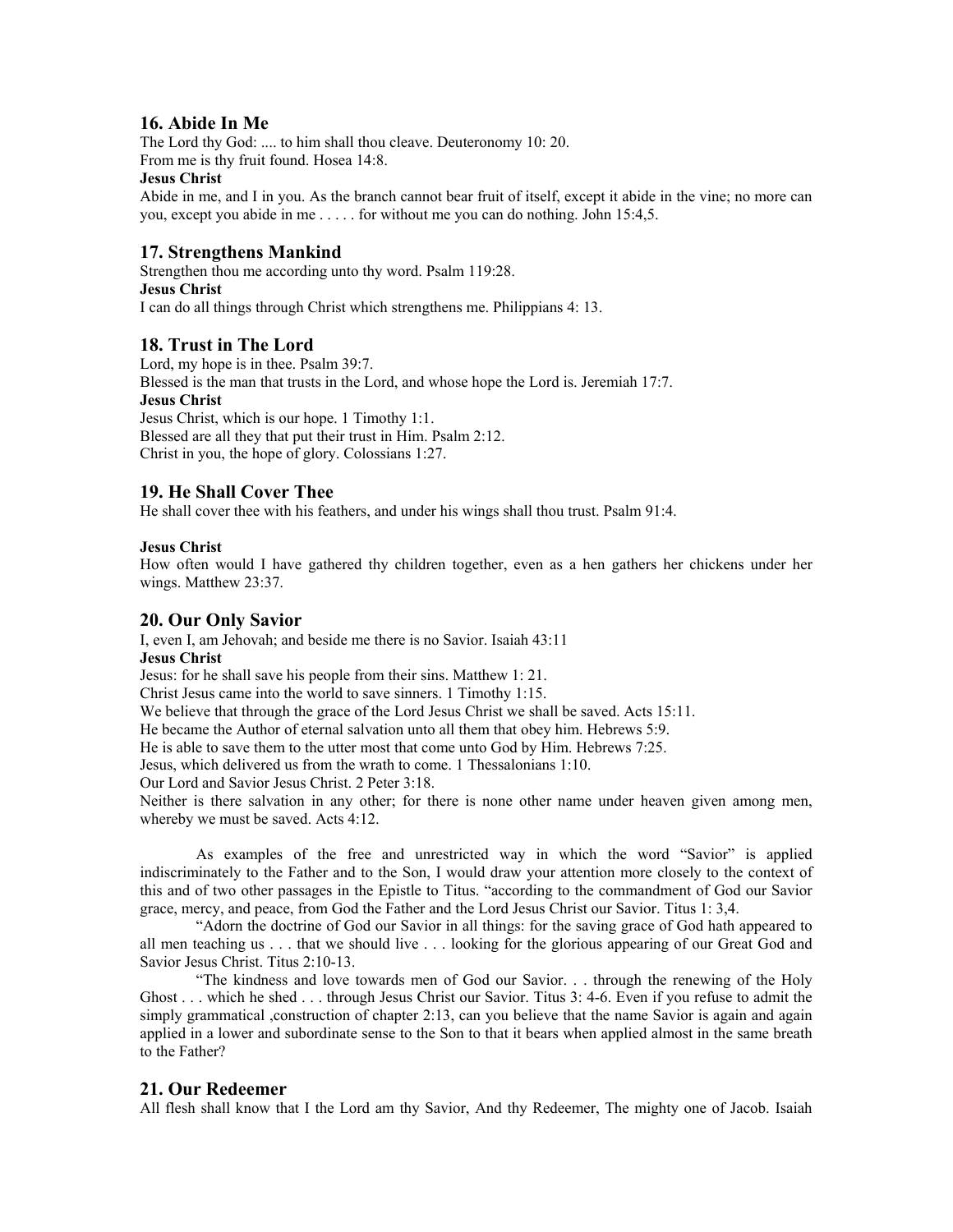## 16. Abide In Me

The Lord thy God: .... to him shall thou cleave. Deuteronomy 10: 20.
From me is thy fruit found. Hosea 14:8.

**Jesus Christ**

Abide in me, and I in you. As the branch cannot bear fruit of itself, except it abide in the vine; no more can you, except you abide in me . . . . . for without me you can do nothing. John 15:4,5.

## 17. Strengthens Mankind

Strengthen thou me according unto thy word. Psalm 119:28.

**Jesus Christ**

I can do all things through Christ which strengthens me. Philippians 4: 13.

## 18. Trust in The Lord

Lord, my hope is in thee. Psalm 39:7.
Blessed is the man that trusts in the Lord, and whose hope the Lord is. Jeremiah 17:7.

**Jesus Christ**

Jesus Christ, which is our hope. 1 Timothy 1:1.
Blessed are all they that put their trust in Him. Psalm 2:12.
Christ in you, the hope of glory. Colossians 1:27.

## 19. He Shall Cover Thee

He shall cover thee with his feathers, and under his wings shall thou trust. Psalm 91:4.

**Jesus Christ**

How often would I have gathered thy children together, even as a hen gathers her chickens under her wings. Matthew 23:37.

## 20. Our Only Savior

I, even I, am Jehovah; and beside me there is no Savior. Isaiah 43:11

**Jesus Christ**

Jesus: for he shall save his people from their sins. Matthew 1: 21.
Christ Jesus came into the world to save sinners. 1 Timothy 1:15.
We believe that through the grace of the Lord Jesus Christ we shall be saved. Acts 15:11.
He became the Author of eternal salvation unto all them that obey him. Hebrews 5:9.
He is able to save them to the utter most that come unto God by Him. Hebrews 7:25.
Jesus, which delivered us from the wrath to come. 1 Thessalonians 1:10.
Our Lord and Savior Jesus Christ. 2 Peter 3:18.
Neither is there salvation in any other; for there is none other name under heaven given among men, whereby we must be saved. Acts 4:12.

As examples of the free and unrestricted way in which the word "Savior" is applied indiscriminately to the Father and to the Son, I would draw your attention more closely to the context of this and of two other passages in the Epistle to Titus. "according to the commandment of God our Savior grace, mercy, and peace, from God the Father and the Lord Jesus Christ our Savior. Titus 1: 3,4.

"Adorn the doctrine of God our Savior in all things: for the saving grace of God hath appeared to all men teaching us . . . that we should live . . . looking for the glorious appearing of our Great God and Savior Jesus Christ. Titus 2:10-13.

"The kindness and love towards men of God our Savior. . . through the renewing of the Holy Ghost . . . which he shed . . . through Jesus Christ our Savior. Titus 3: 4-6. Even if you refuse to admit the simply grammatical ,construction of chapter 2:13, can you believe that the name Savior is again and again applied in a lower and subordinate sense to the Son to that it bears when applied almost in the same breath to the Father?

## 21. Our Redeemer

All flesh shall know that I the Lord am thy Savior, And thy Redeemer, The mighty one of Jacob. Isaiah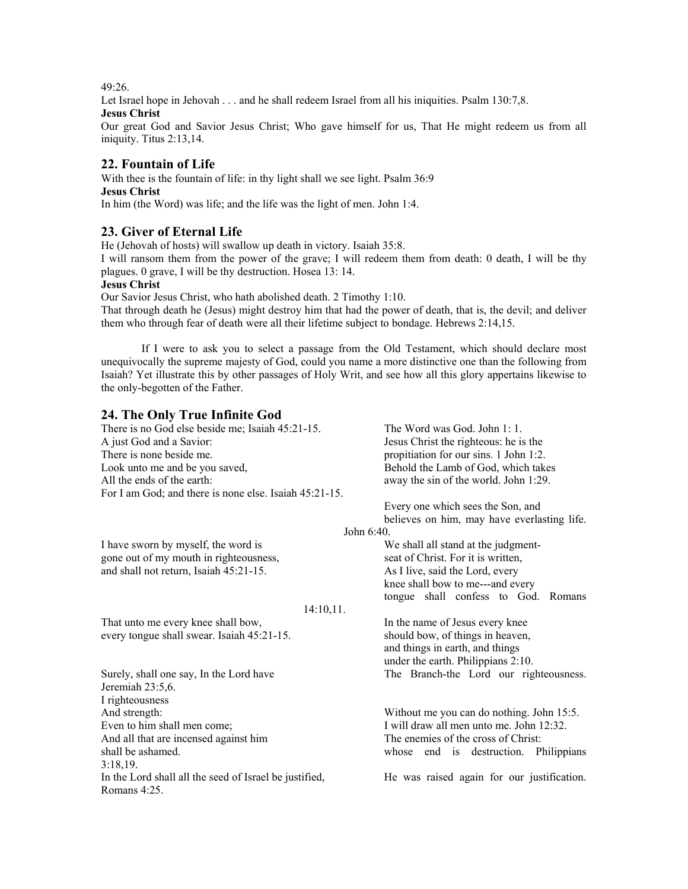49:26.

Let Israel hope in Jehovah . . . and he shall redeem Israel from all his iniquities. Psalm 130:7,8.

**Jesus Christ**

Our great God and Savior Jesus Christ; Who gave himself for us, That He might redeem us from all iniquity. Titus 2:13,14.

## 22. Fountain of Life

With thee is the fountain of life: in thy light shall we see light. Psalm 36:9

**Jesus Christ**

In him (the Word) was life; and the life was the light of men. John 1:4.

## 23. Giver of Eternal Life

He (Jehovah of hosts) will swallow up death in victory. Isaiah 35:8.

I will ransom them from the power of the grave; I will redeem them from death: 0 death, I will be thy plagues. 0 grave, I will be thy destruction. Hosea 13: 14.

**Jesus Christ**

Our Savior Jesus Christ, who hath abolished death. 2 Timothy 1:10.

That through death he (Jesus) might destroy him that had the power of death, that is, the devil; and deliver them who through fear of death were all their lifetime subject to bondage. Hebrews 2:14,15.

If I were to ask you to select a passage from the Old Testament, which should declare most unequivocally the supreme majesty of God, could you name a more distinctive one than the following from Isaiah? Yet illustrate this by other passages of Holy Writ, and see how all this glory appertains likewise to the only-begotten of the Father.

## 24. The Only True Infinite God

There is no God else beside me; Isaiah 45:21-15.
A just God and a Savior:
There is none beside me.
Look unto me and be you saved,
All the ends of the earth:
For I am God; and there is none else. Isaiah 45:21-15.

The Word was God. John 1: 1.
Jesus Christ the righteous: he is the propitiation for our sins. 1 John 1:2.
Behold the Lamb of God, which takes away the sin of the world. John 1:29.

Every one which sees the Son, and believes on him, may have everlasting life. John 6:40.

I have sworn by myself, the word is gone out of my mouth in righteousness, and shall not return, Isaiah 45:21-15.

We shall all stand at the judgment-seat of Christ. For it is written, As I live, said the Lord, every knee shall bow to me---and every tongue shall confess to God. Romans 14:10,11.

That unto me every knee shall bow, every tongue shall swear. Isaiah 45:21-15.

In the name of Jesus every knee should bow, of things in heaven, and things in earth, and things under the earth. Philippians 2:10.

Surely, shall one say, In the Lord have I righteousness
And strength:
Even to him shall men come;
And all that are incensed against him shall be ashamed.

The Branch-the Lord our righteousness. Jeremiah 23:5,6.

Without me you can do nothing. John 15:5.
I will draw all men unto me. John 12:32.
The enemies of the cross of Christ: whose end is destruction. Philippians 3:18,19.

In the Lord shall all the seed of Israel be justified,

He was raised again for our justification. Romans 4:25.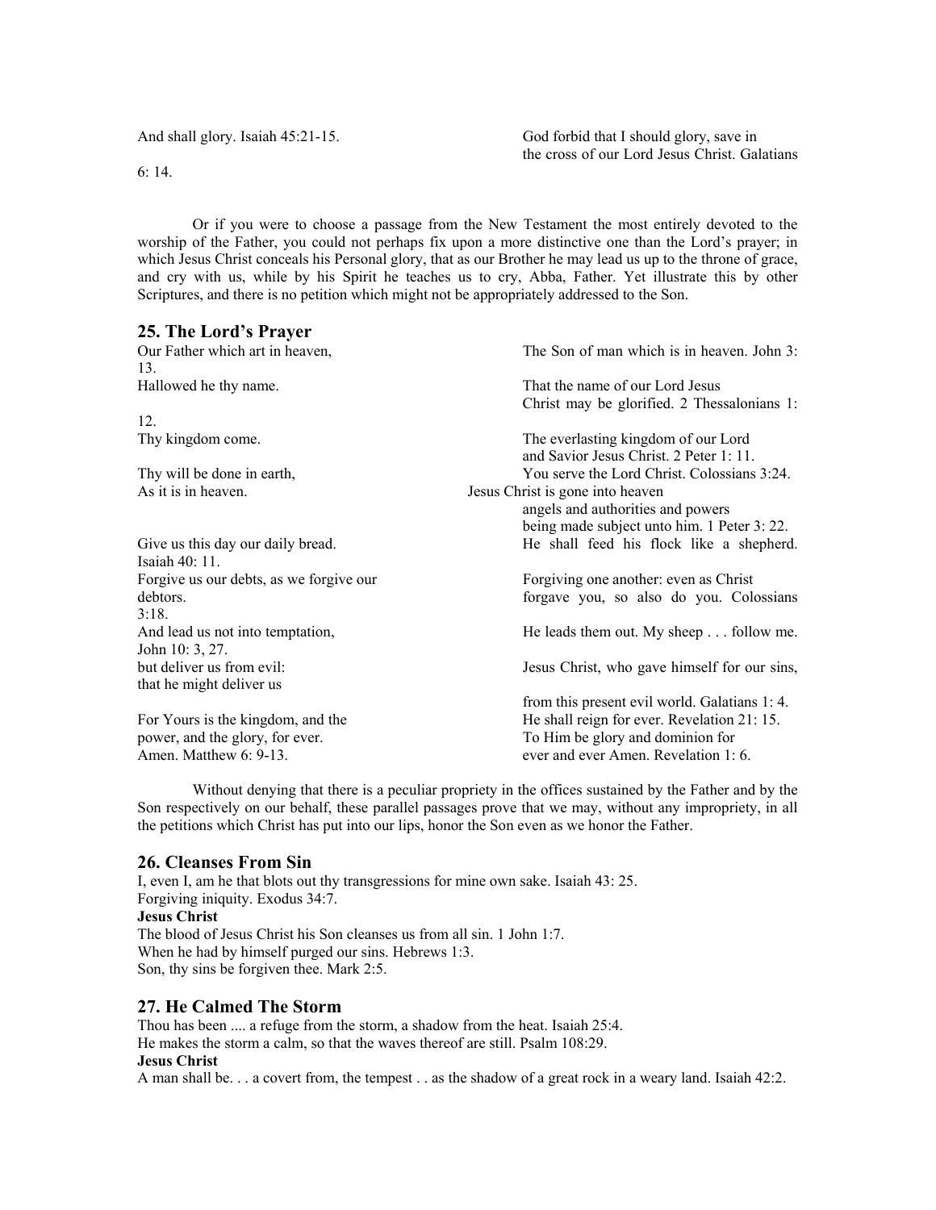| | |
|---|---|
| And shall glory. Isaiah 45:21-15. | God forbid that I should glory, save in the cross of our Lord Jesus Christ. Galatians 6: 14. |

Or if you were to choose a passage from the New Testament the most entirely devoted to the worship of the Father, you could not perhaps fix upon a more distinctive one than the Lord's prayer; in which Jesus Christ conceals his Personal glory, that as our Brother he may lead us up to the throne of grace, and cry with us, while by his Spirit he teaches us to cry, Abba, Father. Yet illustrate this by other Scriptures, and there is no petition which might not be appropriately addressed to the Son.

## 25. The Lord's Prayer

| | |
|---|---|
| Our Father which art in heaven, | The Son of man which is in heaven. John 3: 13. |
| Hallowed he thy name. | That the name of our Lord Jesus Christ may be glorified. 2 Thessalonians 1: 12. |
| Thy kingdom come. | The everlasting kingdom of our Lord and Savior Jesus Christ. 2 Peter 1: 11. |
| Thy will be done in earth, | You serve the Lord Christ. Colossians 3:24. |
| As it is in heaven. | Jesus Christ is gone into heaven angels and authorities and powers being made subject unto him. 1 Peter 3: 22. |
| Give us this day our daily bread. | He shall feed his flock like a shepherd. Isaiah 40: 11. |
| Forgive us our debts, as we forgive our debtors. | Forgiving one another: even as Christ forgave you, so also do you. Colossians 3:18. |
| And lead us not into temptation, | He leads them out. My sheep . . . follow me. John 10: 3, 27. |
| but deliver us from evil: | Jesus Christ, who gave himself for our sins, that he might deliver us from this present evil world. Galatians 1: 4. |
| For Yours is the kingdom, and the power, and the glory, for ever. | He shall reign for ever. Revelation 21: 15. To Him be glory and dominion for |
| Amen. Matthew 6: 9-13. | ever and ever Amen. Revelation 1: 6. |

Without denying that there is a peculiar propriety in the offices sustained by the Father and by the Son respectively on our behalf, these parallel passages prove that we may, without any impropriety, in all the petitions which Christ has put into our lips, honor the Son even as we honor the Father.

## 26. Cleanses From Sin

I, even I, am he that blots out thy transgressions for mine own sake. Isaiah 43: 25.
Forgiving iniquity. Exodus 34:7.

**Jesus Christ**

The blood of Jesus Christ his Son cleanses us from all sin. 1 John 1:7.
When he had by himself purged our sins. Hebrews 1:3.
Son, thy sins be forgiven thee. Mark 2:5.

## 27. He Calmed The Storm

Thou has been .... a refuge from the storm, a shadow from the heat. Isaiah 25:4.
He makes the storm a calm, so that the waves thereof are still. Psalm 108:29.

**Jesus Christ**

A man shall be. . . a covert from, the tempest . . as the shadow of a great rock in a weary land. Isaiah 42:2.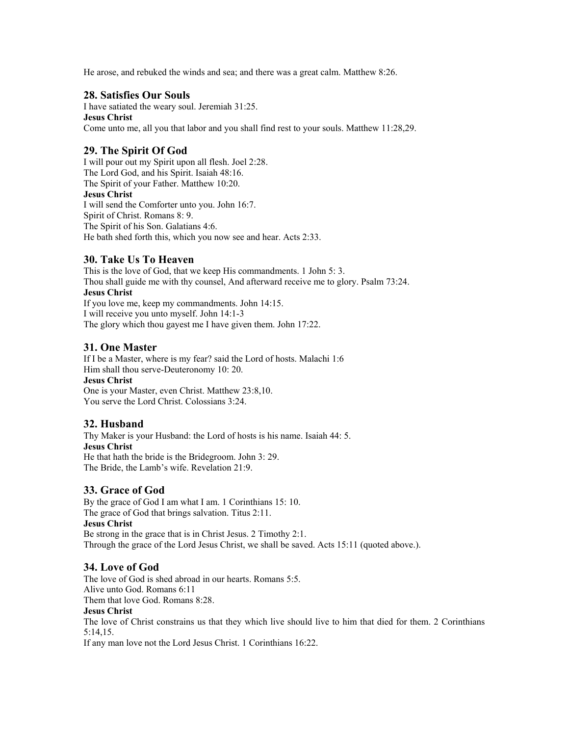He arose, and rebuked the winds and sea; and there was a great calm. Matthew 8:26.

## 28. Satisfies Our Souls

I have satiated the weary soul. Jeremiah 31:25.
**Jesus Christ**
Come unto me, all you that labor and you shall find rest to your souls. Matthew 11:28,29.

## 29. The Spirit Of God

I will pour out my Spirit upon all flesh. Joel 2:28.
The Lord God, and his Spirit. Isaiah 48:16.
The Spirit of your Father. Matthew 10:20.
**Jesus Christ**
I will send the Comforter unto you. John 16:7.
Spirit of Christ. Romans 8: 9.
The Spirit of his Son. Galatians 4:6.
He bath shed forth this, which you now see and hear. Acts 2:33.

## 30. Take Us To Heaven

This is the love of God, that we keep His commandments. 1 John 5: 3.
Thou shall guide me with thy counsel, And afterward receive me to glory. Psalm 73:24.
**Jesus Christ**
If you love me, keep my commandments. John 14:15.
I will receive you unto myself. John 14:1-3
The glory which thou gayest me I have given them. John 17:22.

## 31. One Master

If I be a Master, where is my fear? said the Lord of hosts. Malachi 1:6
Him shall thou serve-Deuteronomy 10: 20.
**Jesus Christ**
One is your Master, even Christ. Matthew 23:8,10.
You serve the Lord Christ. Colossians 3:24.

## 32. Husband

Thy Maker is your Husband: the Lord of hosts is his name. Isaiah 44: 5.
**Jesus Christ**
He that hath the bride is the Bridegroom. John 3: 29.
The Bride, the Lamb's wife. Revelation 21:9.

## 33. Grace of God

By the grace of God I am what I am. 1 Corinthians 15: 10.
The grace of God that brings salvation. Titus 2:11.
**Jesus Christ**
Be strong in the grace that is in Christ Jesus. 2 Timothy 2:1.
Through the grace of the Lord Jesus Christ, we shall be saved. Acts 15:11 (quoted above.).

## 34. Love of God

The love of God is shed abroad in our hearts. Romans 5:5.
Alive unto God. Romans 6:11
Them that love God. Romans 8:28.
**Jesus Christ**
The love of Christ constrains us that they which live should live to him that died for them. 2 Corinthians 5:14,15.
If any man love not the Lord Jesus Christ. 1 Corinthians 16:22.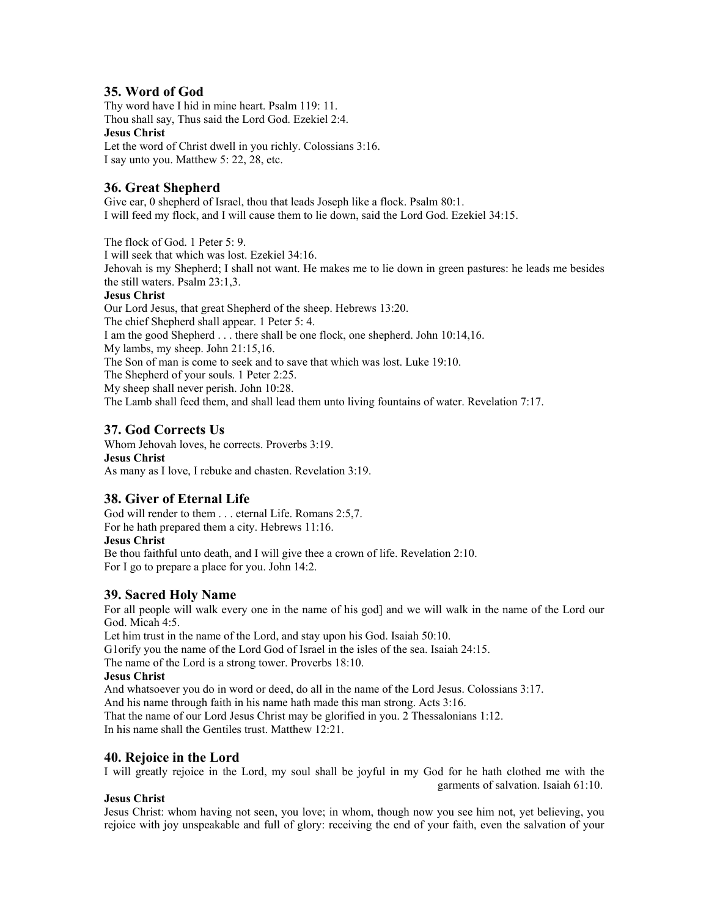## 35. Word of God

Thy word have I hid in mine heart. Psalm 119: 11.
Thou shall say, Thus said the Lord God. Ezekiel 2:4.

**Jesus Christ**

Let the word of Christ dwell in you richly. Colossians 3:16.
I say unto you. Matthew 5: 22, 28, etc.

## 36. Great Shepherd

Give ear, 0 shepherd of Israel, thou that leads Joseph like a flock. Psalm 80:1.
I will feed my flock, and I will cause them to lie down, said the Lord God. Ezekiel 34:15.

The flock of God. 1 Peter 5: 9.
I will seek that which was lost. Ezekiel 34:16.
Jehovah is my Shepherd; I shall not want. He makes me to lie down in green pastures: he leads me besides the still waters. Psalm 23:1,3.

**Jesus Christ**

Our Lord Jesus, that great Shepherd of the sheep. Hebrews 13:20.
The chief Shepherd shall appear. 1 Peter 5: 4.
I am the good Shepherd . . . there shall be one flock, one shepherd. John 10:14,16.
My lambs, my sheep. John 21:15,16.
The Son of man is come to seek and to save that which was lost. Luke 19:10.
The Shepherd of your souls. 1 Peter 2:25.
My sheep shall never perish. John 10:28.
The Lamb shall feed them, and shall lead them unto living fountains of water. Revelation 7:17.

## 37. God Corrects Us

Whom Jehovah loves, he corrects. Proverbs 3:19.

**Jesus Christ**

As many as I love, I rebuke and chasten. Revelation 3:19.

## 38. Giver of Eternal Life

God will render to them . . . eternal Life. Romans 2:5,7.
For he hath prepared them a city. Hebrews 11:16.

**Jesus Christ**

Be thou faithful unto death, and I will give thee a crown of life. Revelation 2:10.
For I go to prepare a place for you. John 14:2.

## 39. Sacred Holy Name

For all people will walk every one in the name of his god] and we will walk in the name of the Lord our God. Micah 4:5.
Let him trust in the name of the Lord, and stay upon his God. Isaiah 50:10.
G1orify you the name of the Lord God of Israel in the isles of the sea. Isaiah 24:15.
The name of the Lord is a strong tower. Proverbs 18:10.

**Jesus Christ**

And whatsoever you do in word or deed, do all in the name of the Lord Jesus. Colossians 3:17.
And his name through faith in his name hath made this man strong. Acts 3:16.
That the name of our Lord Jesus Christ may be glorified in you. 2 Thessalonians 1:12.
In his name shall the Gentiles trust. Matthew 12:21.

## 40. Rejoice in the Lord

I will greatly rejoice in the Lord, my soul shall be joyful in my God for he hath clothed me with the garments of salvation. Isaiah 61:10.

**Jesus Christ**

Jesus Christ: whom having not seen, you love; in whom, though now you see him not, yet believing, you rejoice with joy unspeakable and full of glory: receiving the end of your faith, even the salvation of your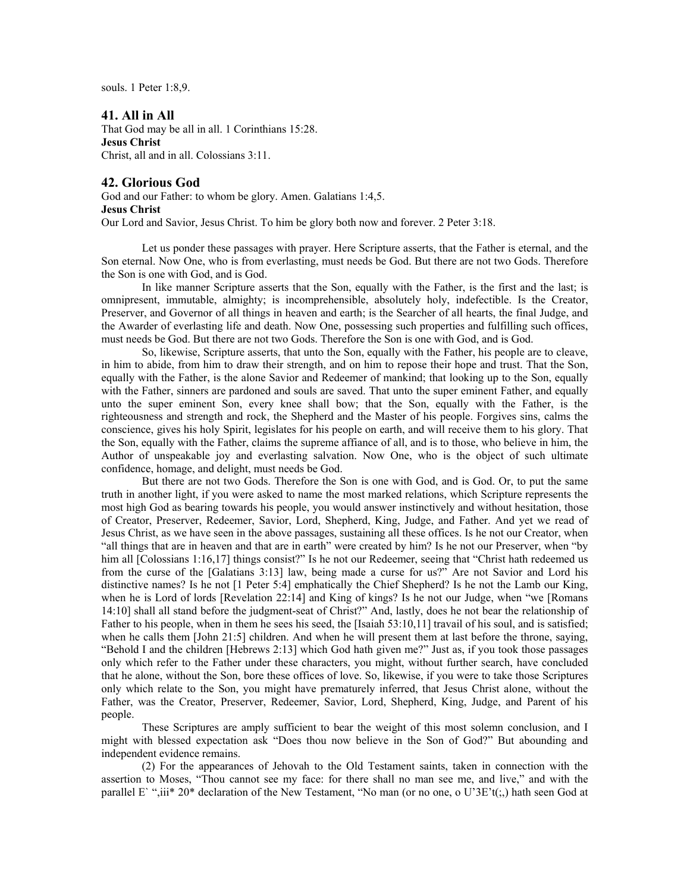souls. 1 Peter 1:8,9.

### 41. All in All

That God may be all in all. 1 Corinthians 15:28.
**Jesus Christ**
Christ, all and in all. Colossians 3:11.

### 42. Glorious God

God and our Father: to whom be glory. Amen. Galatians 1:4,5.
**Jesus Christ**
Our Lord and Savior, Jesus Christ. To him be glory both now and forever. 2 Peter 3:18.

Let us ponder these passages with prayer. Here Scripture asserts, that the Father is eternal, and the Son eternal. Now One, who is from everlasting, must needs be God. But there are not two Gods. Therefore the Son is one with God, and is God.

In like manner Scripture asserts that the Son, equally with the Father, is the first and the last; is omnipresent, immutable, almighty; is incomprehensible, absolutely holy, indefectible. Is the Creator, Preserver, and Governor of all things in heaven and earth; is the Searcher of all hearts, the final Judge, and the Awarder of everlasting life and death. Now One, possessing such properties and fulfilling such offices, must needs be God. But there are not two Gods. Therefore the Son is one with God, and is God.

So, likewise, Scripture asserts, that unto the Son, equally with the Father, his people are to cleave, in him to abide, from him to draw their strength, and on him to repose their hope and trust. That the Son, equally with the Father, is the alone Savior and Redeemer of mankind; that looking up to the Son, equally with the Father, sinners are pardoned and souls are saved. That unto the super eminent Father, and equally unto the super eminent Son, every knee shall bow; that the Son, equally with the Father, is the righteousness and strength and rock, the Shepherd and the Master of his people. Forgives sins, calms the conscience, gives his holy Spirit, legislates for his people on earth, and will receive them to his glory. That the Son, equally with the Father, claims the supreme affiance of all, and is to those, who believe in him, the Author of unspeakable joy and everlasting salvation. Now One, who is the object of such ultimate confidence, homage, and delight, must needs be God.

But there are not two Gods. Therefore the Son is one with God, and is God. Or, to put the same truth in another light, if you were asked to name the most marked relations, which Scripture represents the most high God as bearing towards his people, you would answer instinctively and without hesitation, those of Creator, Preserver, Redeemer, Savior, Lord, Shepherd, King, Judge, and Father. And yet we read of Jesus Christ, as we have seen in the above passages, sustaining all these offices. Is he not our Creator, when "all things that are in heaven and that are in earth" were created by him? Is he not our Preserver, when "by him all [Colossians 1:16,17] things consist?" Is he not our Redeemer, seeing that "Christ hath redeemed us from the curse of the [Galatians 3:13] law, being made a curse for us?" Are not Savior and Lord his distinctive names? Is he not [1 Peter 5:4] emphatically the Chief Shepherd? Is he not the Lamb our King, when he is Lord of lords [Revelation 22:14] and King of kings? Is he not our Judge, when "we [Romans 14:10] shall all stand before the judgment-seat of Christ?" And, lastly, does he not bear the relationship of Father to his people, when in them he sees his seed, the [Isaiah 53:10,11] travail of his soul, and is satisfied; when he calls them [John 21:5] children. And when he will present them at last before the throne, saying, "Behold I and the children [Hebrews 2:13] which God hath given me?" Just as, if you took those passages only which refer to the Father under these characters, you might, without further search, have concluded that he alone, without the Son, bore these offices of love. So, likewise, if you were to take those Scriptures only which relate to the Son, you might have prematurely inferred, that Jesus Christ alone, without the Father, was the Creator, Preserver, Redeemer, Savior, Lord, Shepherd, King, Judge, and Parent of his people.

These Scriptures are amply sufficient to bear the weight of this most solemn conclusion, and I might with blessed expectation ask "Does thou now believe in the Son of God?" But abounding and independent evidence remains.

(2) For the appearances of Jehovah to the Old Testament saints, taken in connection with the assertion to Moses, "Thou cannot see my face: for there shall no man see me, and live," and with the parallel E` ",iii* 20* declaration of the New Testament, "No man (or no one, o U'3E't(;,) hath seen God at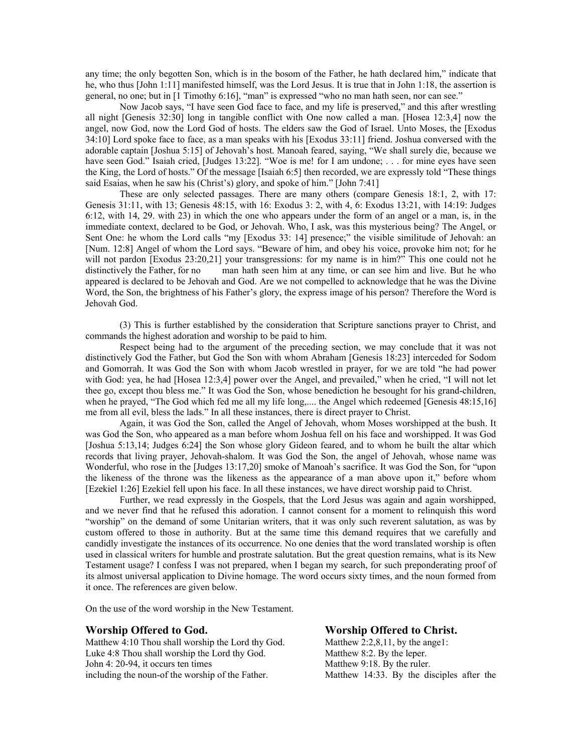any time; the only begotten Son, which is in the bosom of the Father, he hath declared him," indicate that he, who thus [John 1:11] manifested himself, was the Lord Jesus. It is true that in John 1:18, the assertion is general, no one; but in [1 Timothy 6:16], "man" is expressed "who no man hath seen, nor can see."

Now Jacob says, "I have seen God face to face, and my life is preserved," and this after wrestling all night [Genesis 32:30] long in tangible conflict with One now called a man. [Hosea 12:3,4] now the angel, now God, now the Lord God of hosts. The elders saw the God of Israel. Unto Moses, the [Exodus 34:10] Lord spoke face to face, as a man speaks with his [Exodus 33:11] friend. Joshua conversed with the adorable captain [Joshua 5:15] of Jehovah's host. Manoah feared, saying, "We shall surely die, because we have seen God." Isaiah cried, [Judges 13:22]. "Woe is me! for I am undone; . . . for mine eyes have seen the King, the Lord of hosts." Of the message [Isaiah 6:5] then recorded, we are expressly told "These things said Esaias, when he saw his (Christ's) glory, and spoke of him." [John 7:41]

These are only selected passages. There are many others (compare Genesis 18:1, 2, with 17: Genesis 31:11, with 13; Genesis 48:15, with 16: Exodus 3: 2, with 4, 6: Exodus 13:21, with 14:19: Judges 6:12, with 14, 29. with 23) in which the one who appears under the form of an angel or a man, is, in the immediate context, declared to be God, or Jehovah. Who, I ask, was this mysterious being? The Angel, or Sent One: he whom the Lord calls "my [Exodus 33: 14] presence;" the visible similitude of Jehovah: an [Num. 12:8] Angel of whom the Lord says. "Beware of him, and obey his voice, provoke him not; for he will not pardon [Exodus 23:20,21] your transgressions: for my name is in him?" This one could not he distinctively the Father, for no man hath seen him at any time, or can see him and live. But he who appeared is declared to be Jehovah and God. Are we not compelled to acknowledge that he was the Divine Word, the Son, the brightness of his Father's glory, the express image of his person? Therefore the Word is Jehovah God.

(3) This is further established by the consideration that Scripture sanctions prayer to Christ, and commands the highest adoration and worship to be paid to him.

Respect being had to the argument of the preceding section, we may conclude that it was not distinctively God the Father, but God the Son with whom Abraham [Genesis 18:23] interceded for Sodom and Gomorrah. It was God the Son with whom Jacob wrestled in prayer, for we are told "he had power with God: yea, he had [Hosea 12:3,4] power over the Angel, and prevailed," when he cried, "I will not let thee go, except thou bless me." It was God the Son, whose benediction he besought for his grand-children, when he prayed, "The God which fed me all my life long,.... the Angel which redeemed [Genesis 48:15,16] me from all evil, bless the lads." In all these instances, there is direct prayer to Christ.

Again, it was God the Son, called the Angel of Jehovah, whom Moses worshipped at the bush. It was God the Son, who appeared as a man before whom Joshua fell on his face and worshipped. It was God [Joshua 5:13,14; Judges 6:24] the Son whose glory Gideon feared, and to whom he built the altar which records that living prayer, Jehovah-shalom. It was God the Son, the angel of Jehovah, whose name was Wonderful, who rose in the [Judges 13:17,20] smoke of Manoah's sacrifice. It was God the Son, for "upon the likeness of the throne was the likeness as the appearance of a man above upon it," before whom [Ezekiel 1:26] Ezekiel fell upon his face. In all these instances, we have direct worship paid to Christ.

Further, we read expressly in the Gospels, that the Lord Jesus was again and again worshipped, and we never find that he refused this adoration. I cannot consent for a moment to relinquish this word "worship" on the demand of some Unitarian writers, that it was only such reverent salutation, as was by custom offered to those in authority. But at the same time this demand requires that we carefully and candidly investigate the instances of its occurrence. No one denies that the word translated worship is often used in classical writers for humble and prostrate salutation. But the great question remains, what is its New Testament usage? I confess I was not prepared, when I began my search, for such preponderating proof of its almost universal application to Divine homage. The word occurs sixty times, and the noun formed from it once. The references are given below.

On the use of the word worship in the New Testament.

### Worship Offered to God.

Matthew 4:10 Thou shall worship the Lord thy God.
Luke 4:8 Thou shall worship the Lord thy God.
John 4: 20-94, it occurs ten times including the noun-of the worship of the Father.

### Worship Offered to Christ.

Matthew 2:2,8,11, by the ange1:
Matthew 8:2. By the leper.
Matthew 9:18. By the ruler.
Matthew 14:33. By the disciples after the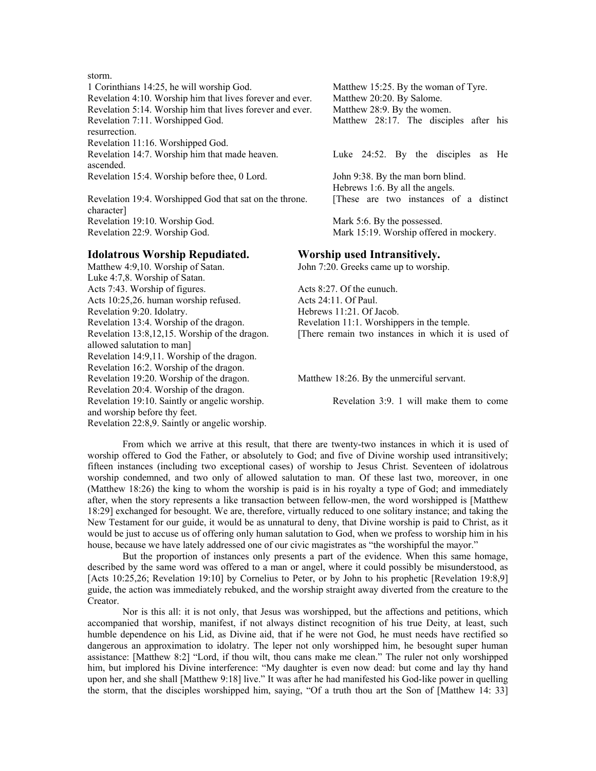storm.

1 Corinthians 14:25, he will worship God.
Revelation 4:10. Worship him that lives forever and ever.
Revelation 5:14. Worship him that lives forever and ever.
Revelation 7:11. Worshipped God.
Revelation 11:16. Worshipped God.
Revelation 14:7. Worship him that made heaven.
Revelation 15:4. Worship before thee, 0 Lord.
Revelation 19:4. Worshipped God that sat on the throne.
Revelation 19:10. Worship God.
Revelation 22:9. Worship God.

Matthew 15:25. By the woman of Tyre.
Matthew 20:20. By Salome.
Matthew 28:9. By the women.
Matthew 28:17. The disciples after his resurrection.
Luke 24:52. By the disciples as He ascended.
John 9:38. By the man born blind.
Hebrews 1:6. By all the angels.
[These are two instances of a distinct character]
Mark 5:6. By the possessed.
Mark 15:19. Worship offered in mockery.

### Idolatrous Worship Repudiated.

Matthew 4:9,10. Worship of Satan.
Luke 4:7,8. Worship of Satan.
Acts 7:43. Worship of figures.
Acts 10:25,26. human worship refused.
Revelation 9:20. Idolatry.
Revelation 13:4. Worship of the dragon.
Revelation 13:8,12,15. Worship of the dragon.
Revelation 14:9,11. Worship of the dragon.
Revelation 16:2. Worship of the dragon.
Revelation 19:20. Worship of the dragon.
Revelation 20:4. Worship of the dragon.
Revelation 19:10. Saintly or angelic worship.
Revelation 22:8,9. Saintly or angelic worship.

### Worship used Intransitively.

John 7:20. Greeks came up to worship.
Acts 8:27. Of the eunuch.
Acts 24:11. Of Paul.
Hebrews 11:21. Of Jacob.
Revelation 11:1. Worshippers in the temple.
[There remain two instances in which it is used of allowed salutation to man]
Matthew 18:26. By the unmerciful servant.
Revelation 3:9. 1 will make them to come and worship before thy feet.

From which we arrive at this result, that there are twenty-two instances in which it is used of worship offered to God the Father, or absolutely to God; and five of Divine worship used intransitively; fifteen instances (including two exceptional cases) of worship to Jesus Christ. Seventeen of idolatrous worship condemned, and two only of allowed salutation to man. Of these last two, moreover, in one (Matthew 18:26) the king to whom the worship is paid is in his royalty a type of God; and immediately after, when the story represents a like transaction between fellow-men, the word worshipped is [Matthew 18:29] exchanged for besought. We are, therefore, virtually reduced to one solitary instance; and taking the New Testament for our guide, it would be as unnatural to deny, that Divine worship is paid to Christ, as it would be just to accuse us of offering only human salutation to God, when we profess to worship him in his house, because we have lately addressed one of our civic magistrates as "the worshipful the mayor."

But the proportion of instances only presents a part of the evidence. When this same homage, described by the same word was offered to a man or angel, where it could possibly be misunderstood, as [Acts 10:25,26; Revelation 19:10] by Cornelius to Peter, or by John to his prophetic [Revelation 19:8,9] guide, the action was immediately rebuked, and the worship straight away diverted from the creature to the Creator.

Nor is this all: it is not only, that Jesus was worshipped, but the affections and petitions, which accompanied that worship, manifest, if not always distinct recognition of his true Deity, at least, such humble dependence on his Lid, as Divine aid, that if he were not God, he must needs have rectified so dangerous an approximation to idolatry. The leper not only worshipped him, he besought super human assistance: [Matthew 8:2] "Lord, if thou wilt, thou cans make me clean." The ruler not only worshipped him, but implored his Divine interference: "My daughter is even now dead: but come and lay thy hand upon her, and she shall [Matthew 9:18] live." It was after he had manifested his God-like power in quelling the storm, that the disciples worshipped him, saying, "Of a truth thou art the Son of [Matthew 14: 33]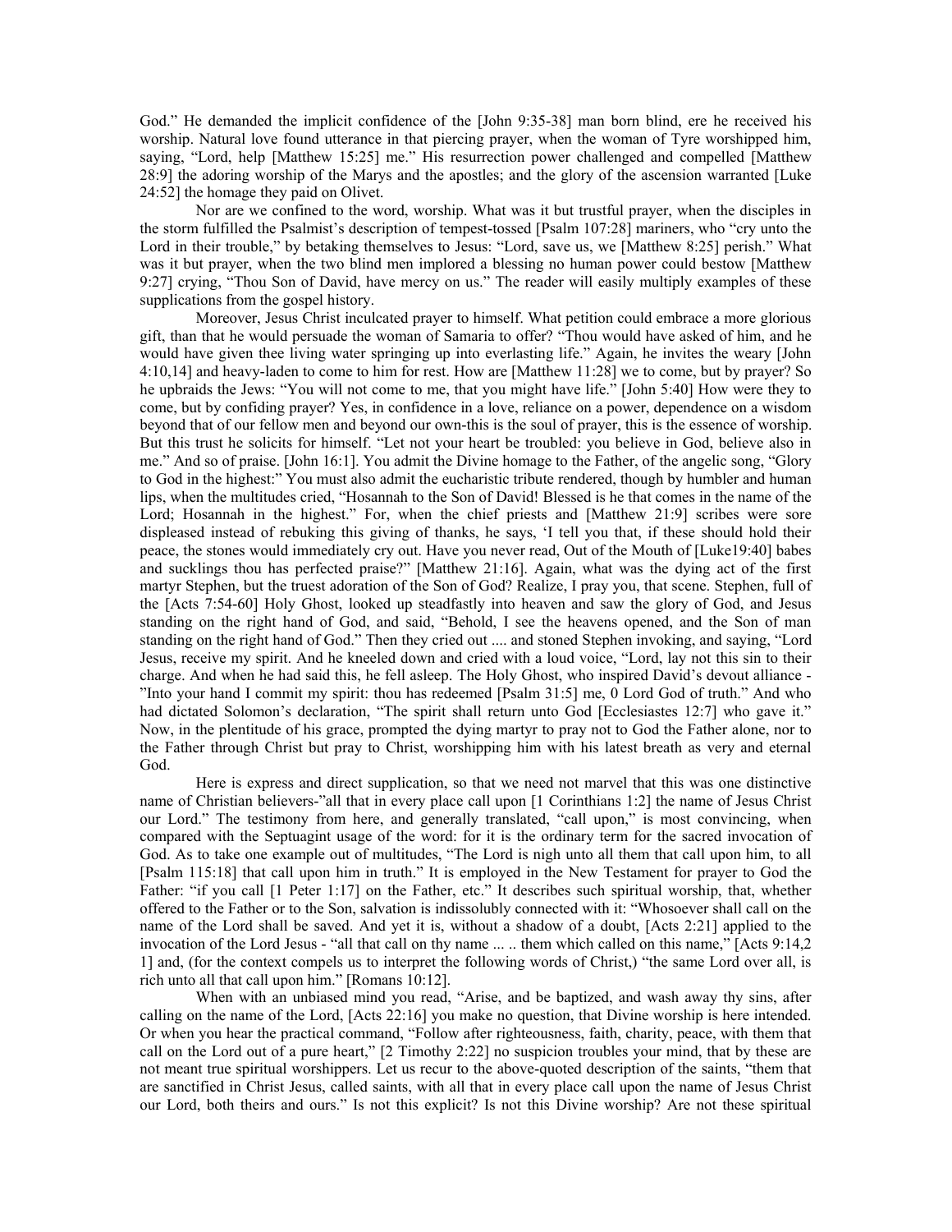God." He demanded the implicit confidence of the [John 9:35-38] man born blind, ere he received his worship. Natural love found utterance in that piercing prayer, when the woman of Tyre worshipped him, saying, "Lord, help [Matthew 15:25] me." His resurrection power challenged and compelled [Matthew 28:9] the adoring worship of the Marys and the apostles; and the glory of the ascension warranted [Luke 24:52] the homage they paid on Olivet.

Nor are we confined to the word, worship. What was it but trustful prayer, when the disciples in the storm fulfilled the Psalmist's description of tempest-tossed [Psalm 107:28] mariners, who "cry unto the Lord in their trouble," by betaking themselves to Jesus: "Lord, save us, we [Matthew 8:25] perish." What was it but prayer, when the two blind men implored a blessing no human power could bestow [Matthew 9:27] crying, "Thou Son of David, have mercy on us." The reader will easily multiply examples of these supplications from the gospel history.

Moreover, Jesus Christ inculcated prayer to himself. What petition could embrace a more glorious gift, than that he would persuade the woman of Samaria to offer? "Thou would have asked of him, and he would have given thee living water springing up into everlasting life." Again, he invites the weary [John 4:10,14] and heavy-laden to come to him for rest. How are [Matthew 11:28] we to come, but by prayer? So he upbraids the Jews: "You will not come to me, that you might have life." [John 5:40] How were they to come, but by confiding prayer? Yes, in confidence in a love, reliance on a power, dependence on a wisdom beyond that of our fellow men and beyond our own-this is the soul of prayer, this is the essence of worship. But this trust he solicits for himself. "Let not your heart be troubled: you believe in God, believe also in me." And so of praise. [John 16:1]. You admit the Divine homage to the Father, of the angelic song, "Glory to God in the highest:" You must also admit the eucharistic tribute rendered, though by humbler and human lips, when the multitudes cried, "Hosannah to the Son of David! Blessed is he that comes in the name of the Lord; Hosannah in the highest." For, when the chief priests and [Matthew 21:9] scribes were sore displeased instead of rebuking this giving of thanks, he says, 'I tell you that, if these should hold their peace, the stones would immediately cry out. Have you never read, Out of the Mouth of [Luke19:40] babes and sucklings thou has perfected praise?" [Matthew 21:16]. Again, what was the dying act of the first martyr Stephen, but the truest adoration of the Son of God? Realize, I pray you, that scene. Stephen, full of the [Acts 7:54-60] Holy Ghost, looked up steadfastly into heaven and saw the glory of God, and Jesus standing on the right hand of God, and said, "Behold, I see the heavens opened, and the Son of man standing on the right hand of God." Then they cried out .... and stoned Stephen invoking, and saying, "Lord Jesus, receive my spirit. And he kneeled down and cried with a loud voice, "Lord, lay not this sin to their charge. And when he had said this, he fell asleep. The Holy Ghost, who inspired David's devout alliance - "Into your hand I commit my spirit: thou has redeemed [Psalm 31:5] me, 0 Lord God of truth." And who had dictated Solomon's declaration, "The spirit shall return unto God [Ecclesiastes 12:7] who gave it." Now, in the plentitude of his grace, prompted the dying martyr to pray not to God the Father alone, nor to the Father through Christ but pray to Christ, worshipping him with his latest breath as very and eternal God.

Here is express and direct supplication, so that we need not marvel that this was one distinctive name of Christian believers-"all that in every place call upon [1 Corinthians 1:2] the name of Jesus Christ our Lord." The testimony from here, and generally translated, "call upon," is most convincing, when compared with the Septuagint usage of the word: for it is the ordinary term for the sacred invocation of God. As to take one example out of multitudes, "The Lord is nigh unto all them that call upon him, to all [Psalm 115:18] that call upon him in truth." It is employed in the New Testament for prayer to God the Father: "if you call [1 Peter 1:17] on the Father, etc." It describes such spiritual worship, that, whether offered to the Father or to the Son, salvation is indissolubly connected with it: "Whosoever shall call on the name of the Lord shall be saved. And yet it is, without a shadow of a doubt, [Acts 2:21] applied to the invocation of the Lord Jesus - "all that call on thy name ... .. them which called on this name," [Acts 9:14,2 1] and, (for the context compels us to interpret the following words of Christ,) "the same Lord over all, is rich unto all that call upon him." [Romans 10:12].

When with an unbiased mind you read, "Arise, and be baptized, and wash away thy sins, after calling on the name of the Lord, [Acts 22:16] you make no question, that Divine worship is here intended. Or when you hear the practical command, "Follow after righteousness, faith, charity, peace, with them that call on the Lord out of a pure heart," [2 Timothy 2:22] no suspicion troubles your mind, that by these are not meant true spiritual worshippers. Let us recur to the above-quoted description of the saints, "them that are sanctified in Christ Jesus, called saints, with all that in every place call upon the name of Jesus Christ our Lord, both theirs and ours." Is not this explicit? Is not this Divine worship? Are not these spiritual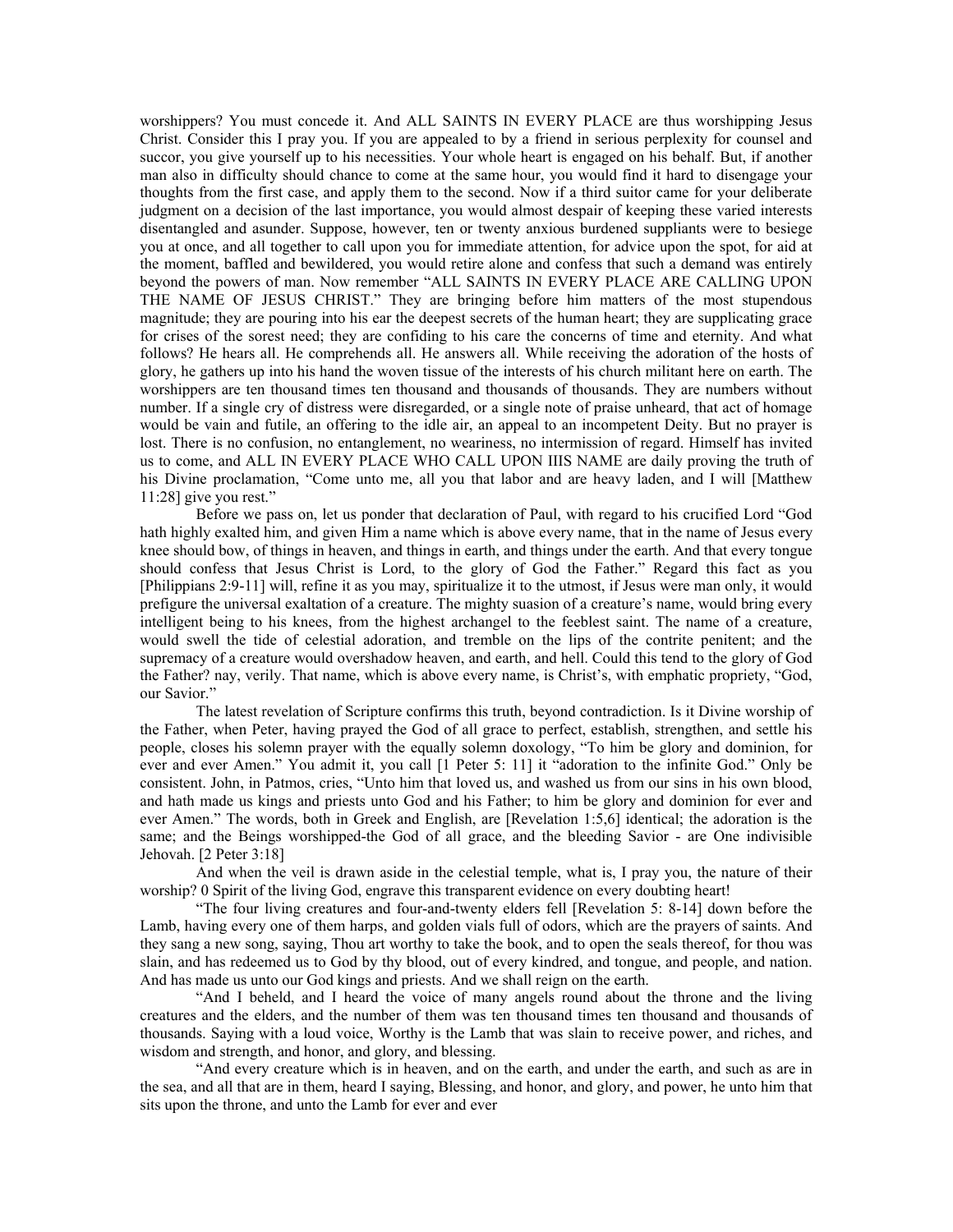worshippers? You must concede it. And ALL SAINTS IN EVERY PLACE are thus worshipping Jesus Christ. Consider this I pray you. If you are appealed to by a friend in serious perplexity for counsel and succor, you give yourself up to his necessities. Your whole heart is engaged on his behalf. But, if another man also in difficulty should chance to come at the same hour, you would find it hard to disengage your thoughts from the first case, and apply them to the second. Now if a third suitor came for your deliberate judgment on a decision of the last importance, you would almost despair of keeping these varied interests disentangled and asunder. Suppose, however, ten or twenty anxious burdened suppliants were to besiege you at once, and all together to call upon you for immediate attention, for advice upon the spot, for aid at the moment, baffled and bewildered, you would retire alone and confess that such a demand was entirely beyond the powers of man. Now remember "ALL SAINTS IN EVERY PLACE ARE CALLING UPON THE NAME OF JESUS CHRIST." They are bringing before him matters of the most stupendous magnitude; they are pouring into his ear the deepest secrets of the human heart; they are supplicating grace for crises of the sorest need; they are confiding to his care the concerns of time and eternity. And what follows? He hears all. He comprehends all. He answers all. While receiving the adoration of the hosts of glory, he gathers up into his hand the woven tissue of the interests of his church militant here on earth. The worshippers are ten thousand times ten thousand and thousands of thousands. They are numbers without number. If a single cry of distress were disregarded, or a single note of praise unheard, that act of homage would be vain and futile, an offering to the idle air, an appeal to an incompetent Deity. But no prayer is lost. There is no confusion, no entanglement, no weariness, no intermission of regard. Himself has invited us to come, and ALL IN EVERY PLACE WHO CALL UPON IIIS NAME are daily proving the truth of his Divine proclamation, "Come unto me, all you that labor and are heavy laden, and I will [Matthew 11:28] give you rest."

Before we pass on, let us ponder that declaration of Paul, with regard to his crucified Lord "God hath highly exalted him, and given Him a name which is above every name, that in the name of Jesus every knee should bow, of things in heaven, and things in earth, and things under the earth. And that every tongue should confess that Jesus Christ is Lord, to the glory of God the Father." Regard this fact as you [Philippians 2:9-11] will, refine it as you may, spiritualize it to the utmost, if Jesus were man only, it would prefigure the universal exaltation of a creature. The mighty suasion of a creature's name, would bring every intelligent being to his knees, from the highest archangel to the feeblest saint. The name of a creature, would swell the tide of celestial adoration, and tremble on the lips of the contrite penitent; and the supremacy of a creature would overshadow heaven, and earth, and hell. Could this tend to the glory of God the Father? nay, verily. That name, which is above every name, is Christ's, with emphatic propriety, "God, our Savior."

The latest revelation of Scripture confirms this truth, beyond contradiction. Is it Divine worship of the Father, when Peter, having prayed the God of all grace to perfect, establish, strengthen, and settle his people, closes his solemn prayer with the equally solemn doxology, "To him be glory and dominion, for ever and ever Amen." You admit it, you call [1 Peter 5: 11] it "adoration to the infinite God." Only be consistent. John, in Patmos, cries, "Unto him that loved us, and washed us from our sins in his own blood, and hath made us kings and priests unto God and his Father; to him be glory and dominion for ever and ever Amen." The words, both in Greek and English, are [Revelation 1:5,6] identical; the adoration is the same; and the Beings worshipped-the God of all grace, and the bleeding Savior - are One indivisible Jehovah. [2 Peter 3:18]

And when the veil is drawn aside in the celestial temple, what is, I pray you, the nature of their worship? 0 Spirit of the living God, engrave this transparent evidence on every doubting heart!

"The four living creatures and four-and-twenty elders fell [Revelation 5: 8-14] down before the Lamb, having every one of them harps, and golden vials full of odors, which are the prayers of saints. And they sang a new song, saying, Thou art worthy to take the book, and to open the seals thereof, for thou was slain, and has redeemed us to God by thy blood, out of every kindred, and tongue, and people, and nation. And has made us unto our God kings and priests. And we shall reign on the earth.

"And I beheld, and I heard the voice of many angels round about the throne and the living creatures and the elders, and the number of them was ten thousand times ten thousand and thousands of thousands. Saying with a loud voice, Worthy is the Lamb that was slain to receive power, and riches, and wisdom and strength, and honor, and glory, and blessing.

"And every creature which is in heaven, and on the earth, and under the earth, and such as are in the sea, and all that are in them, heard I saying, Blessing, and honor, and glory, and power, he unto him that sits upon the throne, and unto the Lamb for ever and ever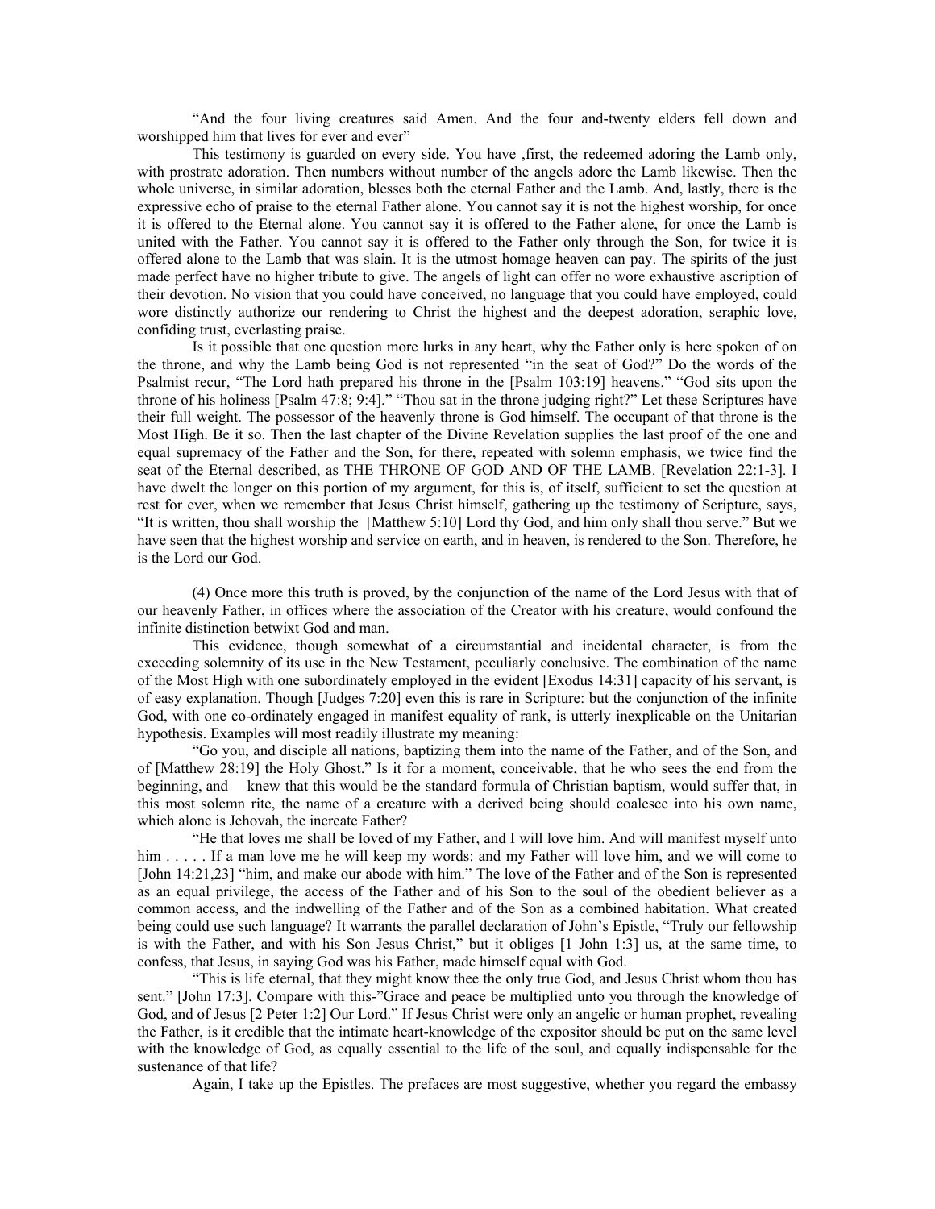"And the four living creatures said Amen. And the four and-twenty elders fell down and worshipped him that lives for ever and ever"

This testimony is guarded on every side. You have ,first, the redeemed adoring the Lamb only, with prostrate adoration. Then numbers without number of the angels adore the Lamb likewise. Then the whole universe, in similar adoration, blesses both the eternal Father and the Lamb. And, lastly, there is the expressive echo of praise to the eternal Father alone. You cannot say it is not the highest worship, for once it is offered to the Eternal alone. You cannot say it is offered to the Father alone, for once the Lamb is united with the Father. You cannot say it is offered to the Father only through the Son, for twice it is offered alone to the Lamb that was slain. It is the utmost homage heaven can pay. The spirits of the just made perfect have no higher tribute to give. The angels of light can offer no wore exhaustive ascription of their devotion. No vision that you could have conceived, no language that you could have employed, could wore distinctly authorize our rendering to Christ the highest and the deepest adoration, seraphic love, confiding trust, everlasting praise.

Is it possible that one question more lurks in any heart, why the Father only is here spoken of on the throne, and why the Lamb being God is not represented "in the seat of God?" Do the words of the Psalmist recur, "The Lord hath prepared his throne in the [Psalm 103:19] heavens." "God sits upon the throne of his holiness [Psalm 47:8; 9:4]." "Thou sat in the throne judging right?" Let these Scriptures have their full weight. The possessor of the heavenly throne is God himself. The occupant of that throne is the Most High. Be it so. Then the last chapter of the Divine Revelation supplies the last proof of the one and equal supremacy of the Father and the Son, for there, repeated with solemn emphasis, we twice find the seat of the Eternal described, as THE THRONE OF GOD AND OF THE LAMB. [Revelation 22:1-3]. I have dwelt the longer on this portion of my argument, for this is, of itself, sufficient to set the question at rest for ever, when we remember that Jesus Christ himself, gathering up the testimony of Scripture, says, "It is written, thou shall worship the [Matthew 5:10] Lord thy God, and him only shall thou serve." But we have seen that the highest worship and service on earth, and in heaven, is rendered to the Son. Therefore, he is the Lord our God.

(4) Once more this truth is proved, by the conjunction of the name of the Lord Jesus with that of our heavenly Father, in offices where the association of the Creator with his creature, would confound the infinite distinction betwixt God and man.

This evidence, though somewhat of a circumstantial and incidental character, is from the exceeding solemnity of its use in the New Testament, peculiarly conclusive. The combination of the name of the Most High with one subordinately employed in the evident [Exodus 14:31] capacity of his servant, is of easy explanation. Though [Judges 7:20] even this is rare in Scripture: but the conjunction of the infinite God, with one co-ordinately engaged in manifest equality of rank, is utterly inexplicable on the Unitarian hypothesis. Examples will most readily illustrate my meaning:

"Go you, and disciple all nations, baptizing them into the name of the Father, and of the Son, and of [Matthew 28:19] the Holy Ghost." Is it for a moment, conceivable, that he who sees the end from the beginning, and knew that this would be the standard formula of Christian baptism, would suffer that, in this most solemn rite, the name of a creature with a derived being should coalesce into his own name, which alone is Jehovah, the increate Father?

"He that loves me shall be loved of my Father, and I will love him. And will manifest myself unto him . . . . . If a man love me he will keep my words: and my Father will love him, and we will come to [John 14:21,23] "him, and make our abode with him." The love of the Father and of the Son is represented as an equal privilege, the access of the Father and of his Son to the soul of the obedient believer as a common access, and the indwelling of the Father and of the Son as a combined habitation. What created being could use such language? It warrants the parallel declaration of John's Epistle, "Truly our fellowship is with the Father, and with his Son Jesus Christ," but it obliges [1 John 1:3] us, at the same time, to confess, that Jesus, in saying God was his Father, made himself equal with God.

"This is life eternal, that they might know thee the only true God, and Jesus Christ whom thou has sent." [John 17:3]. Compare with this-"Grace and peace be multiplied unto you through the knowledge of God, and of Jesus [2 Peter 1:2] Our Lord." If Jesus Christ were only an angelic or human prophet, revealing the Father, is it credible that the intimate heart-knowledge of the expositor should be put on the same level with the knowledge of God, as equally essential to the life of the soul, and equally indispensable for the sustenance of that life?

Again, I take up the Epistles. The prefaces are most suggestive, whether you regard the embassy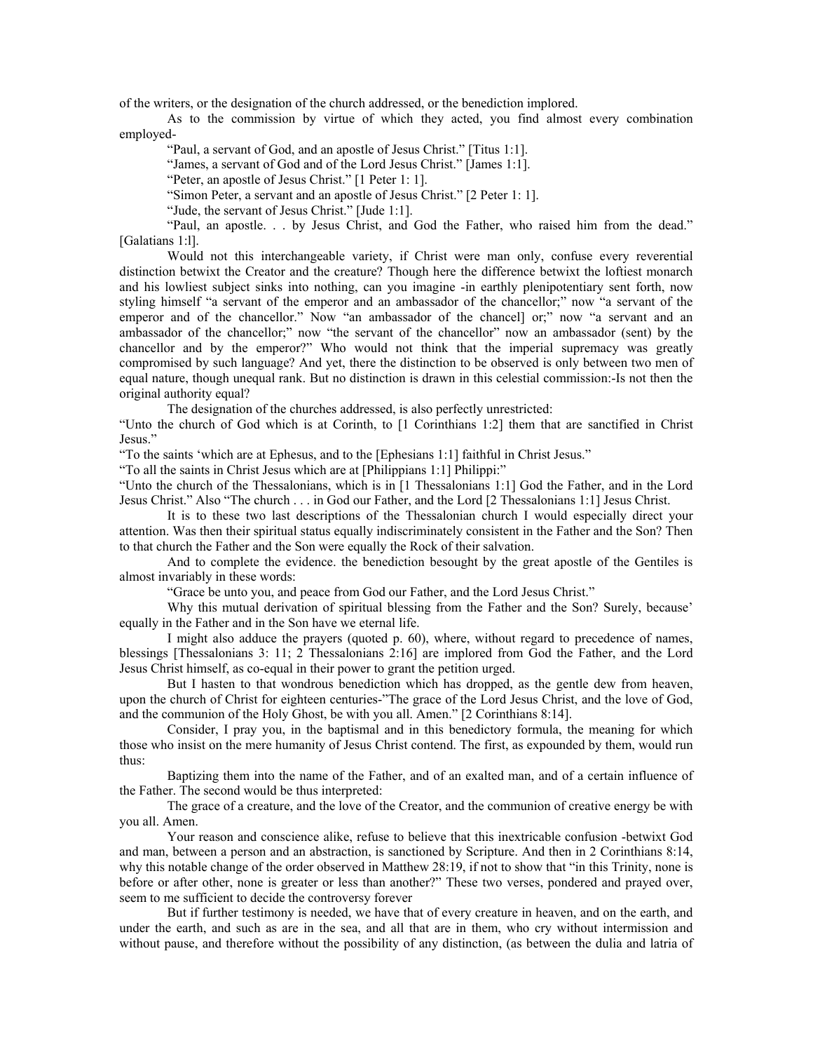of the writers, or the designation of the church addressed, or the benediction implored.

As to the commission by virtue of which they acted, you find almost every combination employed-

"Paul, a servant of God, and an apostle of Jesus Christ." [Titus 1:1].

"James, a servant of God and of the Lord Jesus Christ." [James 1:1].

"Peter, an apostle of Jesus Christ." [1 Peter 1: 1].

"Simon Peter, a servant and an apostle of Jesus Christ." [2 Peter 1: 1].

"Jude, the servant of Jesus Christ." [Jude 1:1].

"Paul, an apostle. . . by Jesus Christ, and God the Father, who raised him from the dead." [Galatians 1:l].

Would not this interchangeable variety, if Christ were man only, confuse every reverential distinction betwixt the Creator and the creature? Though here the difference betwixt the loftiest monarch and his lowliest subject sinks into nothing, can you imagine -in earthly plenipotentiary sent forth, now styling himself "a servant of the emperor and an ambassador of the chancellor;" now "a servant of the emperor and of the chancellor." Now "an ambassador of the chancel] or;" now "a servant and an ambassador of the chancellor;" now "the servant of the chancellor" now an ambassador (sent) by the chancellor and by the emperor?" Who would not think that the imperial supremacy was greatly compromised by such language? And yet, there the distinction to be observed is only between two men of equal nature, though unequal rank. But no distinction is drawn in this celestial commission:-Is not then the original authority equal?

The designation of the churches addressed, is also perfectly unrestricted:

"Unto the church of God which is at Corinth, to [1 Corinthians 1:2] them that are sanctified in Christ Jesus."

"To the saints 'which are at Ephesus, and to the [Ephesians 1:1] faithful in Christ Jesus."

"To all the saints in Christ Jesus which are at [Philippians 1:1] Philippi:"

"Unto the church of the Thessalonians, which is in [1 Thessalonians 1:1] God the Father, and in the Lord Jesus Christ." Also "The church . . . in God our Father, and the Lord [2 Thessalonians 1:1] Jesus Christ.

It is to these two last descriptions of the Thessalonian church I would especially direct your attention. Was then their spiritual status equally indiscriminately consistent in the Father and the Son? Then to that church the Father and the Son were equally the Rock of their salvation.

And to complete the evidence. the benediction besought by the great apostle of the Gentiles is almost invariably in these words:

"Grace be unto you, and peace from God our Father, and the Lord Jesus Christ."

Why this mutual derivation of spiritual blessing from the Father and the Son? Surely, because' equally in the Father and in the Son have we eternal life.

I might also adduce the prayers (quoted p. 60), where, without regard to precedence of names, blessings [Thessalonians 3: 11; 2 Thessalonians 2:16] are implored from God the Father, and the Lord Jesus Christ himself, as co-equal in their power to grant the petition urged.

But I hasten to that wondrous benediction which has dropped, as the gentle dew from heaven, upon the church of Christ for eighteen centuries-"The grace of the Lord Jesus Christ, and the love of God, and the communion of the Holy Ghost, be with you all. Amen." [2 Corinthians 8:14].

Consider, I pray you, in the baptismal and in this benedictory formula, the meaning for which those who insist on the mere humanity of Jesus Christ contend. The first, as expounded by them, would run thus:

Baptizing them into the name of the Father, and of an exalted man, and of a certain influence of the Father. The second would be thus interpreted:

The grace of a creature, and the love of the Creator, and the communion of creative energy be with you all. Amen.

Your reason and conscience alike, refuse to believe that this inextricable confusion -betwixt God and man, between a person and an abstraction, is sanctioned by Scripture. And then in 2 Corinthians 8:14, why this notable change of the order observed in Matthew 28:19, if not to show that "in this Trinity, none is before or after other, none is greater or less than another?" These two verses, pondered and prayed over, seem to me sufficient to decide the controversy forever

But if further testimony is needed, we have that of every creature in heaven, and on the earth, and under the earth, and such as are in the sea, and all that are in them, who cry without intermission and without pause, and therefore without the possibility of any distinction, (as between the dulia and latria of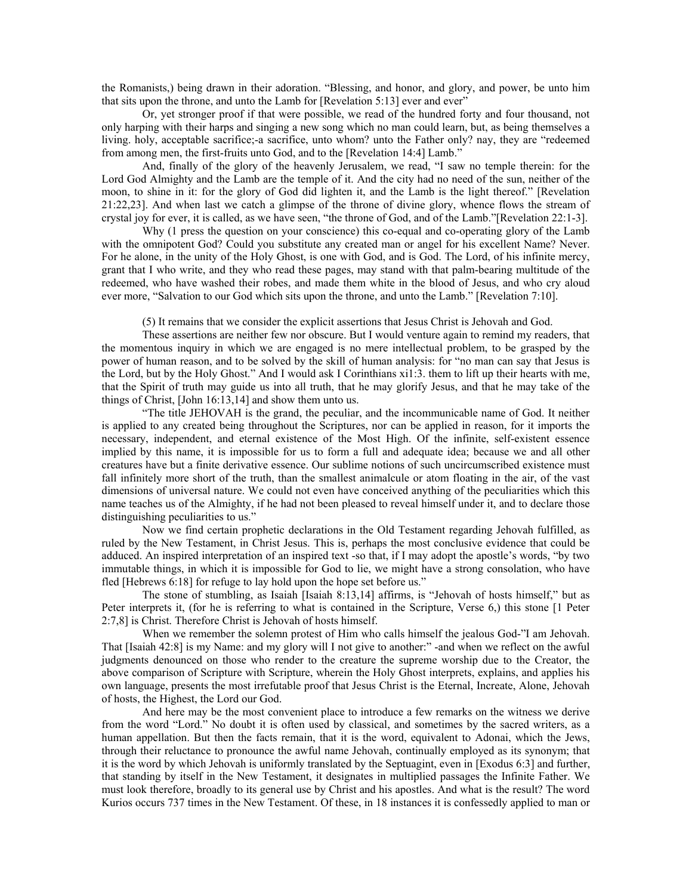the Romanists,) being drawn in their adoration. "Blessing, and honor, and glory, and power, be unto him that sits upon the throne, and unto the Lamb for [Revelation 5:13] ever and ever"

Or, yet stronger proof if that were possible, we read of the hundred forty and four thousand, not only harping with their harps and singing a new song which no man could learn, but, as being themselves a living. holy, acceptable sacrifice;-a sacrifice, unto whom? unto the Father only? nay, they are "redeemed from among men, the first-fruits unto God, and to the [Revelation 14:4] Lamb."

And, finally of the glory of the heavenly Jerusalem, we read, "I saw no temple therein: for the Lord God Almighty and the Lamb are the temple of it. And the city had no need of the sun, neither of the moon, to shine in it: for the glory of God did lighten it, and the Lamb is the light thereof." [Revelation 21:22,23]. And when last we catch a glimpse of the throne of divine glory, whence flows the stream of crystal joy for ever, it is called, as we have seen, "the throne of God, and of the Lamb."[Revelation 22:1-3].

Why (1 press the question on your conscience) this co-equal and co-operating glory of the Lamb with the omnipotent God? Could you substitute any created man or angel for his excellent Name? Never. For he alone, in the unity of the Holy Ghost, is one with God, and is God. The Lord, of his infinite mercy, grant that I who write, and they who read these pages, may stand with that palm-bearing multitude of the redeemed, who have washed their robes, and made them white in the blood of Jesus, and who cry aloud ever more, "Salvation to our God which sits upon the throne, and unto the Lamb." [Revelation 7:10].

(5) It remains that we consider the explicit assertions that Jesus Christ is Jehovah and God.

These assertions are neither few nor obscure. But I would venture again to remind my readers, that the momentous inquiry in which we are engaged is no mere intellectual problem, to be grasped by the power of human reason, and to be solved by the skill of human analysis: for "no man can say that Jesus is the Lord, but by the Holy Ghost." And I would ask I Corinthians xi1:3. them to lift up their hearts with me, that the Spirit of truth may guide us into all truth, that he may glorify Jesus, and that he may take of the things of Christ, [John 16:13,14] and show them unto us.

"The title JEHOVAH is the grand, the peculiar, and the incommunicable name of God. It neither is applied to any created being throughout the Scriptures, nor can be applied in reason, for it imports the necessary, independent, and eternal existence of the Most High. Of the infinite, self-existent essence implied by this name, it is impossible for us to form a full and adequate idea; because we and all other creatures have but a finite derivative essence. Our sublime notions of such uncircumscribed existence must fall infinitely more short of the truth, than the smallest animalcule or atom floating in the air, of the vast dimensions of universal nature. We could not even have conceived anything of the peculiarities which this name teaches us of the Almighty, if he had not been pleased to reveal himself under it, and to declare those distinguishing peculiarities to us."

Now we find certain prophetic declarations in the Old Testament regarding Jehovah fulfilled, as ruled by the New Testament, in Christ Jesus. This is, perhaps the most conclusive evidence that could be adduced. An inspired interpretation of an inspired text -so that, if I may adopt the apostle's words, "by two immutable things, in which it is impossible for God to lie, we might have a strong consolation, who have fled [Hebrews 6:18] for refuge to lay hold upon the hope set before us."

The stone of stumbling, as Isaiah [Isaiah 8:13,14] affirms, is "Jehovah of hosts himself," but as Peter interprets it, (for he is referring to what is contained in the Scripture, Verse 6,) this stone [1 Peter 2:7,8] is Christ. Therefore Christ is Jehovah of hosts himself.

When we remember the solemn protest of Him who calls himself the jealous God-"I am Jehovah. That [Isaiah 42:8] is my Name: and my glory will I not give to another:" -and when we reflect on the awful judgments denounced on those who render to the creature the supreme worship due to the Creator, the above comparison of Scripture with Scripture, wherein the Holy Ghost interprets, explains, and applies his own language, presents the most irrefutable proof that Jesus Christ is the Eternal, Increate, Alone, Jehovah of hosts, the Highest, the Lord our God.

And here may be the most convenient place to introduce a few remarks on the witness we derive from the word "Lord." No doubt it is often used by classical, and sometimes by the sacred writers, as a human appellation. But then the facts remain, that it is the word, equivalent to Adonai, which the Jews, through their reluctance to pronounce the awful name Jehovah, continually employed as its synonym; that it is the word by which Jehovah is uniformly translated by the Septuagint, even in [Exodus 6:3] and further, that standing by itself in the New Testament, it designates in multiplied passages the Infinite Father. We must look therefore, broadly to its general use by Christ and his apostles. And what is the result? The word Kurios occurs 737 times in the New Testament. Of these, in 18 instances it is confessedly applied to man or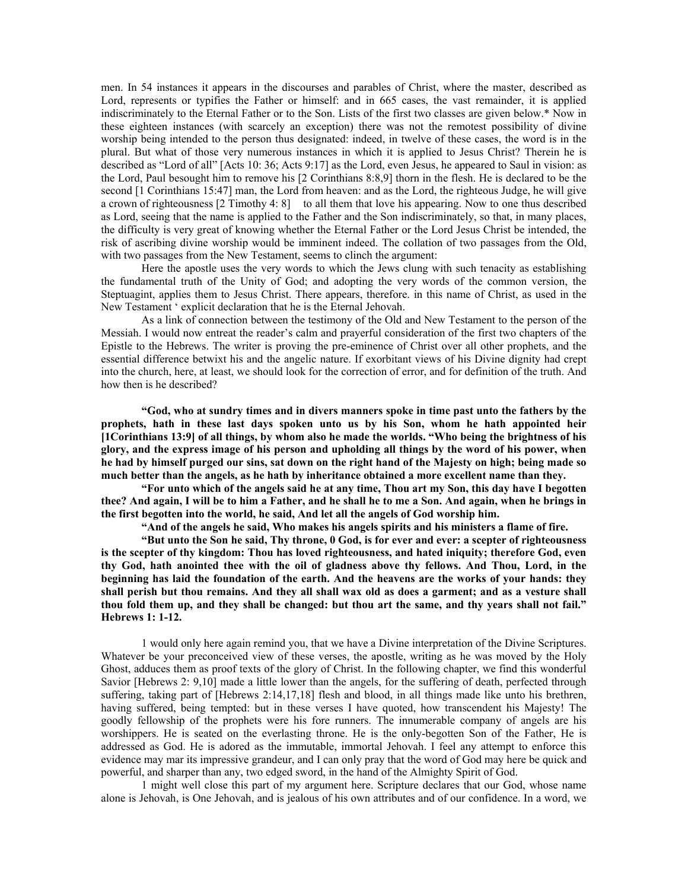men. In 54 instances it appears in the discourses and parables of Christ, where the master, described as Lord, represents or typifies the Father or himself: and in 665 cases, the vast remainder, it is applied indiscriminately to the Eternal Father or to the Son. Lists of the first two classes are given below.* Now in these eighteen instances (with scarcely an exception) there was not the remotest possibility of divine worship being intended to the person thus designated: indeed, in twelve of these cases, the word is in the plural. But what of those very numerous instances in which it is applied to Jesus Christ? Therein he is described as "Lord of all" [Acts 10: 36; Acts 9:17] as the Lord, even Jesus, he appeared to Saul in vision: as the Lord, Paul besought him to remove his [2 Corinthians 8:8,9] thorn in the flesh. He is declared to be the second [1 Corinthians 15:47] man, the Lord from heaven: and as the Lord, the righteous Judge, he will give a crown of righteousness [2 Timothy 4: 8] to all them that love his appearing. Now to one thus described as Lord, seeing that the name is applied to the Father and the Son indiscriminately, so that, in many places, the difficulty is very great of knowing whether the Eternal Father or the Lord Jesus Christ be intended, the risk of ascribing divine worship would be imminent indeed. The collation of two passages from the Old, with two passages from the New Testament, seems to clinch the argument:

Here the apostle uses the very words to which the Jews clung with such tenacity as establishing the fundamental truth of the Unity of God; and adopting the very words of the common version, the Steptuagint, applies them to Jesus Christ. There appears, therefore. in this name of Christ, as used in the New Testament ' explicit declaration that he is the Eternal Jehovah.

As a link of connection between the testimony of the Old and New Testament to the person of the Messiah. I would now entreat the reader's calm and prayerful consideration of the first two chapters of the Epistle to the Hebrews. The writer is proving the pre-eminence of Christ over all other prophets, and the essential difference betwixt his and the angelic nature. If exorbitant views of his Divine dignity had crept into the church, here, at least, we should look for the correction of error, and for definition of the truth. And how then is he described?

**"God, who at sundry times and in divers manners spoke in time past unto the fathers by the prophets, hath in these last days spoken unto us by his Son, whom he hath appointed heir [1Corinthians 13:9] of all things, by whom also he made the worlds. "Who being the brightness of his glory, and the express image of his person and upholding all things by the word of his power, when he had by himself purged our sins, sat down on the right hand of the Majesty on high; being made so much better than the angels, as he hath by inheritance obtained a more excellent name than they.**

**"For unto which of the angels said he at any time, Thou art my Son, this day have I begotten thee? And again, I will be to him a Father, and he shall he to me a Son. And again, when he brings in the first begotten into the world, he said, And let all the angels of God worship him.**

**"And of the angels he said, Who makes his angels spirits and his ministers a flame of fire.**

**"But unto the Son he said, Thy throne, 0 God, is for ever and ever: a scepter of righteousness is the scepter of thy kingdom: Thou has loved righteousness, and hated iniquity; therefore God, even thy God, hath anointed thee with the oil of gladness above thy fellows. And Thou, Lord, in the beginning has laid the foundation of the earth. And the heavens are the works of your hands: they shall perish but thou remains. And they all shall wax old as does a garment; and as a vesture shall thou fold them up, and they shall be changed: but thou art the same, and thy years shall not fail." Hebrews 1: 1-12.**

1 would only here again remind you, that we have a Divine interpretation of the Divine Scriptures. Whatever be your preconceived view of these verses, the apostle, writing as he was moved by the Holy Ghost, adduces them as proof texts of the glory of Christ. In the following chapter, we find this wonderful Savior [Hebrews 2: 9,10] made a little lower than the angels, for the suffering of death, perfected through suffering, taking part of [Hebrews 2:14,17,18] flesh and blood, in all things made like unto his brethren, having suffered, being tempted: but in these verses I have quoted, how transcendent his Majesty! The goodly fellowship of the prophets were his fore runners. The innumerable company of angels are his worshippers. He is seated on the everlasting throne. He is the only-begotten Son of the Father, He is addressed as God. He is adored as the immutable, immortal Jehovah. I feel any attempt to enforce this evidence may mar its impressive grandeur, and I can only pray that the word of God may here be quick and powerful, and sharper than any, two edged sword, in the hand of the Almighty Spirit of God.

1 might well close this part of my argument here. Scripture declares that our God, whose name alone is Jehovah, is One Jehovah, and is jealous of his own attributes and of our confidence. In a word, we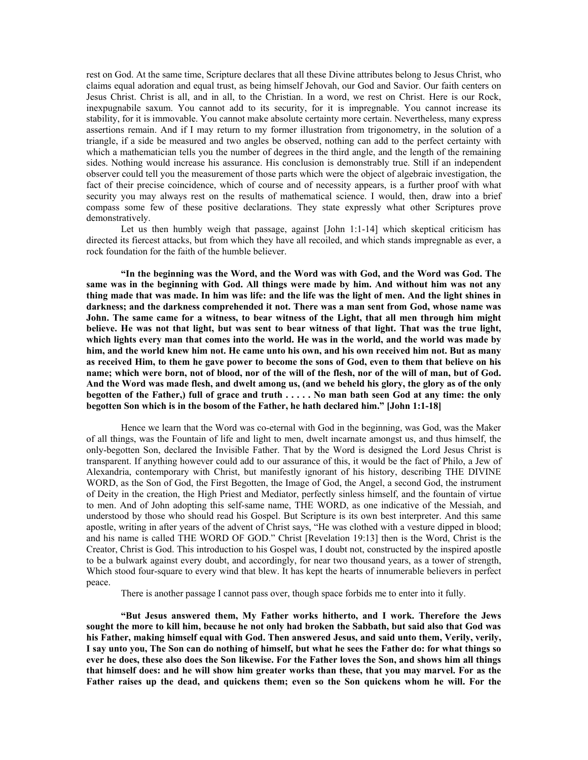rest on God. At the same time, Scripture declares that all these Divine attributes belong to Jesus Christ, who claims equal adoration and equal trust, as being himself Jehovah, our God and Savior. Our faith centers on Jesus Christ. Christ is all, and in all, to the Christian. In a word, we rest on Christ. Here is our Rock, inexpugnabile saxum. You cannot add to its security, for it is impregnable. You cannot increase its stability, for it is immovable. You cannot make absolute certainty more certain. Nevertheless, many express assertions remain. And if I may return to my former illustration from trigonometry, in the solution of a triangle, if a side be measured and two angles be observed, nothing can add to the perfect certainty with which a mathematician tells you the number of degrees in the third angle, and the length of the remaining sides. Nothing would increase his assurance. His conclusion is demonstrably true. Still if an independent observer could tell you the measurement of those parts which were the object of algebraic investigation, the fact of their precise coincidence, which of course and of necessity appears, is a further proof with what security you may always rest on the results of mathematical science. I would, then, draw into a brief compass some few of these positive declarations. They state expressly what other Scriptures prove demonstratively.

Let us then humbly weigh that passage, against [John 1:1-14] which skeptical criticism has directed its fiercest attacks, but from which they have all recoiled, and which stands impregnable as ever, a rock foundation for the faith of the humble believer.

**"In the beginning was the Word, and the Word was with God, and the Word was God. The same was in the beginning with God. All things were made by him. And without him was not any thing made that was made. In him was life: and the life was the light of men. And the light shines in darkness; and the darkness comprehended it not. There was a man sent from God, whose name was John. The same came for a witness, to bear witness of the Light, that all men through him might believe. He was not that light, but was sent to bear witness of that light. That was the true light, which lights every man that comes into the world. He was in the world, and the world was made by him, and the world knew him not. He came unto his own, and his own received him not. But as many as received Him, to them he gave power to become the sons of God, even to them that believe on his name; which were born, not of blood, nor of the will of the flesh, nor of the will of man, but of God. And the Word was made flesh, and dwelt among us, (and we beheld his glory, the glory as of the only begotten of the Father,) full of grace and truth . . . . . No man bath seen God at any time: the only begotten Son which is in the bosom of the Father, he hath declared him." [John 1:1-18]**

Hence we learn that the Word was co-eternal with God in the beginning, was God, was the Maker of all things, was the Fountain of life and light to men, dwelt incarnate amongst us, and thus himself, the only-begotten Son, declared the Invisible Father. That by the Word is designed the Lord Jesus Christ is transparent. If anything however could add to our assurance of this, it would be the fact of Philo, a Jew of Alexandria, contemporary with Christ, but manifestly ignorant of his history, describing THE DIVINE WORD, as the Son of God, the First Begotten, the Image of God, the Angel, a second God, the instrument of Deity in the creation, the High Priest and Mediator, perfectly sinless himself, and the fountain of virtue to men. And of John adopting this self-same name, THE WORD, as one indicative of the Messiah, and understood by those who should read his Gospel. But Scripture is its own best interpreter. And this same apostle, writing in after years of the advent of Christ says, "He was clothed with a vesture dipped in blood; and his name is called THE WORD OF GOD." Christ [Revelation 19:13] then is the Word, Christ is the Creator, Christ is God. This introduction to his Gospel was, I doubt not, constructed by the inspired apostle to be a bulwark against every doubt, and accordingly, for near two thousand years, as a tower of strength, Which stood four-square to every wind that blew. It has kept the hearts of innumerable believers in perfect peace.

There is another passage I cannot pass over, though space forbids me to enter into it fully.

**"But Jesus answered them, My Father works hitherto, and I work. Therefore the Jews sought the more to kill him, because he not only had broken the Sabbath, but said also that God was his Father, making himself equal with God. Then answered Jesus, and said unto them, Verily, verily, I say unto you, The Son can do nothing of himself, but what he sees the Father do: for what things so ever he does, these also does the Son likewise. For the Father loves the Son, and shows him all things that himself does: and he will show him greater works than these, that you may marvel. For as the Father raises up the dead, and quickens them; even so the Son quickens whom he will. For the**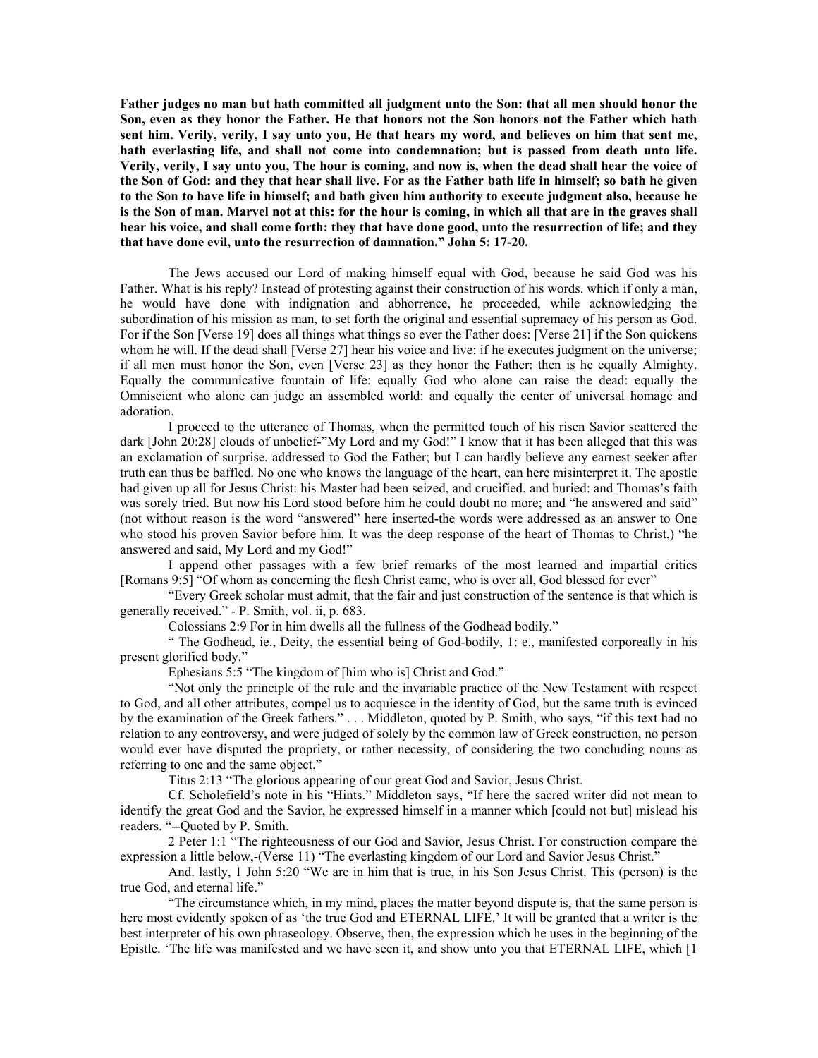**Father judges no man but hath committed all judgment unto the Son: that all men should honor the Son, even as they honor the Father. He that honors not the Son honors not the Father which hath sent him. Verily, verily, I say unto you, He that hears my word, and believes on him that sent me, hath everlasting life, and shall not come into condemnation; but is passed from death unto life. Verily, verily, I say unto you, The hour is coming, and now is, when the dead shall hear the voice of the Son of God: and they that hear shall live. For as the Father bath life in himself; so bath he given to the Son to have life in himself; and bath given him authority to execute judgment also, because he is the Son of man. Marvel not at this: for the hour is coming, in which all that are in the graves shall hear his voice, and shall come forth: they that have done good, unto the resurrection of life; and they that have done evil, unto the resurrection of damnation." John 5: 17-20.**

The Jews accused our Lord of making himself equal with God, because he said God was his Father. What is his reply? Instead of protesting against their construction of his words. which if only a man, he would have done with indignation and abhorrence, he proceeded, while acknowledging the subordination of his mission as man, to set forth the original and essential supremacy of his person as God. For if the Son [Verse 19] does all things what things so ever the Father does: [Verse 21] if the Son quickens whom he will. If the dead shall [Verse 27] hear his voice and live: if he executes judgment on the universe; if all men must honor the Son, even [Verse 23] as they honor the Father: then is he equally Almighty. Equally the communicative fountain of life: equally God who alone can raise the dead: equally the Omniscient who alone can judge an assembled world: and equally the center of universal homage and adoration.

I proceed to the utterance of Thomas, when the permitted touch of his risen Savior scattered the dark [John 20:28] clouds of unbelief-"My Lord and my God!" I know that it has been alleged that this was an exclamation of surprise, addressed to God the Father; but I can hardly believe any earnest seeker after truth can thus be baffled. No one who knows the language of the heart, can here misinterpret it. The apostle had given up all for Jesus Christ: his Master had been seized, and crucified, and buried: and Thomas's faith was sorely tried. But now his Lord stood before him he could doubt no more; and "he answered and said" (not without reason is the word "answered" here inserted-the words were addressed as an answer to One who stood his proven Savior before him. It was the deep response of the heart of Thomas to Christ,) "he answered and said, My Lord and my God!"

I append other passages with a few brief remarks of the most learned and impartial critics [Romans 9:5] "Of whom as concerning the flesh Christ came, who is over all, God blessed for ever"

"Every Greek scholar must admit, that the fair and just construction of the sentence is that which is generally received." - P. Smith, vol. ii, p. 683.

Colossians 2:9 For in him dwells all the fullness of the Godhead bodily."

" The Godhead, ie., Deity, the essential being of God-bodily, 1: e., manifested corporeally in his present glorified body."

Ephesians 5:5 "The kingdom of [him who is] Christ and God."

"Not only the principle of the rule and the invariable practice of the New Testament with respect to God, and all other attributes, compel us to acquiesce in the identity of God, but the same truth is evinced by the examination of the Greek fathers." . . . Middleton, quoted by P. Smith, who says, "if this text had no relation to any controversy, and were judged of solely by the common law of Greek construction, no person would ever have disputed the propriety, or rather necessity, of considering the two concluding nouns as referring to one and the same object."

Titus 2:13 "The glorious appearing of our great God and Savior, Jesus Christ.

Cf. Scholefield's note in his "Hints." Middleton says, "If here the sacred writer did not mean to identify the great God and the Savior, he expressed himself in a manner which [could not but] mislead his readers. "--Quoted by P. Smith.

2 Peter 1:1 "The righteousness of our God and Savior, Jesus Christ. For construction compare the expression a little below,-(Verse 11) "The everlasting kingdom of our Lord and Savior Jesus Christ."

And. lastly, 1 John 5:20 "We are in him that is true, in his Son Jesus Christ. This (person) is the true God, and eternal life."

"The circumstance which, in my mind, places the matter beyond dispute is, that the same person is here most evidently spoken of as 'the true God and ETERNAL LIFE.' It will be granted that a writer is the best interpreter of his own phraseology. Observe, then, the expression which he uses in the beginning of the Epistle. 'The life was manifested and we have seen it, and show unto you that ETERNAL LIFE, which [1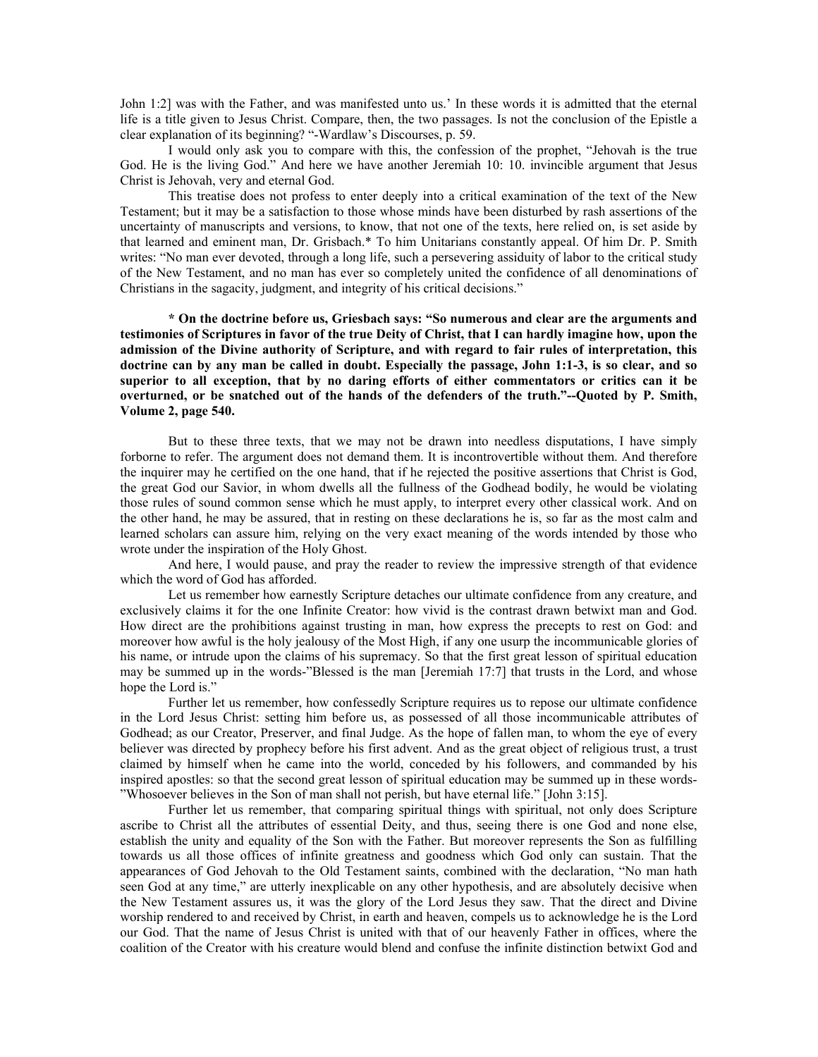John 1:2] was with the Father, and was manifested unto us.' In these words it is admitted that the eternal life is a title given to Jesus Christ. Compare, then, the two passages. Is not the conclusion of the Epistle a clear explanation of its beginning? "-Wardlaw's Discourses, p. 59.

I would only ask you to compare with this, the confession of the prophet, "Jehovah is the true God. He is the living God." And here we have another Jeremiah 10: 10. invincible argument that Jesus Christ is Jehovah, very and eternal God.

This treatise does not profess to enter deeply into a critical examination of the text of the New Testament; but it may be a satisfaction to those whose minds have been disturbed by rash assertions of the uncertainty of manuscripts and versions, to know, that not one of the texts, here relied on, is set aside by that learned and eminent man, Dr. Grisbach.* To him Unitarians constantly appeal. Of him Dr. P. Smith writes: "No man ever devoted, through a long life, such a persevering assiduity of labor to the critical study of the New Testament, and no man has ever so completely united the confidence of all denominations of Christians in the sagacity, judgment, and integrity of his critical decisions."

**\* On the doctrine before us, Griesbach says: "So numerous and clear are the arguments and testimonies of Scriptures in favor of the true Deity of Christ, that I can hardly imagine how, upon the admission of the Divine authority of Scripture, and with regard to fair rules of interpretation, this doctrine can by any man be called in doubt. Especially the passage, John 1:1-3, is so clear, and so superior to all exception, that by no daring efforts of either commentators or critics can it be overturned, or be snatched out of the hands of the defenders of the truth."--Quoted by P. Smith, Volume 2, page 540.**

But to these three texts, that we may not be drawn into needless disputations, I have simply forborne to refer. The argument does not demand them. It is incontrovertible without them. And therefore the inquirer may he certified on the one hand, that if he rejected the positive assertions that Christ is God, the great God our Savior, in whom dwells all the fullness of the Godhead bodily, he would be violating those rules of sound common sense which he must apply, to interpret every other classical work. And on the other hand, he may be assured, that in resting on these declarations he is, so far as the most calm and learned scholars can assure him, relying on the very exact meaning of the words intended by those who wrote under the inspiration of the Holy Ghost.

And here, I would pause, and pray the reader to review the impressive strength of that evidence which the word of God has afforded.

Let us remember how earnestly Scripture detaches our ultimate confidence from any creature, and exclusively claims it for the one Infinite Creator: how vivid is the contrast drawn betwixt man and God. How direct are the prohibitions against trusting in man, how express the precepts to rest on God: and moreover how awful is the holy jealousy of the Most High, if any one usurp the incommunicable glories of his name, or intrude upon the claims of his supremacy. So that the first great lesson of spiritual education may be summed up in the words-"Blessed is the man [Jeremiah 17:7] that trusts in the Lord, and whose hope the Lord is."

Further let us remember, how confessedly Scripture requires us to repose our ultimate confidence in the Lord Jesus Christ: setting him before us, as possessed of all those incommunicable attributes of Godhead; as our Creator, Preserver, and final Judge. As the hope of fallen man, to whom the eye of every believer was directed by prophecy before his first advent. And as the great object of religious trust, a trust claimed by himself when he came into the world, conceded by his followers, and commanded by his inspired apostles: so that the second great lesson of spiritual education may be summed up in these words-"Whosoever believes in the Son of man shall not perish, but have eternal life." [John 3:15].

Further let us remember, that comparing spiritual things with spiritual, not only does Scripture ascribe to Christ all the attributes of essential Deity, and thus, seeing there is one God and none else, establish the unity and equality of the Son with the Father. But moreover represents the Son as fulfilling towards us all those offices of infinite greatness and goodness which God only can sustain. That the appearances of God Jehovah to the Old Testament saints, combined with the declaration, "No man hath seen God at any time," are utterly inexplicable on any other hypothesis, and are absolutely decisive when the New Testament assures us, it was the glory of the Lord Jesus they saw. That the direct and Divine worship rendered to and received by Christ, in earth and heaven, compels us to acknowledge he is the Lord our God. That the name of Jesus Christ is united with that of our heavenly Father in offices, where the coalition of the Creator with his creature would blend and confuse the infinite distinction betwixt God and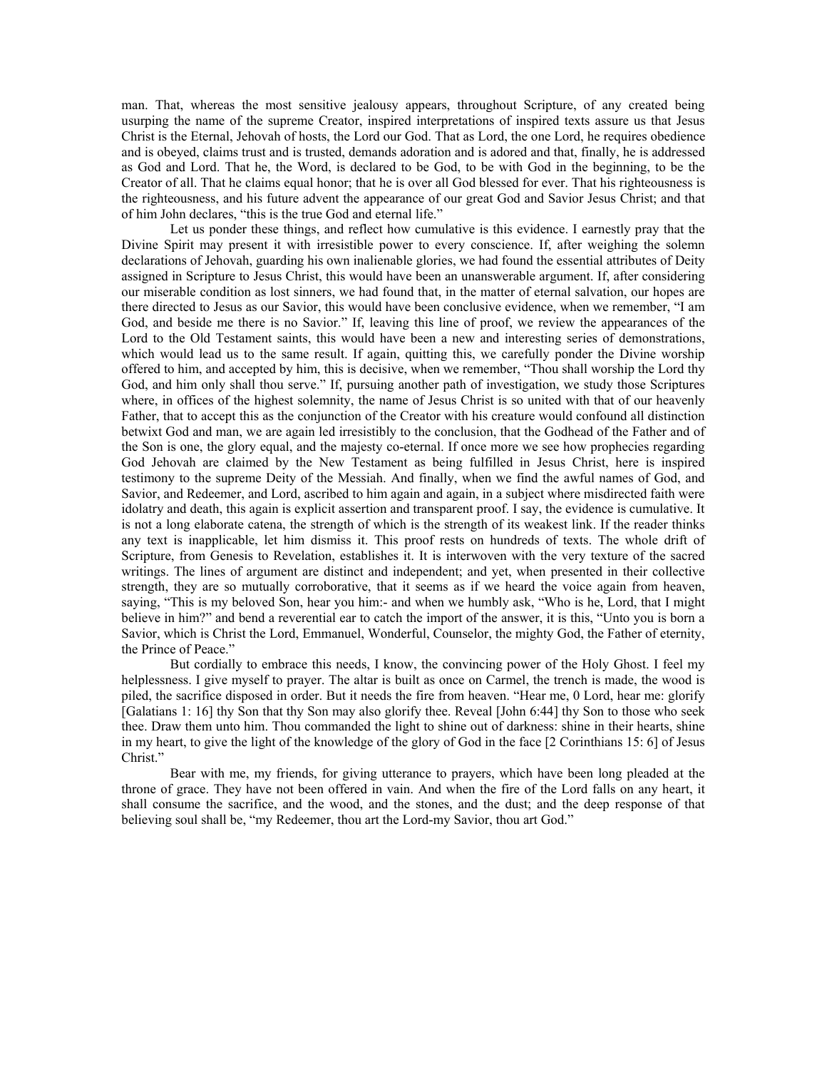man. That, whereas the most sensitive jealousy appears, throughout Scripture, of any created being usurping the name of the supreme Creator, inspired interpretations of inspired texts assure us that Jesus Christ is the Eternal, Jehovah of hosts, the Lord our God. That as Lord, the one Lord, he requires obedience and is obeyed, claims trust and is trusted, demands adoration and is adored and that, finally, he is addressed as God and Lord. That he, the Word, is declared to be God, to be with God in the beginning, to be the Creator of all. That he claims equal honor; that he is over all God blessed for ever. That his righteousness is the righteousness, and his future advent the appearance of our great God and Savior Jesus Christ; and that of him John declares, "this is the true God and eternal life."

Let us ponder these things, and reflect how cumulative is this evidence. I earnestly pray that the Divine Spirit may present it with irresistible power to every conscience. If, after weighing the solemn declarations of Jehovah, guarding his own inalienable glories, we had found the essential attributes of Deity assigned in Scripture to Jesus Christ, this would have been an unanswerable argument. If, after considering our miserable condition as lost sinners, we had found that, in the matter of eternal salvation, our hopes are there directed to Jesus as our Savior, this would have been conclusive evidence, when we remember, "I am God, and beside me there is no Savior." If, leaving this line of proof, we review the appearances of the Lord to the Old Testament saints, this would have been a new and interesting series of demonstrations, which would lead us to the same result. If again, quitting this, we carefully ponder the Divine worship offered to him, and accepted by him, this is decisive, when we remember, "Thou shall worship the Lord thy God, and him only shall thou serve." If, pursuing another path of investigation, we study those Scriptures where, in offices of the highest solemnity, the name of Jesus Christ is so united with that of our heavenly Father, that to accept this as the conjunction of the Creator with his creature would confound all distinction betwixt God and man, we are again led irresistibly to the conclusion, that the Godhead of the Father and of the Son is one, the glory equal, and the majesty co-eternal. If once more we see how prophecies regarding God Jehovah are claimed by the New Testament as being fulfilled in Jesus Christ, here is inspired testimony to the supreme Deity of the Messiah. And finally, when we find the awful names of God, and Savior, and Redeemer, and Lord, ascribed to him again and again, in a subject where misdirected faith were idolatry and death, this again is explicit assertion and transparent proof. I say, the evidence is cumulative. It is not a long elaborate catena, the strength of which is the strength of its weakest link. If the reader thinks any text is inapplicable, let him dismiss it. This proof rests on hundreds of texts. The whole drift of Scripture, from Genesis to Revelation, establishes it. It is interwoven with the very texture of the sacred writings. The lines of argument are distinct and independent; and yet, when presented in their collective strength, they are so mutually corroborative, that it seems as if we heard the voice again from heaven, saying, "This is my beloved Son, hear you him:- and when we humbly ask, "Who is he, Lord, that I might believe in him?" and bend a reverential ear to catch the import of the answer, it is this, "Unto you is born a Savior, which is Christ the Lord, Emmanuel, Wonderful, Counselor, the mighty God, the Father of eternity, the Prince of Peace."

But cordially to embrace this needs, I know, the convincing power of the Holy Ghost. I feel my helplessness. I give myself to prayer. The altar is built as once on Carmel, the trench is made, the wood is piled, the sacrifice disposed in order. But it needs the fire from heaven. "Hear me, 0 Lord, hear me: glorify [Galatians 1: 16] thy Son that thy Son may also glorify thee. Reveal [John 6:44] thy Son to those who seek thee. Draw them unto him. Thou commanded the light to shine out of darkness: shine in their hearts, shine in my heart, to give the light of the knowledge of the glory of God in the face [2 Corinthians 15: 6] of Jesus Christ."

Bear with me, my friends, for giving utterance to prayers, which have been long pleaded at the throne of grace. They have not been offered in vain. And when the fire of the Lord falls on any heart, it shall consume the sacrifice, and the wood, and the stones, and the dust; and the deep response of that believing soul shall be, "my Redeemer, thou art the Lord-my Savior, thou art God."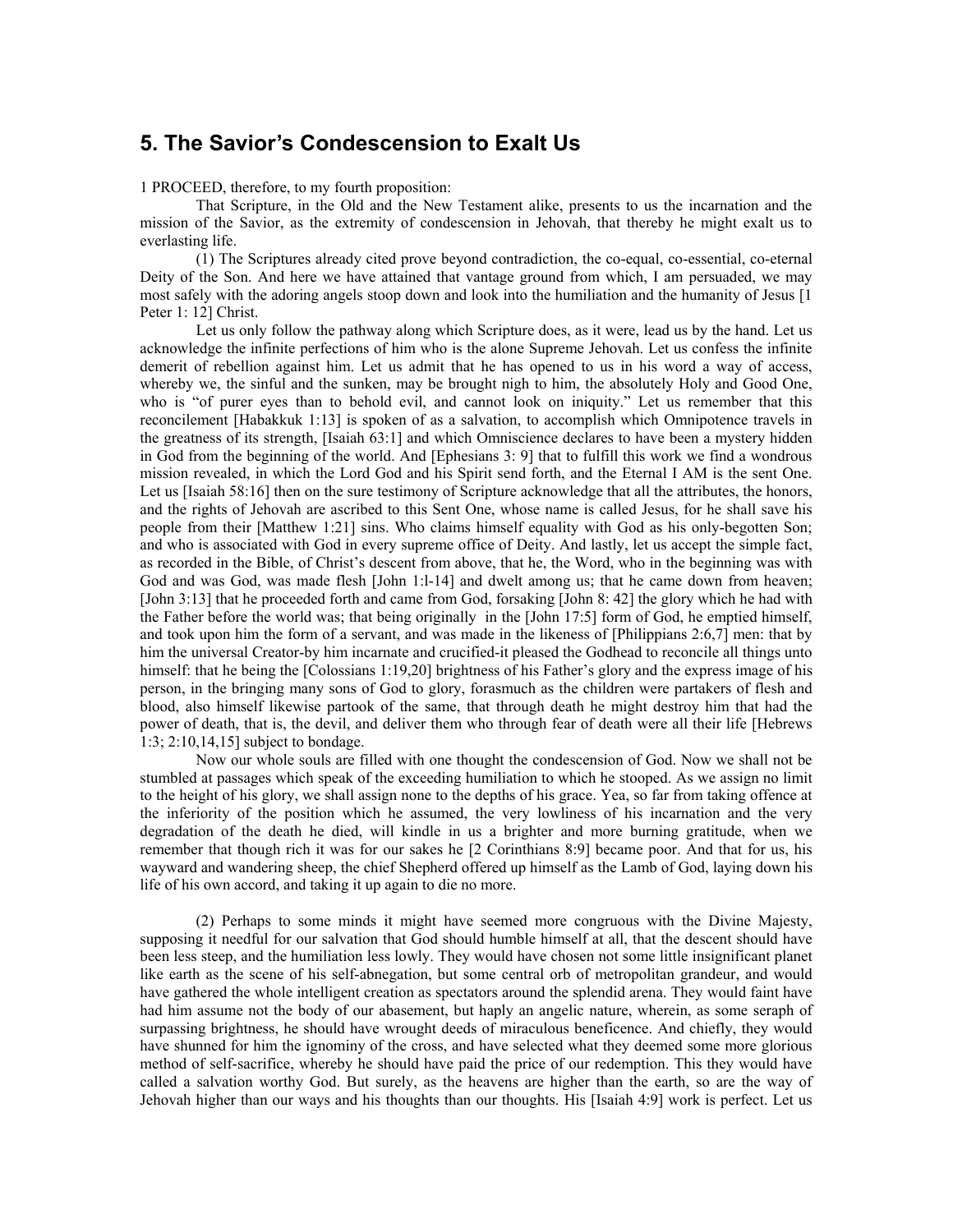## 5. The Savior's Condescension to Exalt Us

1 PROCEED, therefore, to my fourth proposition:

That Scripture, in the Old and the New Testament alike, presents to us the incarnation and the mission of the Savior, as the extremity of condescension in Jehovah, that thereby he might exalt us to everlasting life.

(1) The Scriptures already cited prove beyond contradiction, the co-equal, co-essential, co-eternal Deity of the Son. And here we have attained that vantage ground from which, I am persuaded, we may most safely with the adoring angels stoop down and look into the humiliation and the humanity of Jesus [1 Peter 1: 12] Christ.

Let us only follow the pathway along which Scripture does, as it were, lead us by the hand. Let us acknowledge the infinite perfections of him who is the alone Supreme Jehovah. Let us confess the infinite demerit of rebellion against him. Let us admit that he has opened to us in his word a way of access, whereby we, the sinful and the sunken, may be brought nigh to him, the absolutely Holy and Good One, who is "of purer eyes than to behold evil, and cannot look on iniquity." Let us remember that this reconcilement [Habakkuk 1:13] is spoken of as a salvation, to accomplish which Omnipotence travels in the greatness of its strength, [Isaiah 63:1] and which Omniscience declares to have been a mystery hidden in God from the beginning of the world. And [Ephesians 3: 9] that to fulfill this work we find a wondrous mission revealed, in which the Lord God and his Spirit send forth, and the Eternal I AM is the sent One. Let us [Isaiah 58:16] then on the sure testimony of Scripture acknowledge that all the attributes, the honors, and the rights of Jehovah are ascribed to this Sent One, whose name is called Jesus, for he shall save his people from their [Matthew 1:21] sins. Who claims himself equality with God as his only-begotten Son; and who is associated with God in every supreme office of Deity. And lastly, let us accept the simple fact, as recorded in the Bible, of Christ's descent from above, that he, the Word, who in the beginning was with God and was God, was made flesh [John 1:l-14] and dwelt among us; that he came down from heaven; [John 3:13] that he proceeded forth and came from God, forsaking [John 8: 42] the glory which he had with the Father before the world was; that being originally in the [John 17:5] form of God, he emptied himself, and took upon him the form of a servant, and was made in the likeness of [Philippians 2:6,7] men: that by him the universal Creator-by him incarnate and crucified-it pleased the Godhead to reconcile all things unto himself: that he being the [Colossians 1:19,20] brightness of his Father's glory and the express image of his person, in the bringing many sons of God to glory, forasmuch as the children were partakers of flesh and blood, also himself likewise partook of the same, that through death he might destroy him that had the power of death, that is, the devil, and deliver them who through fear of death were all their life [Hebrews 1:3; 2:10,14,15] subject to bondage.

Now our whole souls are filled with one thought the condescension of God. Now we shall not be stumbled at passages which speak of the exceeding humiliation to which he stooped. As we assign no limit to the height of his glory, we shall assign none to the depths of his grace. Yea, so far from taking offence at the inferiority of the position which he assumed, the very lowliness of his incarnation and the very degradation of the death he died, will kindle in us a brighter and more burning gratitude, when we remember that though rich it was for our sakes he [2 Corinthians 8:9] became poor. And that for us, his wayward and wandering sheep, the chief Shepherd offered up himself as the Lamb of God, laying down his life of his own accord, and taking it up again to die no more.

(2) Perhaps to some minds it might have seemed more congruous with the Divine Majesty, supposing it needful for our salvation that God should humble himself at all, that the descent should have been less steep, and the humiliation less lowly. They would have chosen not some little insignificant planet like earth as the scene of his self-abnegation, but some central orb of metropolitan grandeur, and would have gathered the whole intelligent creation as spectators around the splendid arena. They would faint have had him assume not the body of our abasement, but haply an angelic nature, wherein, as some seraph of surpassing brightness, he should have wrought deeds of miraculous beneficence. And chiefly, they would have shunned for him the ignominy of the cross, and have selected what they deemed some more glorious method of self-sacrifice, whereby he should have paid the price of our redemption. This they would have called a salvation worthy God. But surely, as the heavens are higher than the earth, so are the way of Jehovah higher than our ways and his thoughts than our thoughts. His [Isaiah 4:9] work is perfect. Let us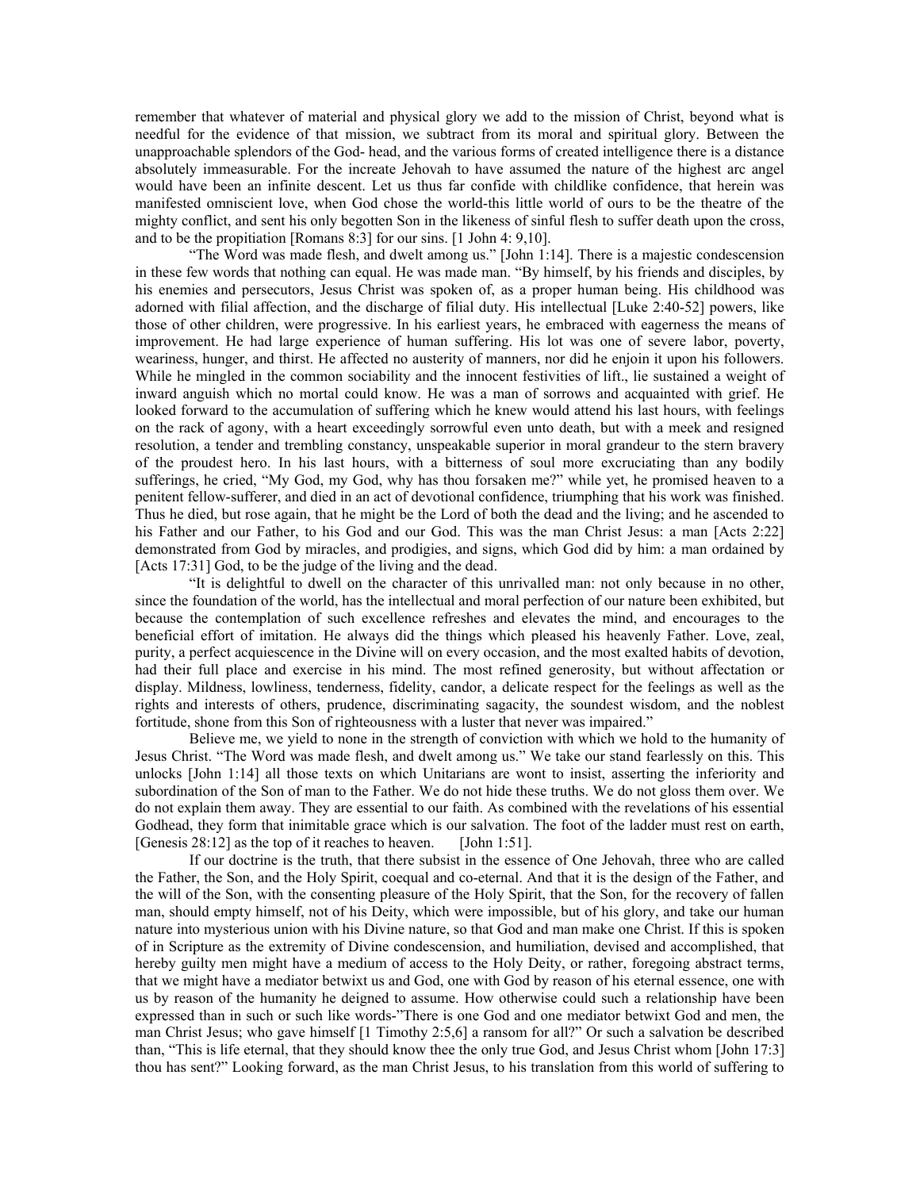remember that whatever of material and physical glory we add to the mission of Christ, beyond what is needful for the evidence of that mission, we subtract from its moral and spiritual glory. Between the unapproachable splendors of the God- head, and the various forms of created intelligence there is a distance absolutely immeasurable. For the increate Jehovah to have assumed the nature of the highest arc angel would have been an infinite descent. Let us thus far confide with childlike confidence, that herein was manifested omniscient love, when God chose the world-this little world of ours to be the theatre of the mighty conflict, and sent his only begotten Son in the likeness of sinful flesh to suffer death upon the cross, and to be the propitiation [Romans 8:3] for our sins. [1 John 4: 9,10].

"The Word was made flesh, and dwelt among us." [John 1:14]. There is a majestic condescension in these few words that nothing can equal. He was made man. "By himself, by his friends and disciples, by his enemies and persecutors, Jesus Christ was spoken of, as a proper human being. His childhood was adorned with filial affection, and the discharge of filial duty. His intellectual [Luke 2:40-52] powers, like those of other children, were progressive. In his earliest years, he embraced with eagerness the means of improvement. He had large experience of human suffering. His lot was one of severe labor, poverty, weariness, hunger, and thirst. He affected no austerity of manners, nor did he enjoin it upon his followers. While he mingled in the common sociability and the innocent festivities of lift., lie sustained a weight of inward anguish which no mortal could know. He was a man of sorrows and acquainted with grief. He looked forward to the accumulation of suffering which he knew would attend his last hours, with feelings on the rack of agony, with a heart exceedingly sorrowful even unto death, but with a meek and resigned resolution, a tender and trembling constancy, unspeakable superior in moral grandeur to the stern bravery of the proudest hero. In his last hours, with a bitterness of soul more excruciating than any bodily sufferings, he cried, "My God, my God, why has thou forsaken me?" while yet, he promised heaven to a penitent fellow-sufferer, and died in an act of devotional confidence, triumphing that his work was finished. Thus he died, but rose again, that he might be the Lord of both the dead and the living; and he ascended to his Father and our Father, to his God and our God. This was the man Christ Jesus: a man [Acts 2:22] demonstrated from God by miracles, and prodigies, and signs, which God did by him: a man ordained by [Acts 17:31] God, to be the judge of the living and the dead.

"It is delightful to dwell on the character of this unrivalled man: not only because in no other, since the foundation of the world, has the intellectual and moral perfection of our nature been exhibited, but because the contemplation of such excellence refreshes and elevates the mind, and encourages to the beneficial effort of imitation. He always did the things which pleased his heavenly Father. Love, zeal, purity, a perfect acquiescence in the Divine will on every occasion, and the most exalted habits of devotion, had their full place and exercise in his mind. The most refined generosity, but without affectation or display. Mildness, lowliness, tenderness, fidelity, candor, a delicate respect for the feelings as well as the rights and interests of others, prudence, discriminating sagacity, the soundest wisdom, and the noblest fortitude, shone from this Son of righteousness with a luster that never was impaired."

Believe me, we yield to none in the strength of conviction with which we hold to the humanity of Jesus Christ. "The Word was made flesh, and dwelt among us." We take our stand fearlessly on this. This unlocks [John 1:14] all those texts on which Unitarians are wont to insist, asserting the inferiority and subordination of the Son of man to the Father. We do not hide these truths. We do not gloss them over. We do not explain them away. They are essential to our faith. As combined with the revelations of his essential Godhead, they form that inimitable grace which is our salvation. The foot of the ladder must rest on earth, [Genesis 28:12] as the top of it reaches to heaven. [John 1:51].

If our doctrine is the truth, that there subsist in the essence of One Jehovah, three who are called the Father, the Son, and the Holy Spirit, coequal and co-eternal. And that it is the design of the Father, and the will of the Son, with the consenting pleasure of the Holy Spirit, that the Son, for the recovery of fallen man, should empty himself, not of his Deity, which were impossible, but of his glory, and take our human nature into mysterious union with his Divine nature, so that God and man make one Christ. If this is spoken of in Scripture as the extremity of Divine condescension, and humiliation, devised and accomplished, that hereby guilty men might have a medium of access to the Holy Deity, or rather, foregoing abstract terms, that we might have a mediator betwixt us and God, one with God by reason of his eternal essence, one with us by reason of the humanity he deigned to assume. How otherwise could such a relationship have been expressed than in such or such like words-"There is one God and one mediator betwixt God and men, the man Christ Jesus; who gave himself [1 Timothy 2:5,6] a ransom for all?" Or such a salvation be described than, "This is life eternal, that they should know thee the only true God, and Jesus Christ whom [John 17:3] thou has sent?" Looking forward, as the man Christ Jesus, to his translation from this world of suffering to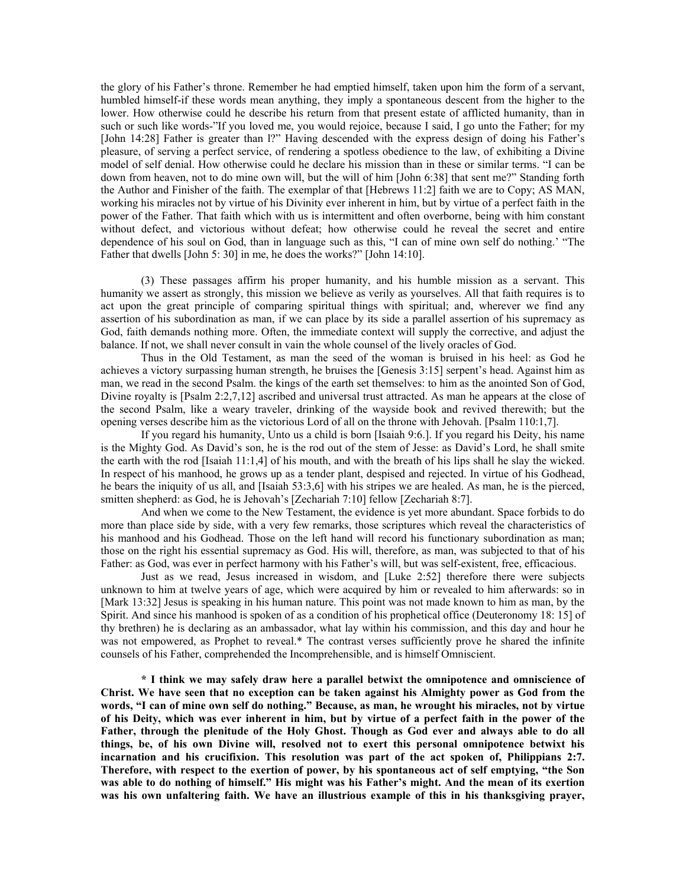the glory of his Father's throne. Remember he had emptied himself, taken upon him the form of a servant, humbled himself-if these words mean anything, they imply a spontaneous descent from the higher to the lower. How otherwise could he describe his return from that present estate of afflicted humanity, than in such or such like words-"If you loved me, you would rejoice, because I said, I go unto the Father; for my [John 14:28] Father is greater than I?" Having descended with the express design of doing his Father's pleasure, of serving a perfect service, of rendering a spotless obedience to the law, of exhibiting a Divine model of self denial. How otherwise could he declare his mission than in these or similar terms. "I can be down from heaven, not to do mine own will, but the will of him [John 6:38] that sent me?" Standing forth the Author and Finisher of the faith. The exemplar of that [Hebrews 11:2] faith we are to Copy; AS MAN, working his miracles not by virtue of his Divinity ever inherent in him, but by virtue of a perfect faith in the power of the Father. That faith which with us is intermittent and often overborne, being with him constant without defect, and victorious without defeat; how otherwise could he reveal the secret and entire dependence of his soul on God, than in language such as this, "I can of mine own self do nothing.' "The Father that dwells [John 5: 30] in me, he does the works?" [John 14:10].

(3) These passages affirm his proper humanity, and his humble mission as a servant. This humanity we assert as strongly, this mission we believe as verily as yourselves. All that faith requires is to act upon the great principle of comparing spiritual things with spiritual; and, wherever we find any assertion of his subordination as man, if we can place by its side a parallel assertion of his supremacy as God, faith demands nothing more. Often, the immediate context will supply the corrective, and adjust the balance. If not, we shall never consult in vain the whole counsel of the lively oracles of God.

Thus in the Old Testament, as man the seed of the woman is bruised in his heel: as God he achieves a victory surpassing human strength, he bruises the [Genesis 3:15] serpent's head. Against him as man, we read in the second Psalm. the kings of the earth set themselves: to him as the anointed Son of God, Divine royalty is [Psalm 2:2,7,12] ascribed and universal trust attracted. As man he appears at the close of the second Psalm, like a weary traveler, drinking of the wayside book and revived therewith; but the opening verses describe him as the victorious Lord of all on the throne with Jehovah. [Psalm 110:1,7].

If you regard his humanity, Unto us a child is born [Isaiah 9:6.]. If you regard his Deity, his name is the Mighty God. As David's son, he is the rod out of the stem of Jesse: as David's Lord, he shall smite the earth with the rod [Isaiah 11:1,4] of his mouth, and with the breath of his lips shall he slay the wicked. In respect of his manhood, he grows up as a tender plant, despised and rejected. In virtue of his Godhead, he bears the iniquity of us all, and [Isaiah 53:3,6] with his stripes we are healed. As man, he is the pierced, smitten shepherd: as God, he is Jehovah's [Zechariah 7:10] fellow [Zechariah 8:7].

And when we come to the New Testament, the evidence is yet more abundant. Space forbids to do more than place side by side, with a very few remarks, those scriptures which reveal the characteristics of his manhood and his Godhead. Those on the left hand will record his functionary subordination as man; those on the right his essential supremacy as God. His will, therefore, as man, was subjected to that of his Father: as God, was ever in perfect harmony with his Father's will, but was self-existent, free, efficacious.

Just as we read, Jesus increased in wisdom, and [Luke 2:52] therefore there were subjects unknown to him at twelve years of age, which were acquired by him or revealed to him afterwards: so in [Mark 13:32] Jesus is speaking in his human nature. This point was not made known to him as man, by the Spirit. And since his manhood is spoken of as a condition of his prophetical office (Deuteronomy 18: 15] of thy brethren) he is declaring as an ambassador, what lay within his commission, and this day and hour he was not empowered, as Prophet to reveal.* The contrast verses sufficiently prove he shared the infinite counsels of his Father, comprehended the Incomprehensible, and is himself Omniscient.

**\* I think we may safely draw here a parallel betwixt the omnipotence and omniscience of Christ. We have seen that no exception can be taken against his Almighty power as God from the words, "I can of mine own self do nothing." Because, as man, he wrought his miracles, not by virtue of his Deity, which was ever inherent in him, but by virtue of a perfect faith in the power of the Father, through the plenitude of the Holy Ghost. Though as God ever and always able to do all things, be, of his own Divine will, resolved not to exert this personal omnipotence betwixt his incarnation and his crucifixion. This resolution was part of the act spoken of, Philippians 2:7. Therefore, with respect to the exertion of power, by his spontaneous act of self emptying, "the Son was able to do nothing of himself." His might was his Father's might. And the mean of its exertion was his own unfaltering faith. We have an illustrious example of this in his thanksgiving prayer,**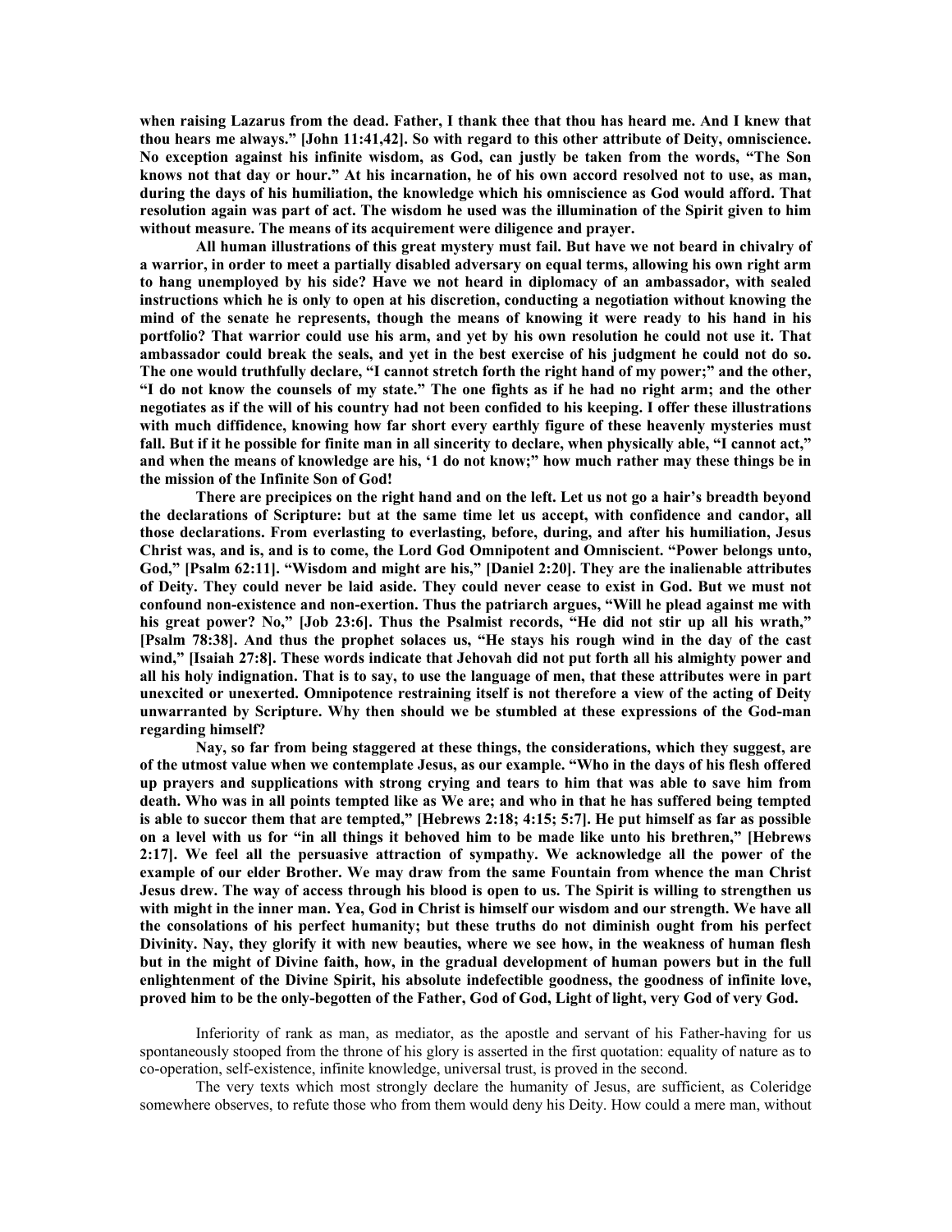**when raising Lazarus from the dead. Father, I thank thee that thou has heard me. And I knew that thou hears me always." [John 11:41,42]. So with regard to this other attribute of Deity, omniscience. No exception against his infinite wisdom, as God, can justly be taken from the words, "The Son knows not that day or hour." At his incarnation, he of his own accord resolved not to use, as man, during the days of his humiliation, the knowledge which his omniscience as God would afford. That resolution again was part of act. The wisdom he used was the illumination of the Spirit given to him without measure. The means of its acquirement were diligence and prayer.**

**All human illustrations of this great mystery must fail. But have we not beard in chivalry of a warrior, in order to meet a partially disabled adversary on equal terms, allowing his own right arm to hang unemployed by his side? Have we not heard in diplomacy of an ambassador, with sealed instructions which he is only to open at his discretion, conducting a negotiation without knowing the mind of the senate he represents, though the means of knowing it were ready to his hand in his portfolio? That warrior could use his arm, and yet by his own resolution he could not use it. That ambassador could break the seals, and yet in the best exercise of his judgment he could not do so. The one would truthfully declare, "I cannot stretch forth the right hand of my power;" and the other, "I do not know the counsels of my state." The one fights as if he had no right arm; and the other negotiates as if the will of his country had not been confided to his keeping. I offer these illustrations with much diffidence, knowing how far short every earthly figure of these heavenly mysteries must fall. But if it he possible for finite man in all sincerity to declare, when physically able, "I cannot act," and when the means of knowledge are his, '1 do not know;" how much rather may these things be in the mission of the Infinite Son of God!**

**There are precipices on the right hand and on the left. Let us not go a hair's breadth beyond the declarations of Scripture: but at the same time let us accept, with confidence and candor, all those declarations. From everlasting to everlasting, before, during, and after his humiliation, Jesus Christ was, and is, and is to come, the Lord God Omnipotent and Omniscient. "Power belongs unto, God," [Psalm 62:11]. "Wisdom and might are his," [Daniel 2:20]. They are the inalienable attributes of Deity. They could never be laid aside. They could never cease to exist in God. But we must not confound non-existence and non-exertion. Thus the patriarch argues, "Will he plead against me with his great power? No," [Job 23:6]. Thus the Psalmist records, "He did not stir up all his wrath," [Psalm 78:38]. And thus the prophet solaces us, "He stays his rough wind in the day of the cast wind," [Isaiah 27:8]. These words indicate that Jehovah did not put forth all his almighty power and all his holy indignation. That is to say, to use the language of men, that these attributes were in part unexcited or unexerted. Omnipotence restraining itself is not therefore a view of the acting of Deity unwarranted by Scripture. Why then should we be stumbled at these expressions of the God-man regarding himself?**

**Nay, so far from being staggered at these things, the considerations, which they suggest, are of the utmost value when we contemplate Jesus, as our example. "Who in the days of his flesh offered up prayers and supplications with strong crying and tears to him that was able to save him from death. Who was in all points tempted like as We are; and who in that he has suffered being tempted is able to succor them that are tempted," [Hebrews 2:18; 4:15; 5:7]. He put himself as far as possible on a level with us for "in all things it behoved him to be made like unto his brethren," [Hebrews 2:17]. We feel all the persuasive attraction of sympathy. We acknowledge all the power of the example of our elder Brother. We may draw from the same Fountain from whence the man Christ Jesus drew. The way of access through his blood is open to us. The Spirit is willing to strengthen us with might in the inner man. Yea, God in Christ is himself our wisdom and our strength. We have all the consolations of his perfect humanity; but these truths do not diminish ought from his perfect Divinity. Nay, they glorify it with new beauties, where we see how, in the weakness of human flesh but in the might of Divine faith, how, in the gradual development of human powers but in the full enlightenment of the Divine Spirit, his absolute indefectible goodness, the goodness of infinite love, proved him to be the only-begotten of the Father, God of God, Light of light, very God of very God.**

Inferiority of rank as man, as mediator, as the apostle and servant of his Father-having for us spontaneously stooped from the throne of his glory is asserted in the first quotation: equality of nature as to co-operation, self-existence, infinite knowledge, universal trust, is proved in the second.

The very texts which most strongly declare the humanity of Jesus, are sufficient, as Coleridge somewhere observes, to refute those who from them would deny his Deity. How could a mere man, without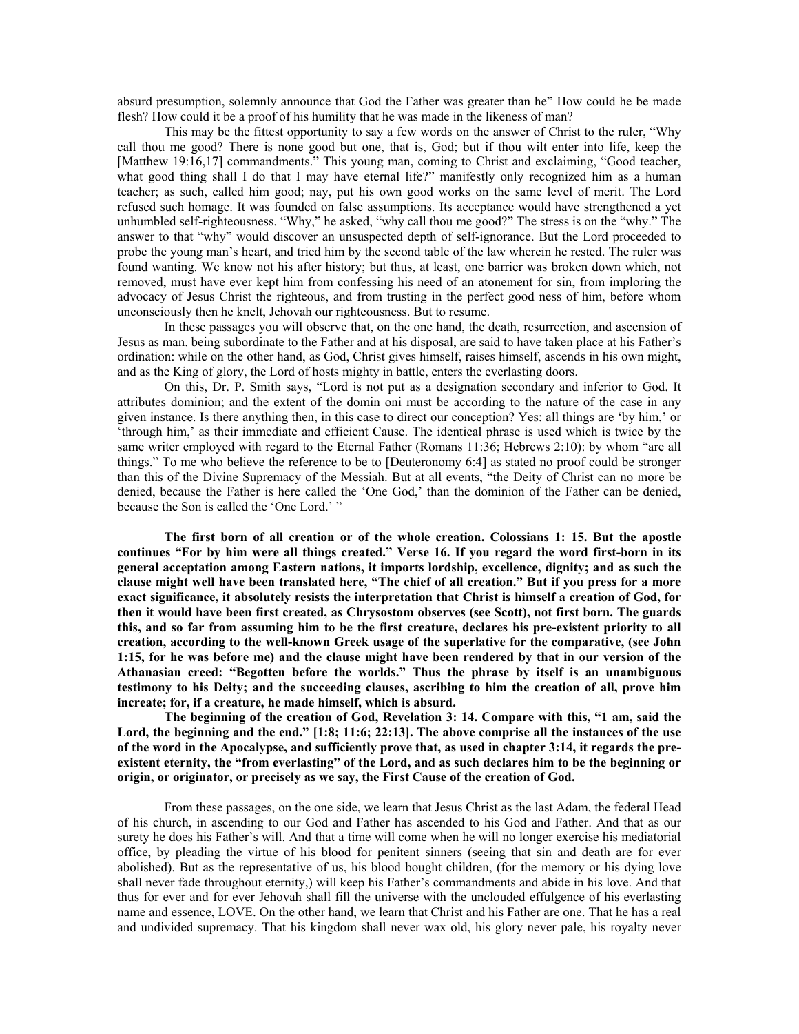absurd presumption, solemnly announce that God the Father was greater than he" How could he be made flesh? How could it be a proof of his humility that he was made in the likeness of man?

This may be the fittest opportunity to say a few words on the answer of Christ to the ruler, "Why call thou me good? There is none good but one, that is, God; but if thou wilt enter into life, keep the [Matthew 19:16,17] commandments." This young man, coming to Christ and exclaiming, "Good teacher, what good thing shall I do that I may have eternal life?" manifestly only recognized him as a human teacher; as such, called him good; nay, put his own good works on the same level of merit. The Lord refused such homage. It was founded on false assumptions. Its acceptance would have strengthened a yet unhumbled self-righteousness. "Why," he asked, "why call thou me good?" The stress is on the "why." The answer to that "why" would discover an unsuspected depth of self-ignorance. But the Lord proceeded to probe the young man's heart, and tried him by the second table of the law wherein he rested. The ruler was found wanting. We know not his after history; but thus, at least, one barrier was broken down which, not removed, must have ever kept him from confessing his need of an atonement for sin, from imploring the advocacy of Jesus Christ the righteous, and from trusting in the perfect good ness of him, before whom unconsciously then he knelt, Jehovah our righteousness. But to resume.

In these passages you will observe that, on the one hand, the death, resurrection, and ascension of Jesus as man. being subordinate to the Father and at his disposal, are said to have taken place at his Father's ordination: while on the other hand, as God, Christ gives himself, raises himself, ascends in his own might, and as the King of glory, the Lord of hosts mighty in battle, enters the everlasting doors.

On this, Dr. P. Smith says, "Lord is not put as a designation secondary and inferior to God. It attributes dominion; and the extent of the domin oni must be according to the nature of the case in any given instance. Is there anything then, in this case to direct our conception? Yes: all things are 'by him,' or 'through him,' as their immediate and efficient Cause. The identical phrase is used which is twice by the same writer employed with regard to the Eternal Father (Romans 11:36; Hebrews 2:10): by whom "are all things." To me who believe the reference to be to [Deuteronomy 6:4] as stated no proof could be stronger than this of the Divine Supremacy of the Messiah. But at all events, "the Deity of Christ can no more be denied, because the Father is here called the 'One God,' than the dominion of the Father can be denied, because the Son is called the 'One Lord.' "

**The first born of all creation or of the whole creation. Colossians 1: 15. But the apostle continues "For by him were all things created." Verse 16. If you regard the word first-born in its general acceptation among Eastern nations, it imports lordship, excellence, dignity; and as such the clause might well have been translated here, "The chief of all creation." But if you press for a more exact significance, it absolutely resists the interpretation that Christ is himself a creation of God, for then it would have been first created, as Chrysostom observes (see Scott), not first born. The guards this, and so far from assuming him to be the first creature, declares his pre-existent priority to all creation, according to the well-known Greek usage of the superlative for the comparative, (see John 1:15, for he was before me) and the clause might have been rendered by that in our version of the Athanasian creed: "Begotten before the worlds." Thus the phrase by itself is an unambiguous testimony to his Deity; and the succeeding clauses, ascribing to him the creation of all, prove him increate; for, if a creature, he made himself, which is absurd.**

**The beginning of the creation of God, Revelation 3: 14. Compare with this, "1 am, said the Lord, the beginning and the end." [1:8; 11:6; 22:13]. The above comprise all the instances of the use of the word in the Apocalypse, and sufficiently prove that, as used in chapter 3:14, it regards the pre-existent eternity, the "from everlasting" of the Lord, and as such declares him to be the beginning or origin, or originator, or precisely as we say, the First Cause of the creation of God.**

From these passages, on the one side, we learn that Jesus Christ as the last Adam, the federal Head of his church, in ascending to our God and Father has ascended to his God and Father. And that as our surety he does his Father's will. And that a time will come when he will no longer exercise his mediatorial office, by pleading the virtue of his blood for penitent sinners (seeing that sin and death are for ever abolished). But as the representative of us, his blood bought children, (for the memory or his dying love shall never fade throughout eternity,) will keep his Father's commandments and abide in his love. And that thus for ever and for ever Jehovah shall fill the universe with the unclouded effulgence of his everlasting name and essence, LOVE. On the other hand, we learn that Christ and his Father are one. That he has a real and undivided supremacy. That his kingdom shall never wax old, his glory never pale, his royalty never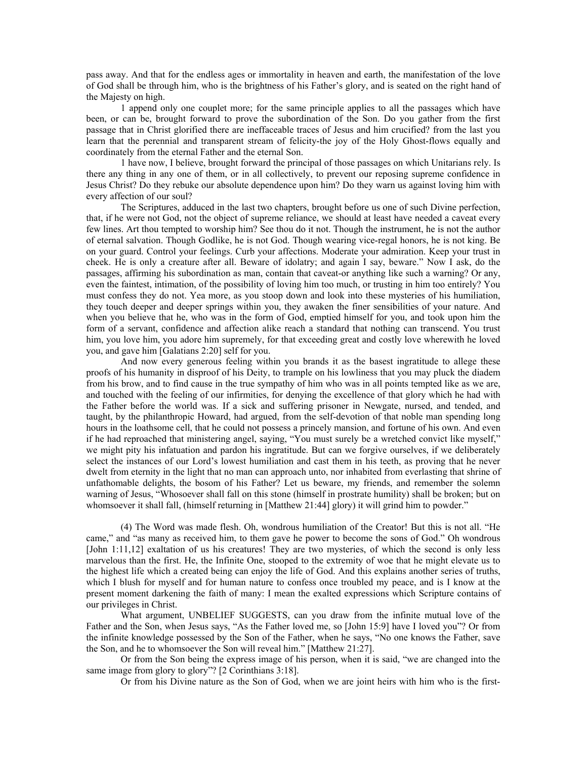pass away. And that for the endless ages or immortality in heaven and earth, the manifestation of the love of God shall be through him, who is the brightness of his Father's glory, and is seated on the right hand of the Majesty on high.

1 append only one couplet more; for the same principle applies to all the passages which have been, or can be, brought forward to prove the subordination of the Son. Do you gather from the first passage that in Christ glorified there are ineffaceable traces of Jesus and him crucified? from the last you learn that the perennial and transparent stream of felicity-the joy of the Holy Ghost-flows equally and coordinately from the eternal Father and the eternal Son.

1 have now, I believe, brought forward the principal of those passages on which Unitarians rely. Is there any thing in any one of them, or in all collectively, to prevent our reposing supreme confidence in Jesus Christ? Do they rebuke our absolute dependence upon him? Do they warn us against loving him with every affection of our soul?

The Scriptures, adduced in the last two chapters, brought before us one of such Divine perfection, that, if he were not God, not the object of supreme reliance, we should at least have needed a caveat every few lines. Art thou tempted to worship him? See thou do it not. Though the instrument, he is not the author of eternal salvation. Though Godlike, he is not God. Though wearing vice-regal honors, he is not king. Be on your guard. Control your feelings. Curb your affections. Moderate your admiration. Keep your trust in check. He is only a creature after all. Beware of idolatry; and again I say, beware." Now I ask, do the passages, affirming his subordination as man, contain that caveat-or anything like such a warning? Or any, even the faintest, intimation, of the possibility of loving him too much, or trusting in him too entirely? You must confess they do not. Yea more, as you stoop down and look into these mysteries of his humiliation, they touch deeper and deeper springs within you, they awaken the finer sensibilities of your nature. And when you believe that he, who was in the form of God, emptied himself for you, and took upon him the form of a servant, confidence and affection alike reach a standard that nothing can transcend. You trust him, you love him, you adore him supremely, for that exceeding great and costly love wherewith he loved you, and gave him [Galatians 2:20] self for you.

And now every generous feeling within you brands it as the basest ingratitude to allege these proofs of his humanity in disproof of his Deity, to trample on his lowliness that you may pluck the diadem from his brow, and to find cause in the true sympathy of him who was in all points tempted like as we are, and touched with the feeling of our infirmities, for denying the excellence of that glory which he had with the Father before the world was. If a sick and suffering prisoner in Newgate, nursed, and tended, and taught, by the philanthropic Howard, had argued, from the self-devotion of that noble man spending long hours in the loathsome cell, that he could not possess a princely mansion, and fortune of his own. And even if he had reproached that ministering angel, saying, "You must surely be a wretched convict like myself," we might pity his infatuation and pardon his ingratitude. But can we forgive ourselves, if we deliberately select the instances of our Lord's lowest humiliation and cast them in his teeth, as proving that he never dwelt from eternity in the light that no man can approach unto, nor inhabited from everlasting that shrine of unfathomable delights, the bosom of his Father? Let us beware, my friends, and remember the solemn warning of Jesus, "Whosoever shall fall on this stone (himself in prostrate humility) shall be broken; but on whomsoever it shall fall, (himself returning in [Matthew 21:44] glory) it will grind him to powder."

(4) The Word was made flesh. Oh, wondrous humiliation of the Creator! But this is not all. "He came," and "as many as received him, to them gave he power to become the sons of God." Oh wondrous [John 1:11,12] exaltation of us his creatures! They are two mysteries, of which the second is only less marvelous than the first. He, the Infinite One, stooped to the extremity of woe that he might elevate us to the highest life which a created being can enjoy the life of God. And this explains another series of truths, which I blush for myself and for human nature to confess once troubled my peace, and is I know at the present moment darkening the faith of many: I mean the exalted expressions which Scripture contains of our privileges in Christ.

What argument, UNBELIEF SUGGESTS, can you draw from the infinite mutual love of the Father and the Son, when Jesus says, "As the Father loved me, so [John 15:9] have I loved you"? Or from the infinite knowledge possessed by the Son of the Father, when he says, "No one knows the Father, save the Son, and he to whomsoever the Son will reveal him." [Matthew 21:27].

Or from the Son being the express image of his person, when it is said, "we are changed into the same image from glory to glory"? [2 Corinthians 3:18].

Or from his Divine nature as the Son of God, when we are joint heirs with him who is the first-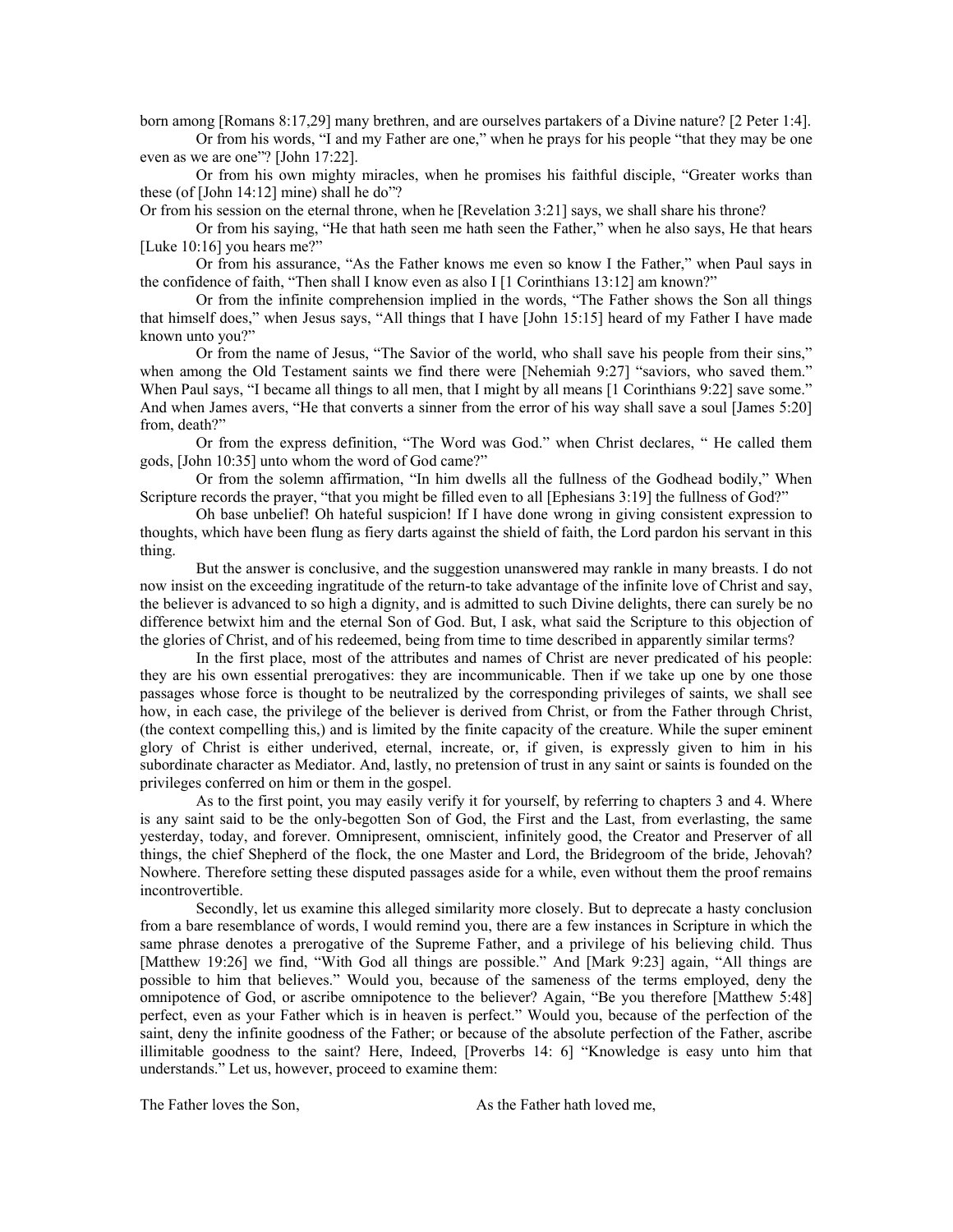born among [Romans 8:17,29] many brethren, and are ourselves partakers of a Divine nature? [2 Peter 1:4].

Or from his words, "I and my Father are one," when he prays for his people "that they may be one even as we are one"? [John 17:22].

Or from his own mighty miracles, when he promises his faithful disciple, "Greater works than these (of [John 14:12] mine) shall he do"?

Or from his session on the eternal throne, when he [Revelation 3:21] says, we shall share his throne?

Or from his saying, "He that hath seen me hath seen the Father," when he also says, He that hears [Luke 10:16] you hears me?"

Or from his assurance, "As the Father knows me even so know I the Father," when Paul says in the confidence of faith, "Then shall I know even as also I [1 Corinthians 13:12] am known?"

Or from the infinite comprehension implied in the words, "The Father shows the Son all things that himself does," when Jesus says, "All things that I have [John 15:15] heard of my Father I have made known unto you?"

Or from the name of Jesus, "The Savior of the world, who shall save his people from their sins," when among the Old Testament saints we find there were [Nehemiah 9:27] "saviors, who saved them." When Paul says, "I became all things to all men, that I might by all means [1 Corinthians 9:22] save some." And when James avers, "He that converts a sinner from the error of his way shall save a soul [James 5:20] from, death?"

Or from the express definition, "The Word was God." when Christ declares, " He called them gods, [John 10:35] unto whom the word of God came?"

Or from the solemn affirmation, "In him dwells all the fullness of the Godhead bodily," When Scripture records the prayer, "that you might be filled even to all [Ephesians 3:19] the fullness of God?"

Oh base unbelief! Oh hateful suspicion! If I have done wrong in giving consistent expression to thoughts, which have been flung as fiery darts against the shield of faith, the Lord pardon his servant in this thing.

But the answer is conclusive, and the suggestion unanswered may rankle in many breasts. I do not now insist on the exceeding ingratitude of the return-to take advantage of the infinite love of Christ and say, the believer is advanced to so high a dignity, and is admitted to such Divine delights, there can surely be no difference betwixt him and the eternal Son of God. But, I ask, what said the Scripture to this objection of the glories of Christ, and of his redeemed, being from time to time described in apparently similar terms?

In the first place, most of the attributes and names of Christ are never predicated of his people: they are his own essential prerogatives: they are incommunicable. Then if we take up one by one those passages whose force is thought to be neutralized by the corresponding privileges of saints, we shall see how, in each case, the privilege of the believer is derived from Christ, or from the Father through Christ, (the context compelling this,) and is limited by the finite capacity of the creature. While the super eminent glory of Christ is either underived, eternal, increate, or, if given, is expressly given to him in his subordinate character as Mediator. And, lastly, no pretension of trust in any saint or saints is founded on the privileges conferred on him or them in the gospel.

As to the first point, you may easily verify it for yourself, by referring to chapters 3 and 4. Where is any saint said to be the only-begotten Son of God, the First and the Last, from everlasting, the same yesterday, today, and forever. Omnipresent, omniscient, infinitely good, the Creator and Preserver of all things, the chief Shepherd of the flock, the one Master and Lord, the Bridegroom of the bride, Jehovah? Nowhere. Therefore setting these disputed passages aside for a while, even without them the proof remains incontrovertible.

Secondly, let us examine this alleged similarity more closely. But to deprecate a hasty conclusion from a bare resemblance of words, I would remind you, there are a few instances in Scripture in which the same phrase denotes a prerogative of the Supreme Father, and a privilege of his believing child. Thus [Matthew 19:26] we find, "With God all things are possible." And [Mark 9:23] again, "All things are possible to him that believes." Would you, because of the sameness of the terms employed, deny the omnipotence of God, or ascribe omnipotence to the believer? Again, "Be you therefore [Matthew 5:48] perfect, even as your Father which is in heaven is perfect." Would you, because of the perfection of the saint, deny the infinite goodness of the Father; or because of the absolute perfection of the Father, ascribe illimitable goodness to the saint? Here, Indeed, [Proverbs 14: 6] "Knowledge is easy unto him that understands." Let us, however, proceed to examine them:

| | |
|---|---|
| The Father loves the Son, | As the Father hath loved me, |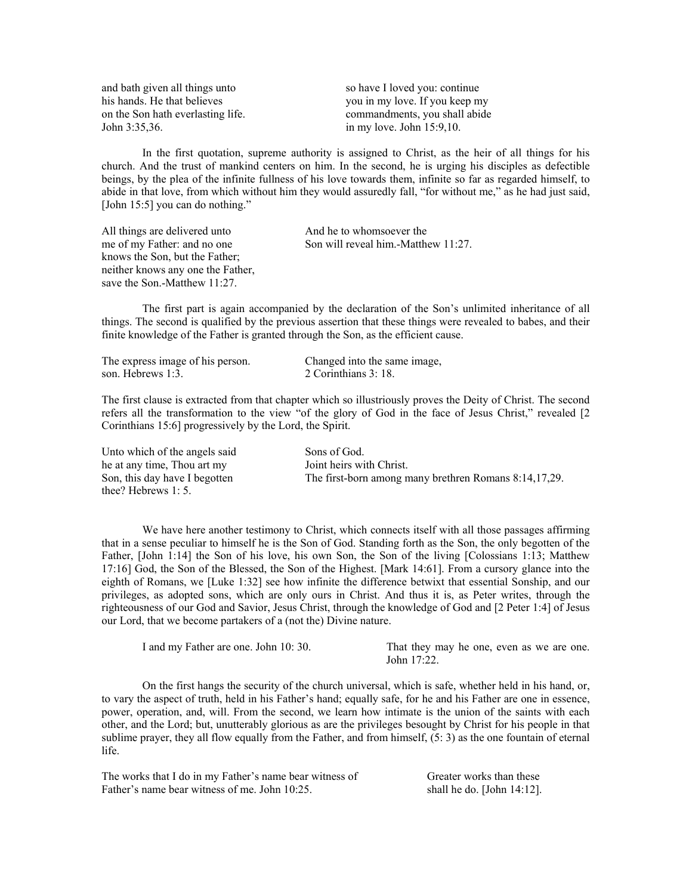| | |
|---|---|
| and bath given all things unto his hands. He that believes on the Son hath everlasting life. John 3:35,36. | so have I loved you: continue you in my love. If you keep my commandments, you shall abide in my love. John 15:9,10. |

In the first quotation, supreme authority is assigned to Christ, as the heir of all things for his church. And the trust of mankind centers on him. In the second, he is urging his disciples as defectible beings, by the plea of the infinite fullness of his love towards them, infinite so far as regarded himself, to abide in that love, from which without him they would assuredly fall, "for without me," as he had just said, [John 15:5] you can do nothing."

| | |
|---|---|
| All things are delivered unto me of my Father: and no one knows the Son, but the Father; neither knows any one the Father, save the Son.-Matthew 11:27. | And he to whomsoever the Son will reveal him.-Matthew 11:27. |

The first part is again accompanied by the declaration of the Son's unlimited inheritance of all things. The second is qualified by the previous assertion that these things were revealed to babes, and their finite knowledge of the Father is granted through the Son, as the efficient cause.

| | |
|---|---|
| The express image of his person. son. Hebrews 1:3. | Changed into the same image, 2 Corinthians 3: 18. |

The first clause is extracted from that chapter which so illustriously proves the Deity of Christ. The second refers all the transformation to the view "of the glory of God in the face of Jesus Christ," revealed [2 Corinthians 15:6] progressively by the Lord, the Spirit.

| | |
|---|---|
| Unto which of the angels said he at any time, Thou art my Son, this day have I begotten thee? Hebrews 1: 5. | Sons of God. Joint heirs with Christ. The first-born among many brethren Romans 8:14,17,29. |

We have here another testimony to Christ, which connects itself with all those passages affirming that in a sense peculiar to himself he is the Son of God. Standing forth as the Son, the only begotten of the Father, [John 1:14] the Son of his love, his own Son, the Son of the living [Colossians 1:13; Matthew 17:16] God, the Son of the Blessed, the Son of the Highest. [Mark 14:61]. From a cursory glance into the eighth of Romans, we [Luke 1:32] see how infinite the difference betwixt that essential Sonship, and our privileges, as adopted sons, which are only ours in Christ. And thus it is, as Peter writes, through the righteousness of our God and Savior, Jesus Christ, through the knowledge of God and [2 Peter 1:4] of Jesus our Lord, that we become partakers of a (not the) Divine nature.

| | |
|---|---|
| I and my Father are one. John 10: 30. | That they may he one, even as we are one. John 17:22. |

On the first hangs the security of the church universal, which is safe, whether held in his hand, or, to vary the aspect of truth, held in his Father's hand; equally safe, for he and his Father are one in essence, power, operation, and, will. From the second, we learn how intimate is the union of the saints with each other, and the Lord; but, unutterably glorious as are the privileges besought by Christ for his people in that sublime prayer, they all flow equally from the Father, and from himself, (5: 3) as the one fountain of eternal life.

| | |
|---|---|
| The works that I do in my Father's name bear witness of Father's name bear witness of me. John 10:25. | Greater works than these shall he do. [John 14:12]. |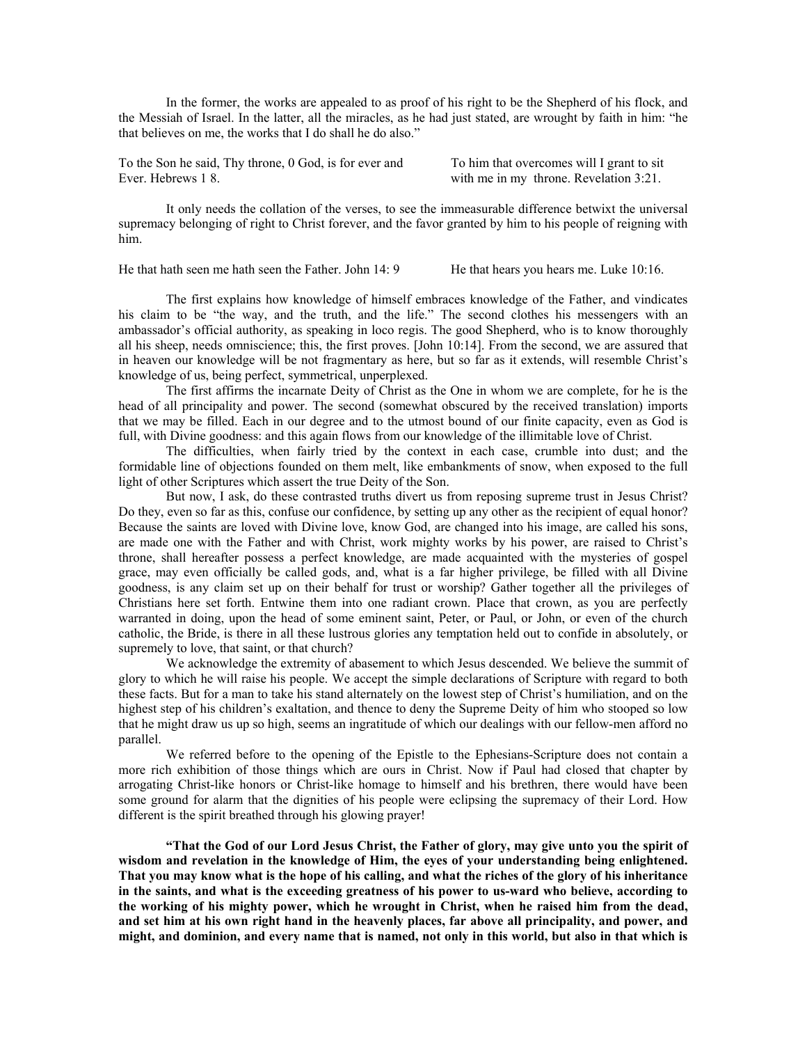In the former, the works are appealed to as proof of his right to be the Shepherd of his flock, and the Messiah of Israel. In the latter, all the miracles, as he had just stated, are wrought by faith in him: "he that believes on me, the works that I do shall he do also."

| | |
|---|---|
| To the Son he said, Thy throne, 0 God, is for ever and Ever. Hebrews 1 8. | To him that overcomes will I grant to sit with me in my throne. Revelation 3:21. |

It only needs the collation of the verses, to see the immeasurable difference betwixt the universal supremacy belonging of right to Christ forever, and the favor granted by him to his people of reigning with him.

| | |
|---|---|
| He that hath seen me hath seen the Father. John 14: 9 | He that hears you hears me. Luke 10:16. |

The first explains how knowledge of himself embraces knowledge of the Father, and vindicates his claim to be "the way, and the truth, and the life." The second clothes his messengers with an ambassador's official authority, as speaking in loco regis. The good Shepherd, who is to know thoroughly all his sheep, needs omniscience; this, the first proves. [John 10:14]. From the second, we are assured that in heaven our knowledge will be not fragmentary as here, but so far as it extends, will resemble Christ's knowledge of us, being perfect, symmetrical, unperplexed.

The first affirms the incarnate Deity of Christ as the One in whom we are complete, for he is the head of all principality and power. The second (somewhat obscured by the received translation) imports that we may be filled. Each in our degree and to the utmost bound of our finite capacity, even as God is full, with Divine goodness: and this again flows from our knowledge of the illimitable love of Christ.

The difficulties, when fairly tried by the context in each case, crumble into dust; and the formidable line of objections founded on them melt, like embankments of snow, when exposed to the full light of other Scriptures which assert the true Deity of the Son.

But now, I ask, do these contrasted truths divert us from reposing supreme trust in Jesus Christ? Do they, even so far as this, confuse our confidence, by setting up any other as the recipient of equal honor? Because the saints are loved with Divine love, know God, are changed into his image, are called his sons, are made one with the Father and with Christ, work mighty works by his power, are raised to Christ's throne, shall hereafter possess a perfect knowledge, are made acquainted with the mysteries of gospel grace, may even officially be called gods, and, what is a far higher privilege, be filled with all Divine goodness, is any claim set up on their behalf for trust or worship? Gather together all the privileges of Christians here set forth. Entwine them into one radiant crown. Place that crown, as you are perfectly warranted in doing, upon the head of some eminent saint, Peter, or Paul, or John, or even of the church catholic, the Bride, is there in all these lustrous glories any temptation held out to confide in absolutely, or supremely to love, that saint, or that church?

We acknowledge the extremity of abasement to which Jesus descended. We believe the summit of glory to which he will raise his people. We accept the simple declarations of Scripture with regard to both these facts. But for a man to take his stand alternately on the lowest step of Christ's humiliation, and on the highest step of his children's exaltation, and thence to deny the Supreme Deity of him who stooped so low that he might draw us up so high, seems an ingratitude of which our dealings with our fellow-men afford no parallel.

We referred before to the opening of the Epistle to the Ephesians-Scripture does not contain a more rich exhibition of those things which are ours in Christ. Now if Paul had closed that chapter by arrogating Christ-like honors or Christ-like homage to himself and his brethren, there would have been some ground for alarm that the dignities of his people were eclipsing the supremacy of their Lord. How different is the spirit breathed through his glowing prayer!

**"That the God of our Lord Jesus Christ, the Father of glory, may give unto you the spirit of wisdom and revelation in the knowledge of Him, the eyes of your understanding being enlightened. That you may know what is the hope of his calling, and what the riches of the glory of his inheritance in the saints, and what is the exceeding greatness of his power to us-ward who believe, according to the working of his mighty power, which he wrought in Christ, when he raised him from the dead, and set him at his own right hand in the heavenly places, far above all principality, and power, and might, and dominion, and every name that is named, not only in this world, but also in that which is**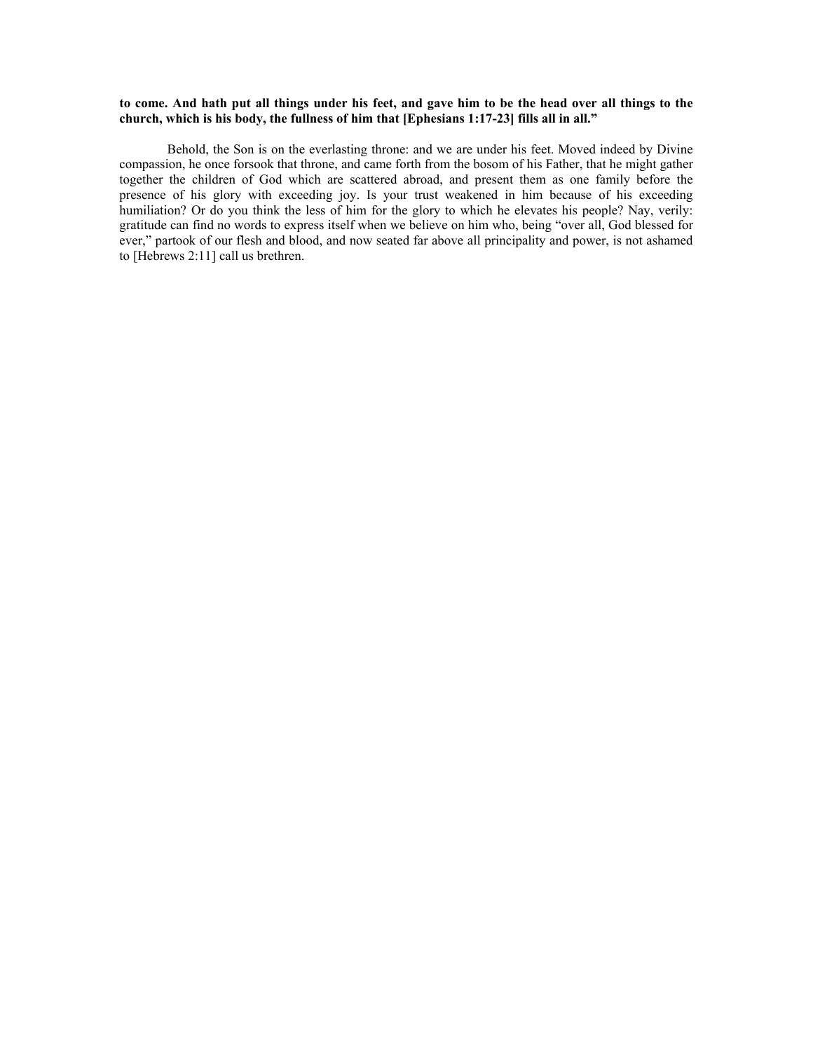**to come. And hath put all things under his feet, and gave him to be the head over all things to the church, which is his body, the fullness of him that [Ephesians 1:17-23] fills all in all."**

Behold, the Son is on the everlasting throne: and we are under his feet. Moved indeed by Divine compassion, he once forsook that throne, and came forth from the bosom of his Father, that he might gather together the children of God which are scattered abroad, and present them as one family before the presence of his glory with exceeding joy. Is your trust weakened in him because of his exceeding humiliation? Or do you think the less of him for the glory to which he elevates his people? Nay, verily: gratitude can find no words to express itself when we believe on him who, being "over all, God blessed for ever," partook of our flesh and blood, and now seated far above all principality and power, is not ashamed to [Hebrews 2:11] call us brethren.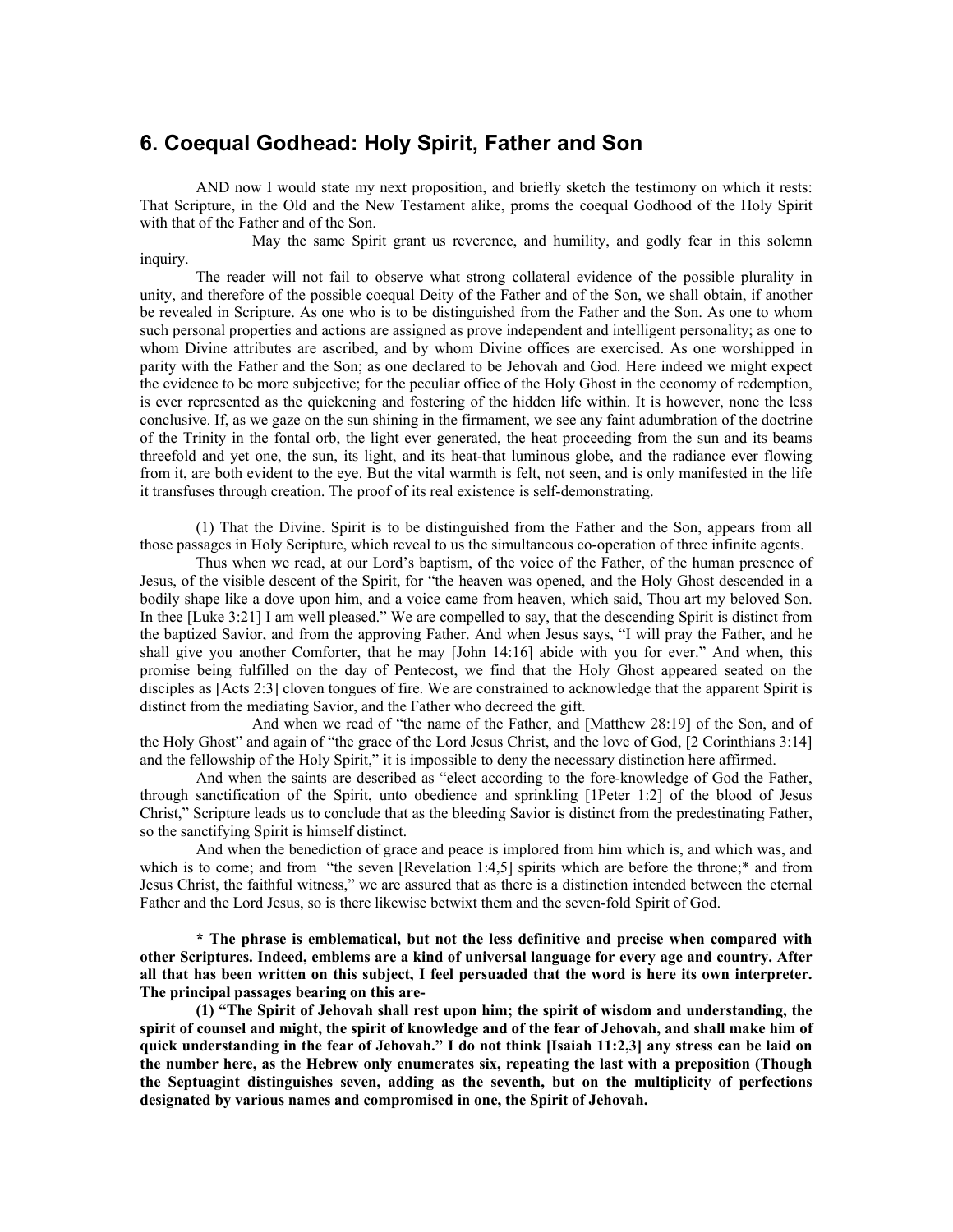## 6. Coequal Godhead: Holy Spirit, Father and Son

AND now I would state my next proposition, and briefly sketch the testimony on which it rests: That Scripture, in the Old and the New Testament alike, proms the coequal Godhood of the Holy Spirit with that of the Father and of the Son.

May the same Spirit grant us reverence, and humility, and godly fear in this solemn inquiry.

The reader will not fail to observe what strong collateral evidence of the possible plurality in unity, and therefore of the possible coequal Deity of the Father and of the Son, we shall obtain, if another be revealed in Scripture. As one who is to be distinguished from the Father and the Son. As one to whom such personal properties and actions are assigned as prove independent and intelligent personality; as one to whom Divine attributes are ascribed, and by whom Divine offices are exercised. As one worshipped in parity with the Father and the Son; as one declared to be Jehovah and God. Here indeed we might expect the evidence to be more subjective; for the peculiar office of the Holy Ghost in the economy of redemption, is ever represented as the quickening and fostering of the hidden life within. It is however, none the less conclusive. If, as we gaze on the sun shining in the firmament, we see any faint adumbration of the doctrine of the Trinity in the fontal orb, the light ever generated, the heat proceeding from the sun and its beams threefold and yet one, the sun, its light, and its heat-that luminous globe, and the radiance ever flowing from it, are both evident to the eye. But the vital warmth is felt, not seen, and is only manifested in the life it transfuses through creation. The proof of its real existence is self-demonstrating.

(1) That the Divine. Spirit is to be distinguished from the Father and the Son, appears from all those passages in Holy Scripture, which reveal to us the simultaneous co-operation of three infinite agents.

Thus when we read, at our Lord's baptism, of the voice of the Father, of the human presence of Jesus, of the visible descent of the Spirit, for "the heaven was opened, and the Holy Ghost descended in a bodily shape like a dove upon him, and a voice came from heaven, which said, Thou art my beloved Son. In thee [Luke 3:21] I am well pleased." We are compelled to say, that the descending Spirit is distinct from the baptized Savior, and from the approving Father. And when Jesus says, "I will pray the Father, and he shall give you another Comforter, that he may [John 14:16] abide with you for ever." And when, this promise being fulfilled on the day of Pentecost, we find that the Holy Ghost appeared seated on the disciples as [Acts 2:3] cloven tongues of fire. We are constrained to acknowledge that the apparent Spirit is distinct from the mediating Savior, and the Father who decreed the gift.

And when we read of "the name of the Father, and [Matthew 28:19] of the Son, and of the Holy Ghost" and again of "the grace of the Lord Jesus Christ, and the love of God, [2 Corinthians 3:14] and the fellowship of the Holy Spirit," it is impossible to deny the necessary distinction here affirmed.

And when the saints are described as "elect according to the fore-knowledge of God the Father, through sanctification of the Spirit, unto obedience and sprinkling [1Peter 1:2] of the blood of Jesus Christ," Scripture leads us to conclude that as the bleeding Savior is distinct from the predestinating Father, so the sanctifying Spirit is himself distinct.

And when the benediction of grace and peace is implored from him which is, and which was, and which is to come; and from "the seven [Revelation 1:4,5] spirits which are before the throne;* and from Jesus Christ, the faithful witness," we are assured that as there is a distinction intended between the eternal Father and the Lord Jesus, so is there likewise betwixt them and the seven-fold Spirit of God.

**\* The phrase is emblematical, but not the less definitive and precise when compared with other Scriptures. Indeed, emblems are a kind of universal language for every age and country. After all that has been written on this subject, I feel persuaded that the word is here its own interpreter. The principal passages bearing on this are-**

**(1) "The Spirit of Jehovah shall rest upon him; the spirit of wisdom and understanding, the spirit of counsel and might, the spirit of knowledge and of the fear of Jehovah, and shall make him of quick understanding in the fear of Jehovah." I do not think [Isaiah 11:2,3] any stress can be laid on the number here, as the Hebrew only enumerates six, repeating the last with a preposition (Though the Septuagint distinguishes seven, adding as the seventh, but on the multiplicity of perfections designated by various names and compromised in one, the Spirit of Jehovah.**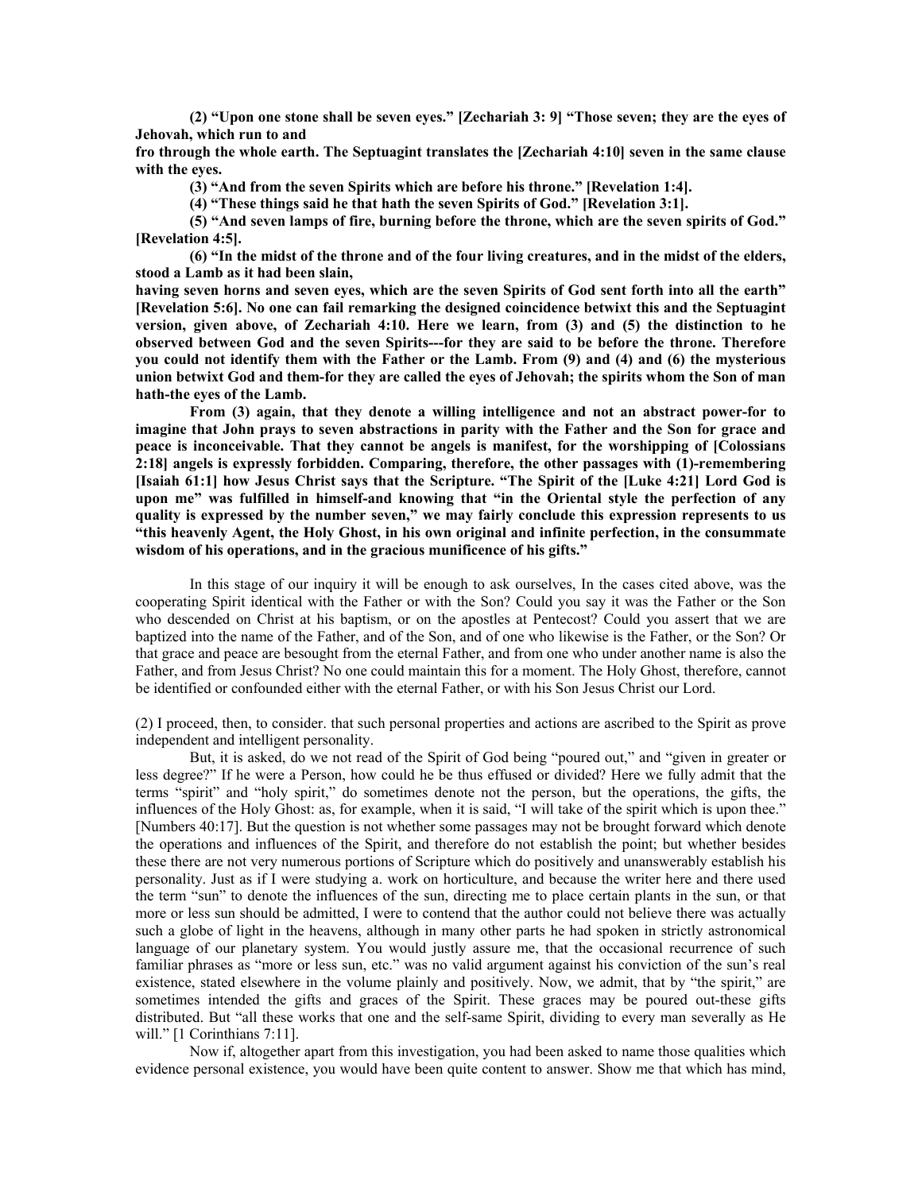**(2) "Upon one stone shall be seven eyes." [Zechariah 3: 9] "Those seven; they are the eyes of Jehovah, which run to and**
**fro through the whole earth. The Septuagint translates the [Zechariah 4:10] seven in the same clause with the eyes.**

**(3) "And from the seven Spirits which are before his throne." [Revelation 1:4].**

**(4) "These things said he that hath the seven Spirits of God." [Revelation 3:1].**

**(5) "And seven lamps of fire, burning before the throne, which are the seven spirits of God." [Revelation 4:5].**

**(6) "In the midst of the throne and of the four living creatures, and in the midst of the elders, stood a Lamb as it had been slain,**
**having seven horns and seven eyes, which are the seven Spirits of God sent forth into all the earth" [Revelation 5:6]. No one can fail remarking the designed coincidence betwixt this and the Septuagint version, given above, of Zechariah 4:10. Here we learn, from (3) and (5) the distinction to he observed between God and the seven Spirits---for they are said to be before the throne. Therefore you could not identify them with the Father or the Lamb. From (9) and (4) and (6) the mysterious union betwixt God and them-for they are called the eyes of Jehovah; the spirits whom the Son of man hath-the eyes of the Lamb.**

**From (3) again, that they denote a willing intelligence and not an abstract power-for to imagine that John prays to seven abstractions in parity with the Father and the Son for grace and peace is inconceivable. That they cannot be angels is manifest, for the worshipping of [Colossians 2:18] angels is expressly forbidden. Comparing, therefore, the other passages with (1)-remembering [Isaiah 61:1] how Jesus Christ says that the Scripture. "The Spirit of the [Luke 4:21] Lord God is upon me" was fulfilled in himself-and knowing that "in the Oriental style the perfection of any quality is expressed by the number seven," we may fairly conclude this expression represents to us "this heavenly Agent, the Holy Ghost, in his own original and infinite perfection, in the consummate wisdom of his operations, and in the gracious munificence of his gifts."**

In this stage of our inquiry it will be enough to ask ourselves, In the cases cited above, was the cooperating Spirit identical with the Father or with the Son? Could you say it was the Father or the Son who descended on Christ at his baptism, or on the apostles at Pentecost? Could you assert that we are baptized into the name of the Father, and of the Son, and of one who likewise is the Father, or the Son? Or that grace and peace are besought from the eternal Father, and from one who under another name is also the Father, and from Jesus Christ? No one could maintain this for a moment. The Holy Ghost, therefore, cannot be identified or confounded either with the eternal Father, or with his Son Jesus Christ our Lord.

(2) I proceed, then, to consider. that such personal properties and actions are ascribed to the Spirit as prove independent and intelligent personality.

But, it is asked, do we not read of the Spirit of God being "poured out," and "given in greater or less degree?" If he were a Person, how could he be thus effused or divided? Here we fully admit that the terms "spirit" and "holy spirit," do sometimes denote not the person, but the operations, the gifts, the influences of the Holy Ghost: as, for example, when it is said, "I will take of the spirit which is upon thee." [Numbers 40:17]. But the question is not whether some passages may not be brought forward which denote the operations and influences of the Spirit, and therefore do not establish the point; but whether besides these there are not very numerous portions of Scripture which do positively and unanswerably establish his personality. Just as if I were studying a. work on horticulture, and because the writer here and there used the term "sun" to denote the influences of the sun, directing me to place certain plants in the sun, or that more or less sun should be admitted, I were to contend that the author could not believe there was actually such a globe of light in the heavens, although in many other parts he had spoken in strictly astronomical language of our planetary system. You would justly assure me, that the occasional recurrence of such familiar phrases as "more or less sun, etc." was no valid argument against his conviction of the sun's real existence, stated elsewhere in the volume plainly and positively. Now, we admit, that by "the spirit," are sometimes intended the gifts and graces of the Spirit. These graces may be poured out-these gifts distributed. But "all these works that one and the self-same Spirit, dividing to every man severally as He will." [1 Corinthians 7:11].

Now if, altogether apart from this investigation, you had been asked to name those qualities which evidence personal existence, you would have been quite content to answer. Show me that which has mind,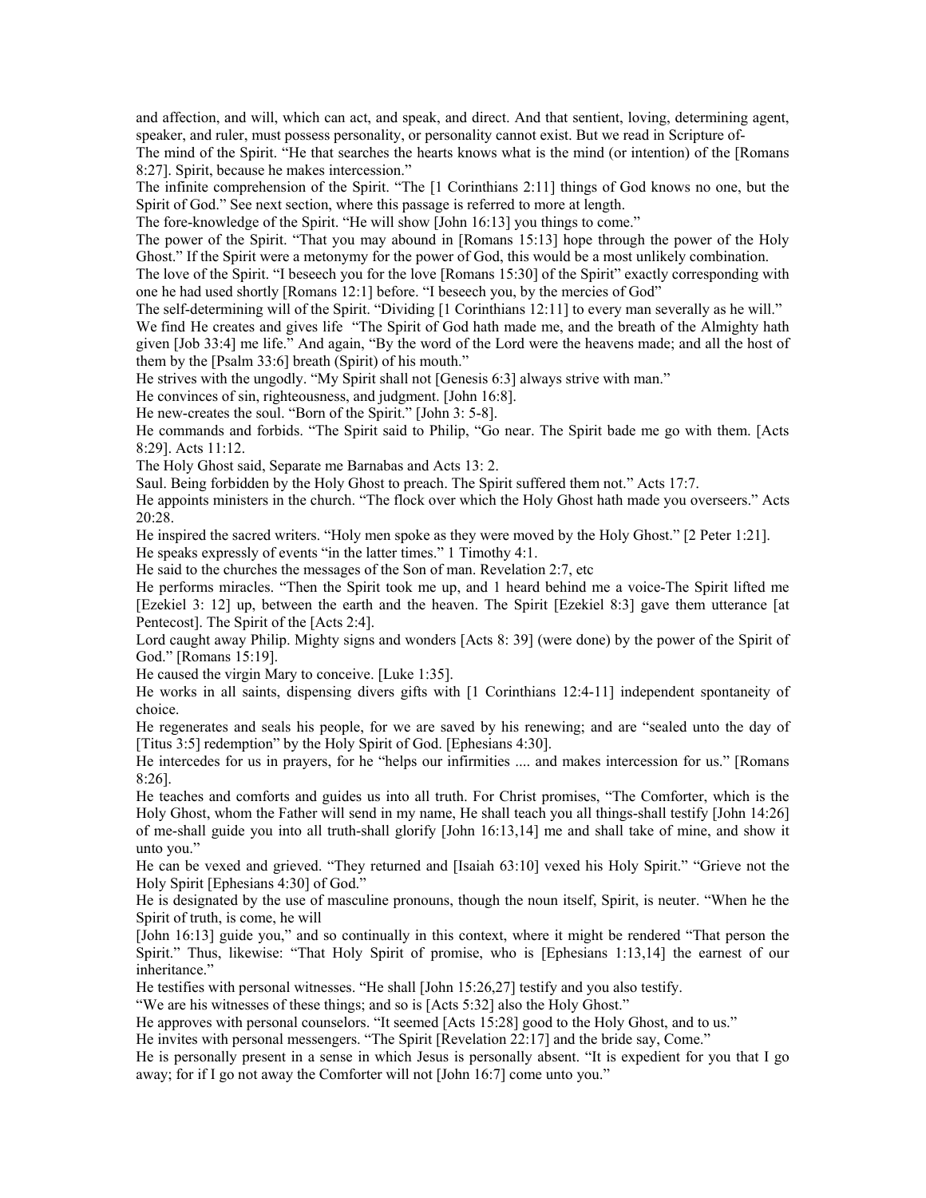and affection, and will, which can act, and speak, and direct. And that sentient, loving, determining agent, speaker, and ruler, must possess personality, or personality cannot exist. But we read in Scripture of-

The mind of the Spirit. "He that searches the hearts knows what is the mind (or intention) of the [Romans 8:27]. Spirit, because he makes intercession."

The infinite comprehension of the Spirit. "The [1 Corinthians 2:11] things of God knows no one, but the Spirit of God." See next section, where this passage is referred to more at length.

The fore-knowledge of the Spirit. "He will show [John 16:13] you things to come."

The power of the Spirit. "That you may abound in [Romans 15:13] hope through the power of the Holy Ghost." If the Spirit were a metonymy for the power of God, this would be a most unlikely combination.

The love of the Spirit. "I beseech you for the love [Romans 15:30] of the Spirit" exactly corresponding with one he had used shortly [Romans 12:1] before. "I beseech you, by the mercies of God"

The self-determining will of the Spirit. "Dividing [1 Corinthians 12:11] to every man severally as he will."

We find He creates and gives life "The Spirit of God hath made me, and the breath of the Almighty hath given [Job 33:4] me life." And again, "By the word of the Lord were the heavens made; and all the host of them by the [Psalm 33:6] breath (Spirit) of his mouth."

He strives with the ungodly. "My Spirit shall not [Genesis 6:3] always strive with man."

He convinces of sin, righteousness, and judgment. [John 16:8].

He new-creates the soul. "Born of the Spirit." [John 3: 5-8].

He commands and forbids. "The Spirit said to Philip, "Go near. The Spirit bade me go with them. [Acts 8:29]. Acts 11:12.

The Holy Ghost said, Separate me Barnabas and Acts 13: 2.

Saul. Being forbidden by the Holy Ghost to preach. The Spirit suffered them not." Acts 17:7.

He appoints ministers in the church. "The flock over which the Holy Ghost hath made you overseers." Acts 20:28.

He inspired the sacred writers. "Holy men spoke as they were moved by the Holy Ghost." [2 Peter 1:21].

He speaks expressly of events "in the latter times." 1 Timothy 4:1.

He said to the churches the messages of the Son of man. Revelation 2:7, etc

He performs miracles. "Then the Spirit took me up, and 1 heard behind me a voice-The Spirit lifted me [Ezekiel 3: 12] up, between the earth and the heaven. The Spirit [Ezekiel 8:3] gave them utterance [at Pentecost]. The Spirit of the [Acts 2:4].

Lord caught away Philip. Mighty signs and wonders [Acts 8: 39] (were done) by the power of the Spirit of God." [Romans 15:19].

He caused the virgin Mary to conceive. [Luke 1:35].

He works in all saints, dispensing divers gifts with [1 Corinthians 12:4-11] independent spontaneity of choice.

He regenerates and seals his people, for we are saved by his renewing; and are "sealed unto the day of [Titus 3:5] redemption" by the Holy Spirit of God. [Ephesians 4:30].

He intercedes for us in prayers, for he "helps our infirmities .... and makes intercession for us." [Romans 8:26].

He teaches and comforts and guides us into all truth. For Christ promises, "The Comforter, which is the Holy Ghost, whom the Father will send in my name, He shall teach you all things-shall testify [John 14:26] of me-shall guide you into all truth-shall glorify [John 16:13,14] me and shall take of mine, and show it unto you."

He can be vexed and grieved. "They returned and [Isaiah 63:10] vexed his Holy Spirit." "Grieve not the Holy Spirit [Ephesians 4:30] of God."

He is designated by the use of masculine pronouns, though the noun itself, Spirit, is neuter. "When he the Spirit of truth, is come, he will [John 16:13] guide you," and so continually in this context, where it might be rendered "That person the Spirit." Thus, likewise: "That Holy Spirit of promise, who is [Ephesians 1:13,14] the earnest of our inheritance."

He testifies with personal witnesses. "He shall [John 15:26,27] testify and you also testify.

"We are his witnesses of these things; and so is [Acts 5:32] also the Holy Ghost."

He approves with personal counselors. "It seemed [Acts 15:28] good to the Holy Ghost, and to us."

He invites with personal messengers. "The Spirit [Revelation 22:17] and the bride say, Come."

He is personally present in a sense in which Jesus is personally absent. "It is expedient for you that I go away; for if I go not away the Comforter will not [John 16:7] come unto you."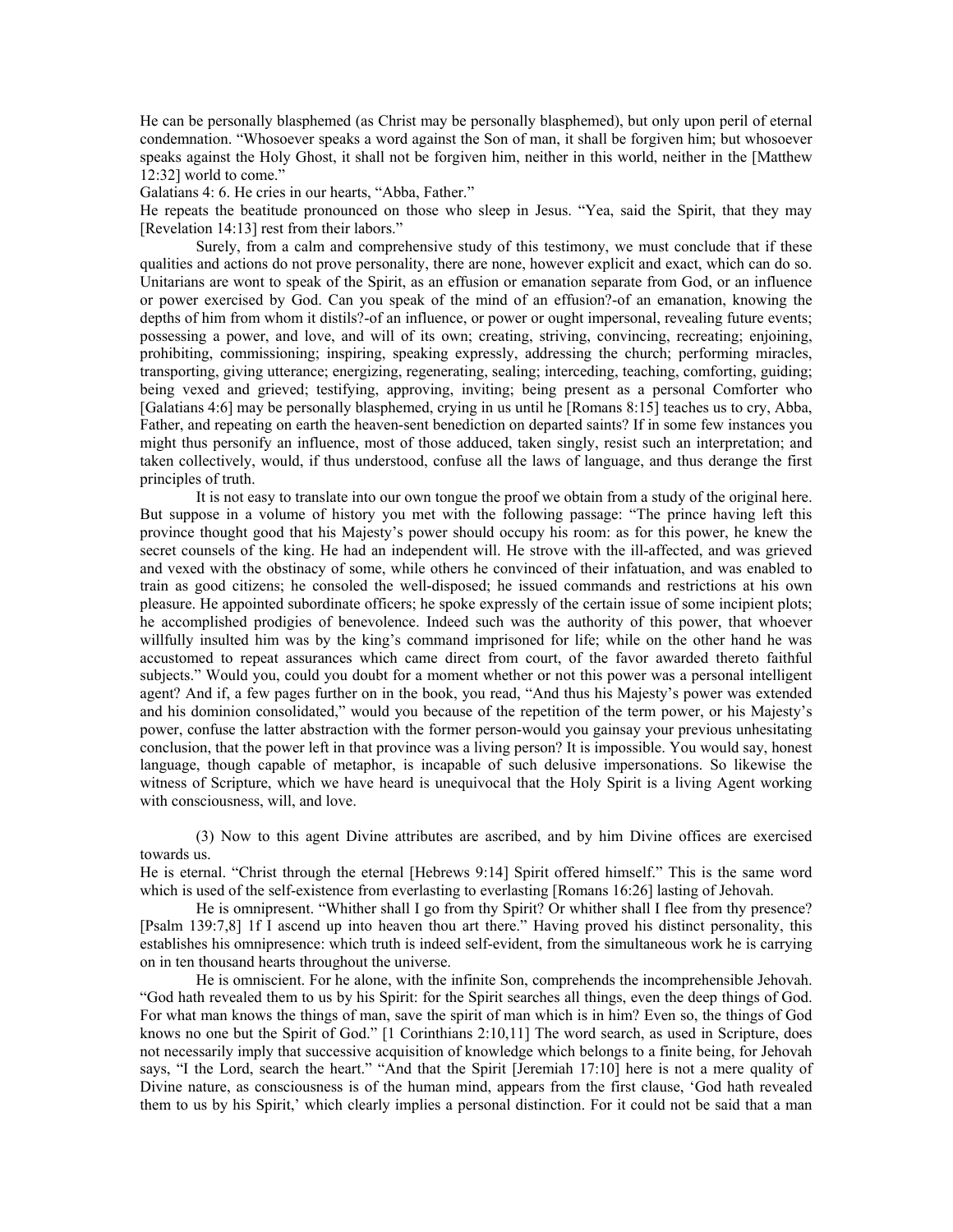He can be personally blasphemed (as Christ may be personally blasphemed), but only upon peril of eternal condemnation. "Whosoever speaks a word against the Son of man, it shall be forgiven him; but whosoever speaks against the Holy Ghost, it shall not be forgiven him, neither in this world, neither in the [Matthew 12:32] world to come."

Galatians 4: 6. He cries in our hearts, "Abba, Father."

He repeats the beatitude pronounced on those who sleep in Jesus. "Yea, said the Spirit, that they may [Revelation 14:13] rest from their labors."

Surely, from a calm and comprehensive study of this testimony, we must conclude that if these qualities and actions do not prove personality, there are none, however explicit and exact, which can do so. Unitarians are wont to speak of the Spirit, as an effusion or emanation separate from God, or an influence or power exercised by God. Can you speak of the mind of an effusion?-of an emanation, knowing the depths of him from whom it distils?-of an influence, or power or ought impersonal, revealing future events; possessing a power, and love, and will of its own; creating, striving, convincing, recreating; enjoining, prohibiting, commissioning; inspiring, speaking expressly, addressing the church; performing miracles, transporting, giving utterance; energizing, regenerating, sealing; interceding, teaching, comforting, guiding; being vexed and grieved; testifying, approving, inviting; being present as a personal Comforter who [Galatians 4:6] may be personally blasphemed, crying in us until he [Romans 8:15] teaches us to cry, Abba, Father, and repeating on earth the heaven-sent benediction on departed saints? If in some few instances you might thus personify an influence, most of those adduced, taken singly, resist such an interpretation; and taken collectively, would, if thus understood, confuse all the laws of language, and thus derange the first principles of truth.

It is not easy to translate into our own tongue the proof we obtain from a study of the original here. But suppose in a volume of history you met with the following passage: "The prince having left this province thought good that his Majesty's power should occupy his room: as for this power, he knew the secret counsels of the king. He had an independent will. He strove with the ill-affected, and was grieved and vexed with the obstinacy of some, while others he convinced of their infatuation, and was enabled to train as good citizens; he consoled the well-disposed; he issued commands and restrictions at his own pleasure. He appointed subordinate officers; he spoke expressly of the certain issue of some incipient plots; he accomplished prodigies of benevolence. Indeed such was the authority of this power, that whoever willfully insulted him was by the king's command imprisoned for life; while on the other hand he was accustomed to repeat assurances which came direct from court, of the favor awarded thereto faithful subjects." Would you, could you doubt for a moment whether or not this power was a personal intelligent agent? And if, a few pages further on in the book, you read, "And thus his Majesty's power was extended and his dominion consolidated," would you because of the repetition of the term power, or his Majesty's power, confuse the latter abstraction with the former person-would you gainsay your previous unhesitating conclusion, that the power left in that province was a living person? It is impossible. You would say, honest language, though capable of metaphor, is incapable of such delusive impersonations. So likewise the witness of Scripture, which we have heard is unequivocal that the Holy Spirit is a living Agent working with consciousness, will, and love.

(3) Now to this agent Divine attributes are ascribed, and by him Divine offices are exercised towards us.

He is eternal. "Christ through the eternal [Hebrews 9:14] Spirit offered himself." This is the same word which is used of the self-existence from everlasting to everlasting [Romans 16:26] lasting of Jehovah.

He is omnipresent. "Whither shall I go from thy Spirit? Or whither shall I flee from thy presence? [Psalm 139:7,8] 1f I ascend up into heaven thou art there." Having proved his distinct personality, this establishes his omnipresence: which truth is indeed self-evident, from the simultaneous work he is carrying on in ten thousand hearts throughout the universe.

He is omniscient. For he alone, with the infinite Son, comprehends the incomprehensible Jehovah. "God hath revealed them to us by his Spirit: for the Spirit searches all things, even the deep things of God. For what man knows the things of man, save the spirit of man which is in him? Even so, the things of God knows no one but the Spirit of God." [1 Corinthians 2:10,11] The word search, as used in Scripture, does not necessarily imply that successive acquisition of knowledge which belongs to a finite being, for Jehovah says, "I the Lord, search the heart." "And that the Spirit [Jeremiah 17:10] here is not a mere quality of Divine nature, as consciousness is of the human mind, appears from the first clause, 'God hath revealed them to us by his Spirit,' which clearly implies a personal distinction. For it could not be said that a man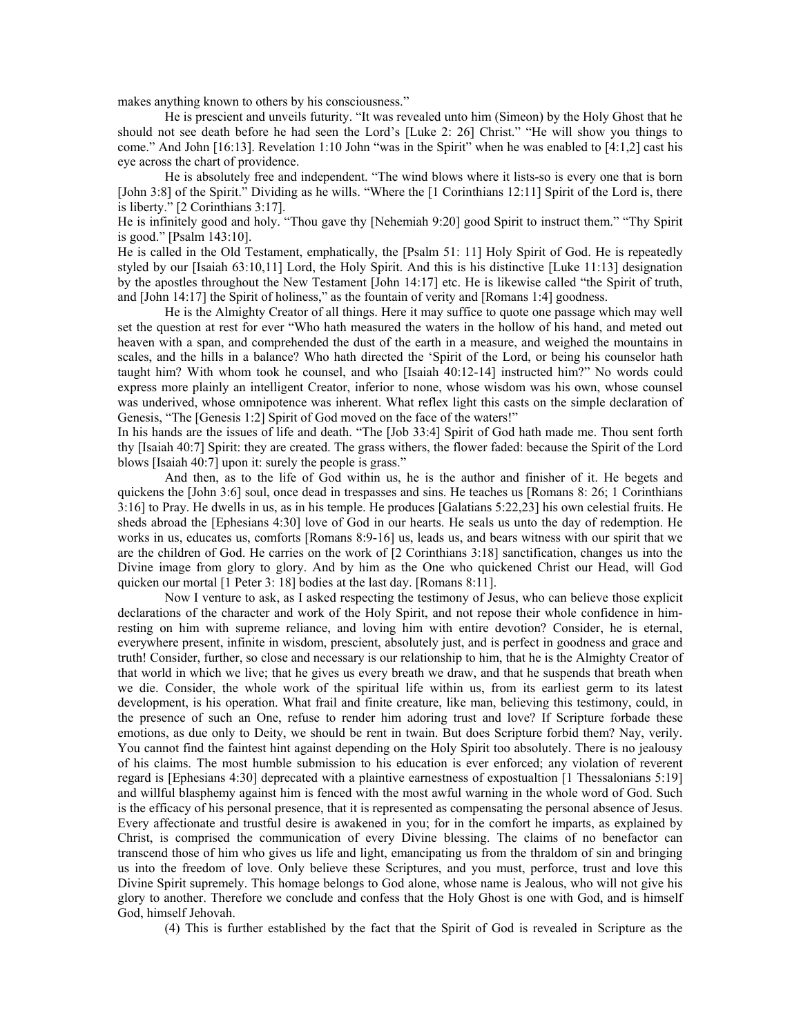makes anything known to others by his consciousness."

He is prescient and unveils futurity. "It was revealed unto him (Simeon) by the Holy Ghost that he should not see death before he had seen the Lord's [Luke 2: 26] Christ." "He will show you things to come." And John [16:13]. Revelation 1:10 John "was in the Spirit" when he was enabled to [4:1,2] cast his eye across the chart of providence.

He is absolutely free and independent. "The wind blows where it lists-so is every one that is born [John 3:8] of the Spirit." Dividing as he wills. "Where the [1 Corinthians 12:11] Spirit of the Lord is, there is liberty." [2 Corinthians 3:17].

He is infinitely good and holy. "Thou gave thy [Nehemiah 9:20] good Spirit to instruct them." "Thy Spirit is good." [Psalm 143:10].

He is called in the Old Testament, emphatically, the [Psalm 51: 11] Holy Spirit of God. He is repeatedly styled by our [Isaiah 63:10,11] Lord, the Holy Spirit. And this is his distinctive [Luke 11:13] designation by the apostles throughout the New Testament [John 14:17] etc. He is likewise called "the Spirit of truth, and [John 14:17] the Spirit of holiness," as the fountain of verity and [Romans 1:4] goodness.

He is the Almighty Creator of all things. Here it may suffice to quote one passage which may well set the question at rest for ever "Who hath measured the waters in the hollow of his hand, and meted out heaven with a span, and comprehended the dust of the earth in a measure, and weighed the mountains in scales, and the hills in a balance? Who hath directed the 'Spirit of the Lord, or being his counselor hath taught him? With whom took he counsel, and who [Isaiah 40:12-14] instructed him?" No words could express more plainly an intelligent Creator, inferior to none, whose wisdom was his own, whose counsel was underived, whose omnipotence was inherent. What reflex light this casts on the simple declaration of Genesis, "The [Genesis 1:2] Spirit of God moved on the face of the waters!"

In his hands are the issues of life and death. "The [Job 33:4] Spirit of God hath made me. Thou sent forth thy [Isaiah 40:7] Spirit: they are created. The grass withers, the flower faded: because the Spirit of the Lord blows [Isaiah 40:7] upon it: surely the people is grass."

And then, as to the life of God within us, he is the author and finisher of it. He begets and quickens the [John 3:6] soul, once dead in trespasses and sins. He teaches us [Romans 8: 26; 1 Corinthians 3:16] to Pray. He dwells in us, as in his temple. He produces [Galatians 5:22,23] his own celestial fruits. He sheds abroad the [Ephesians 4:30] love of God in our hearts. He seals us unto the day of redemption. He works in us, educates us, comforts [Romans 8:9-16] us, leads us, and bears witness with our spirit that we are the children of God. He carries on the work of [2 Corinthians 3:18] sanctification, changes us into the Divine image from glory to glory. And by him as the One who quickened Christ our Head, will God quicken our mortal [1 Peter 3: 18] bodies at the last day. [Romans 8:11].

Now I venture to ask, as I asked respecting the testimony of Jesus, who can believe those explicit declarations of the character and work of the Holy Spirit, and not repose their whole confidence in him-resting on him with supreme reliance, and loving him with entire devotion? Consider, he is eternal, everywhere present, infinite in wisdom, prescient, absolutely just, and is perfect in goodness and grace and truth! Consider, further, so close and necessary is our relationship to him, that he is the Almighty Creator of that world in which we live; that he gives us every breath we draw, and that he suspends that breath when we die. Consider, the whole work of the spiritual life within us, from its earliest germ to its latest development, is his operation. What frail and finite creature, like man, believing this testimony, could, in the presence of such an One, refuse to render him adoring trust and love? If Scripture forbade these emotions, as due only to Deity, we should be rent in twain. But does Scripture forbid them? Nay, verily. You cannot find the faintest hint against depending on the Holy Spirit too absolutely. There is no jealousy of his claims. The most humble submission to his education is ever enforced; any violation of reverent regard is [Ephesians 4:30] deprecated with a plaintive earnestness of expostualtion [1 Thessalonians 5:19] and willful blasphemy against him is fenced with the most awful warning in the whole word of God. Such is the efficacy of his personal presence, that it is represented as compensating the personal absence of Jesus. Every affectionate and trustful desire is awakened in you; for in the comfort he imparts, as explained by Christ, is comprised the communication of every Divine blessing. The claims of no benefactor can transcend those of him who gives us life and light, emancipating us from the thraldom of sin and bringing us into the freedom of love. Only believe these Scriptures, and you must, perforce, trust and love this Divine Spirit supremely. This homage belongs to God alone, whose name is Jealous, who will not give his glory to another. Therefore we conclude and confess that the Holy Ghost is one with God, and is himself God, himself Jehovah.

(4) This is further established by the fact that the Spirit of God is revealed in Scripture as the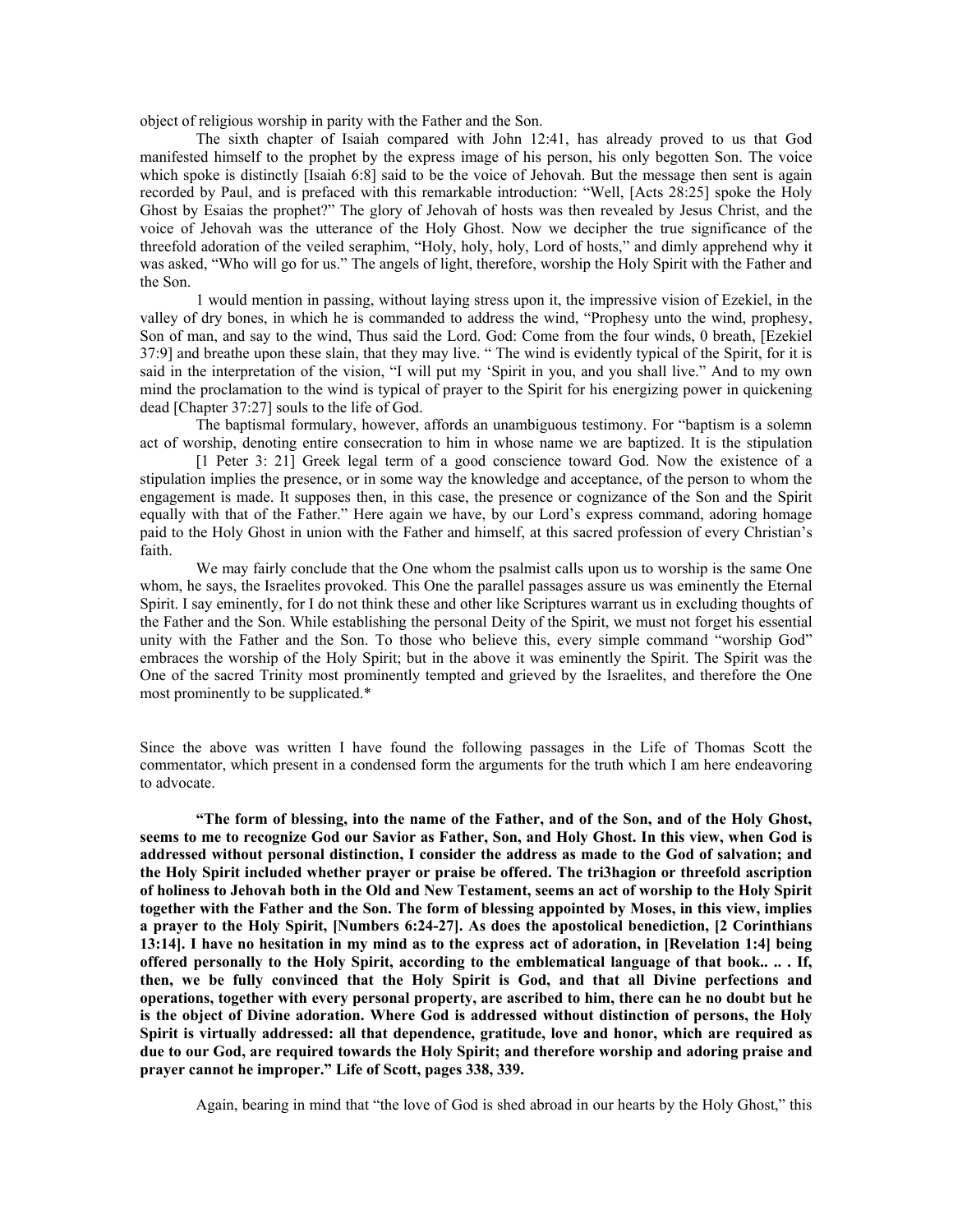object of religious worship in parity with the Father and the Son.

The sixth chapter of Isaiah compared with John 12:41, has already proved to us that God manifested himself to the prophet by the express image of his person, his only begotten Son. The voice which spoke is distinctly [Isaiah 6:8] said to be the voice of Jehovah. But the message then sent is again recorded by Paul, and is prefaced with this remarkable introduction: "Well, [Acts 28:25] spoke the Holy Ghost by Esaias the prophet?" The glory of Jehovah of hosts was then revealed by Jesus Christ, and the voice of Jehovah was the utterance of the Holy Ghost. Now we decipher the true significance of the threefold adoration of the veiled seraphim, "Holy, holy, holy, Lord of hosts," and dimly apprehend why it was asked, "Who will go for us." The angels of light, therefore, worship the Holy Spirit with the Father and the Son.

1 would mention in passing, without laying stress upon it, the impressive vision of Ezekiel, in the valley of dry bones, in which he is commanded to address the wind, "Prophesy unto the wind, prophesy, Son of man, and say to the wind, Thus said the Lord. God: Come from the four winds, 0 breath, [Ezekiel 37:9] and breathe upon these slain, that they may live. " The wind is evidently typical of the Spirit, for it is said in the interpretation of the vision, "I will put my 'Spirit in you, and you shall live." And to my own mind the proclamation to the wind is typical of prayer to the Spirit for his energizing power in quickening dead [Chapter 37:27] souls to the life of God.

The baptismal formulary, however, affords an unambiguous testimony. For "baptism is a solemn act of worship, denoting entire consecration to him in whose name we are baptized. It is the stipulation

[1 Peter 3: 21] Greek legal term of a good conscience toward God. Now the existence of a stipulation implies the presence, or in some way the knowledge and acceptance, of the person to whom the engagement is made. It supposes then, in this case, the presence or cognizance of the Son and the Spirit equally with that of the Father." Here again we have, by our Lord's express command, adoring homage paid to the Holy Ghost in union with the Father and himself, at this sacred profession of every Christian's faith.

We may fairly conclude that the One whom the psalmist calls upon us to worship is the same One whom, he says, the Israelites provoked. This One the parallel passages assure us was eminently the Eternal Spirit. I say eminently, for I do not think these and other like Scriptures warrant us in excluding thoughts of the Father and the Son. While establishing the personal Deity of the Spirit, we must not forget his essential unity with the Father and the Son. To those who believe this, every simple command "worship God" embraces the worship of the Holy Spirit; but in the above it was eminently the Spirit. The Spirit was the One of the sacred Trinity most prominently tempted and grieved by the Israelites, and therefore the One most prominently to be supplicated.*

Since the above was written I have found the following passages in the Life of Thomas Scott the commentator, which present in a condensed form the arguments for the truth which I am here endeavoring to advocate.

**"The form of blessing, into the name of the Father, and of the Son, and of the Holy Ghost, seems to me to recognize God our Savior as Father, Son, and Holy Ghost. In this view, when God is addressed without personal distinction, I consider the address as made to the God of salvation; and the Holy Spirit included whether prayer or praise be offered. The tri3hagion or threefold ascription of holiness to Jehovah both in the Old and New Testament, seems an act of worship to the Holy Spirit together with the Father and the Son. The form of blessing appointed by Moses, in this view, implies a prayer to the Holy Spirit, [Numbers 6:24-27]. As does the apostolical benediction, [2 Corinthians 13:14]. I have no hesitation in my mind as to the express act of adoration, in [Revelation 1:4] being offered personally to the Holy Spirit, according to the emblematical language of that book.. .. . If, then, we be fully convinced that the Holy Spirit is God, and that all Divine perfections and operations, together with every personal property, are ascribed to him, there can he no doubt but he is the object of Divine adoration. Where God is addressed without distinction of persons, the Holy Spirit is virtually addressed: all that dependence, gratitude, love and honor, which are required as due to our God, are required towards the Holy Spirit; and therefore worship and adoring praise and prayer cannot he improper." Life of Scott, pages 338, 339.**

Again, bearing in mind that "the love of God is shed abroad in our hearts by the Holy Ghost," this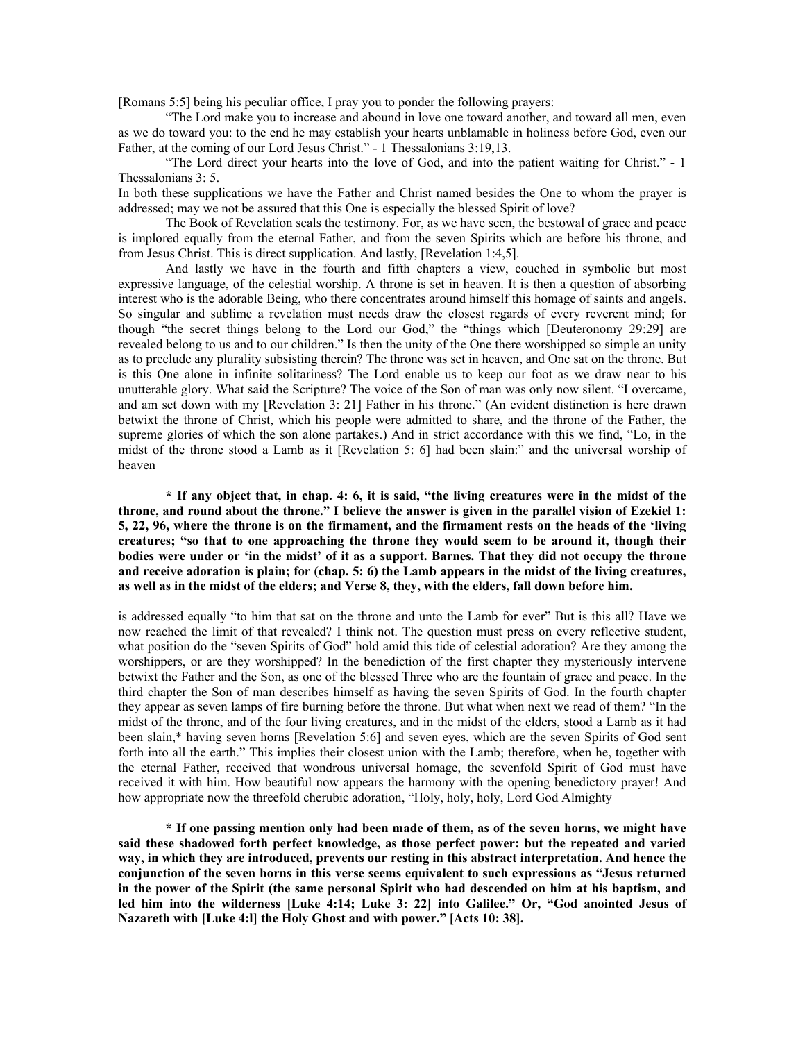[Romans 5:5] being his peculiar office, I pray you to ponder the following prayers:

"The Lord make you to increase and abound in love one toward another, and toward all men, even as we do toward you: to the end he may establish your hearts unblamable in holiness before God, even our Father, at the coming of our Lord Jesus Christ." - 1 Thessalonians 3:19,13.

"The Lord direct your hearts into the love of God, and into the patient waiting for Christ." - 1 Thessalonians 3: 5.

In both these supplications we have the Father and Christ named besides the One to whom the prayer is addressed; may we not be assured that this One is especially the blessed Spirit of love?

The Book of Revelation seals the testimony. For, as we have seen, the bestowal of grace and peace is implored equally from the eternal Father, and from the seven Spirits which are before his throne, and from Jesus Christ. This is direct supplication. And lastly, [Revelation 1:4,5].

And lastly we have in the fourth and fifth chapters a view, couched in symbolic but most expressive language, of the celestial worship. A throne is set in heaven. It is then a question of absorbing interest who is the adorable Being, who there concentrates around himself this homage of saints and angels. So singular and sublime a revelation must needs draw the closest regards of every reverent mind; for though "the secret things belong to the Lord our God," the "things which [Deuteronomy 29:29] are revealed belong to us and to our children." Is then the unity of the One there worshipped so simple an unity as to preclude any plurality subsisting therein? The throne was set in heaven, and One sat on the throne. But is this One alone in infinite solitariness? The Lord enable us to keep our foot as we draw near to his unutterable glory. What said the Scripture? The voice of the Son of man was only now silent. "I overcame, and am set down with my [Revelation 3: 21] Father in his throne." (An evident distinction is here drawn betwixt the throne of Christ, which his people were admitted to share, and the throne of the Father, the supreme glories of which the son alone partakes.) And in strict accordance with this we find, "Lo, in the midst of the throne stood a Lamb as it [Revelation 5: 6] had been slain:" and the universal worship of heaven

**\* If any object that, in chap. 4: 6, it is said, "the living creatures were in the midst of the throne, and round about the throne." I believe the answer is given in the parallel vision of Ezekiel 1: 5, 22, 96, where the throne is on the firmament, and the firmament rests on the heads of the 'living creatures; "so that to one approaching the throne they would seem to be around it, though their bodies were under or 'in the midst' of it as a support. Barnes. That they did not occupy the throne and receive adoration is plain; for (chap. 5: 6) the Lamb appears in the midst of the living creatures, as well as in the midst of the elders; and Verse 8, they, with the elders, fall down before him.**

is addressed equally "to him that sat on the throne and unto the Lamb for ever" But is this all? Have we now reached the limit of that revealed? I think not. The question must press on every reflective student, what position do the "seven Spirits of God" hold amid this tide of celestial adoration? Are they among the worshippers, or are they worshipped? In the benediction of the first chapter they mysteriously intervene betwixt the Father and the Son, as one of the blessed Three who are the fountain of grace and peace. In the third chapter the Son of man describes himself as having the seven Spirits of God. In the fourth chapter they appear as seven lamps of fire burning before the throne. But what when next we read of them? "In the midst of the throne, and of the four living creatures, and in the midst of the elders, stood a Lamb as it had been slain,* having seven horns [Revelation 5:6] and seven eyes, which are the seven Spirits of God sent forth into all the earth." This implies their closest union with the Lamb; therefore, when he, together with the eternal Father, received that wondrous universal homage, the sevenfold Spirit of God must have received it with him. How beautiful now appears the harmony with the opening benedictory prayer! And how appropriate now the threefold cherubic adoration, "Holy, holy, holy, Lord God Almighty

**\* If one passing mention only had been made of them, as of the seven horns, we might have said these shadowed forth perfect knowledge, as those perfect power: but the repeated and varied way, in which they are introduced, prevents our resting in this abstract interpretation. And hence the conjunction of the seven horns in this verse seems equivalent to such expressions as "Jesus returned in the power of the Spirit (the same personal Spirit who had descended on him at his baptism, and led him into the wilderness [Luke 4:14; Luke 3: 22] into Galilee." Or, "God anointed Jesus of Nazareth with [Luke 4:l] the Holy Ghost and with power." [Acts 10: 38].**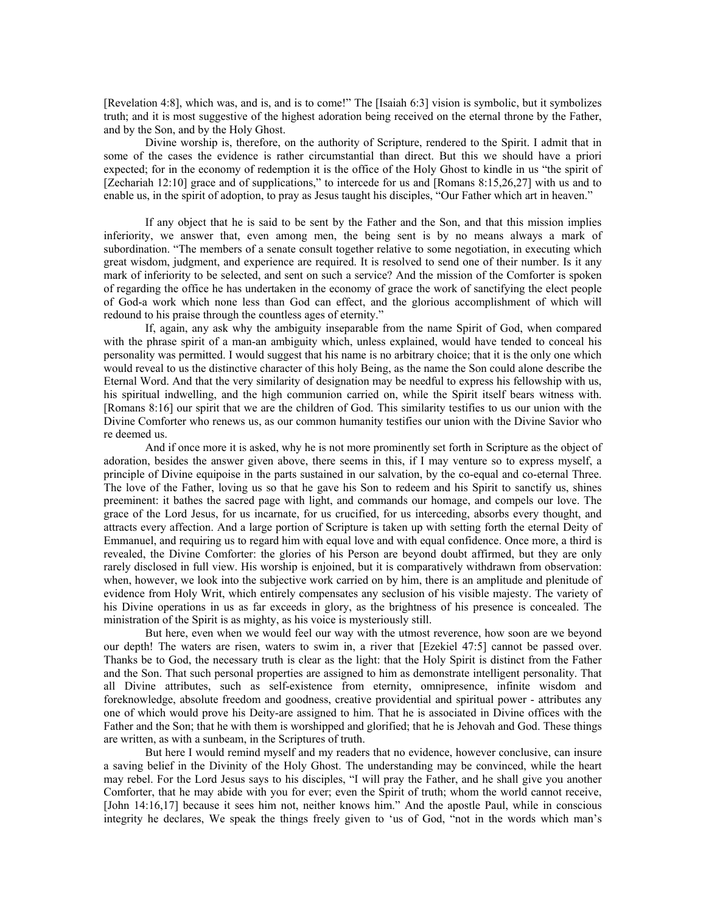[Revelation 4:8], which was, and is, and is to come!" The [Isaiah 6:3] vision is symbolic, but it symbolizes truth; and it is most suggestive of the highest adoration being received on the eternal throne by the Father, and by the Son, and by the Holy Ghost.

Divine worship is, therefore, on the authority of Scripture, rendered to the Spirit. I admit that in some of the cases the evidence is rather circumstantial than direct. But this we should have a priori expected; for in the economy of redemption it is the office of the Holy Ghost to kindle in us "the spirit of [Zechariah 12:10] grace and of supplications," to intercede for us and [Romans 8:15,26,27] with us and to enable us, in the spirit of adoption, to pray as Jesus taught his disciples, "Our Father which art in heaven."

If any object that he is said to be sent by the Father and the Son, and that this mission implies inferiority, we answer that, even among men, the being sent is by no means always a mark of subordination. "The members of a senate consult together relative to some negotiation, in executing which great wisdom, judgment, and experience are required. It is resolved to send one of their number. Is it any mark of inferiority to be selected, and sent on such a service? And the mission of the Comforter is spoken of regarding the office he has undertaken in the economy of grace the work of sanctifying the elect people of God-a work which none less than God can effect, and the glorious accomplishment of which will redound to his praise through the countless ages of eternity."

If, again, any ask why the ambiguity inseparable from the name Spirit of God, when compared with the phrase spirit of a man-an ambiguity which, unless explained, would have tended to conceal his personality was permitted. I would suggest that his name is no arbitrary choice; that it is the only one which would reveal to us the distinctive character of this holy Being, as the name the Son could alone describe the Eternal Word. And that the very similarity of designation may be needful to express his fellowship with us, his spiritual indwelling, and the high communion carried on, while the Spirit itself bears witness with. [Romans 8:16] our spirit that we are the children of God. This similarity testifies to us our union with the Divine Comforter who renews us, as our common humanity testifies our union with the Divine Savior who re deemed us.

And if once more it is asked, why he is not more prominently set forth in Scripture as the object of adoration, besides the answer given above, there seems in this, if I may venture so to express myself, a principle of Divine equipoise in the parts sustained in our salvation, by the co-equal and co-eternal Three. The love of the Father, loving us so that he gave his Son to redeem and his Spirit to sanctify us, shines preeminent: it bathes the sacred page with light, and commands our homage, and compels our love. The grace of the Lord Jesus, for us incarnate, for us crucified, for us interceding, absorbs every thought, and attracts every affection. And a large portion of Scripture is taken up with setting forth the eternal Deity of Emmanuel, and requiring us to regard him with equal love and with equal confidence. Once more, a third is revealed, the Divine Comforter: the glories of his Person are beyond doubt affirmed, but they are only rarely disclosed in full view. His worship is enjoined, but it is comparatively withdrawn from observation: when, however, we look into the subjective work carried on by him, there is an amplitude and plenitude of evidence from Holy Writ, which entirely compensates any seclusion of his visible majesty. The variety of his Divine operations in us as far exceeds in glory, as the brightness of his presence is concealed. The ministration of the Spirit is as mighty, as his voice is mysteriously still.

But here, even when we would feel our way with the utmost reverence, how soon are we beyond our depth! The waters are risen, waters to swim in, a river that [Ezekiel 47:5] cannot be passed over. Thanks be to God, the necessary truth is clear as the light: that the Holy Spirit is distinct from the Father and the Son. That such personal properties are assigned to him as demonstrate intelligent personality. That all Divine attributes, such as self-existence from eternity, omnipresence, infinite wisdom and foreknowledge, absolute freedom and goodness, creative providential and spiritual power - attributes any one of which would prove his Deity-are assigned to him. That he is associated in Divine offices with the Father and the Son; that he with them is worshipped and glorified; that he is Jehovah and God. These things are written, as with a sunbeam, in the Scriptures of truth.

But here I would remind myself and my readers that no evidence, however conclusive, can insure a saving belief in the Divinity of the Holy Ghost. The understanding may be convinced, while the heart may rebel. For the Lord Jesus says to his disciples, "I will pray the Father, and he shall give you another Comforter, that he may abide with you for ever; even the Spirit of truth; whom the world cannot receive, [John 14:16,17] because it sees him not, neither knows him." And the apostle Paul, while in conscious integrity he declares, We speak the things freely given to 'us of God, "not in the words which man's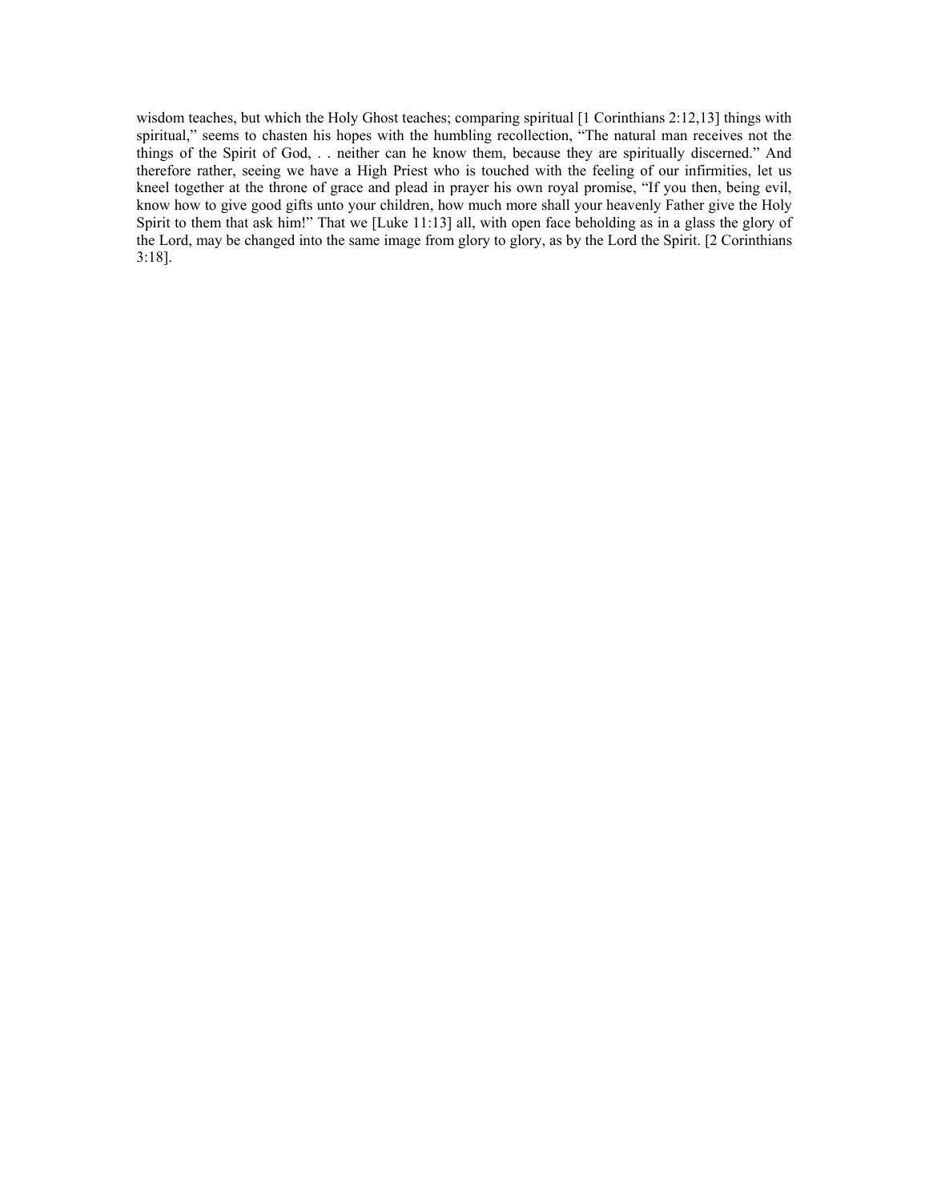wisdom teaches, but which the Holy Ghost teaches; comparing spiritual [1 Corinthians 2:12,13] things with spiritual," seems to chasten his hopes with the humbling recollection, "The natural man receives not the things of the Spirit of God, . . neither can he know them, because they are spiritually discerned." And therefore rather, seeing we have a High Priest who is touched with the feeling of our infirmities, let us kneel together at the throne of grace and plead in prayer his own royal promise, "If you then, being evil, know how to give good gifts unto your children, how much more shall your heavenly Father give the Holy Spirit to them that ask him!" That we [Luke 11:13] all, with open face beholding as in a glass the glory of the Lord, may be changed into the same image from glory to glory, as by the Lord the Spirit. [2 Corinthians 3:18].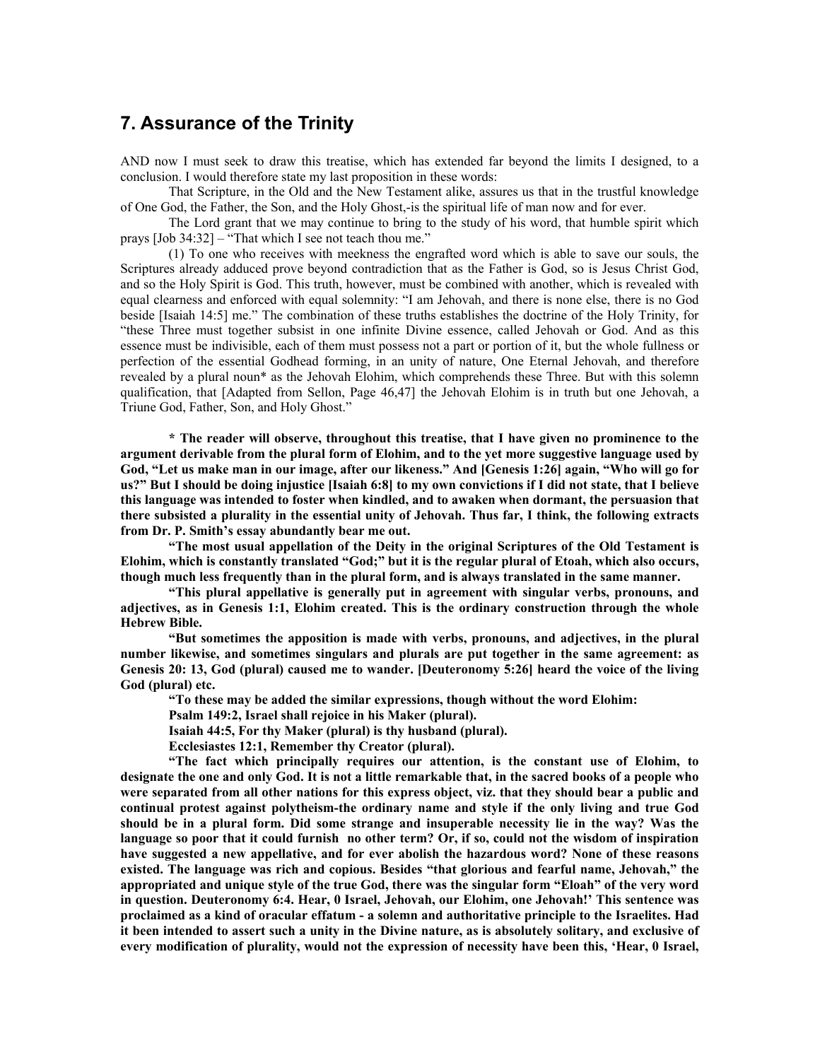## 7. Assurance of the Trinity

AND now I must seek to draw this treatise, which has extended far beyond the limits I designed, to a conclusion. I would therefore state my last proposition in these words:

That Scripture, in the Old and the New Testament alike, assures us that in the trustful knowledge of One God, the Father, the Son, and the Holy Ghost,-is the spiritual life of man now and for ever.

The Lord grant that we may continue to bring to the study of his word, that humble spirit which prays [Job 34:32] – "That which I see not teach thou me."

(1) To one who receives with meekness the engrafted word which is able to save our souls, the Scriptures already adduced prove beyond contradiction that as the Father is God, so is Jesus Christ God, and so the Holy Spirit is God. This truth, however, must be combined with another, which is revealed with equal clearness and enforced with equal solemnity: "I am Jehovah, and there is none else, there is no God beside [Isaiah 14:5] me." The combination of these truths establishes the doctrine of the Holy Trinity, for "these Three must together subsist in one infinite Divine essence, called Jehovah or God. And as this essence must be indivisible, each of them must possess not a part or portion of it, but the whole fullness or perfection of the essential Godhead forming, in an unity of nature, One Eternal Jehovah, and therefore revealed by a plural noun* as the Jehovah Elohim, which comprehends these Three. But with this solemn qualification, that [Adapted from Sellon, Page 46,47] the Jehovah Elohim is in truth but one Jehovah, a Triune God, Father, Son, and Holy Ghost."

**\* The reader will observe, throughout this treatise, that I have given no prominence to the argument derivable from the plural form of Elohim, and to the yet more suggestive language used by God, "Let us make man in our image, after our likeness." And [Genesis 1:26] again, "Who will go for us?" But I should be doing injustice [Isaiah 6:8] to my own convictions if I did not state, that I believe this language was intended to foster when kindled, and to awaken when dormant, the persuasion that there subsisted a plurality in the essential unity of Jehovah. Thus far, I think, the following extracts from Dr. P. Smith's essay abundantly bear me out.**

**"The most usual appellation of the Deity in the original Scriptures of the Old Testament is Elohim, which is constantly translated "God;" but it is the regular plural of Etoah, which also occurs, though much less frequently than in the plural form, and is always translated in the same manner.**

**"This plural appellative is generally put in agreement with singular verbs, pronouns, and adjectives, as in Genesis 1:1, Elohim created. This is the ordinary construction through the whole Hebrew Bible.**

**"But sometimes the apposition is made with verbs, pronouns, and adjectives, in the plural number likewise, and sometimes singulars and plurals are put together in the same agreement: as Genesis 20: 13, God (plural) caused me to wander. [Deuteronomy 5:26] heard the voice of the living God (plural) etc.**

**"To these may be added the similar expressions, though without the word Elohim:**

**Psalm 149:2, Israel shall rejoice in his Maker (plural).**

**Isaiah 44:5, For thy Maker (plural) is thy husband (plural).**

**Ecclesiastes 12:1, Remember thy Creator (plural).**

**"The fact which principally requires our attention, is the constant use of Elohim, to designate the one and only God. It is not a little remarkable that, in the sacred books of a people who were separated from all other nations for this express object, viz. that they should bear a public and continual protest against polytheism-the ordinary name and style if the only living and true God should be in a plural form. Did some strange and insuperable necessity lie in the way? Was the language so poor that it could furnish no other term? Or, if so, could not the wisdom of inspiration have suggested a new appellative, and for ever abolish the hazardous word? None of these reasons existed. The language was rich and copious. Besides "that glorious and fearful name, Jehovah," the appropriated and unique style of the true God, there was the singular form "Eloah" of the very word in question. Deuteronomy 6:4. Hear, 0 Israel, Jehovah, our Elohim, one Jehovah!' This sentence was proclaimed as a kind of oracular effatum - a solemn and authoritative principle to the Israelites. Had it been intended to assert such a unity in the Divine nature, as is absolutely solitary, and exclusive of every modification of plurality, would not the expression of necessity have been this, 'Hear, 0 Israel,**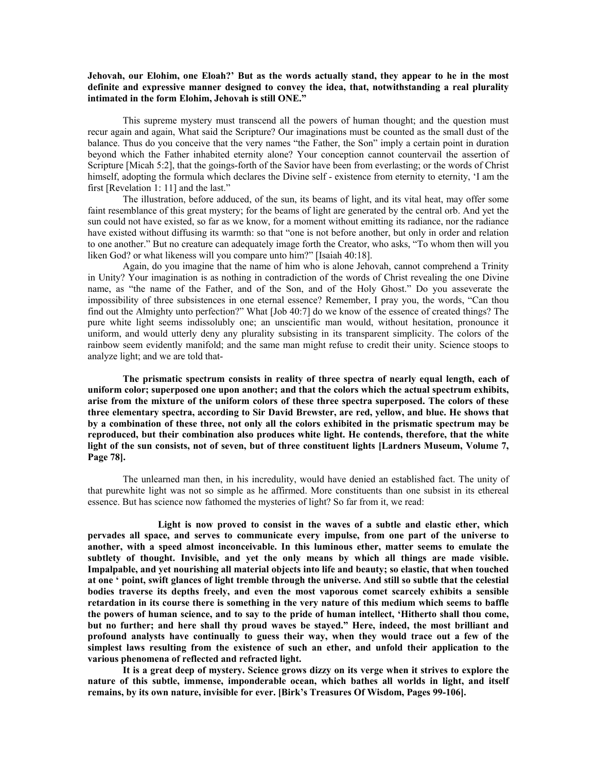**Jehovah, our Elohim, one Eloah?' But as the words actually stand, they appear to he in the most definite and expressive manner designed to convey the idea, that, notwithstanding a real plurality intimated in the form Elohim, Jehovah is still ONE."**

This supreme mystery must transcend all the powers of human thought; and the question must recur again and again, What said the Scripture? Our imaginations must be counted as the small dust of the balance. Thus do you conceive that the very names "the Father, the Son" imply a certain point in duration beyond which the Father inhabited eternity alone? Your conception cannot countervail the assertion of Scripture [Micah 5:2], that the goings-forth of the Savior have been from everlasting; or the words of Christ himself, adopting the formula which declares the Divine self - existence from eternity to eternity, 'I am the first [Revelation 1: 11] and the last."

The illustration, before adduced, of the sun, its beams of light, and its vital heat, may offer some faint resemblance of this great mystery; for the beams of light are generated by the central orb. And yet the sun could not have existed, so far as we know, for a moment without emitting its radiance, nor the radiance have existed without diffusing its warmth: so that "one is not before another, but only in order and relation to one another." But no creature can adequately image forth the Creator, who asks, "To whom then will you liken God? or what likeness will you compare unto him?" [Isaiah 40:18].

Again, do you imagine that the name of him who is alone Jehovah, cannot comprehend a Trinity in Unity? Your imagination is as nothing in contradiction of the words of Christ revealing the one Divine name, as "the name of the Father, and of the Son, and of the Holy Ghost." Do you asseverate the impossibility of three subsistences in one eternal essence? Remember, I pray you, the words, "Can thou find out the Almighty unto perfection?" What [Job 40:7] do we know of the essence of created things? The pure white light seems indissolubly one; an unscientific man would, without hesitation, pronounce it uniform, and would utterly deny any plurality subsisting in its transparent simplicity. The colors of the rainbow seem evidently manifold; and the same man might refuse to credit their unity. Science stoops to analyze light; and we are told that-

**The prismatic spectrum consists in reality of three spectra of nearly equal length, each of uniform color; superposed one upon another; and that the colors which the actual spectrum exhibits, arise from the mixture of the uniform colors of these three spectra superposed. The colors of these three elementary spectra, according to Sir David Brewster, are red, yellow, and blue. He shows that by a combination of these three, not only all the colors exhibited in the prismatic spectrum may be reproduced, but their combination also produces white light. He contends, therefore, that the white light of the sun consists, not of seven, but of three constituent lights [Lardners Museum, Volume 7, Page 78].**

The unlearned man then, in his incredulity, would have denied an established fact. The unity of that purewhite light was not so simple as he affirmed. More constituents than one subsist in its ethereal essence. But has science now fathomed the mysteries of light? So far from it, we read:

**Light is now proved to consist in the waves of a subtle and elastic ether, which pervades all space, and serves to communicate every impulse, from one part of the universe to another, with a speed almost inconceivable. In this luminous ether, matter seems to emulate the subtlety of thought. Invisible, and yet the only means by which all things are made visible. Impalpable, and yet nourishing all material objects into life and beauty; so elastic, that when touched at one ' point, swift glances of light tremble through the universe. And still so subtle that the celestial bodies traverse its depths freely, and even the most vaporous comet scarcely exhibits a sensible retardation in its course there is something in the very nature of this medium which seems to baffle the powers of human science, and to say to the pride of human intellect, 'Hitherto shall thou come, but no further; and here shall thy proud waves be stayed." Here, indeed, the most brilliant and profound analysts have continually to guess their way, when they would trace out a few of the simplest laws resulting from the existence of such an ether, and unfold their application to the various phenomena of reflected and refracted light.**

**It is a great deep of mystery. Science grows dizzy on its verge when it strives to explore the nature of this subtle, immense, imponderable ocean, which bathes all worlds in light, and itself remains, by its own nature, invisible for ever. [Birk's Treasures Of Wisdom, Pages 99-106].**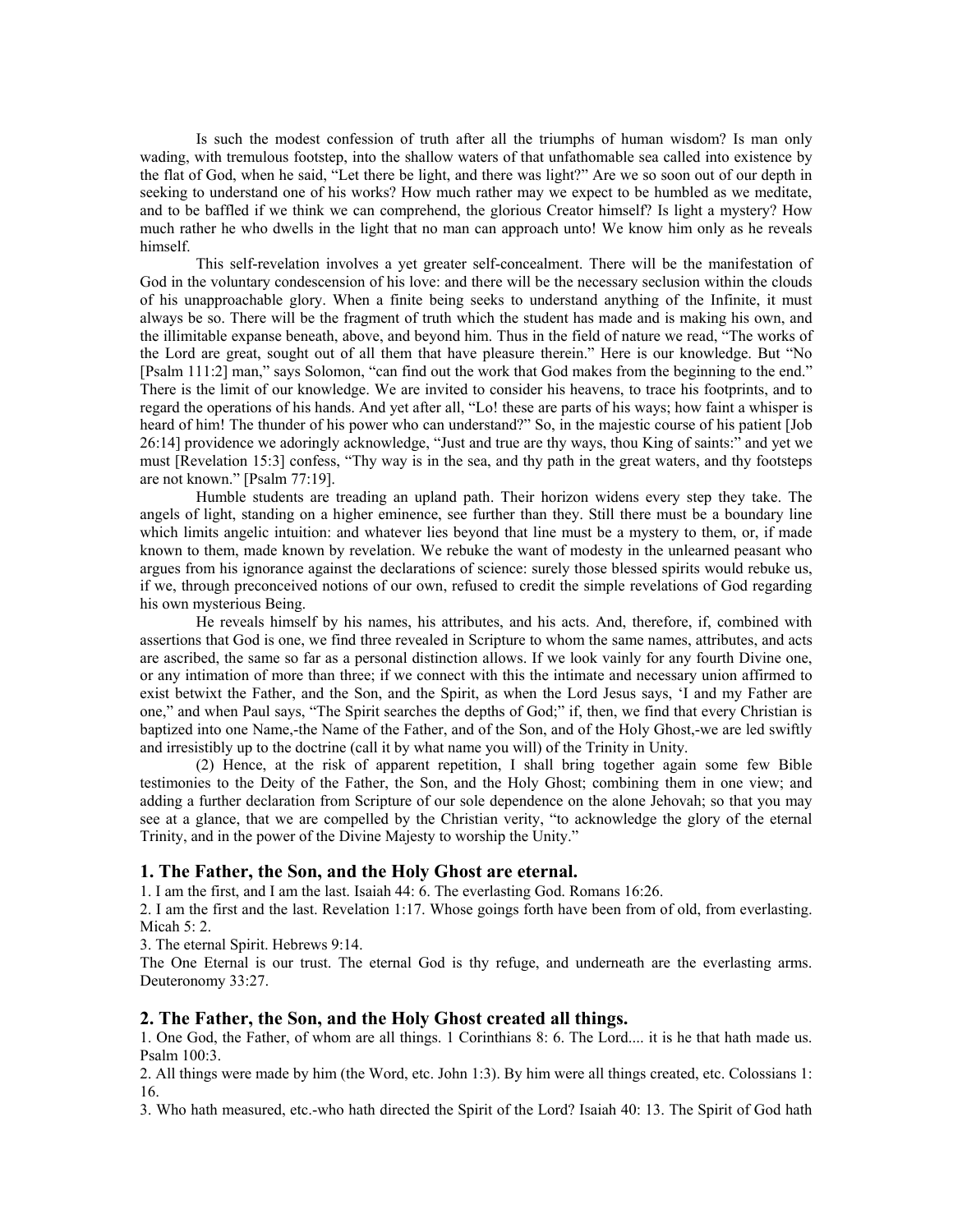Is such the modest confession of truth after all the triumphs of human wisdom? Is man only wading, with tremulous footstep, into the shallow waters of that unfathomable sea called into existence by the flat of God, when he said, "Let there be light, and there was light?" Are we so soon out of our depth in seeking to understand one of his works? How much rather may we expect to be humbled as we meditate, and to be baffled if we think we can comprehend, the glorious Creator himself? Is light a mystery? How much rather he who dwells in the light that no man can approach unto! We know him only as he reveals himself.

This self-revelation involves a yet greater self-concealment. There will be the manifestation of God in the voluntary condescension of his love: and there will be the necessary seclusion within the clouds of his unapproachable glory. When a finite being seeks to understand anything of the Infinite, it must always be so. There will be the fragment of truth which the student has made and is making his own, and the illimitable expanse beneath, above, and beyond him. Thus in the field of nature we read, "The works of the Lord are great, sought out of all them that have pleasure therein." Here is our knowledge. But "No [Psalm 111:2] man," says Solomon, "can find out the work that God makes from the beginning to the end." There is the limit of our knowledge. We are invited to consider his heavens, to trace his footprints, and to regard the operations of his hands. And yet after all, "Lo! these are parts of his ways; how faint a whisper is heard of him! The thunder of his power who can understand?" So, in the majestic course of his patient [Job 26:14] providence we adoringly acknowledge, "Just and true are thy ways, thou King of saints:" and yet we must [Revelation 15:3] confess, "Thy way is in the sea, and thy path in the great waters, and thy footsteps are not known." [Psalm 77:19].

Humble students are treading an upland path. Their horizon widens every step they take. The angels of light, standing on a higher eminence, see further than they. Still there must be a boundary line which limits angelic intuition: and whatever lies beyond that line must be a mystery to them, or, if made known to them, made known by revelation. We rebuke the want of modesty in the unlearned peasant who argues from his ignorance against the declarations of science: surely those blessed spirits would rebuke us, if we, through preconceived notions of our own, refused to credit the simple revelations of God regarding his own mysterious Being.

He reveals himself by his names, his attributes, and his acts. And, therefore, if, combined with assertions that God is one, we find three revealed in Scripture to whom the same names, attributes, and acts are ascribed, the same so far as a personal distinction allows. If we look vainly for any fourth Divine one, or any intimation of more than three; if we connect with this the intimate and necessary union affirmed to exist betwixt the Father, and the Son, and the Spirit, as when the Lord Jesus says, 'I and my Father are one," and when Paul says, "The Spirit searches the depths of God;" if, then, we find that every Christian is baptized into one Name,-the Name of the Father, and of the Son, and of the Holy Ghost,-we are led swiftly and irresistibly up to the doctrine (call it by what name you will) of the Trinity in Unity.

(2) Hence, at the risk of apparent repetition, I shall bring together again some few Bible testimonies to the Deity of the Father, the Son, and the Holy Ghost; combining them in one view; and adding a further declaration from Scripture of our sole dependence on the alone Jehovah; so that you may see at a glance, that we are compelled by the Christian verity, "to acknowledge the glory of the eternal Trinity, and in the power of the Divine Majesty to worship the Unity."

### 1. The Father, the Son, and the Holy Ghost are eternal.

1. I am the first, and I am the last. Isaiah 44: 6. The everlasting God. Romans 16:26.
2. I am the first and the last. Revelation 1:17. Whose goings forth have been from of old, from everlasting. Micah 5: 2.
3. The eternal Spirit. Hebrews 9:14.

The One Eternal is our trust. The eternal God is thy refuge, and underneath are the everlasting arms. Deuteronomy 33:27.

### 2. The Father, the Son, and the Holy Ghost created all things.

1. One God, the Father, of whom are all things. 1 Corinthians 8: 6. The Lord.... it is he that hath made us. Psalm 100:3.
2. All things were made by him (the Word, etc. John 1:3). By him were all things created, etc. Colossians 1: 16.
3. Who hath measured, etc.-who hath directed the Spirit of the Lord? Isaiah 40: 13. The Spirit of God hath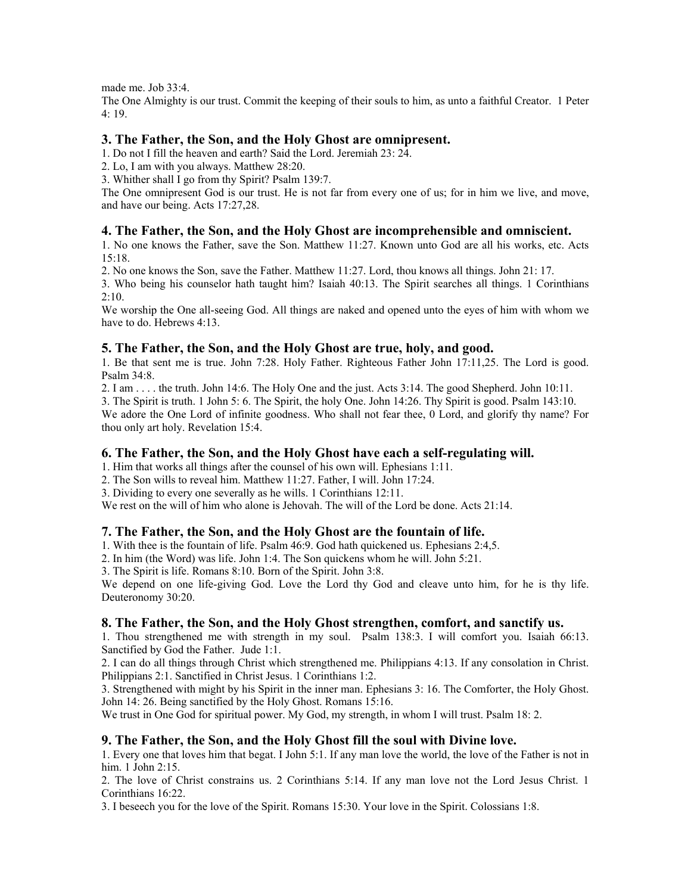made me. Job 33:4.

The One Almighty is our trust. Commit the keeping of their souls to him, as unto a faithful Creator. 1 Peter 4: 19.

### 3. The Father, the Son, and the Holy Ghost are omnipresent.

1. Do not I fill the heaven and earth? Said the Lord. Jeremiah 23: 24.
2. Lo, I am with you always. Matthew 28:20.
3. Whither shall I go from thy Spirit? Psalm 139:7.

The One omnipresent God is our trust. He is not far from every one of us; for in him we live, and move, and have our being. Acts 17:27,28.

### 4. The Father, the Son, and the Holy Ghost are incomprehensible and omniscient.

1. No one knows the Father, save the Son. Matthew 11:27. Known unto God are all his works, etc. Acts 15:18.
2. No one knows the Son, save the Father. Matthew 11:27. Lord, thou knows all things. John 21: 17.
3. Who being his counselor hath taught him? Isaiah 40:13. The Spirit searches all things. 1 Corinthians 2:10.

We worship the One all-seeing God. All things are naked and opened unto the eyes of him with whom we have to do. Hebrews 4:13.

### 5. The Father, the Son, and the Holy Ghost are true, holy, and good.

1. Be that sent me is true. John 7:28. Holy Father. Righteous Father John 17:11,25. The Lord is good. Psalm 34:8.
2. I am . . . . the truth. John 14:6. The Holy One and the just. Acts 3:14. The good Shepherd. John 10:11.
3. The Spirit is truth. 1 John 5: 6. The Spirit, the holy One. John 14:26. Thy Spirit is good. Psalm 143:10.

We adore the One Lord of infinite goodness. Who shall not fear thee, 0 Lord, and glorify thy name? For thou only art holy. Revelation 15:4.

### 6. The Father, the Son, and the Holy Ghost have each a self-regulating will.

1. Him that works all things after the counsel of his own will. Ephesians 1:11.
2. The Son wills to reveal him. Matthew 11:27. Father, I will. John 17:24.
3. Dividing to every one severally as he wills. 1 Corinthians 12:11.

We rest on the will of him who alone is Jehovah. The will of the Lord be done. Acts 21:14.

### 7. The Father, the Son, and the Holy Ghost are the fountain of life.

1. With thee is the fountain of life. Psalm 46:9. God hath quickened us. Ephesians 2:4,5.
2. In him (the Word) was life. John 1:4. The Son quickens whom he will. John 5:21.
3. The Spirit is life. Romans 8:10. Born of the Spirit. John 3:8.

We depend on one life-giving God. Love the Lord thy God and cleave unto him, for he is thy life. Deuteronomy 30:20.

### 8. The Father, the Son, and the Holy Ghost strengthen, comfort, and sanctify us.

1. Thou strengthened me with strength in my soul. Psalm 138:3. I will comfort you. Isaiah 66:13. Sanctified by God the Father. Jude 1:1.
2. I can do all things through Christ which strengthened me. Philippians 4:13. If any consolation in Christ. Philippians 2:1. Sanctified in Christ Jesus. 1 Corinthians 1:2.
3. Strengthened with might by his Spirit in the inner man. Ephesians 3: 16. The Comforter, the Holy Ghost. John 14: 26. Being sanctified by the Holy Ghost. Romans 15:16.

We trust in One God for spiritual power. My God, my strength, in whom I will trust. Psalm 18: 2.

### 9. The Father, the Son, and the Holy Ghost fill the soul with Divine love.

1. Every one that loves him that begat. I John 5:1. If any man love the world, the love of the Father is not in him. 1 John 2:15.
2. The love of Christ constrains us. 2 Corinthians 5:14. If any man love not the Lord Jesus Christ. 1 Corinthians 16:22.
3. I beseech you for the love of the Spirit. Romans 15:30. Your love in the Spirit. Colossians 1:8.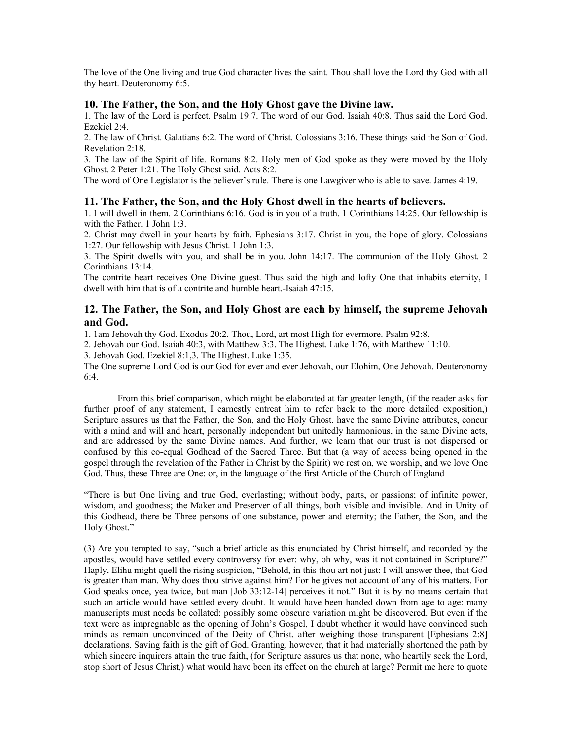The love of the One living and true God character lives the saint. Thou shall love the Lord thy God with all thy heart. Deuteronomy 6:5.

### 10. The Father, the Son, and the Holy Ghost gave the Divine law.

1. The law of the Lord is perfect. Psalm 19:7. The word of our God. Isaiah 40:8. Thus said the Lord God. Ezekiel 2:4.
2. The law of Christ. Galatians 6:2. The word of Christ. Colossians 3:16. These things said the Son of God. Revelation 2:18.
3. The law of the Spirit of life. Romans 8:2. Holy men of God spoke as they were moved by the Holy Ghost. 2 Peter 1:21. The Holy Ghost said. Acts 8:2.

The word of One Legislator is the believer's rule. There is one Lawgiver who is able to save. James 4:19.

### 11. The Father, the Son, and the Holy Ghost dwell in the hearts of believers.

1. I will dwell in them. 2 Corinthians 6:16. God is in you of a truth. 1 Corinthians 14:25. Our fellowship is with the Father. 1 John 1:3.
2. Christ may dwell in your hearts by faith. Ephesians 3:17. Christ in you, the hope of glory. Colossians 1:27. Our fellowship with Jesus Christ. 1 John 1:3.
3. The Spirit dwells with you, and shall be in you. John 14:17. The communion of the Holy Ghost. 2 Corinthians 13:14.

The contrite heart receives One Divine guest. Thus said the high and lofty One that inhabits eternity, I dwell with him that is of a contrite and humble heart.-Isaiah 47:15.

### 12. The Father, the Son, and Holy Ghost are each by himself, the supreme Jehovah and God.

1. 1am Jehovah thy God. Exodus 20:2. Thou, Lord, art most High for evermore. Psalm 92:8.
2. Jehovah our God. Isaiah 40:3, with Matthew 3:3. The Highest. Luke 1:76, with Matthew 11:10.
3. Jehovah God. Ezekiel 8:1,3. The Highest. Luke 1:35.

The One supreme Lord God is our God for ever and ever Jehovah, our Elohim, One Jehovah. Deuteronomy 6:4.

From this brief comparison, which might be elaborated at far greater length, (if the reader asks for further proof of any statement, I earnestly entreat him to refer back to the more detailed exposition,) Scripture assures us that the Father, the Son, and the Holy Ghost. have the same Divine attributes, concur with a mind and will and heart, personally independent but unitedly harmonious, in the same Divine acts, and are addressed by the same Divine names. And further, we learn that our trust is not dispersed or confused by this co-equal Godhead of the Sacred Three. But that (a way of access being opened in the gospel through the revelation of the Father in Christ by the Spirit) we rest on, we worship, and we love One God. Thus, these Three are One: or, in the language of the first Article of the Church of England

"There is but One living and true God, everlasting; without body, parts, or passions; of infinite power, wisdom, and goodness; the Maker and Preserver of all things, both visible and invisible. And in Unity of this Godhead, there be Three persons of one substance, power and eternity; the Father, the Son, and the Holy Ghost."

(3) Are you tempted to say, "such a brief article as this enunciated by Christ himself, and recorded by the apostles, would have settled every controversy for ever: why, oh why, was it not contained in Scripture?" Haply, Elihu might quell the rising suspicion, "Behold, in this thou art not just: I will answer thee, that God is greater than man. Why does thou strive against him? For he gives not account of any of his matters. For God speaks once, yea twice, but man [Job 33:12-14] perceives it not." But it is by no means certain that such an article would have settled every doubt. It would have been handed down from age to age: many manuscripts must needs be collated: possibly some obscure variation might be discovered. But even if the text were as impregnable as the opening of John's Gospel, I doubt whether it would have convinced such minds as remain unconvinced of the Deity of Christ, after weighing those transparent [Ephesians 2:8] declarations. Saving faith is the gift of God. Granting, however, that it had materially shortened the path by which sincere inquirers attain the true faith, (for Scripture assures us that none, who heartily seek the Lord, stop short of Jesus Christ,) what would have been its effect on the church at large? Permit me here to quote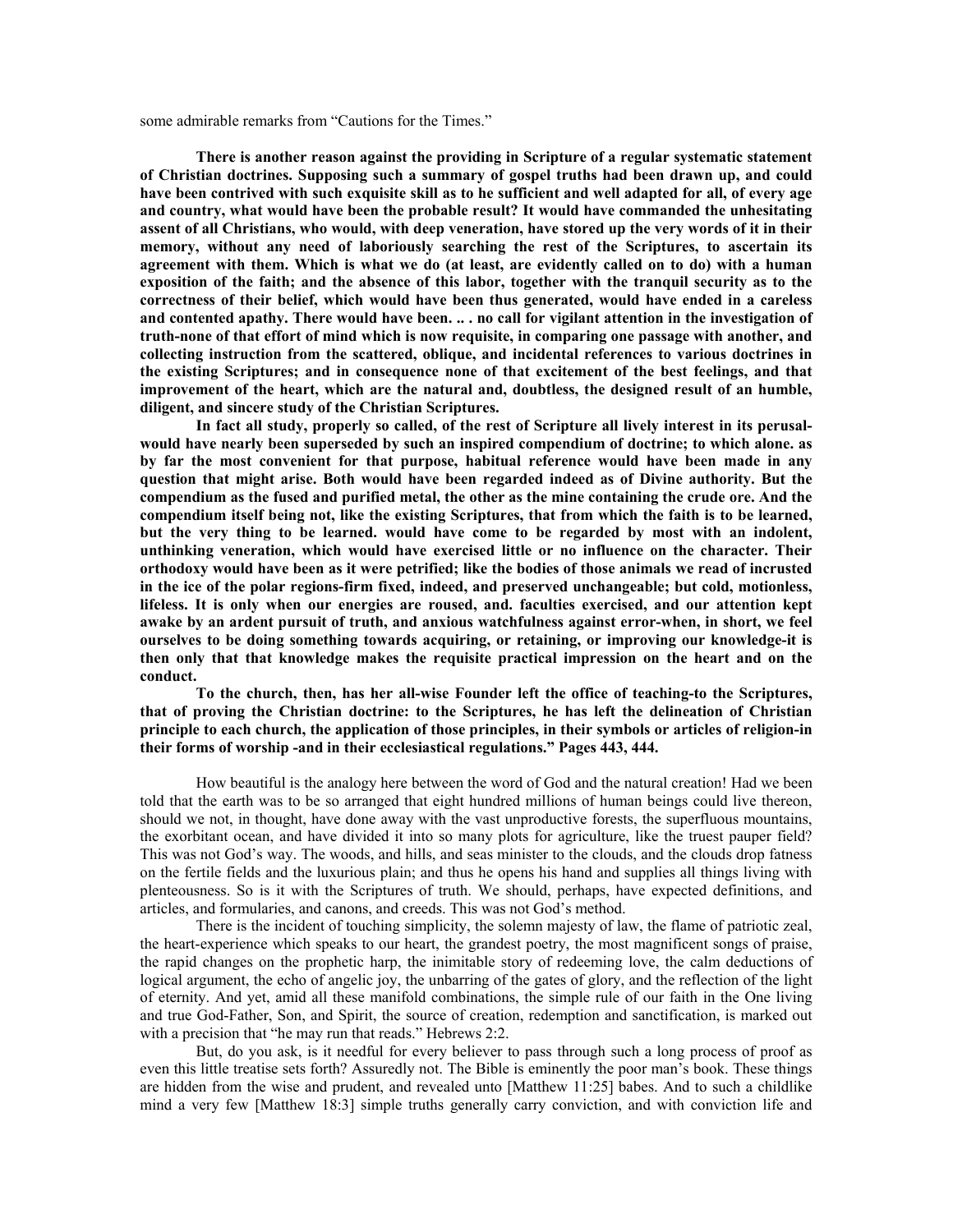some admirable remarks from "Cautions for the Times."

**There is another reason against the providing in Scripture of a regular systematic statement of Christian doctrines. Supposing such a summary of gospel truths had been drawn up, and could have been contrived with such exquisite skill as to he sufficient and well adapted for all, of every age and country, what would have been the probable result? It would have commanded the unhesitating assent of all Christians, who would, with deep veneration, have stored up the very words of it in their memory, without any need of laboriously searching the rest of the Scriptures, to ascertain its agreement with them. Which is what we do (at least, are evidently called on to do) with a human exposition of the faith; and the absence of this labor, together with the tranquil security as to the correctness of their belief, which would have been thus generated, would have ended in a careless and contented apathy. There would have been. .. . no call for vigilant attention in the investigation of truth-none of that effort of mind which is now requisite, in comparing one passage with another, and collecting instruction from the scattered, oblique, and incidental references to various doctrines in the existing Scriptures; and in consequence none of that excitement of the best feelings, and that improvement of the heart, which are the natural and, doubtless, the designed result of an humble, diligent, and sincere study of the Christian Scriptures.**

**In fact all study, properly so called, of the rest of Scripture all lively interest in its perusal-would have nearly been superseded by such an inspired compendium of doctrine; to which alone. as by far the most convenient for that purpose, habitual reference would have been made in any question that might arise. Both would have been regarded indeed as of Divine authority. But the compendium as the fused and purified metal, the other as the mine containing the crude ore. And the compendium itself being not, like the existing Scriptures, that from which the faith is to be learned, but the very thing to be learned. would have come to be regarded by most with an indolent, unthinking veneration, which would have exercised little or no influence on the character. Their orthodoxy would have been as it were petrified; like the bodies of those animals we read of incrusted in the ice of the polar regions-firm fixed, indeed, and preserved unchangeable; but cold, motionless, lifeless. It is only when our energies are roused, and. faculties exercised, and our attention kept awake by an ardent pursuit of truth, and anxious watchfulness against error-when, in short, we feel ourselves to be doing something towards acquiring, or retaining, or improving our knowledge-it is then only that that knowledge makes the requisite practical impression on the heart and on the conduct.**

**To the church, then, has her all-wise Founder left the office of teaching-to the Scriptures, that of proving the Christian doctrine: to the Scriptures, he has left the delineation of Christian principle to each church, the application of those principles, in their symbols or articles of religion-in their forms of worship -and in their ecclesiastical regulations." Pages 443, 444.**

How beautiful is the analogy here between the word of God and the natural creation! Had we been told that the earth was to be so arranged that eight hundred millions of human beings could live thereon, should we not, in thought, have done away with the vast unproductive forests, the superfluous mountains, the exorbitant ocean, and have divided it into so many plots for agriculture, like the truest pauper field? This was not God's way. The woods, and hills, and seas minister to the clouds, and the clouds drop fatness on the fertile fields and the luxurious plain; and thus he opens his hand and supplies all things living with plenteousness. So is it with the Scriptures of truth. We should, perhaps, have expected definitions, and articles, and formularies, and canons, and creeds. This was not God's method.

There is the incident of touching simplicity, the solemn majesty of law, the flame of patriotic zeal, the heart-experience which speaks to our heart, the grandest poetry, the most magnificent songs of praise, the rapid changes on the prophetic harp, the inimitable story of redeeming love, the calm deductions of logical argument, the echo of angelic joy, the unbarring of the gates of glory, and the reflection of the light of eternity. And yet, amid all these manifold combinations, the simple rule of our faith in the One living and true God-Father, Son, and Spirit, the source of creation, redemption and sanctification, is marked out with a precision that "he may run that reads." Hebrews 2:2.

But, do you ask, is it needful for every believer to pass through such a long process of proof as even this little treatise sets forth? Assuredly not. The Bible is eminently the poor man's book. These things are hidden from the wise and prudent, and revealed unto [Matthew 11:25] babes. And to such a childlike mind a very few [Matthew 18:3] simple truths generally carry conviction, and with conviction life and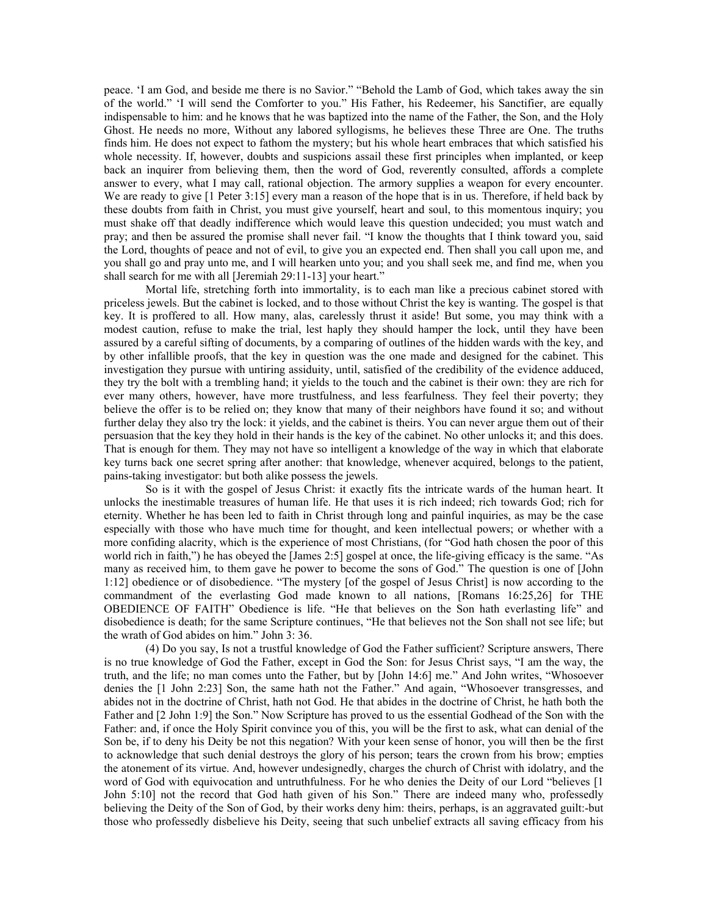peace. 'I am God, and beside me there is no Savior." "Behold the Lamb of God, which takes away the sin of the world." 'I will send the Comforter to you." His Father, his Redeemer, his Sanctifier, are equally indispensable to him: and he knows that he was baptized into the name of the Father, the Son, and the Holy Ghost. He needs no more, Without any labored syllogisms, he believes these Three are One. The truths finds him. He does not expect to fathom the mystery; but his whole heart embraces that which satisfied his whole necessity. If, however, doubts and suspicions assail these first principles when implanted, or keep back an inquirer from believing them, then the word of God, reverently consulted, affords a complete answer to every, what I may call, rational objection. The armory supplies a weapon for every encounter. We are ready to give [1 Peter 3:15] every man a reason of the hope that is in us. Therefore, if held back by these doubts from faith in Christ, you must give yourself, heart and soul, to this momentous inquiry; you must shake off that deadly indifference which would leave this question undecided; you must watch and pray; and then be assured the promise shall never fail. "I know the thoughts that I think toward you, said the Lord, thoughts of peace and not of evil, to give you an expected end. Then shall you call upon me, and you shall go and pray unto me, and I will hearken unto you; and you shall seek me, and find me, when you shall search for me with all [Jeremiah 29:11-13] your heart."

Mortal life, stretching forth into immortality, is to each man like a precious cabinet stored with priceless jewels. But the cabinet is locked, and to those without Christ the key is wanting. The gospel is that key. It is proffered to all. How many, alas, carelessly thrust it aside! But some, you may think with a modest caution, refuse to make the trial, lest haply they should hamper the lock, until they have been assured by a careful sifting of documents, by a comparing of outlines of the hidden wards with the key, and by other infallible proofs, that the key in question was the one made and designed for the cabinet. This investigation they pursue with untiring assiduity, until, satisfied of the credibility of the evidence adduced, they try the bolt with a trembling hand; it yields to the touch and the cabinet is their own: they are rich for ever many others, however, have more trustfulness, and less fearfulness. They feel their poverty; they believe the offer is to be relied on; they know that many of their neighbors have found it so; and without further delay they also try the lock: it yields, and the cabinet is theirs. You can never argue them out of their persuasion that the key they hold in their hands is the key of the cabinet. No other unlocks it; and this does. That is enough for them. They may not have so intelligent a knowledge of the way in which that elaborate key turns back one secret spring after another: that knowledge, whenever acquired, belongs to the patient, pains-taking investigator: but both alike possess the jewels.

So is it with the gospel of Jesus Christ: it exactly fits the intricate wards of the human heart. It unlocks the inestimable treasures of human life. He that uses it is rich indeed; rich towards God; rich for eternity. Whether he has been led to faith in Christ through long and painful inquiries, as may be the case especially with those who have much time for thought, and keen intellectual powers; or whether with a more confiding alacrity, which is the experience of most Christians, (for "God hath chosen the poor of this world rich in faith,") he has obeyed the [James 2:5] gospel at once, the life-giving efficacy is the same. "As many as received him, to them gave he power to become the sons of God." The question is one of [John 1:12] obedience or of disobedience. "The mystery [of the gospel of Jesus Christ] is now according to the commandment of the everlasting God made known to all nations, [Romans 16:25,26] for THE OBEDIENCE OF FAITH" Obedience is life. "He that believes on the Son hath everlasting life" and disobedience is death; for the same Scripture continues, "He that believes not the Son shall not see life; but the wrath of God abides on him." John 3: 36.

(4) Do you say, Is not a trustful knowledge of God the Father sufficient? Scripture answers, There is no true knowledge of God the Father, except in God the Son: for Jesus Christ says, "I am the way, the truth, and the life; no man comes unto the Father, but by [John 14:6] me." And John writes, "Whosoever denies the [1 John 2:23] Son, the same hath not the Father." And again, "Whosoever transgresses, and abides not in the doctrine of Christ, hath not God. He that abides in the doctrine of Christ, he hath both the Father and [2 John 1:9] the Son." Now Scripture has proved to us the essential Godhead of the Son with the Father: and, if once the Holy Spirit convince you of this, you will be the first to ask, what can denial of the Son be, if to deny his Deity be not this negation? With your keen sense of honor, you will then be the first to acknowledge that such denial destroys the glory of his person; tears the crown from his brow; empties the atonement of its virtue. And, however undesignedly, charges the church of Christ with idolatry, and the word of God with equivocation and untruthfulness. For he who denies the Deity of our Lord "believes [1 John 5:10] not the record that God hath given of his Son." There are indeed many who, professedly believing the Deity of the Son of God, by their works deny him: theirs, perhaps, is an aggravated guilt:-but those who professedly disbelieve his Deity, seeing that such unbelief extracts all saving efficacy from his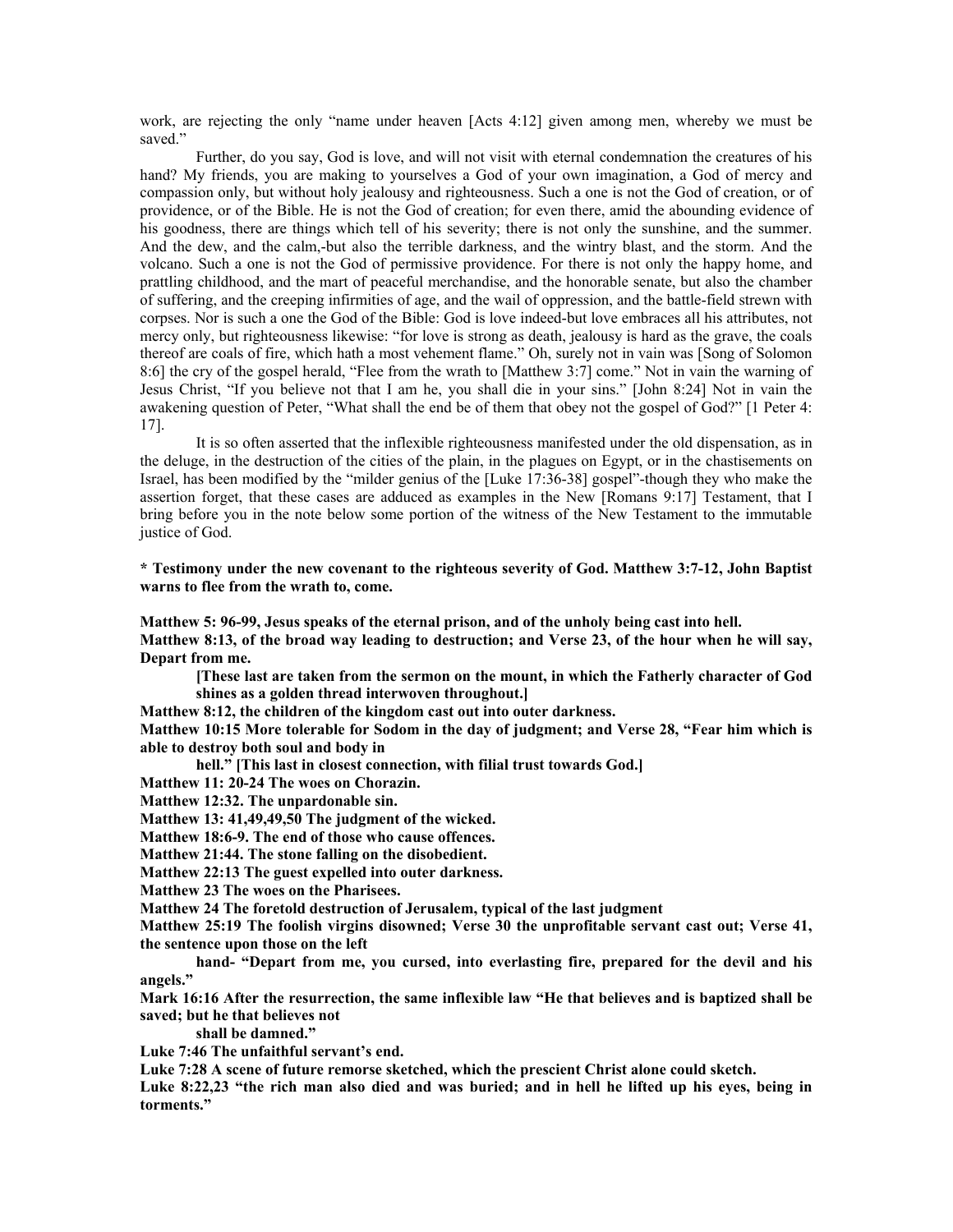work, are rejecting the only "name under heaven [Acts 4:12] given among men, whereby we must be saved."

Further, do you say, God is love, and will not visit with eternal condemnation the creatures of his hand? My friends, you are making to yourselves a God of your own imagination, a God of mercy and compassion only, but without holy jealousy and righteousness. Such a one is not the God of creation, or of providence, or of the Bible. He is not the God of creation; for even there, amid the abounding evidence of his goodness, there are things which tell of his severity; there is not only the sunshine, and the summer. And the dew, and the calm,-but also the terrible darkness, and the wintry blast, and the storm. And the volcano. Such a one is not the God of permissive providence. For there is not only the happy home, and prattling childhood, and the mart of peaceful merchandise, and the honorable senate, but also the chamber of suffering, and the creeping infirmities of age, and the wail of oppression, and the battle-field strewn with corpses. Nor is such a one the God of the Bible: God is love indeed-but love embraces all his attributes, not mercy only, but righteousness likewise: "for love is strong as death, jealousy is hard as the grave, the coals thereof are coals of fire, which hath a most vehement flame." Oh, surely not in vain was [Song of Solomon 8:6] the cry of the gospel herald, "Flee from the wrath to [Matthew 3:7] come." Not in vain the warning of Jesus Christ, "If you believe not that I am he, you shall die in your sins." [John 8:24] Not in vain the awakening question of Peter, "What shall the end be of them that obey not the gospel of God?" [1 Peter 4: 17].

It is so often asserted that the inflexible righteousness manifested under the old dispensation, as in the deluge, in the destruction of the cities of the plain, in the plagues on Egypt, or in the chastisements on Israel, has been modified by the "milder genius of the [Luke 17:36-38] gospel"-though they who make the assertion forget, that these cases are adduced as examples in the New [Romans 9:17] Testament, that I bring before you in the note below some portion of the witness of the New Testament to the immutable justice of God.

**\* Testimony under the new covenant to the righteous severity of God. Matthew 3:7-12, John Baptist warns to flee from the wrath to, come.**

**Matthew 5: 96-99, Jesus speaks of the eternal prison, and of the unholy being cast into hell.**
**Matthew 8:13, of the broad way leading to destruction; and Verse 23, of the hour when he will say, Depart from me.**

**[These last are taken from the sermon on the mount, in which the Fatherly character of God shines as a golden thread interwoven throughout.]**

**Matthew 8:12, the children of the kingdom cast out into outer darkness.**
**Matthew 10:15 More tolerable for Sodom in the day of judgment; and Verse 28, "Fear him which is able to destroy both soul and body in hell." [This last in closest connection, with filial trust towards God.]**
**Matthew 11: 20-24 The woes on Chorazin.**
**Matthew 12:32. The unpardonable sin.**
**Matthew 13: 41,49,49,50 The judgment of the wicked.**
**Matthew 18:6-9. The end of those who cause offences.**
**Matthew 21:44. The stone falling on the disobedient.**
**Matthew 22:13 The guest expelled into outer darkness.**
**Matthew 23 The woes on the Pharisees.**
**Matthew 24 The foretold destruction of Jerusalem, typical of the last judgment**
**Matthew 25:19 The foolish virgins disowned; Verse 30 the unprofitable servant cast out; Verse 41, the sentence upon those on the left hand- "Depart from me, you cursed, into everlasting fire, prepared for the devil and his angels."**
**Mark 16:16 After the resurrection, the same inflexible law "He that believes and is baptized shall be saved; but he that believes not shall be damned."**
**Luke 7:46 The unfaithful servant's end.**
**Luke 7:28 A scene of future remorse sketched, which the prescient Christ alone could sketch.**
**Luke 8:22,23 "the rich man also died and was buried; and in hell he lifted up his eyes, being in torments."**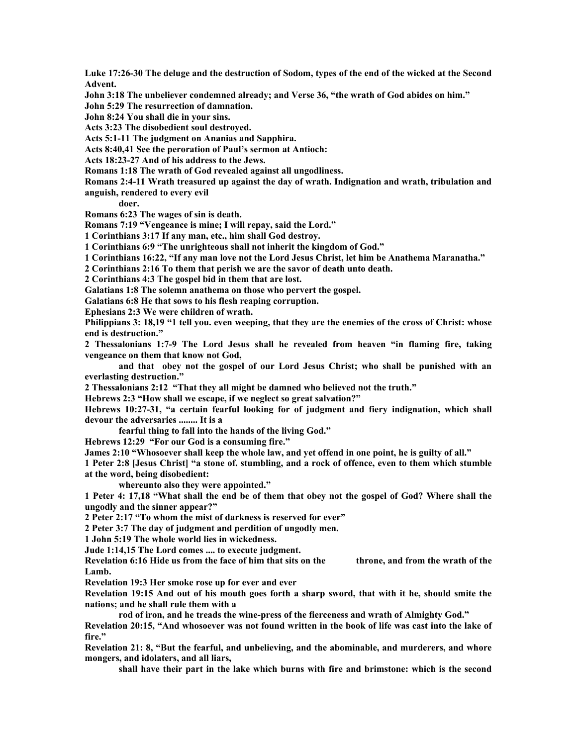**Luke 17:26-30 The deluge and the destruction of Sodom, types of the end of the wicked at the Second Advent.**

**John 3:18 The unbeliever condemned already; and Verse 36, "the wrath of God abides on him."**

**John 5:29 The resurrection of damnation.**

**John 8:24 You shall die in your sins.**

**Acts 3:23 The disobedient soul destroyed.**

**Acts 5:1-11 The judgment on Ananias and Sapphira.**

**Acts 8:40,41 See the peroration of Paul's sermon at Antioch:**

**Acts 18:23-27 And of his address to the Jews.**

**Romans 1:18 The wrath of God revealed against all ungodliness.**

**Romans 2:4-11 Wrath treasured up against the day of wrath. Indignation and wrath, tribulation and anguish, rendered to every evil doer.**

**Romans 6:23 The wages of sin is death.**

**Romans 7:19 "Vengeance is mine; I will repay, said the Lord."**

**1 Corinthians 3:17 If any man, etc., him shall God destroy.**

**1 Corinthians 6:9 "The unrighteous shall not inherit the kingdom of God."**

**1 Corinthians 16:22, "If any man love not the Lord Jesus Christ, let him be Anathema Maranatha."**

**2 Corinthians 2:16 To them that perish we are the savor of death unto death.**

**2 Corinthians 4:3 The gospel bid in them that are lost.**

**Galatians 1:8 The solemn anathema on those who pervert the gospel.**

**Galatians 6:8 He that sows to his flesh reaping corruption.**

**Ephesians 2:3 We were children of wrath.**

**Philippians 3: 18,19 "1 tell you. even weeping, that they are the enemies of the cross of Christ: whose end is destruction."**

**2 Thessalonians 1:7-9 The Lord Jesus shall he revealed from heaven "in flaming fire, taking vengeance on them that know not God, and that obey not the gospel of our Lord Jesus Christ; who shall be punished with an everlasting destruction."**

**2 Thessalonians 2:12 "That they all might be damned who believed not the truth."**

**Hebrews 2:3 "How shall we escape, if we neglect so great salvation?"**

**Hebrews 10:27-31, "a certain fearful looking for of judgment and fiery indignation, which shall devour the adversaries ........ It is a fearful thing to fall into the hands of the living God."**

**Hebrews 12:29 "For our God is a consuming fire."**

**James 2:10 "Whosoever shall keep the whole law, and yet offend in one point, he is guilty of all."**

**1 Peter 2:8 [Jesus Christ] "a stone of. stumbling, and a rock of offence, even to them which stumble at the word, being disobedient: whereunto also they were appointed."**

**1 Peter 4: 17,18 "What shall the end be of them that obey not the gospel of God? Where shall the ungodly and the sinner appear?"**

**2 Peter 2:17 "To whom the mist of darkness is reserved for ever"**

**2 Peter 3:7 The day of judgment and perdition of ungodly men.**

**1 John 5:19 The whole world lies in wickedness.**

**Jude 1:14,15 The Lord comes .... to execute judgment.**

**Revelation 6:16 Hide us from the face of him that sits on the throne, and from the wrath of the Lamb.**

**Revelation 19:3 Her smoke rose up for ever and ever**

**Revelation 19:15 And out of his mouth goes forth a sharp sword, that with it he, should smite the nations; and he shall rule them with a rod of iron, and he treads the wine-press of the fierceness and wrath of Almighty God."**

**Revelation 20:15, "And whosoever was not found written in the book of life was cast into the lake of fire."**

**Revelation 21: 8, "But the fearful, and unbelieving, and the abominable, and murderers, and whore mongers, and idolaters, and all liars, shall have their part in the lake which burns with fire and brimstone: which is the second**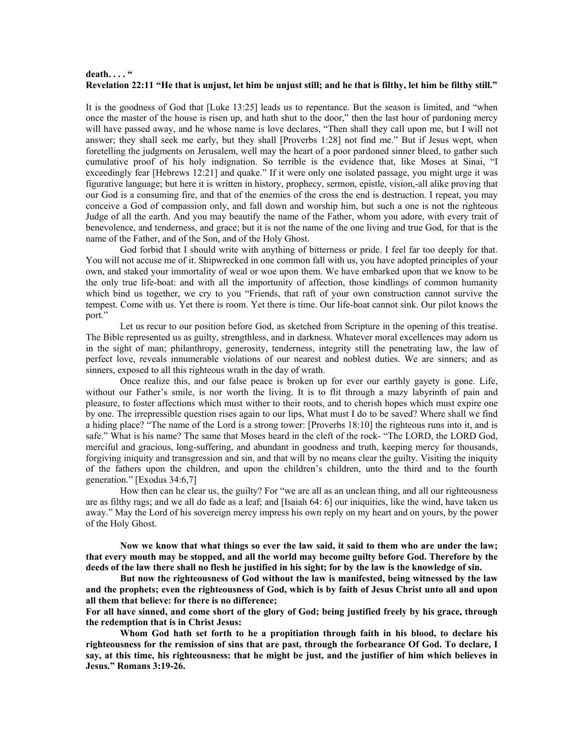**death. . . . "**
**Revelation 22:11 "He that is unjust, let him be unjust still; and he that is filthy, let him be filthy still."**

It is the goodness of God that [Luke 13:25] leads us to repentance. But the season is limited, and "when once the master of the house is risen up, and hath shut to the door," then the last hour of pardoning mercy will have passed away, and he whose name is love declares, "Then shall they call upon me, but I will not answer; they shall seek me early, but they shall [Proverbs 1:28] not find me." But if Jesus wept, when foretelling the judgments on Jerusalem, well may the heart of a poor pardoned sinner bleed, to gather such cumulative proof of his holy indignation. So terrible is the evidence that, like Moses at Sinai, "I exceedingly fear [Hebrews 12:21] and quake." If it were only one isolated passage, you might urge it was figurative language; but here it is written in history, prophecy, sermon, epistle, vision,-all alike proving that our God is a consuming fire, and that of the enemies of the cross the end is destruction. I repeat, you may conceive a God of compassion only, and fall down and worship him, but such a one is not the righteous Judge of all the earth. And you may beautify the name of the Father, whom you adore, with every trait of benevolence, and tenderness, and grace; but it is not the name of the one living and true God, for that is the name of the Father, and of the Son, and of the Holy Ghost.

God forbid that I should write with anything of bitterness or pride. I feel far too deeply for that. You will not accuse me of it. Shipwrecked in one common fall with us, you have adopted principles of your own, and staked your immortality of weal or woe upon them. We have embarked upon that we know to be the only true life-boat: and with all the importunity of affection, those kindlings of common humanity which bind us together, we cry to you "Friends, that raft of your own construction cannot survive the tempest. Come with us. Yet there is room. Yet there is time. Our life-boat cannot sink. Our pilot knows the port."

Let us recur to our position before God, as sketched from Scripture in the opening of this treatise. The Bible represented us as guilty, strengthless, and in darkness. Whatever moral excellences may adorn us in the sight of man; philanthropy, generosity, tenderness, integrity still the penetrating law, the law of perfect love, reveals innumerable violations of our nearest and noblest duties. We are sinners; and as sinners, exposed to all this righteous wrath in the day of wrath.

Once realize this, and our false peace is broken up for ever our earthly gayety is gone. Life, without our Father's smile, is nor worth the living. It is to flit through a mazy labyrinth of pain and pleasure, to foster affections which must wither to their roots, and to cherish hopes which must expire one by one. The irrepressible question rises again to our lips, What must I do to be saved? Where shall we find a hiding place? "The name of the Lord is a strong tower: [Proverbs 18:10] the righteous runs into it, and is safe." What is his name? The same that Moses heard in the cleft of the rock- "The LORD, the LORD God, merciful and gracious, long-suffering, and abundant in goodness and truth, keeping mercy for thousands, forgiving iniquity and transgression and sin, and that will by no means clear the guilty. Visiting the iniquity of the fathers upon the children, and upon the children's children, unto the third and to the fourth generation." [Exodus 34:6,7]

How then can he clear us, the guilty? For "we are all as an unclean thing, and all our righteousness are as filthy rags; and we all do fade as a leaf; and [Isaiah 64: 6] our iniquities, like the wind, have taken us away." May the Lord of his sovereign mercy impress his own reply on my heart and on yours, by the power of the Holy Ghost.

**Now we know that what things so ever the law said, it said to them who are under the law; that every mouth may be stopped, and all the world may become guilty before God. Therefore by the deeds of the law there shall no flesh he justified in his sight; for by the law is the knowledge of sin.**

**But now the righteousness of God without the law is manifested, being witnessed by the law and the prophets; even the righteousness of God, which is by faith of Jesus Christ unto all and upon all them that believe: for there is no difference;**

**For all have sinned, and come short of the glory of God; being justified freely by his grace, through the redemption that is in Christ Jesus:**

**Whom God hath set forth to he a propitiation through faith in his blood, to declare his righteousness for the remission of sins that are past, through the forbearance Of God. To declare, I say, at this time, his righteousness: that he might be just, and the justifier of him which believes in Jesus." Romans 3:19-26.**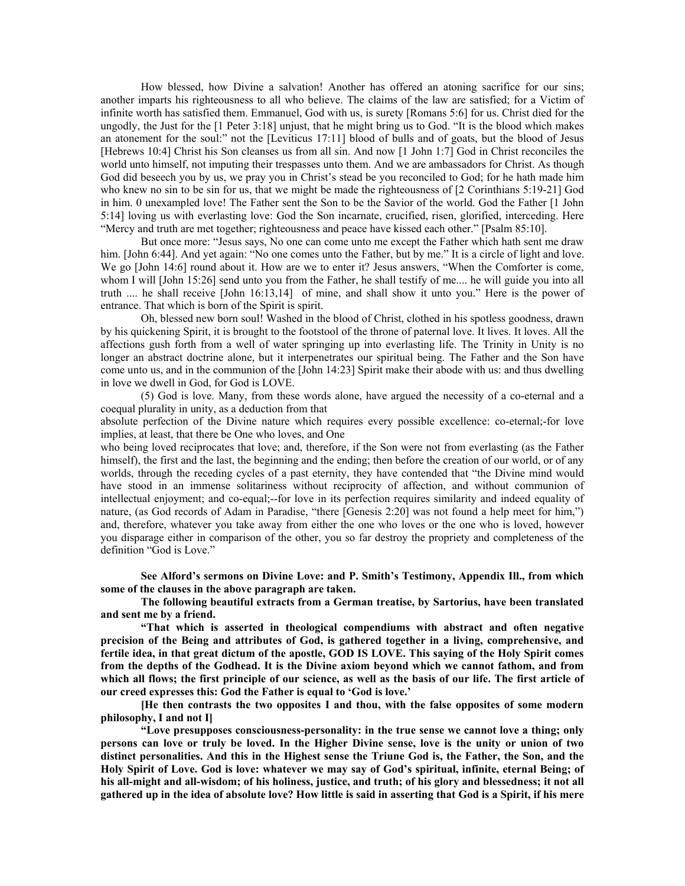How blessed, how Divine a salvation! Another has offered an atoning sacrifice for our sins; another imparts his righteousness to all who believe. The claims of the law are satisfied; for a Victim of infinite worth has satisfied them. Emmanuel, God with us, is surety [Romans 5:6] for us. Christ died for the ungodly, the Just for the [1 Peter 3:18] unjust, that he might bring us to God. "It is the blood which makes an atonement for the soul:" not the [Leviticus 17:11] blood of bulls and of goats, but the blood of Jesus [Hebrews 10:4] Christ his Son cleanses us from all sin. And now [1 John 1:7] God in Christ reconciles the world unto himself, not imputing their trespasses unto them. And we are ambassadors for Christ. As though God did beseech you by us, we pray you in Christ's stead be you reconciled to God; for he hath made him who knew no sin to be sin for us, that we might be made the righteousness of [2 Corinthians 5:19-21] God in him. 0 unexampled love! The Father sent the Son to be the Savior of the world. God the Father [1 John 5:14] loving us with everlasting love: God the Son incarnate, crucified, risen, glorified, interceding. Here "Mercy and truth are met together; righteousness and peace have kissed each other." [Psalm 85:10].

But once more: "Jesus says, No one can come unto me except the Father which hath sent me draw him. [John 6:44]. And yet again: "No one comes unto the Father, but by me." It is a circle of light and love. We go [John 14:6] round about it. How are we to enter it? Jesus answers, "When the Comforter is come, whom I will [John 15:26] send unto you from the Father, he shall testify of me.... he will guide you into all truth .... he shall receive [John 16:13,14] of mine, and shall show it unto you." Here is the power of entrance. That which is born of the Spirit is spirit.

Oh, blessed new born soul! Washed in the blood of Christ, clothed in his spotless goodness, drawn by his quickening Spirit, it is brought to the footstool of the throne of paternal love. It lives. It loves. All the affections gush forth from a well of water springing up into everlasting life. The Trinity in Unity is no longer an abstract doctrine alone, but it interpenetrates our spiritual being. The Father and the Son have come unto us, and in the communion of the [John 14:23] Spirit make their abode with us: and thus dwelling in love we dwell in God, for God is LOVE.

(5) God is love. Many, from these words alone, have argued the necessity of a co-eternal and a coequal plurality in unity, as a deduction from that absolute perfection of the Divine nature which requires every possible excellence: co-eternal;-for love implies, at least, that there be One who loves, and One who being loved reciprocates that love; and, therefore, if the Son were not from everlasting (as the Father himself), the first and the last, the beginning and the ending; then before the creation of our world, or of any worlds, through the receding cycles of a past eternity, they have contended that "the Divine mind would have stood in an immense solitariness without reciprocity of affection, and without communion of intellectual enjoyment; and co-equal;--for love in its perfection requires similarity and indeed equality of nature, (as God records of Adam in Paradise, "there [Genesis 2:20] was not found a help meet for him,") and, therefore, whatever you take away from either the one who loves or the one who is loved, however you disparage either in comparison of the other, you so far destroy the propriety and completeness of the definition "God is Love."

**See Alford's sermons on Divine Love: and P. Smith's Testimony, Appendix Ill., from which some of the clauses in the above paragraph are taken.**

**The following beautiful extracts from a German treatise, by Sartorius, have been translated and sent me by a friend.**

**"That which is asserted in theological compendiums with abstract and often negative precision of the Being and attributes of God, is gathered together in a living, comprehensive, and fertile idea, in that great dictum of the apostle, GOD IS LOVE. This saying of the Holy Spirit comes from the depths of the Godhead. It is the Divine axiom beyond which we cannot fathom, and from which all flows; the first principle of our science, as well as the basis of our life. The first article of our creed expresses this: God the Father is equal to 'God is love.'**

**[He then contrasts the two opposites I and thou, with the false opposites of some modern philosophy, I and not I]**

**"Love presupposes consciousness-personality: in the true sense we cannot love a thing; only persons can love or truly be loved. In the Higher Divine sense, love is the unity or union of two distinct personalities. And this in the Highest sense the Triune God is, the Father, the Son, and the Holy Spirit of Love. God is love: whatever we may say of God's spiritual, infinite, eternal Being; of his all-might and all-wisdom; of his holiness, justice, and truth; of his glory and blessedness; it not all gathered up in the idea of absolute love? How little is said in asserting that God is a Spirit, if his mere**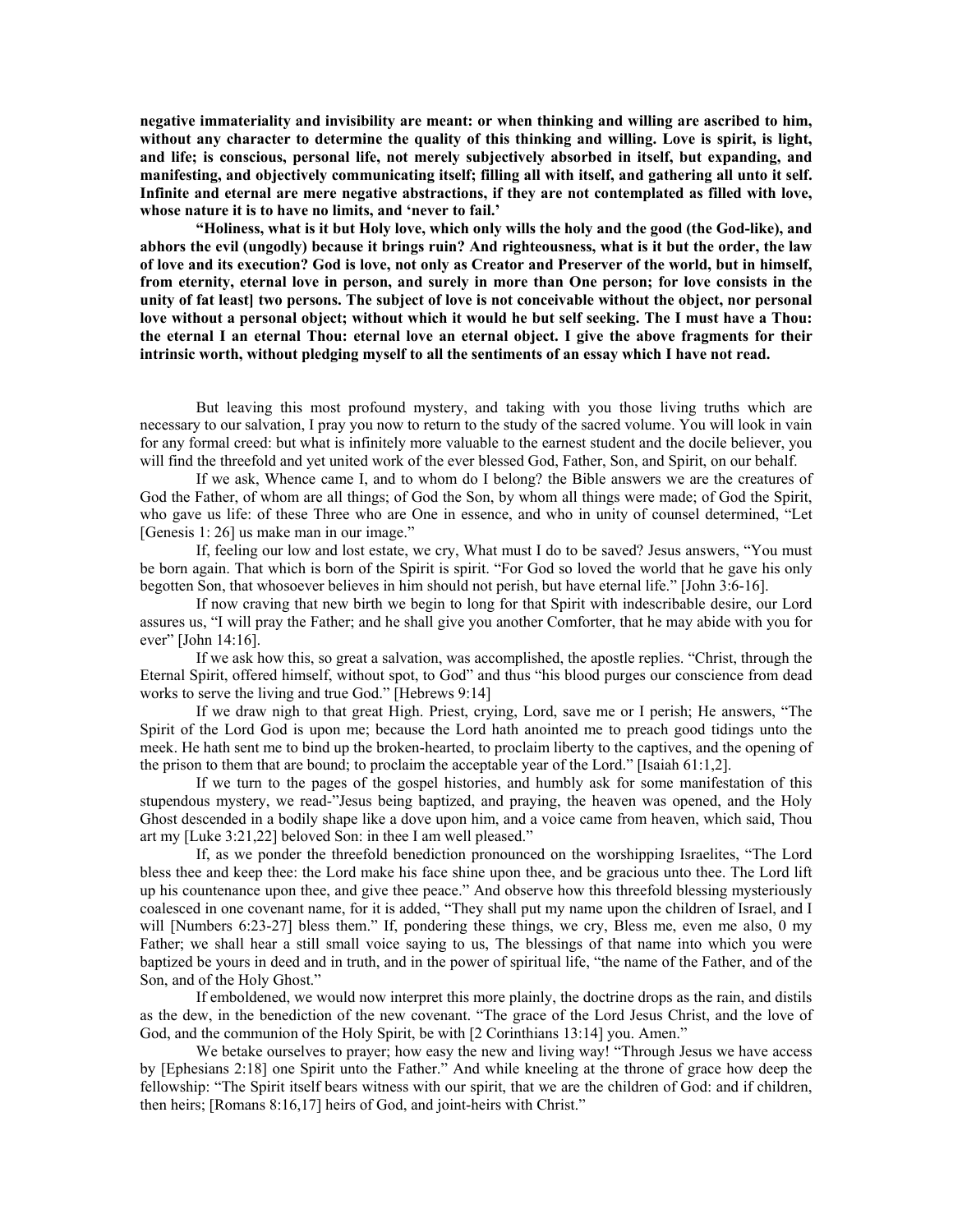**negative immateriality and invisibility are meant: or when thinking and willing are ascribed to him, without any character to determine the quality of this thinking and willing. Love is spirit, is light, and life; is conscious, personal life, not merely subjectively absorbed in itself, but expanding, and manifesting, and objectively communicating itself; filling all with itself, and gathering all unto it self. Infinite and eternal are mere negative abstractions, if they are not contemplated as filled with love, whose nature it is to have no limits, and 'never to fail.'**

**"Holiness, what is it but Holy love, which only wills the holy and the good (the God-like), and abhors the evil (ungodly) because it brings ruin? And righteousness, what is it but the order, the law of love and its execution? God is love, not only as Creator and Preserver of the world, but in himself, from eternity, eternal love in person, and surely in more than One person; for love consists in the unity of fat least] two persons. The subject of love is not conceivable without the object, nor personal love without a personal object; without which it would he but self seeking. The I must have a Thou: the eternal I an eternal Thou: eternal love an eternal object. I give the above fragments for their intrinsic worth, without pledging myself to all the sentiments of an essay which I have not read.**

But leaving this most profound mystery, and taking with you those living truths which are necessary to our salvation, I pray you now to return to the study of the sacred volume. You will look in vain for any formal creed: but what is infinitely more valuable to the earnest student and the docile believer, you will find the threefold and yet united work of the ever blessed God, Father, Son, and Spirit, on our behalf.

If we ask, Whence came I, and to whom do I belong? the Bible answers we are the creatures of God the Father, of whom are all things; of God the Son, by whom all things were made; of God the Spirit, who gave us life: of these Three who are One in essence, and who in unity of counsel determined, "Let [Genesis 1: 26] us make man in our image."

If, feeling our low and lost estate, we cry, What must I do to be saved? Jesus answers, "You must be born again. That which is born of the Spirit is spirit. "For God so loved the world that he gave his only begotten Son, that whosoever believes in him should not perish, but have eternal life." [John 3:6-16].

If now craving that new birth we begin to long for that Spirit with indescribable desire, our Lord assures us, "I will pray the Father; and he shall give you another Comforter, that he may abide with you for ever" [John 14:16].

If we ask how this, so great a salvation, was accomplished, the apostle replies. "Christ, through the Eternal Spirit, offered himself, without spot, to God" and thus "his blood purges our conscience from dead works to serve the living and true God." [Hebrews 9:14]

If we draw nigh to that great High. Priest, crying, Lord, save me or I perish; He answers, "The Spirit of the Lord God is upon me; because the Lord hath anointed me to preach good tidings unto the meek. He hath sent me to bind up the broken-hearted, to proclaim liberty to the captives, and the opening of the prison to them that are bound; to proclaim the acceptable year of the Lord." [Isaiah 61:1,2].

If we turn to the pages of the gospel histories, and humbly ask for some manifestation of this stupendous mystery, we read-"Jesus being baptized, and praying, the heaven was opened, and the Holy Ghost descended in a bodily shape like a dove upon him, and a voice came from heaven, which said, Thou art my [Luke 3:21,22] beloved Son: in thee I am well pleased."

If, as we ponder the threefold benediction pronounced on the worshipping Israelites, "The Lord bless thee and keep thee: the Lord make his face shine upon thee, and be gracious unto thee. The Lord lift up his countenance upon thee, and give thee peace." And observe how this threefold blessing mysteriously coalesced in one covenant name, for it is added, "They shall put my name upon the children of Israel, and I will [Numbers 6:23-27] bless them." If, pondering these things, we cry, Bless me, even me also, 0 my Father; we shall hear a still small voice saying to us, The blessings of that name into which you were baptized be yours in deed and in truth, and in the power of spiritual life, "the name of the Father, and of the Son, and of the Holy Ghost."

If emboldened, we would now interpret this more plainly, the doctrine drops as the rain, and distils as the dew, in the benediction of the new covenant. "The grace of the Lord Jesus Christ, and the love of God, and the communion of the Holy Spirit, be with [2 Corinthians 13:14] you. Amen."

We betake ourselves to prayer; how easy the new and living way! "Through Jesus we have access by [Ephesians 2:18] one Spirit unto the Father." And while kneeling at the throne of grace how deep the fellowship: "The Spirit itself bears witness with our spirit, that we are the children of God: and if children, then heirs; [Romans 8:16,17] heirs of God, and joint-heirs with Christ."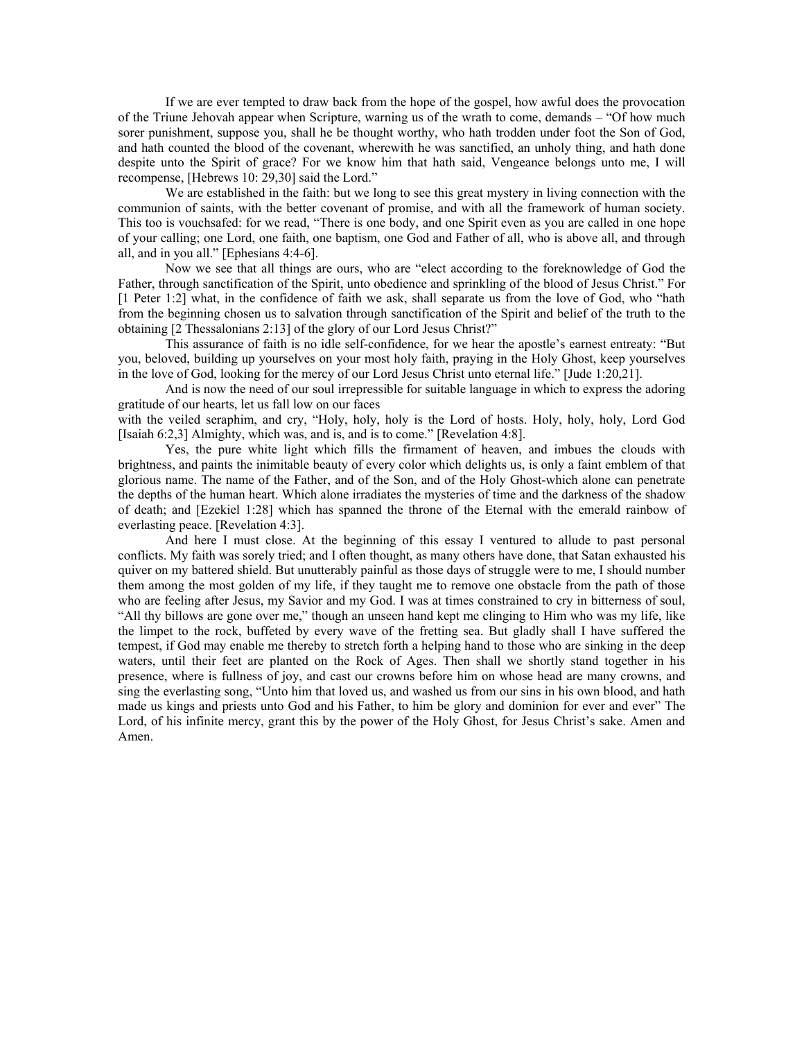If we are ever tempted to draw back from the hope of the gospel, how awful does the provocation of the Triune Jehovah appear when Scripture, warning us of the wrath to come, demands – "Of how much sorer punishment, suppose you, shall he be thought worthy, who hath trodden under foot the Son of God, and hath counted the blood of the covenant, wherewith he was sanctified, an unholy thing, and hath done despite unto the Spirit of grace? For we know him that hath said, Vengeance belongs unto me, I will recompense, [Hebrews 10: 29,30] said the Lord."

We are established in the faith: but we long to see this great mystery in living connection with the communion of saints, with the better covenant of promise, and with all the framework of human society. This too is vouchsafed: for we read, "There is one body, and one Spirit even as you are called in one hope of your calling; one Lord, one faith, one baptism, one God and Father of all, who is above all, and through all, and in you all." [Ephesians 4:4-6].

Now we see that all things are ours, who are "elect according to the foreknowledge of God the Father, through sanctification of the Spirit, unto obedience and sprinkling of the blood of Jesus Christ." For [1 Peter 1:2] what, in the confidence of faith we ask, shall separate us from the love of God, who "hath from the beginning chosen us to salvation through sanctification of the Spirit and belief of the truth to the obtaining [2 Thessalonians 2:13] of the glory of our Lord Jesus Christ?"

This assurance of faith is no idle self-confidence, for we hear the apostle's earnest entreaty: "But you, beloved, building up yourselves on your most holy faith, praying in the Holy Ghost, keep yourselves in the love of God, looking for the mercy of our Lord Jesus Christ unto eternal life." [Jude 1:20,21].

And is now the need of our soul irrepressible for suitable language in which to express the adoring gratitude of our hearts, let us fall low on our faces with the veiled seraphim, and cry, "Holy, holy, holy is the Lord of hosts. Holy, holy, holy, Lord God [Isaiah 6:2,3] Almighty, which was, and is, and is to come." [Revelation 4:8].

Yes, the pure white light which fills the firmament of heaven, and imbues the clouds with brightness, and paints the inimitable beauty of every color which delights us, is only a faint emblem of that glorious name. The name of the Father, and of the Son, and of the Holy Ghost-which alone can penetrate the depths of the human heart. Which alone irradiates the mysteries of time and the darkness of the shadow of death; and [Ezekiel 1:28] which has spanned the throne of the Eternal with the emerald rainbow of everlasting peace. [Revelation 4:3].

And here I must close. At the beginning of this essay I ventured to allude to past personal conflicts. My faith was sorely tried; and I often thought, as many others have done, that Satan exhausted his quiver on my battered shield. But unutterably painful as those days of struggle were to me, I should number them among the most golden of my life, if they taught me to remove one obstacle from the path of those who are feeling after Jesus, my Savior and my God. I was at times constrained to cry in bitterness of soul, "All thy billows are gone over me," though an unseen hand kept me clinging to Him who was my life, like the limpet to the rock, buffeted by every wave of the fretting sea. But gladly shall I have suffered the tempest, if God may enable me thereby to stretch forth a helping hand to those who are sinking in the deep waters, until their feet are planted on the Rock of Ages. Then shall we shortly stand together in his presence, where is fullness of joy, and cast our crowns before him on whose head are many crowns, and sing the everlasting song, "Unto him that loved us, and washed us from our sins in his own blood, and hath made us kings and priests unto God and his Father, to him be glory and dominion for ever and ever" The Lord, of his infinite mercy, grant this by the power of the Holy Ghost, for Jesus Christ's sake. Amen and Amen.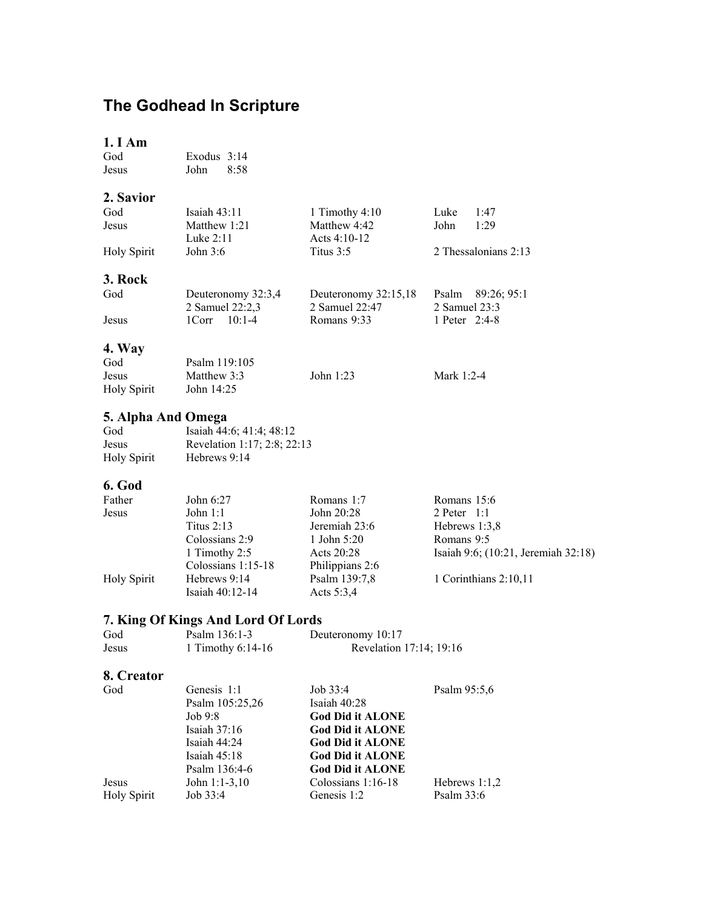# The Godhead In Scripture

### 1. I Am

| | | | |
|---|---|---|---|
| God | Exodus 3:14 | | |
| Jesus | John 8:58 | | |

### 2. Savior

| | | | |
|---|---|---|---|
| God | Isaiah 43:11 | 1 Timothy 4:10 | Luke 1:47 |
| Jesus | Matthew 1:21 | Matthew 4:42 | John 1:29 |
| | Luke 2:11 | Acts 4:10-12 | |
| Holy Spirit | John 3:6 | Titus 3:5 | 2 Thessalonians 2:13 |

### 3. Rock

| | | | |
|---|---|---|---|
| God | Deuteronomy 32:3,4 | Deuteronomy 32:15,18 | Psalm 89:26; 95:1 |
| | 2 Samuel 22:2,3 | 2 Samuel 22:47 | 2 Samuel 23:3 |
| Jesus | 1Corr 10:1-4 | Romans 9:33 | 1 Peter 2:4-8 |

### 4. Way

| | | | |
|---|---|---|---|
| God | Psalm 119:105 | | |
| Jesus | Matthew 3:3 | John 1:23 | Mark 1:2-4 |
| Holy Spirit | John 14:25 | | |

### 5. Alpha And Omega

| | | | |
|---|---|---|---|
| God | Isaiah 44:6; 41:4; 48:12 | | |
| Jesus | Revelation 1:17; 2:8; 22:13 | | |
| Holy Spirit | Hebrews 9:14 | | |

### 6. God

| | | | |
|---|---|---|---|
| Father | John 6:27 | Romans 1:7 | Romans 15:6 |
| Jesus | John 1:1 | John 20:28 | 2 Peter 1:1 |
| | Titus 2:13 | Jeremiah 23:6 | Hebrews 1:3,8 |
| | Colossians 2:9 | 1 John 5:20 | Romans 9:5 |
| | 1 Timothy 2:5 | Acts 20:28 | Isaiah 9:6; (10:21, Jeremiah 32:18) |
| | Colossians 1:15-18 | Philippians 2:6 | |
| Holy Spirit | Hebrews 9:14 | Psalm 139:7,8 | 1 Corinthians 2:10,11 |
| | Isaiah 40:12-14 | Acts 5:3,4 | |

### 7. King Of Kings And Lord Of Lords

| | | | |
|---|---|---|---|
| God | Psalm 136:1-3 | Deuteronomy 10:17 | |
| Jesus | 1 Timothy 6:14-16 | Revelation 17:14; 19:16 | |

### 8. Creator

| | | | |
|---|---|---|---|
| God | Genesis 1:1 | Job 33:4 | Psalm 95:5,6 |
| | Psalm 105:25,26 | Isaiah 40:28 | |
| | Job 9:8 | **God Did it ALONE** | |
| | Isaiah 37:16 | **God Did it ALONE** | |
| | Isaiah 44:24 | **God Did it ALONE** | |
| | Isaiah 45:18 | **God Did it ALONE** | |
| | Psalm 136:4-6 | **God Did it ALONE** | |
| Jesus | John 1:1-3,10 | Colossians 1:16-18 | Hebrews 1:1,2 |
| Holy Spirit | Job 33:4 | Genesis 1:2 | Psalm 33:6 |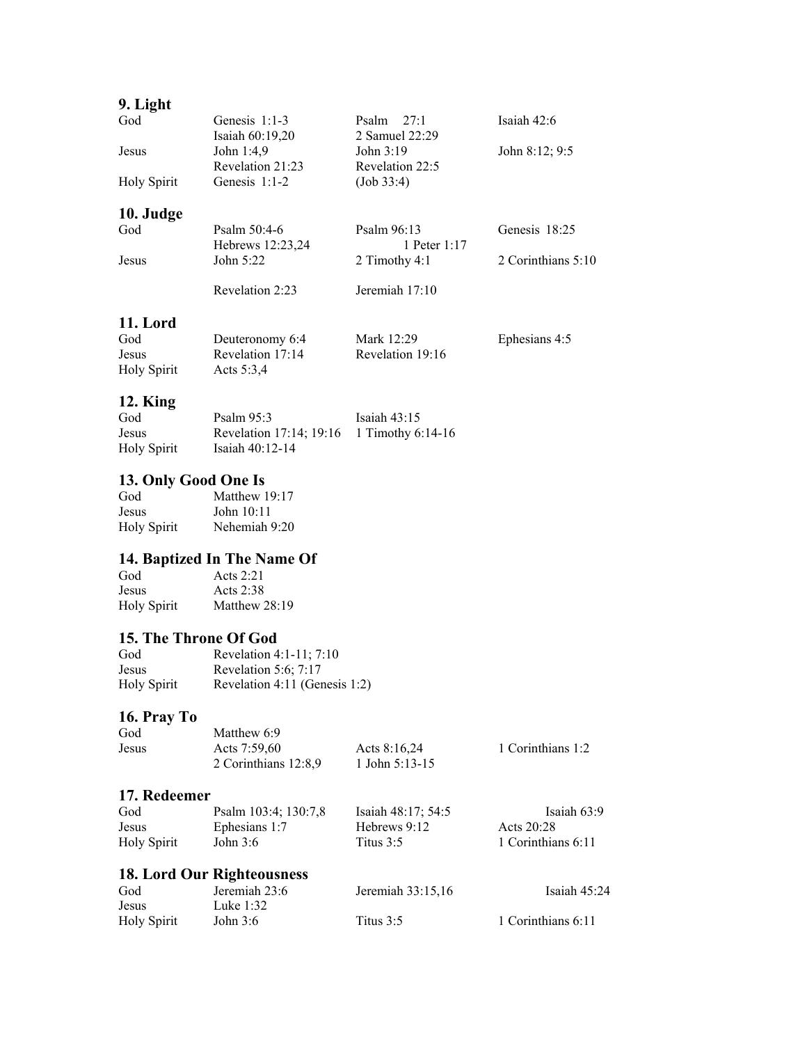### 9. Light

| | | | |
|---|---|---|---|
| God | Genesis 1:1-3 | Psalm 27:1 | Isaiah 42:6 |
| | Isaiah 60:19,20 | 2 Samuel 22:29 | |
| Jesus | John 1:4,9 | John 3:19 | John 8:12; 9:5 |
| | Revelation 21:23 | Revelation 22:5 | |
| Holy Spirit | Genesis 1:1-2 | (Job 33:4) | |

### 10. Judge

| | | | |
|---|---|---|---|
| God | Psalm 50:4-6 | Psalm 96:13 | Genesis 18:25 |
| | Hebrews 12:23,24 | 1 Peter 1:17 | |
| Jesus | John 5:22 | 2 Timothy 4:1 | 2 Corinthians 5:10 |
| | Revelation 2:23 | Jeremiah 17:10 | |

### 11. Lord

| | | | |
|---|---|---|---|
| God | Deuteronomy 6:4 | Mark 12:29 | Ephesians 4:5 |
| Jesus | Revelation 17:14 | Revelation 19:16 | |
| Holy Spirit | Acts 5:3,4 | | |

### 12. King

| | | |
|---|---|---|
| God | Psalm 95:3 | Isaiah 43:15 |
| Jesus | Revelation 17:14; 19:16 | 1 Timothy 6:14-16 |
| Holy Spirit | Isaiah 40:12-14 | |

### 13. Only Good One Is

| | |
|---|---|
| God | Matthew 19:17 |
| Jesus | John 10:11 |
| Holy Spirit | Nehemiah 9:20 |

### 14. Baptized In The Name Of

| | |
|---|---|
| God | Acts 2:21 |
| Jesus | Acts 2:38 |
| Holy Spirit | Matthew 28:19 |

### 15. The Throne Of God

| | |
|---|---|
| God | Revelation 4:1-11; 7:10 |
| Jesus | Revelation 5:6; 7:17 |
| Holy Spirit | Revelation 4:11 (Genesis 1:2) |

### 16. Pray To

| | | | |
|---|---|---|---|
| God | Matthew 6:9 | | |
| Jesus | Acts 7:59,60 | Acts 8:16,24 | 1 Corinthians 1:2 |
| | 2 Corinthians 12:8,9 | 1 John 5:13-15 | |

### 17. Redeemer

| | | | |
|---|---|---|---|
| God | Psalm 103:4; 130:7,8 | Isaiah 48:17; 54:5 | Isaiah 63:9 |
| Jesus | Ephesians 1:7 | Hebrews 9:12 | Acts 20:28 |
| Holy Spirit | John 3:6 | Titus 3:5 | 1 Corinthians 6:11 |

### 18. Lord Our Righteousness

| | | | |
|---|---|---|---|
| God | Jeremiah 23:6 | Jeremiah 33:15,16 | Isaiah 45:24 |
| Jesus | Luke 1:32 | | |
| Holy Spirit | John 3:6 | Titus 3:5 | 1 Corinthians 6:11 |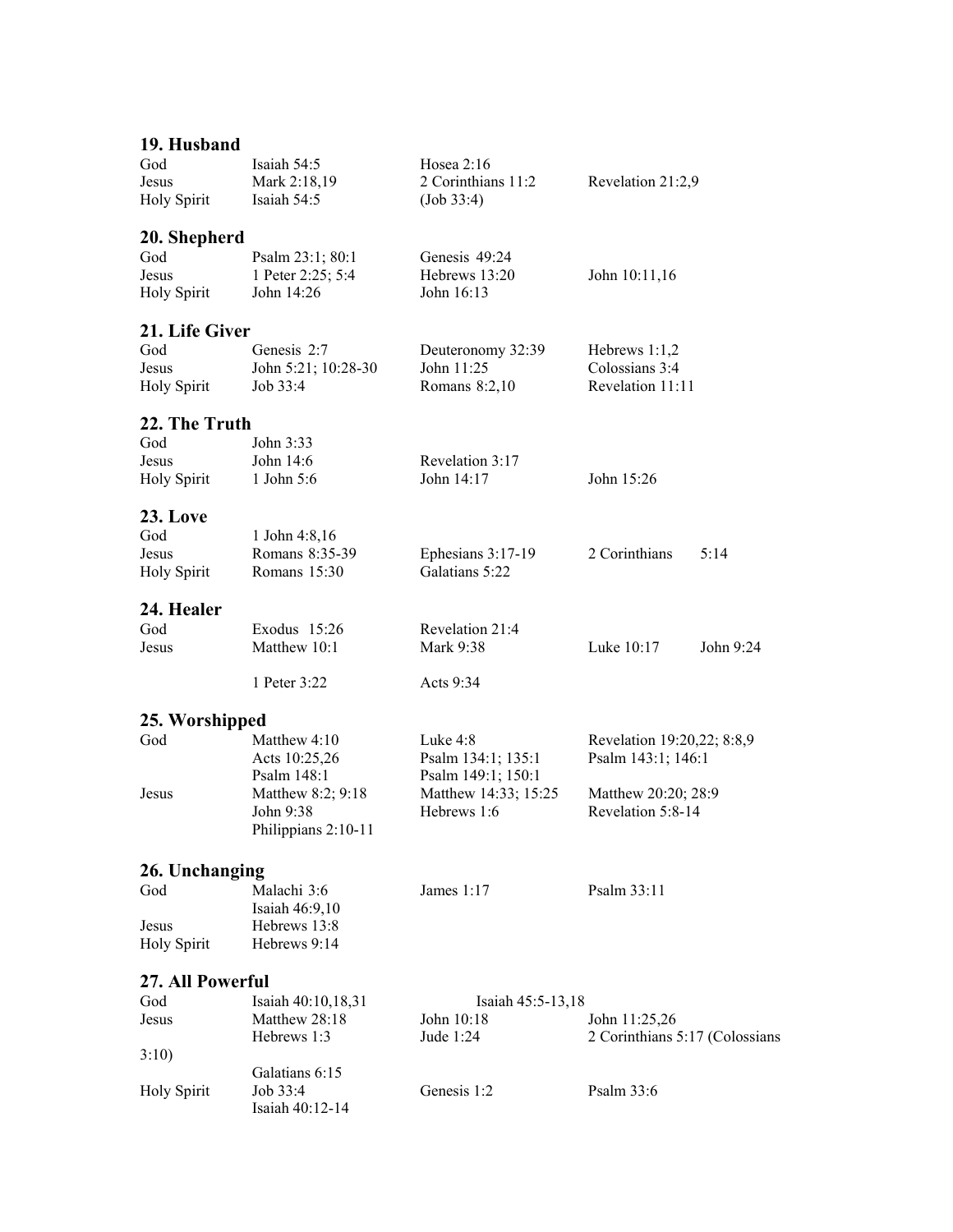## 19. Husband

| | | | |
|---|---|---|---|
| God | Isaiah 54:5 | Hosea 2:16 | |
| Jesus | Mark 2:18,19 | 2 Corinthians 11:2 | Revelation 21:2,9 |
| Holy Spirit | Isaiah 54:5 | (Job 33:4) | |

## 20. Shepherd

| | | | |
|---|---|---|---|
| God | Psalm 23:1; 80:1 | Genesis 49:24 | |
| Jesus | 1 Peter 2:25; 5:4 | Hebrews 13:20 | John 10:11,16 |
| Holy Spirit | John 14:26 | John 16:13 | |

## 21. Life Giver

| | | | |
|---|---|---|---|
| God | Genesis 2:7 | Deuteronomy 32:39 | Hebrews 1:1,2 |
| Jesus | John 5:21; 10:28-30 | John 11:25 | Colossians 3:4 |
| Holy Spirit | Job 33:4 | Romans 8:2,10 | Revelation 11:11 |

## 22. The Truth

| | | | |
|---|---|---|---|
| God | John 3:33 | | |
| Jesus | John 14:6 | Revelation 3:17 | |
| Holy Spirit | 1 John 5:6 | John 14:17 | John 15:26 |

## 23. Love

| | | | |
|---|---|---|---|
| God | 1 John 4:8,16 | | |
| Jesus | Romans 8:35-39 | Ephesians 3:17-19 | 2 Corinthians 5:14 |
| Holy Spirit | Romans 15:30 | Galatians 5:22 | |

## 24. Healer

| | | | | |
|---|---|---|---|---|
| God | Exodus 15:26 | Revelation 21:4 | | |
| Jesus | Matthew 10:1 | Mark 9:38 | Luke 10:17 | John 9:24 |
| | 1 Peter 3:22 | Acts 9:34 | | |

## 25. Worshipped

| | | | |
|---|---|---|---|
| God | Matthew 4:10 | Luke 4:8 | Revelation 19:20,22; 8:8,9 |
| | Acts 10:25,26 | Psalm 134:1; 135:1 | Psalm 143:1; 146:1 |
| | Psalm 148:1 | Psalm 149:1; 150:1 | |
| Jesus | Matthew 8:2; 9:18 | Matthew 14:33; 15:25 | Matthew 20:20; 28:9 |
| | John 9:38 | Hebrews 1:6 | Revelation 5:8-14 |
| | Philippians 2:10-11 | | |

## 26. Unchanging

| | | | |
|---|---|---|---|
| God | Malachi 3:6 | James 1:17 | Psalm 33:11 |
| | Isaiah 46:9,10 | | |
| Jesus | Hebrews 13:8 | | |
| Holy Spirit | Hebrews 9:14 | | |

## 27. All Powerful

| | | | |
|---|---|---|---|
| God | Isaiah 40:10,18,31 | Isaiah 45:5-13,18 | |
| Jesus | Matthew 28:18 | John 10:18 | John 11:25,26 |
| | Hebrews 1:3 | Jude 1:24 | 2 Corinthians 5:17 (Colossians 3:10) |
| | Galatians 6:15 | | |
| Holy Spirit | Job 33:4 | Genesis 1:2 | Psalm 33:6 |
| | Isaiah 40:12-14 | | |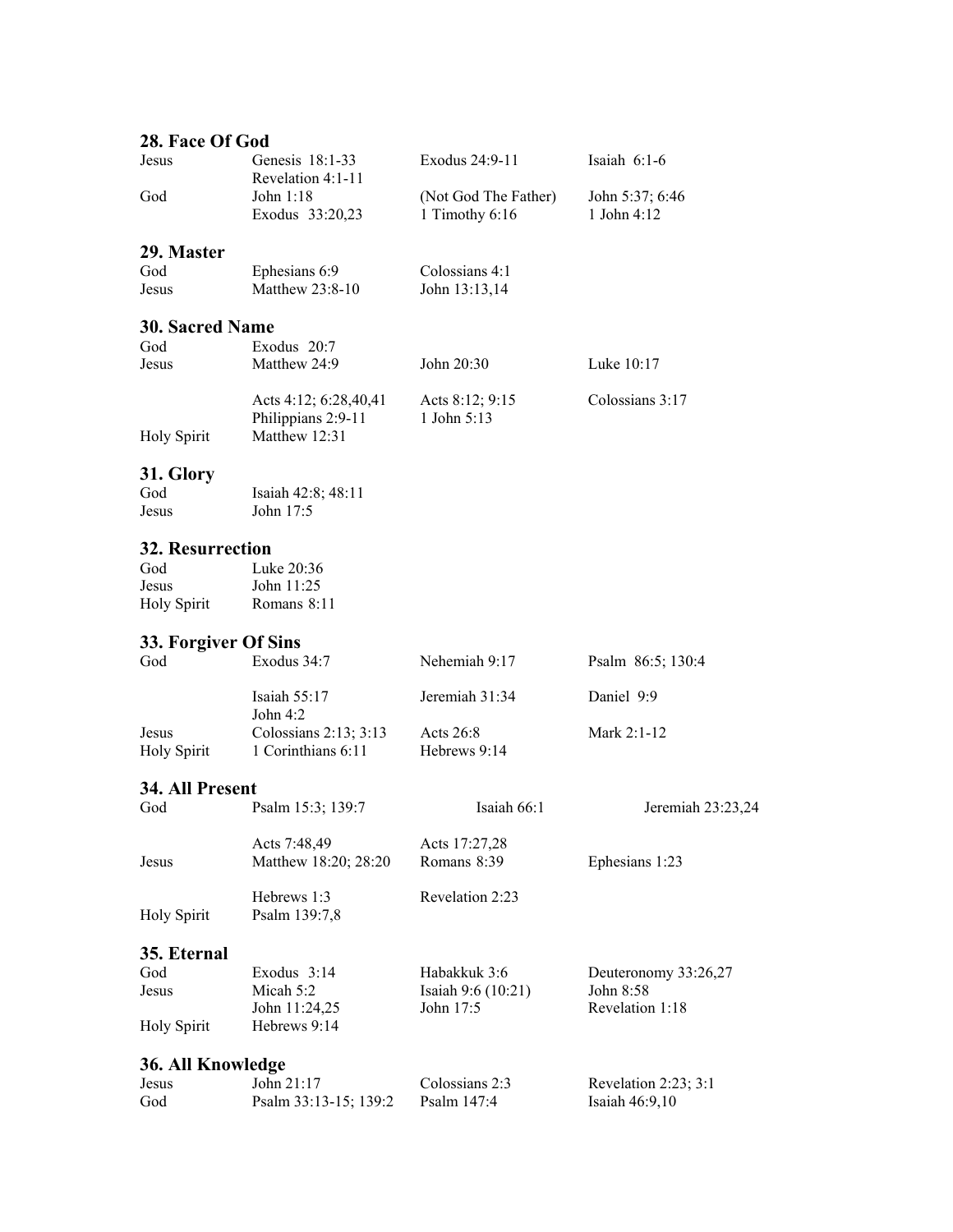### 28. Face Of God

| | | | |
|---|---|---|---|
| Jesus | Genesis 18:1-33 | Exodus 24:9-11 | Isaiah 6:1-6 |
| | Revelation 4:1-11 | | |
| God | John 1:18 | (Not God The Father) | John 5:37; 6:46 |
| | Exodus 33:20,23 | 1 Timothy 6:16 | 1 John 4:12 |

### 29. Master

| | | |
|---|---|---|
| God | Ephesians 6:9 | Colossians 4:1 |
| Jesus | Matthew 23:8-10 | John 13:13,14 |

### 30. Sacred Name

| | | | |
|---|---|---|---|
| God | Exodus 20:7 | | |
| Jesus | Matthew 24:9 | John 20:30 | Luke 10:17 |
| | Acts 4:12; 6:28,40,41 | Acts 8:12; 9:15 | Colossians 3:17 |
| | Philippians 2:9-11 | 1 John 5:13 | |
| Holy Spirit | Matthew 12:31 | | |

### 31. Glory

| | |
|---|---|
| God | Isaiah 42:8; 48:11 |
| Jesus | John 17:5 |

### 32. Resurrection

| | |
|---|---|
| God | Luke 20:36 |
| Jesus | John 11:25 |
| Holy Spirit | Romans 8:11 |

### 33. Forgiver Of Sins

| | | | |
|---|---|---|---|
| God | Exodus 34:7 | Nehemiah 9:17 | Psalm 86:5; 130:4 |
| | Isaiah 55:17 | Jeremiah 31:34 | Daniel 9:9 |
| | John 4:2 | | |
| Jesus | Colossians 2:13; 3:13 | Acts 26:8 | Mark 2:1-12 |
| Holy Spirit | 1 Corinthians 6:11 | Hebrews 9:14 | |

### 34. All Present

| | | | |
|---|---|---|---|
| God | Psalm 15:3; 139:7 | Isaiah 66:1 | Jeremiah 23:23,24 |
| | Acts 7:48,49 | Acts 17:27,28 | |
| Jesus | Matthew 18:20; 28:20 | Romans 8:39 | Ephesians 1:23 |
| | Hebrews 1:3 | Revelation 2:23 | |
| Holy Spirit | Psalm 139:7,8 | | |

### 35. Eternal

| | | | |
|---|---|---|---|
| God | Exodus 3:14 | Habakkuk 3:6 | Deuteronomy 33:26,27 |
| Jesus | Micah 5:2 | Isaiah 9:6 (10:21) | John 8:58 |
| | John 11:24,25 | John 17:5 | Revelation 1:18 |
| Holy Spirit | Hebrews 9:14 | | |

### 36. All Knowledge

| | | | |
|---|---|---|---|
| Jesus | John 21:17 | Colossians 2:3 | Revelation 2:23; 3:1 |
| God | Psalm 33:13-15; 139:2 | Psalm 147:4 | Isaiah 46:9,10 |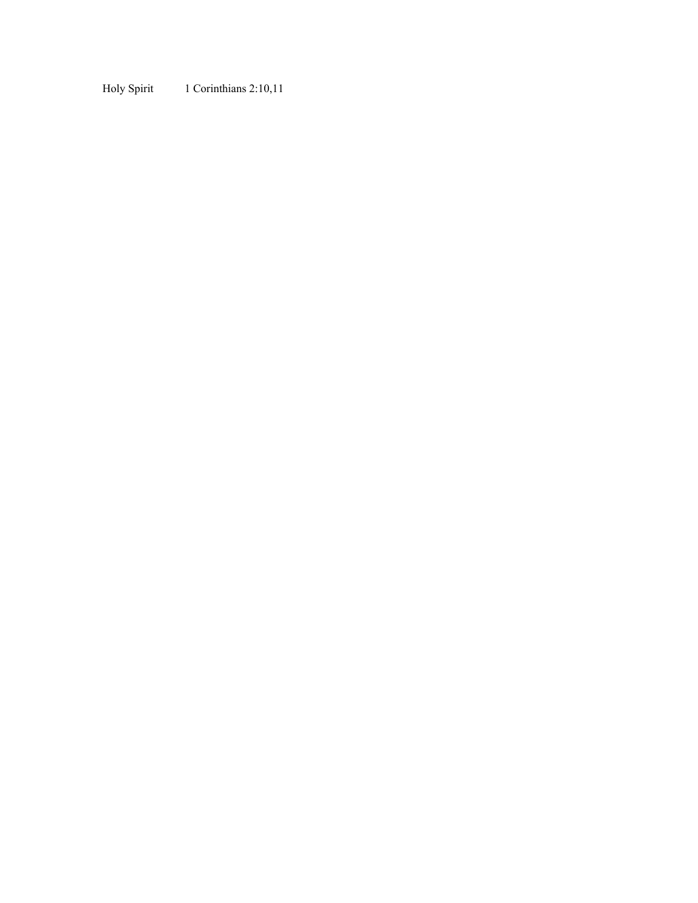Holy Spirit 1 Corinthians 2:10,11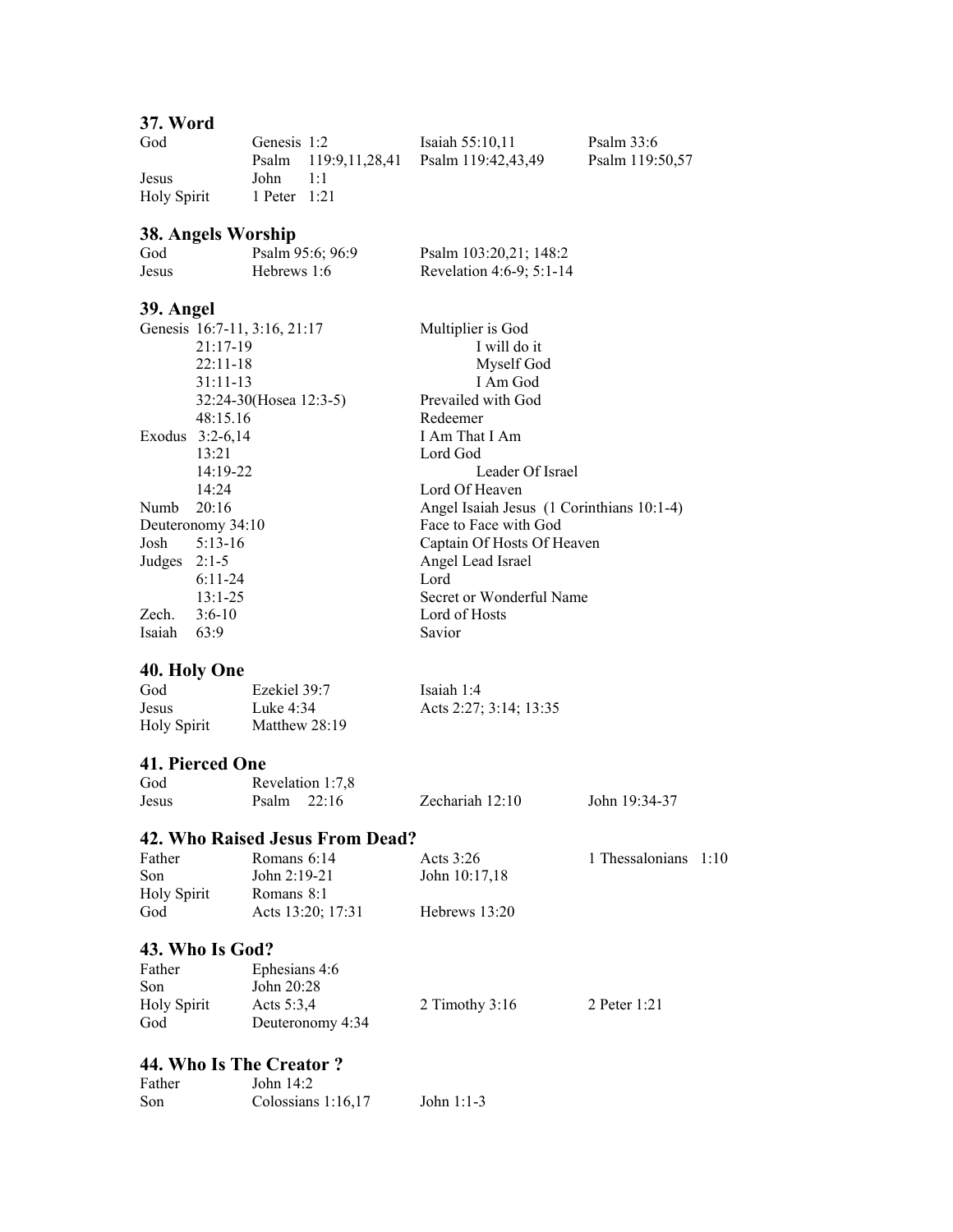## 37. Word

| | | | |
|---|---|---|---|
| God | Genesis 1:2 | Isaiah 55:10,11 | Psalm 33:6 |
| | Psalm 119:9,11,28,41 | Psalm 119:42,43,49 | Psalm 119:50,57 |
| Jesus | John 1:1 | | |
| Holy Spirit | 1 Peter 1:21 | | |

## 38. Angels Worship

| | | |
|---|---|---|
| God | Psalm 95:6; 96:9 | Psalm 103:20,21; 148:2 |
| Jesus | Hebrews 1:6 | Revelation 4:6-9; 5:1-14 |

## 39. Angel

| | |
|---|---|
| Genesis 16:7-11, 3:16, 21:17 | Multiplier is God |
| 21:17-19 | I will do it |
| 22:11-18 | Myself God |
| 31:11-13 | I Am God |
| 32:24-30(Hosea 12:3-5) | Prevailed with God |
| 48:15.16 | Redeemer |
| Exodus 3:2-6,14 | I Am That I Am |
| 13:21 | Lord God |
| 14:19-22 | Leader Of Israel |
| 14:24 | Lord Of Heaven |
| Numb 20:16 | Angel Isaiah Jesus (1 Corinthians 10:1-4) |
| Deuteronomy 34:10 | Face to Face with God |
| Josh 5:13-16 | Captain Of Hosts Of Heaven |
| Judges 2:1-5 | Angel Lead Israel |
| 6:11-24 | Lord |
| 13:1-25 | Secret or Wonderful Name |
| Zech. 3:6-10 | Lord of Hosts |
| Isaiah 63:9 | Savior |

## 40. Holy One

| | | |
|---|---|---|
| God | Ezekiel 39:7 | Isaiah 1:4 |
| Jesus | Luke 4:34 | Acts 2:27; 3:14; 13:35 |
| Holy Spirit | Matthew 28:19 | |

## 41. Pierced One

| | | | |
|---|---|---|---|
| God | Revelation 1:7,8 | | |
| Jesus | Psalm 22:16 | Zechariah 12:10 | John 19:34-37 |

## 42. Who Raised Jesus From Dead?

| | | | |
|---|---|---|---|
| Father | Romans 6:14 | Acts 3:26 | 1 Thessalonians 1:10 |
| Son | John 2:19-21 | John 10:17,18 | |
| Holy Spirit | Romans 8:1 | | |
| God | Acts 13:20; 17:31 | Hebrews 13:20 | |

## 43. Who Is God?

| | | | |
|---|---|---|---|
| Father | Ephesians 4:6 | | |
| Son | John 20:28 | | |
| Holy Spirit | Acts 5:3,4 | 2 Timothy 3:16 | 2 Peter 1:21 |
| God | Deuteronomy 4:34 | | |

## 44. Who Is The Creator ?

| | | |
|---|---|---|
| Father | John 14:2 | |
| Son | Colossians 1:16,17 | John 1:1-3 |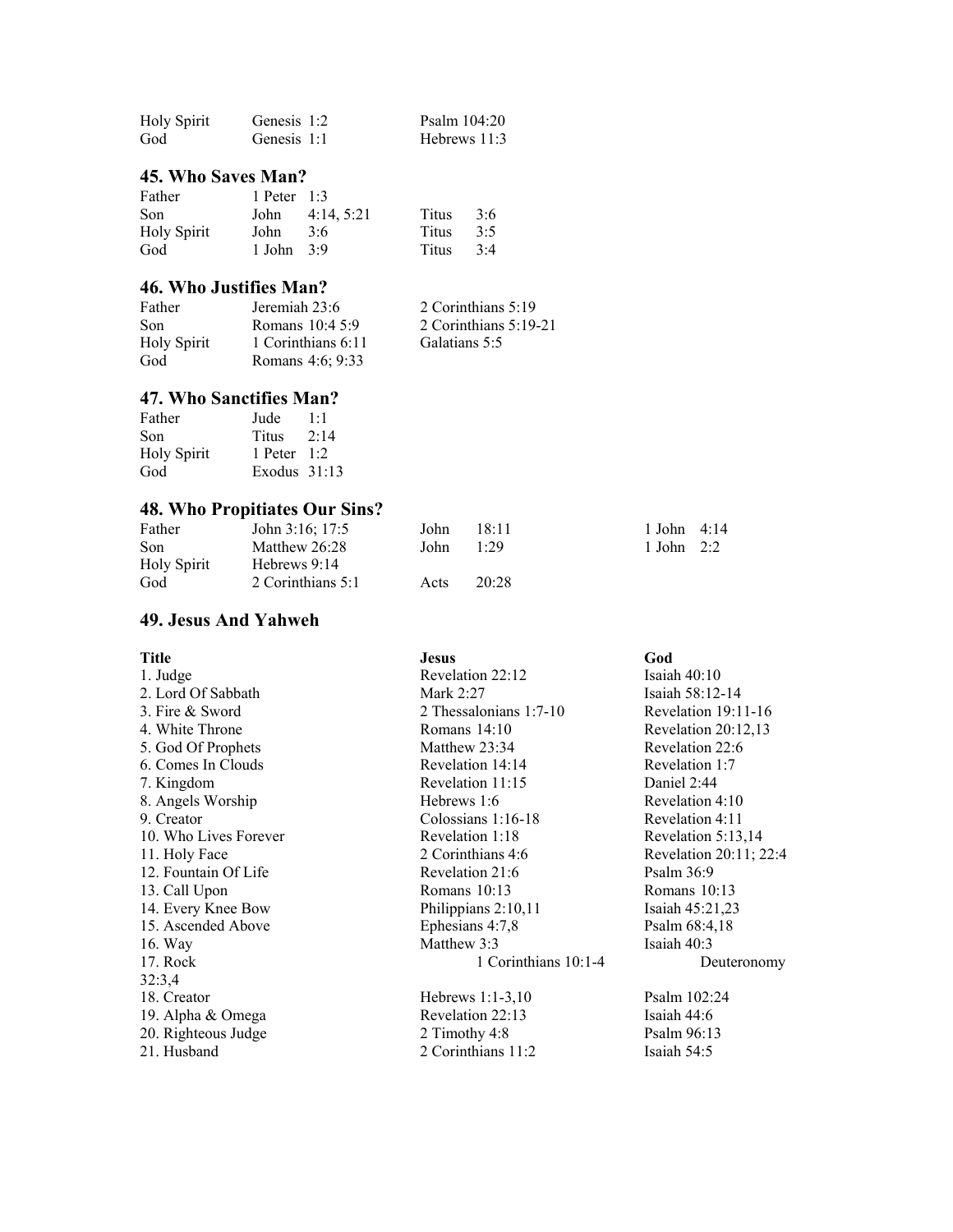| | | |
|---|---|---|
| Holy Spirit | Genesis 1:2 | Psalm 104:20 |
| God | Genesis 1:1 | Hebrews 11:3 |

### 45. Who Saves Man?

| | | |
|---|---|---|
| Father | 1 Peter 1:3 | |
| Son | John 4:14, 5:21 | Titus 3:6 |
| Holy Spirit | John 3:6 | Titus 3:5 |
| God | 1 John 3:9 | Titus 3:4 |

### 46. Who Justifies Man?

| | | |
|---|---|---|
| Father | Jeremiah 23:6 | 2 Corinthians 5:19 |
| Son | Romans 10:4 5:9 | 2 Corinthians 5:19-21 |
| Holy Spirit | 1 Corinthians 6:11 | Galatians 5:5 |
| God | Romans 4:6; 9:33 | |

### 47. Who Sanctifies Man?

| | |
|---|---|
| Father | Jude 1:1 |
| Son | Titus 2:14 |
| Holy Spirit | 1 Peter 1:2 |
| God | Exodus 31:13 |

### 48. Who Propitiates Our Sins?

| | | | |
|---|---|---|---|
| Father | John 3:16; 17:5 | John 18:11 | 1 John 4:14 |
| Son | Matthew 26:28 | John 1:29 | 1 John 2:2 |
| Holy Spirit | Hebrews 9:14 | | |
| God | 2 Corinthians 5:1 | Acts 20:28 | |

### 49. Jesus And Yahweh

| Title | Jesus | God |
|---|---|---|
| 1. Judge | Revelation 22:12 | Isaiah 40:10 |
| 2. Lord Of Sabbath | Mark 2:27 | Isaiah 58:12-14 |
| 3. Fire & Sword | 2 Thessalonians 1:7-10 | Revelation 19:11-16 |
| 4. White Throne | Romans 14:10 | Revelation 20:12,13 |
| 5. God Of Prophets | Matthew 23:34 | Revelation 22:6 |
| 6. Comes In Clouds | Revelation 14:14 | Revelation 1:7 |
| 7. Kingdom | Revelation 11:15 | Daniel 2:44 |
| 8. Angels Worship | Hebrews 1:6 | Revelation 4:10 |
| 9. Creator | Colossians 1:16-18 | Revelation 4:11 |
| 10. Who Lives Forever | Revelation 1:18 | Revelation 5:13,14 |
| 11. Holy Face | 2 Corinthians 4:6 | Revelation 20:11; 22:4 |
| 12. Fountain Of Life | Revelation 21:6 | Psalm 36:9 |
| 13. Call Upon | Romans 10:13 | Romans 10:13 |
| 14. Every Knee Bow | Philippians 2:10,11 | Isaiah 45:21,23 |
| 15. Ascended Above | Ephesians 4:7,8 | Psalm 68:4,18 |
| 16. Way | Matthew 3:3 | Isaiah 40:3 |
| 17. Rock | 1 Corinthians 10:1-4 | Deuteronomy 32:3,4 |
| 18. Creator | Hebrews 1:1-3,10 | Psalm 102:24 |
| 19. Alpha & Omega | Revelation 22:13 | Isaiah 44:6 |
| 20. Righteous Judge | 2 Timothy 4:8 | Psalm 96:13 |
| 21. Husband | 2 Corinthians 11:2 | Isaiah 54:5 |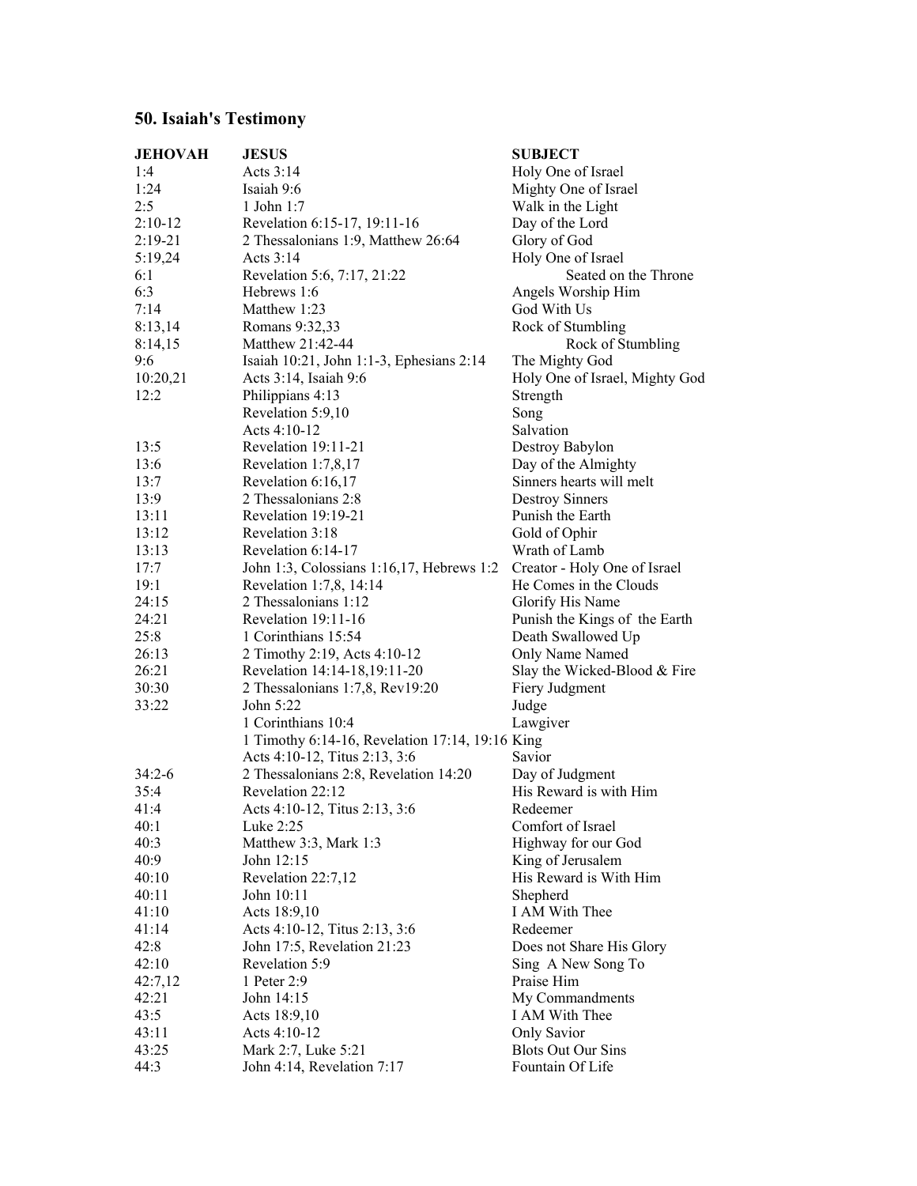## 50. Isaiah's Testimony

| JEHOVAH | JESUS | SUBJECT |
|---|---|---|
| 1:4 | Acts 3:14 | Holy One of Israel |
| 1:24 | Isaiah 9:6 | Mighty One of Israel |
| 2:5 | 1 John 1:7 | Walk in the Light |
| 2:10-12 | Revelation 6:15-17, 19:11-16 | Day of the Lord |
| 2:19-21 | 2 Thessalonians 1:9, Matthew 26:64 | Glory of God |
| 5:19,24 | Acts 3:14 | Holy One of Israel |
| 6:1 | Revelation 5:6, 7:17, 21:22 | Seated on the Throne |
| 6:3 | Hebrews 1:6 | Angels Worship Him |
| 7:14 | Matthew 1:23 | God With Us |
| 8:13,14 | Romans 9:32,33 | Rock of Stumbling |
| 8:14,15 | Matthew 21:42-44 | Rock of Stumbling |
| 9:6 | Isaiah 10:21, John 1:1-3, Ephesians 2:14 | The Mighty God |
| 10:20,21 | Acts 3:14, Isaiah 9:6 | Holy One of Israel, Mighty God |
| 12:2 | Philippians 4:13 | Strength |
| | Revelation 5:9,10 | Song |
| | Acts 4:10-12 | Salvation |
| 13:5 | Revelation 19:11-21 | Destroy Babylon |
| 13:6 | Revelation 1:7,8,17 | Day of the Almighty |
| 13:7 | Revelation 6:16,17 | Sinners hearts will melt |
| 13:9 | 2 Thessalonians 2:8 | Destroy Sinners |
| 13:11 | Revelation 19:19-21 | Punish the Earth |
| 13:12 | Revelation 3:18 | Gold of Ophir |
| 13:13 | Revelation 6:14-17 | Wrath of Lamb |
| 17:7 | John 1:3, Colossians 1:16,17, Hebrews 1:2 | Creator - Holy One of Israel |
| 19:1 | Revelation 1:7,8, 14:14 | He Comes in the Clouds |
| 24:15 | 2 Thessalonians 1:12 | Glorify His Name |
| 24:21 | Revelation 19:11-16 | Punish the Kings of the Earth |
| 25:8 | 1 Corinthians 15:54 | Death Swallowed Up |
| 26:13 | 2 Timothy 2:19, Acts 4:10-12 | Only Name Named |
| 26:21 | Revelation 14:14-18,19:11-20 | Slay the Wicked-Blood & Fire |
| 30:30 | 2 Thessalonians 1:7,8, Rev19:20 | Fiery Judgment |
| 33:22 | John 5:22 | Judge |
| | 1 Corinthians 10:4 | Lawgiver |
| | 1 Timothy 6:14-16, Revelation 17:14, 19:16 | King |
| | Acts 4:10-12, Titus 2:13, 3:6 | Savior |
| 34:2-6 | 2 Thessalonians 2:8, Revelation 14:20 | Day of Judgment |
| 35:4 | Revelation 22:12 | His Reward is with Him |
| 41:4 | Acts 4:10-12, Titus 2:13, 3:6 | Redeemer |
| 40:1 | Luke 2:25 | Comfort of Israel |
| 40:3 | Matthew 3:3, Mark 1:3 | Highway for our God |
| 40:9 | John 12:15 | King of Jerusalem |
| 40:10 | Revelation 22:7,12 | His Reward is With Him |
| 40:11 | John 10:11 | Shepherd |
| 41:10 | Acts 18:9,10 | I AM With Thee |
| 41:14 | Acts 4:10-12, Titus 2:13, 3:6 | Redeemer |
| 42:8 | John 17:5, Revelation 21:23 | Does not Share His Glory |
| 42:10 | Revelation 5:9 | Sing A New Song To |
| 42:7,12 | 1 Peter 2:9 | Praise Him |
| 42:21 | John 14:15 | My Commandments |
| 43:5 | Acts 18:9,10 | I AM With Thee |
| 43:11 | Acts 4:10-12 | Only Savior |
| 43:25 | Mark 2:7, Luke 5:21 | Blots Out Our Sins |
| 44:3 | John 4:14, Revelation 7:17 | Fountain Of Life |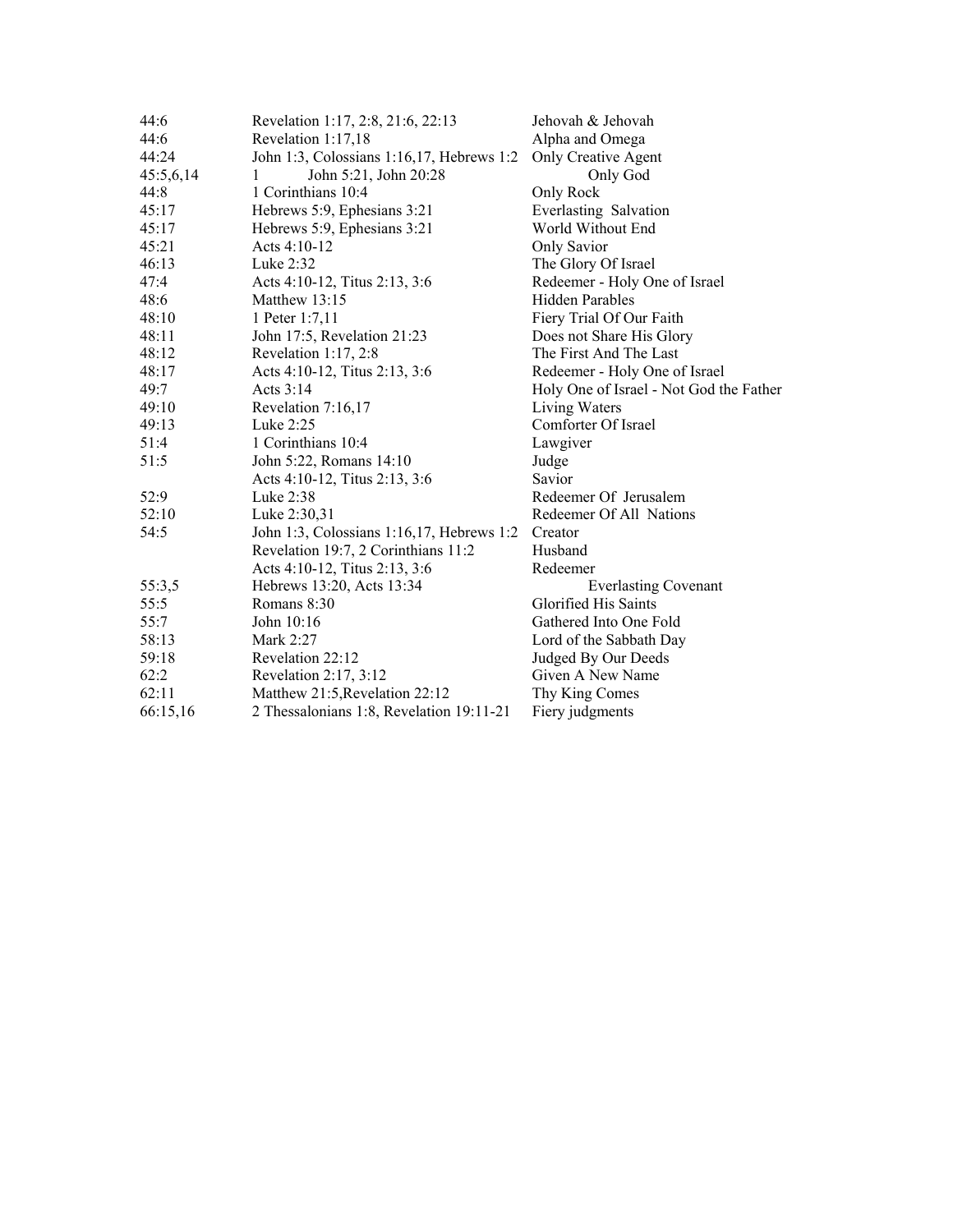| | | |
|---|---|---|
| 44:6 | Revelation 1:17, 2:8, 21:6, 22:13 | Jehovah & Jehovah |
| 44:6 | Revelation 1:17,18 | Alpha and Omega |
| 44:24 | John 1:3, Colossians 1:16,17, Hebrews 1:2 | Only Creative Agent |
| 45:5,6,14 | 1 John 5:21, John 20:28 | Only God |
| 44:8 | 1 Corinthians 10:4 | Only Rock |
| 45:17 | Hebrews 5:9, Ephesians 3:21 | Everlasting Salvation |
| 45:17 | Hebrews 5:9, Ephesians 3:21 | World Without End |
| 45:21 | Acts 4:10-12 | Only Savior |
| 46:13 | Luke 2:32 | The Glory Of Israel |
| 47:4 | Acts 4:10-12, Titus 2:13, 3:6 | Redeemer - Holy One of Israel |
| 48:6 | Matthew 13:15 | Hidden Parables |
| 48:10 | 1 Peter 1:7,11 | Fiery Trial Of Our Faith |
| 48:11 | John 17:5, Revelation 21:23 | Does not Share His Glory |
| 48:12 | Revelation 1:17, 2:8 | The First And The Last |
| 48:17 | Acts 4:10-12, Titus 2:13, 3:6 | Redeemer - Holy One of Israel |
| 49:7 | Acts 3:14 | Holy One of Israel - Not God the Father |
| 49:10 | Revelation 7:16,17 | Living Waters |
| 49:13 | Luke 2:25 | Comforter Of Israel |
| 51:4 | 1 Corinthians 10:4 | Lawgiver |
| 51:5 | John 5:22, Romans 14:10 | Judge |
| | Acts 4:10-12, Titus 2:13, 3:6 | Savior |
| 52:9 | Luke 2:38 | Redeemer Of Jerusalem |
| 52:10 | Luke 2:30,31 | Redeemer Of All Nations |
| 54:5 | John 1:3, Colossians 1:16,17, Hebrews 1:2 | Creator |
| | Revelation 19:7, 2 Corinthians 11:2 | Husband |
| | Acts 4:10-12, Titus 2:13, 3:6 | Redeemer |
| 55:3,5 | Hebrews 13:20, Acts 13:34 | Everlasting Covenant |
| 55:5 | Romans 8:30 | Glorified His Saints |
| 55:7 | John 10:16 | Gathered Into One Fold |
| 58:13 | Mark 2:27 | Lord of the Sabbath Day |
| 59:18 | Revelation 22:12 | Judged By Our Deeds |
| 62:2 | Revelation 2:17, 3:12 | Given A New Name |
| 62:11 | Matthew 21:5,Revelation 22:12 | Thy King Comes |
| 66:15,16 | 2 Thessalonians 1:8, Revelation 19:11-21 | Fiery judgments |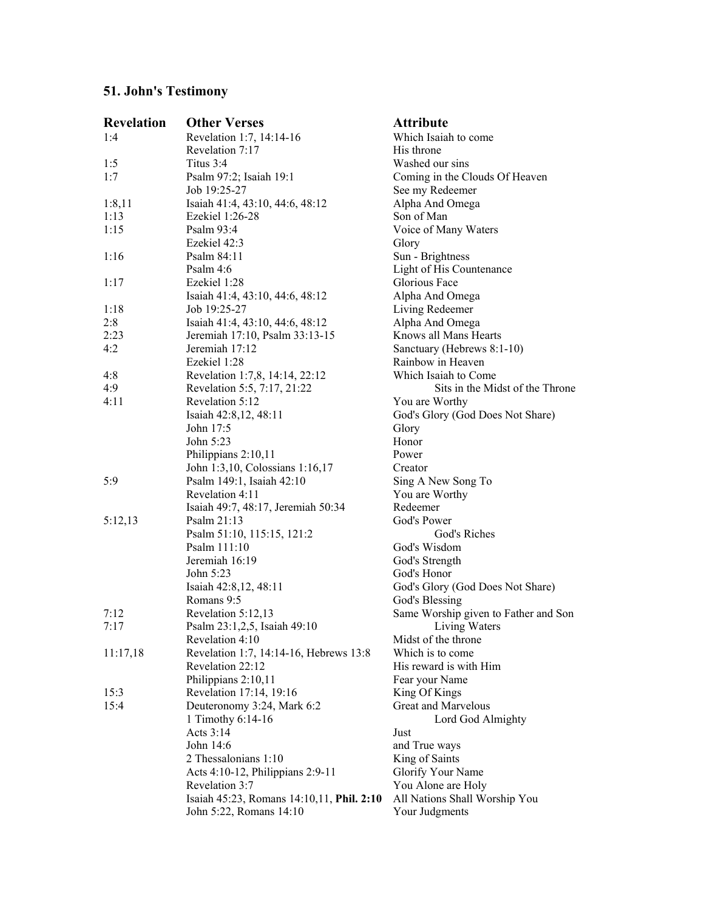### 51. John's Testimony

| Revelation | Other Verses | Attribute |
|---|---|---|
| 1:4 | Revelation 1:7, 14:14-16 | Which Isaiah to come |
| | Revelation 7:17 | His throne |
| 1:5 | Titus 3:4 | Washed our sins |
| 1:7 | Psalm 97:2; Isaiah 19:1 | Coming in the Clouds Of Heaven |
| | Job 19:25-27 | See my Redeemer |
| 1:8,11 | Isaiah 41:4, 43:10, 44:6, 48:12 | Alpha And Omega |
| 1:13 | Ezekiel 1:26-28 | Son of Man |
| 1:15 | Psalm 93:4 | Voice of Many Waters |
| | Ezekiel 42:3 | Glory |
| 1:16 | Psalm 84:11 | Sun - Brightness |
| | Psalm 4:6 | Light of His Countenance |
| 1:17 | Ezekiel 1:28 | Glorious Face |
| | Isaiah 41:4, 43:10, 44:6, 48:12 | Alpha And Omega |
| 1:18 | Job 19:25-27 | Living Redeemer |
| 2:8 | Isaiah 41:4, 43:10, 44:6, 48:12 | Alpha And Omega |
| 2:23 | Jeremiah 17:10, Psalm 33:13-15 | Knows all Mans Hearts |
| 4:2 | Jeremiah 17:12 | Sanctuary (Hebrews 8:1-10) |
| | Ezekiel 1:28 | Rainbow in Heaven |
| 4:8 | Revelation 1:7,8, 14:14, 22:12 | Which Isaiah to Come |
| 4:9 | Revelation 5:5, 7:17, 21:22 | Sits in the Midst of the Throne |
| 4:11 | Revelation 5:12 | You are Worthy |
| | Isaiah 42:8,12, 48:11 | God's Glory (God Does Not Share) |
| | John 17:5 | Glory |
| | John 5:23 | Honor |
| | Philippians 2:10,11 | Power |
| | John 1:3,10, Colossians 1:16,17 | Creator |
| 5:9 | Psalm 149:1, Isaiah 42:10 | Sing A New Song To |
| | Revelation 4:11 | You are Worthy |
| | Isaiah 49:7, 48:17, Jeremiah 50:34 | Redeemer |
| 5:12,13 | Psalm 21:13 | God's Power |
| | Psalm 51:10, 115:15, 121:2 | God's Riches |
| | Psalm 111:10 | God's Wisdom |
| | Jeremiah 16:19 | God's Strength |
| | John 5:23 | God's Honor |
| | Isaiah 42:8,12, 48:11 | God's Glory (God Does Not Share) |
| | Romans 9:5 | God's Blessing |
| 7:12 | Revelation 5:12,13 | Same Worship given to Father and Son |
| 7:17 | Psalm 23:1,2,5, Isaiah 49:10 | Living Waters |
| | Revelation 4:10 | Midst of the throne |
| 11:17,18 | Revelation 1:7, 14:14-16, Hebrews 13:8 | Which is to come |
| | Revelation 22:12 | His reward is with Him |
| | Philippians 2:10,11 | Fear your Name |
| 15:3 | Revelation 17:14, 19:16 | King Of Kings |
| 15:4 | Deuteronomy 3:24, Mark 6:2 | Great and Marvelous |
| | 1 Timothy 6:14-16 | Lord God Almighty |
| | Acts 3:14 | Just |
| | John 14:6 | and True ways |
| | 2 Thessalonians 1:10 | King of Saints |
| | Acts 4:10-12, Philippians 2:9-11 | Glorify Your Name |
| | Revelation 3:7 | You Alone are Holy |
| | Isaiah 45:23, Romans 14:10,11, **Phil. 2:10** | All Nations Shall Worship You |
| | John 5:22, Romans 14:10 | Your Judgments |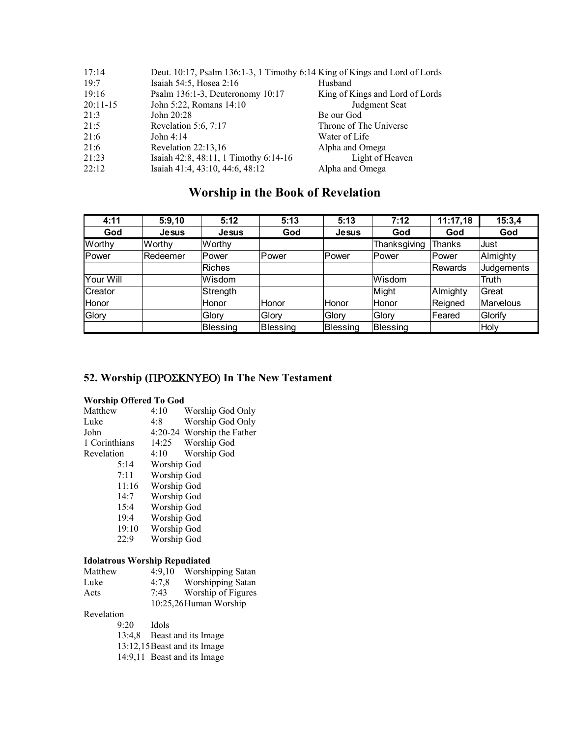| | | |
|---|---|---|
| 17:14 | Deut. 10:17, Psalm 136:1-3, 1 Timothy 6:14 | King of Kings and Lord of Lords |
| 19:7 | Isaiah 54:5, Hosea 2:16 | Husband |
| 19:16 | Psalm 136:1-3, Deuteronomy 10:17 | King of Kings and Lord of Lords |
| 20:11-15 | John 5:22, Romans 14:10 | Judgment Seat |
| 21:3 | John 20:28 | Be our God |
| 21:5 | Revelation 5:6, 7:17 | Throne of The Universe |
| 21:6 | John 4:14 | Water of Life |
| 21:6 | Revelation 22:13,16 | Alpha and Omega |
| 21:23 | Isaiah 42:8, 48:11, 1 Timothy 6:14-16 | Light of Heaven |
| 22:12 | Isaiah 41:4, 43:10, 44:6, 48:12 | Alpha and Omega |

## Worship in the Book of Revelation

| 4:11 | 5:9,10 | 5:12 | 5:13 | 5:13 | 7:12 | 11:17,18 | 15:3,4 |
|---|---|---|---|---|---|---|---|
| **God** | **Jesus** | **Jesus** | **God** | **Jesus** | **God** | **God** | **God** |
| Worthy | Worthy | Worthy | | | Thanksgiving | Thanks | Just |
| Power | Redeemer | Power | Power | Power | Power | Power | Almighty |
| | | Riches | | | | Rewards | Judgements |
| Your Will | | Wisdom | | | Wisdom | | Truth |
| Creator | | Strength | | | Might | Almighty | Great |
| Honor | | Honor | Honor | Honor | Honor | Reigned | Marvelous |
| Glory | | Glory | Glory | Glory | Glory | Feared | Glorify |
| | | Blessing | Blessing | Blessing | Blessing | | Holy |

## 52. Worship (ΠΡΟΣΚΝΥΕΟ) In The New Testament

### Worship Offered To God

| | | |
|---|---|---|
| Matthew | 4:10 | Worship God Only |
| Luke | 4:8 | Worship God Only |
| John | 4:20-24 | Worship the Father |
| 1 Corinthians | 14:25 | Worship God |
| Revelation | 4:10 | Worship God |
| | 5:14 | Worship God |
| | 7:11 | Worship God |
| | 11:16 | Worship God |
| | 14:7 | Worship God |
| | 15:4 | Worship God |
| | 19:4 | Worship God |
| | 19:10 | Worship God |
| | 22:9 | Worship God |

### Idolatrous Worship Repudiated

| | | |
|---|---|---|
| Matthew | 4:9,10 | Worshipping Satan |
| Luke | 4:7,8 | Worshipping Satan |
| Acts | 7:43 | Worship of Figures |
| | 10:25,26 | Human Worship |
| Revelation | | |
| | 9:20 | Idols |
| | 13:4,8 | Beast and its Image |
| | 13:12,15 | Beast and its Image |
| | 14:9,11 | Beast and its Image |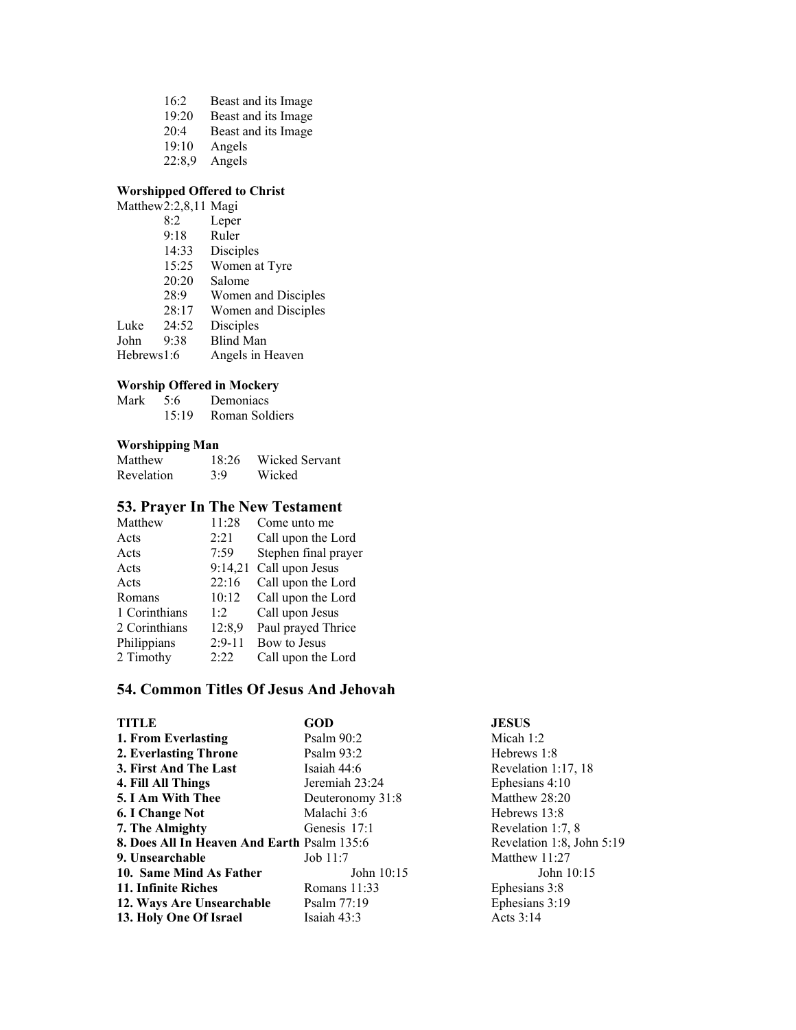| | | |
|---|---|---|
| | 16:2 | Beast and its Image |
| | 19:20 | Beast and its Image |
| | 20:4 | Beast and its Image |
| | 19:10 | Angels |
| | 22:8,9 | Angels |

**Worshipped Offered to Christ**

| | | |
|---|---|---|
| Matthew | 2:2,8,11 | Magi |
| | 8:2 | Leper |
| | 9:18 | Ruler |
| | 14:33 | Disciples |
| | 15:25 | Women at Tyre |
| | 20:20 | Salome |
| | 28:9 | Women and Disciples |
| | 28:17 | Women and Disciples |
| Luke | 24:52 | Disciples |
| John | 9:38 | Blind Man |
| Hebrews | 1:6 | Angels in Heaven |

**Worship Offered in Mockery**

| | | |
|---|---|---|
| Mark | 5:6 | Demoniacs |
| | 15:19 | Roman Soldiers |

**Worshipping Man**

| | | |
|---|---|---|
| Matthew | 18:26 | Wicked Servant |
| Revelation | 3:9 | Wicked |

## 53. Prayer In The New Testament

| | | |
|---|---|---|
| Matthew | 11:28 | Come unto me |
| Acts | 2:21 | Call upon the Lord |
| Acts | 7:59 | Stephen final prayer |
| Acts | 9:14,21 | Call upon Jesus |
| Acts | 22:16 | Call upon the Lord |
| Romans | 10:12 | Call upon the Lord |
| 1 Corinthians | 1:2 | Call upon Jesus |
| 2 Corinthians | 12:8,9 | Paul prayed Thrice |
| Philippians | 2:9-11 | Bow to Jesus |
| 2 Timothy | 2:22 | Call upon the Lord |

## 54. Common Titles Of Jesus And Jehovah

| TITLE | GOD | JESUS |
|---|---|---|
| **1. From Everlasting** | Psalm 90:2 | Micah 1:2 |
| **2. Everlasting Throne** | Psalm 93:2 | Hebrews 1:8 |
| **3. First And The Last** | Isaiah 44:6 | Revelation 1:17, 18 |
| **4. Fill All Things** | Jeremiah 23:24 | Ephesians 4:10 |
| **5. I Am With Thee** | Deuteronomy 31:8 | Matthew 28:20 |
| **6. I Change Not** | Malachi 3:6 | Hebrews 13:8 |
| **7. The Almighty** | Genesis 17:1 | Revelation 1:7, 8 |
| **8. Does All In Heaven And Earth** | Psalm 135:6 | Revelation 1:8, John 5:19 |
| **9. Unsearchable** | Job 11:7 | Matthew 11:27 |
| **10. Same Mind As Father** | John 10:15 | John 10:15 |
| **11. Infinite Riches** | Romans 11:33 | Ephesians 3:8 |
| **12. Ways Are Unsearchable** | Psalm 77:19 | Ephesians 3:19 |
| **13. Holy One Of Israel** | Isaiah 43:3 | Acts 3:14 |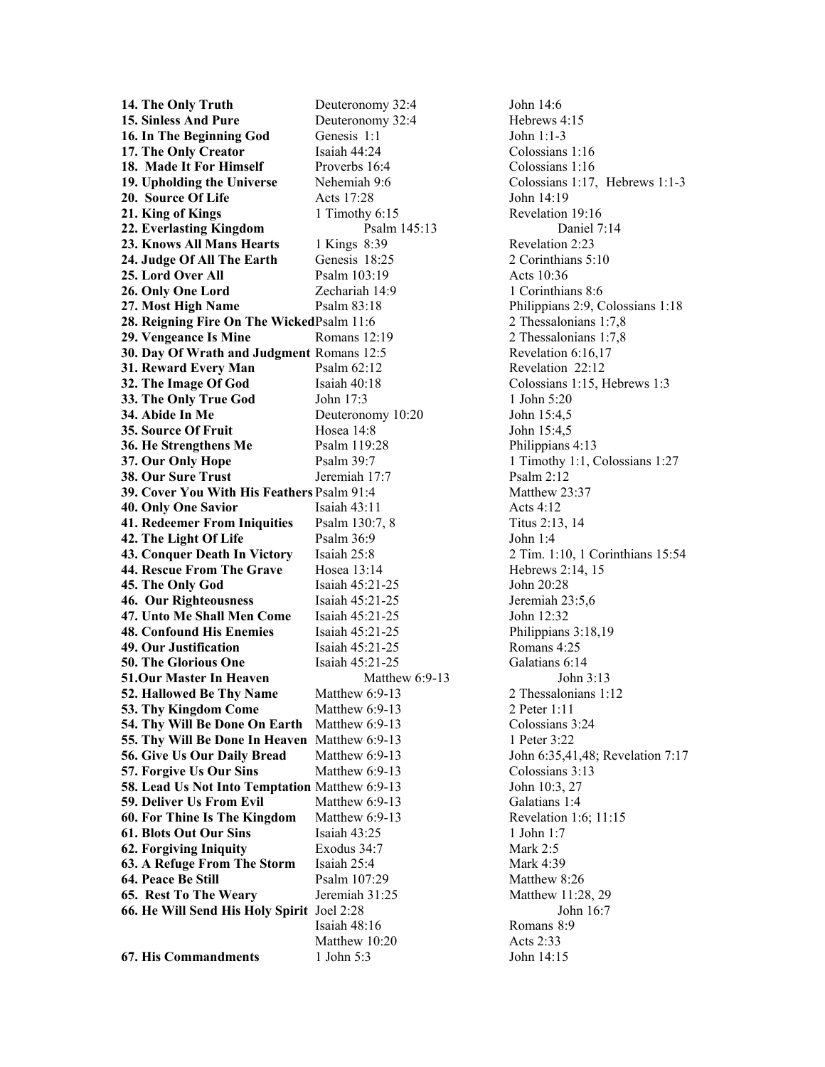| | | |
|---|---|---|
| **14. The Only Truth** | Deuteronomy 32:4 | John 14:6 |
| **15. Sinless And Pure** | Deuteronomy 32:4 | Hebrews 4:15 |
| **16. In The Beginning God** | Genesis 1:1 | John 1:1-3 |
| **17. The Only Creator** | Isaiah 44:24 | Colossians 1:16 |
| **18. Made It For Himself** | Proverbs 16:4 | Colossians 1:16 |
| **19. Upholding the Universe** | Nehemiah 9:6 | Colossians 1:17, Hebrews 1:1-3 |
| **20. Source Of Life** | Acts 17:28 | John 14:19 |
| **21. King of Kings** | 1 Timothy 6:15 | Revelation 19:16 |
| **22. Everlasting Kingdom** | Psalm 145:13 | Daniel 7:14 |
| **23. Knows All Mans Hearts** | 1 Kings 8:39 | Revelation 2:23 |
| **24. Judge Of All The Earth** | Genesis 18:25 | 2 Corinthians 5:10 |
| **25. Lord Over All** | Psalm 103:19 | Acts 10:36 |
| **26. Only One Lord** | Zechariah 14:9 | 1 Corinthians 8:6 |
| **27. Most High Name** | Psalm 83:18 | Philippians 2:9, Colossians 1:18 |
| **28. Reigning Fire On The Wicked** | Psalm 11:6 | 2 Thessalonians 1:7,8 |
| **29. Vengeance Is Mine** | Romans 12:19 | 2 Thessalonians 1:7,8 |
| **30. Day Of Wrath and Judgment** | Romans 12:5 | Revelation 6:16,17 |
| **31. Reward Every Man** | Psalm 62:12 | Revelation 22:12 |
| **32. The Image Of God** | Isaiah 40:18 | Colossians 1:15, Hebrews 1:3 |
| **33. The Only True God** | John 17:3 | 1 John 5:20 |
| **34. Abide In Me** | Deuteronomy 10:20 | John 15:4,5 |
| **35. Source Of Fruit** | Hosea 14:8 | John 15:4,5 |
| **36. He Strengthens Me** | Psalm 119:28 | Philippians 4:13 |
| **37. Our Only Hope** | Psalm 39:7 | 1 Timothy 1:1, Colossians 1:27 |
| **38. Our Sure Trust** | Jeremiah 17:7 | Psalm 2:12 |
| **39. Cover You With His Feathers** | Psalm 91:4 | Matthew 23:37 |
| **40. Only One Savior** | Isaiah 43:11 | Acts 4:12 |
| **41. Redeemer From Iniquities** | Psalm 130:7, 8 | Titus 2:13, 14 |
| **42. The Light Of Life** | Psalm 36:9 | John 1:4 |
| **43. Conquer Death In Victory** | Isaiah 25:8 | 2 Tim. 1:10, 1 Corinthians 15:54 |
| **44. Rescue From The Grave** | Hosea 13:14 | Hebrews 2:14, 15 |
| **45. The Only God** | Isaiah 45:21-25 | John 20:28 |
| **46. Our Righteousness** | Isaiah 45:21-25 | Jeremiah 23:5,6 |
| **47. Unto Me Shall Men Come** | Isaiah 45:21-25 | John 12:32 |
| **48. Confound His Enemies** | Isaiah 45:21-25 | Philippians 3:18,19 |
| **49. Our Justification** | Isaiah 45:21-25 | Romans 4:25 |
| **50. The Glorious One** | Isaiah 45:21-25 | Galatians 6:14 |
| **51.Our Master In Heaven** | Matthew 6:9-13 | John 3:13 |
| **52. Hallowed Be Thy Name** | Matthew 6:9-13 | 2 Thessalonians 1:12 |
| **53. Thy Kingdom Come** | Matthew 6:9-13 | 2 Peter 1:11 |
| **54. Thy Will Be Done On Earth** | Matthew 6:9-13 | Colossians 3:24 |
| **55. Thy Will Be Done In Heaven** | Matthew 6:9-13 | 1 Peter 3:22 |
| **56. Give Us Our Daily Bread** | Matthew 6:9-13 | John 6:35,41,48; Revelation 7:17 |
| **57. Forgive Us Our Sins** | Matthew 6:9-13 | Colossians 3:13 |
| **58. Lead Us Not Into Temptation** | Matthew 6:9-13 | John 10:3, 27 |
| **59. Deliver Us From Evil** | Matthew 6:9-13 | Galatians 1:4 |
| **60. For Thine Is The Kingdom** | Matthew 6:9-13 | Revelation 1:6; 11:15 |
| **61. Blots Out Our Sins** | Isaiah 43:25 | 1 John 1:7 |
| **62. Forgiving Iniquity** | Exodus 34:7 | Mark 2:5 |
| **63. A Refuge From The Storm** | Isaiah 25:4 | Mark 4:39 |
| **64. Peace Be Still** | Psalm 107:29 | Matthew 8:26 |
| **65. Rest To The Weary** | Jeremiah 31:25 | Matthew 11:28, 29 |
| **66. He Will Send His Holy Spirit** | Joel 2:28 | John 16:7 |
| | Isaiah 48:16 | Romans 8:9 |
| | Matthew 10:20 | Acts 2:33 |
| **67. His Commandments** | 1 John 5:3 | John 14:15 |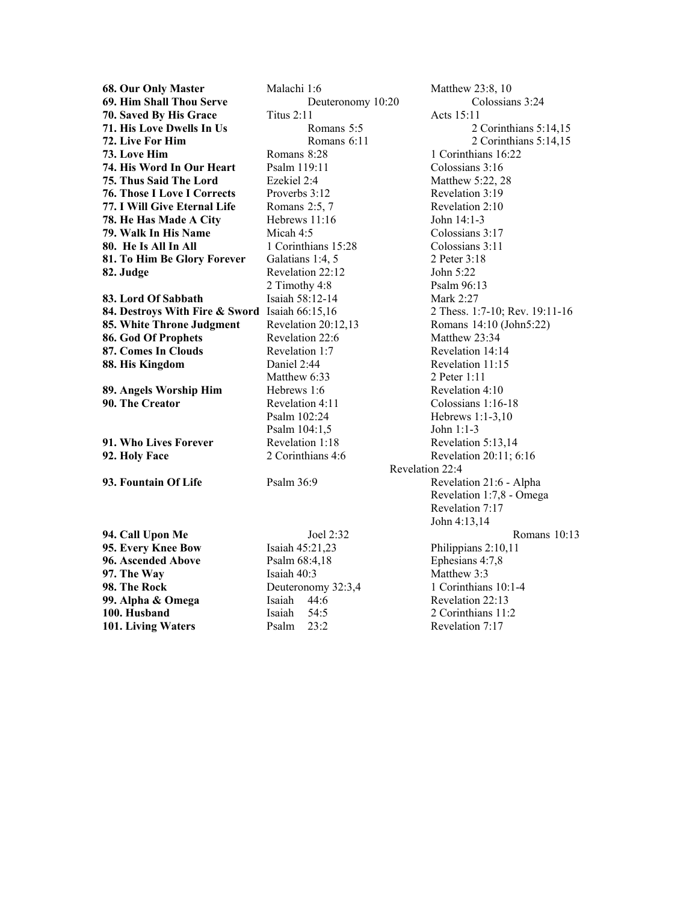| | | |
|---|---|---|
| **68. Our Only Master** | Malachi 1:6 | Matthew 23:8, 10 |
| **69. Him Shall Thou Serve** | Deuteronomy 10:20 | Colossians 3:24 |
| **70. Saved By His Grace** | Titus 2:11 | Acts 15:11 |
| **71. His Love Dwells In Us** | Romans 5:5 | 2 Corinthians 5:14,15 |
| **72. Live For Him** | Romans 6:11 | 2 Corinthians 5:14,15 |
| **73. Love Him** | Romans 8:28 | 1 Corinthians 16:22 |
| **74. His Word In Our Heart** | Psalm 119:11 | Colossians 3:16 |
| **75. Thus Said The Lord** | Ezekiel 2:4 | Matthew 5:22, 28 |
| **76. Those I Love I Corrects** | Proverbs 3:12 | Revelation 3:19 |
| **77. I Will Give Eternal Life** | Romans 2:5, 7 | Revelation 2:10 |
| **78. He Has Made A City** | Hebrews 11:16 | John 14:1-3 |
| **79. Walk In His Name** | Micah 4:5 | Colossians 3:17 |
| **80. He Is All In All** | 1 Corinthians 15:28 | Colossians 3:11 |
| **81. To Him Be Glory Forever** | Galatians 1:4, 5 | 2 Peter 3:18 |
| **82. Judge** | Revelation 22:12 | John 5:22 |
| | 2 Timothy 4:8 | Psalm 96:13 |
| **83. Lord Of Sabbath** | Isaiah 58:12-14 | Mark 2:27 |
| **84. Destroys With Fire & Sword** | Isaiah 66:15,16 | 2 Thess. 1:7-10; Rev. 19:11-16 |
| **85. White Throne Judgment** | Revelation 20:12,13 | Romans 14:10 (John5:22) |
| **86. God Of Prophets** | Revelation 22:6 | Matthew 23:34 |
| **87. Comes In Clouds** | Revelation 1:7 | Revelation 14:14 |
| **88. His Kingdom** | Daniel 2:44 | Revelation 11:15 |
| | Matthew 6:33 | 2 Peter 1:11 |
| **89. Angels Worship Him** | Hebrews 1:6 | Revelation 4:10 |
| **90. The Creator** | Revelation 4:11 | Colossians 1:16-18 |
| | Psalm 102:24 | Hebrews 1:1-3,10 |
| | Psalm 104:1,5 | John 1:1-3 |
| **91. Who Lives Forever** | Revelation 1:18 | Revelation 5:13,14 |
| **92. Holy Face** | 2 Corinthians 4:6 | Revelation 20:11; 6:16 |
| | | Revelation 22:4 |
| **93. Fountain Of Life** | Psalm 36:9 | Revelation 21:6 - Alpha |
| | | Revelation 1:7,8 - Omega |
| | | Revelation 7:17 |
| | | John 4:13,14 |
| **94. Call Upon Me** | Joel 2:32 | Romans 10:13 |
| **95. Every Knee Bow** | Isaiah 45:21,23 | Philippians 2:10,11 |
| **96. Ascended Above** | Psalm 68:4,18 | Ephesians 4:7,8 |
| **97. The Way** | Isaiah 40:3 | Matthew 3:3 |
| **98. The Rock** | Deuteronomy 32:3,4 | 1 Corinthians 10:1-4 |
| **99. Alpha & Omega** | Isaiah 44:6 | Revelation 22:13 |
| **100. Husband** | Isaiah 54:5 | 2 Corinthians 11:2 |
| **101. Living Waters** | Psalm 23:2 | Revelation 7:17 |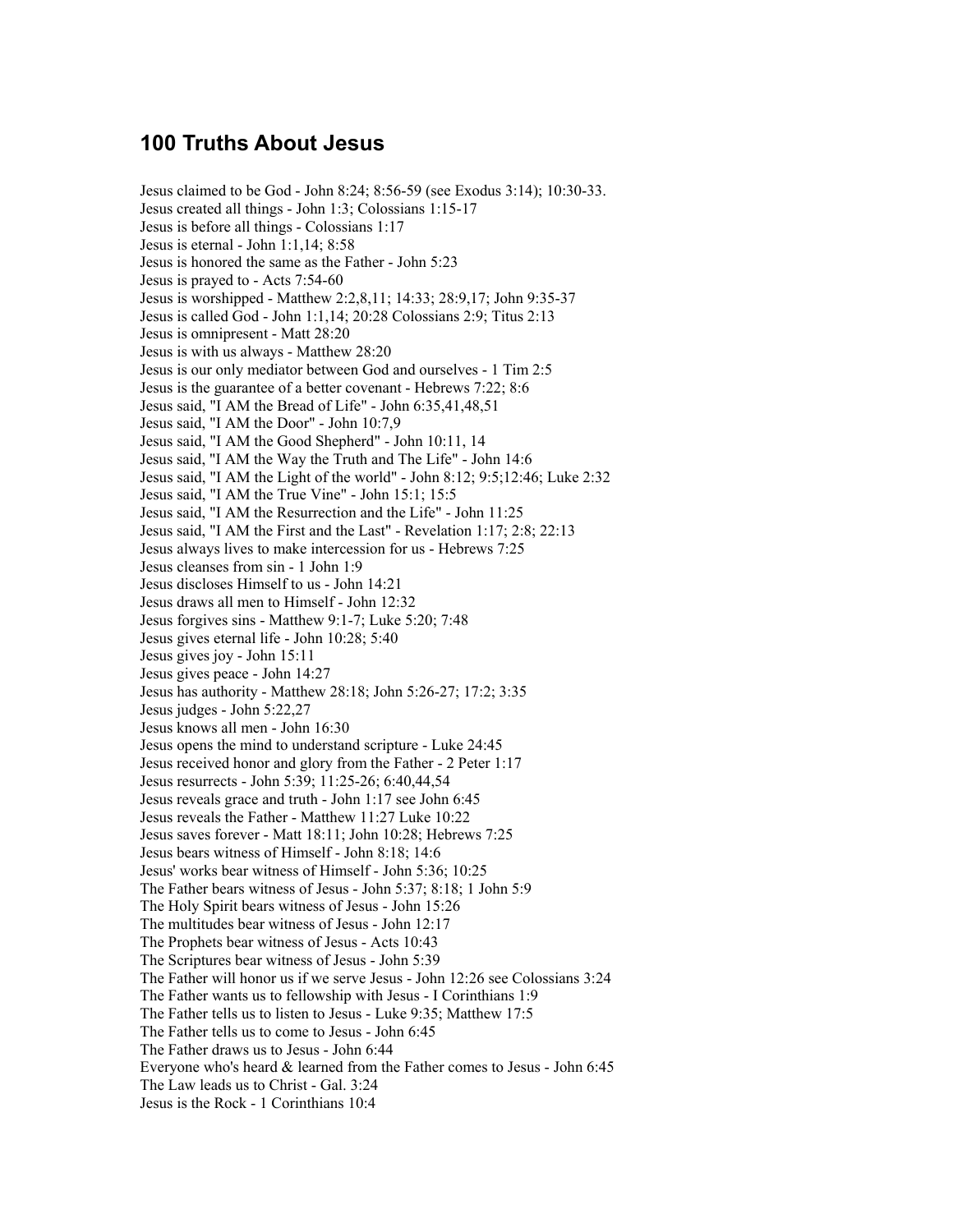# 100 Truths About Jesus

Jesus claimed to be God - John 8:24; 8:56-59 (see Exodus 3:14); 10:30-33.
Jesus created all things - John 1:3; Colossians 1:15-17
Jesus is before all things - Colossians 1:17
Jesus is eternal - John 1:1,14; 8:58
Jesus is honored the same as the Father - John 5:23
Jesus is prayed to - Acts 7:54-60
Jesus is worshipped - Matthew 2:2,8,11; 14:33; 28:9,17; John 9:35-37
Jesus is called God - John 1:1,14; 20:28 Colossians 2:9; Titus 2:13
Jesus is omnipresent - Matt 28:20
Jesus is with us always - Matthew 28:20
Jesus is our only mediator between God and ourselves - 1 Tim 2:5
Jesus is the guarantee of a better covenant - Hebrews 7:22; 8:6
Jesus said, "I AM the Bread of Life" - John 6:35,41,48,51
Jesus said, "I AM the Door" - John 10:7,9
Jesus said, "I AM the Good Shepherd" - John 10:11, 14
Jesus said, "I AM the Way the Truth and The Life" - John 14:6
Jesus said, "I AM the Light of the world" - John 8:12; 9:5;12:46; Luke 2:32
Jesus said, "I AM the True Vine" - John 15:1; 15:5
Jesus said, "I AM the Resurrection and the Life" - John 11:25
Jesus said, "I AM the First and the Last" - Revelation 1:17; 2:8; 22:13
Jesus always lives to make intercession for us - Hebrews 7:25
Jesus cleanses from sin - 1 John 1:9
Jesus discloses Himself to us - John 14:21
Jesus draws all men to Himself - John 12:32
Jesus forgives sins - Matthew 9:1-7; Luke 5:20; 7:48
Jesus gives eternal life - John 10:28; 5:40
Jesus gives joy - John 15:11
Jesus gives peace - John 14:27
Jesus has authority - Matthew 28:18; John 5:26-27; 17:2; 3:35
Jesus judges - John 5:22,27
Jesus knows all men - John 16:30
Jesus opens the mind to understand scripture - Luke 24:45
Jesus received honor and glory from the Father - 2 Peter 1:17
Jesus resurrects - John 5:39; 11:25-26; 6:40,44,54
Jesus reveals grace and truth - John 1:17 see John 6:45
Jesus reveals the Father - Matthew 11:27 Luke 10:22
Jesus saves forever - Matt 18:11; John 10:28; Hebrews 7:25
Jesus bears witness of Himself - John 8:18; 14:6
Jesus' works bear witness of Himself - John 5:36; 10:25
The Father bears witness of Jesus - John 5:37; 8:18; 1 John 5:9
The Holy Spirit bears witness of Jesus - John 15:26
The multitudes bear witness of Jesus - John 12:17
The Prophets bear witness of Jesus - Acts 10:43
The Scriptures bear witness of Jesus - John 5:39
The Father will honor us if we serve Jesus - John 12:26 see Colossians 3:24
The Father wants us to fellowship with Jesus - I Corinthians 1:9
The Father tells us to listen to Jesus - Luke 9:35; Matthew 17:5
The Father tells us to come to Jesus - John 6:45
The Father draws us to Jesus - John 6:44
Everyone who's heard & learned from the Father comes to Jesus - John 6:45
The Law leads us to Christ - Gal. 3:24
Jesus is the Rock - 1 Corinthians 10:4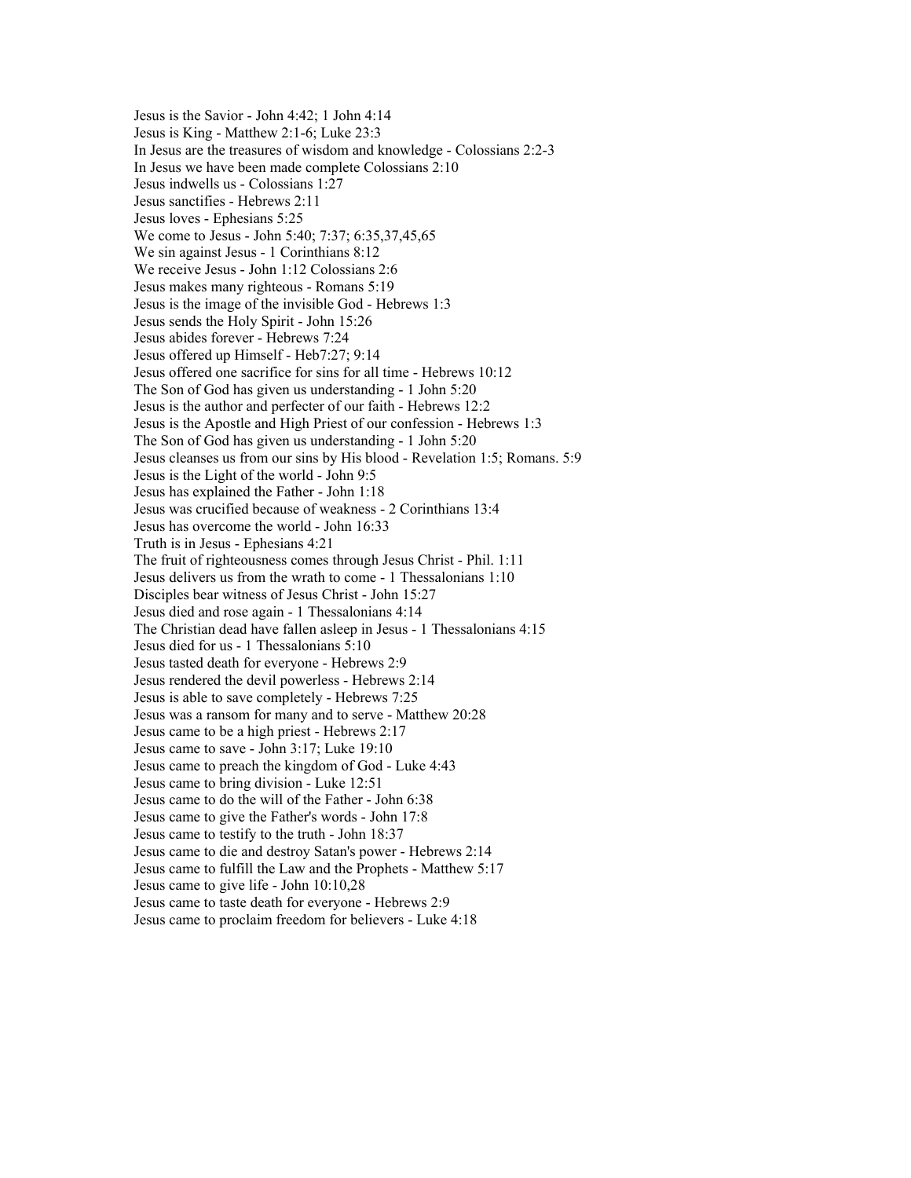Jesus is the Savior - John 4:42; 1 John 4:14
Jesus is King - Matthew 2:1-6; Luke 23:3
In Jesus are the treasures of wisdom and knowledge - Colossians 2:2-3
In Jesus we have been made complete Colossians 2:10
Jesus indwells us - Colossians 1:27
Jesus sanctifies - Hebrews 2:11
Jesus loves - Ephesians 5:25
We come to Jesus - John 5:40; 7:37; 6:35,37,45,65
We sin against Jesus - 1 Corinthians 8:12
We receive Jesus - John 1:12 Colossians 2:6
Jesus makes many righteous - Romans 5:19
Jesus is the image of the invisible God - Hebrews 1:3
Jesus sends the Holy Spirit - John 15:26
Jesus abides forever - Hebrews 7:24
Jesus offered up Himself - Heb7:27; 9:14
Jesus offered one sacrifice for sins for all time - Hebrews 10:12
The Son of God has given us understanding - 1 John 5:20
Jesus is the author and perfecter of our faith - Hebrews 12:2
Jesus is the Apostle and High Priest of our confession - Hebrews 1:3
The Son of God has given us understanding - 1 John 5:20
Jesus cleanses us from our sins by His blood - Revelation 1:5; Romans. 5:9
Jesus is the Light of the world - John 9:5
Jesus has explained the Father - John 1:18
Jesus was crucified because of weakness - 2 Corinthians 13:4
Jesus has overcome the world - John 16:33
Truth is in Jesus - Ephesians 4:21
The fruit of righteousness comes through Jesus Christ - Phil. 1:11
Jesus delivers us from the wrath to come - 1 Thessalonians 1:10
Disciples bear witness of Jesus Christ - John 15:27
Jesus died and rose again - 1 Thessalonians 4:14
The Christian dead have fallen asleep in Jesus - 1 Thessalonians 4:15
Jesus died for us - 1 Thessalonians 5:10
Jesus tasted death for everyone - Hebrews 2:9
Jesus rendered the devil powerless - Hebrews 2:14
Jesus is able to save completely - Hebrews 7:25
Jesus was a ransom for many and to serve - Matthew 20:28
Jesus came to be a high priest - Hebrews 2:17
Jesus came to save - John 3:17; Luke 19:10
Jesus came to preach the kingdom of God - Luke 4:43
Jesus came to bring division - Luke 12:51
Jesus came to do the will of the Father - John 6:38
Jesus came to give the Father's words - John 17:8
Jesus came to testify to the truth - John 18:37
Jesus came to die and destroy Satan's power - Hebrews 2:14
Jesus came to fulfill the Law and the Prophets - Matthew 5:17
Jesus came to give life - John 10:10,28
Jesus came to taste death for everyone - Hebrews 2:9
Jesus came to proclaim freedom for believers - Luke 4:18